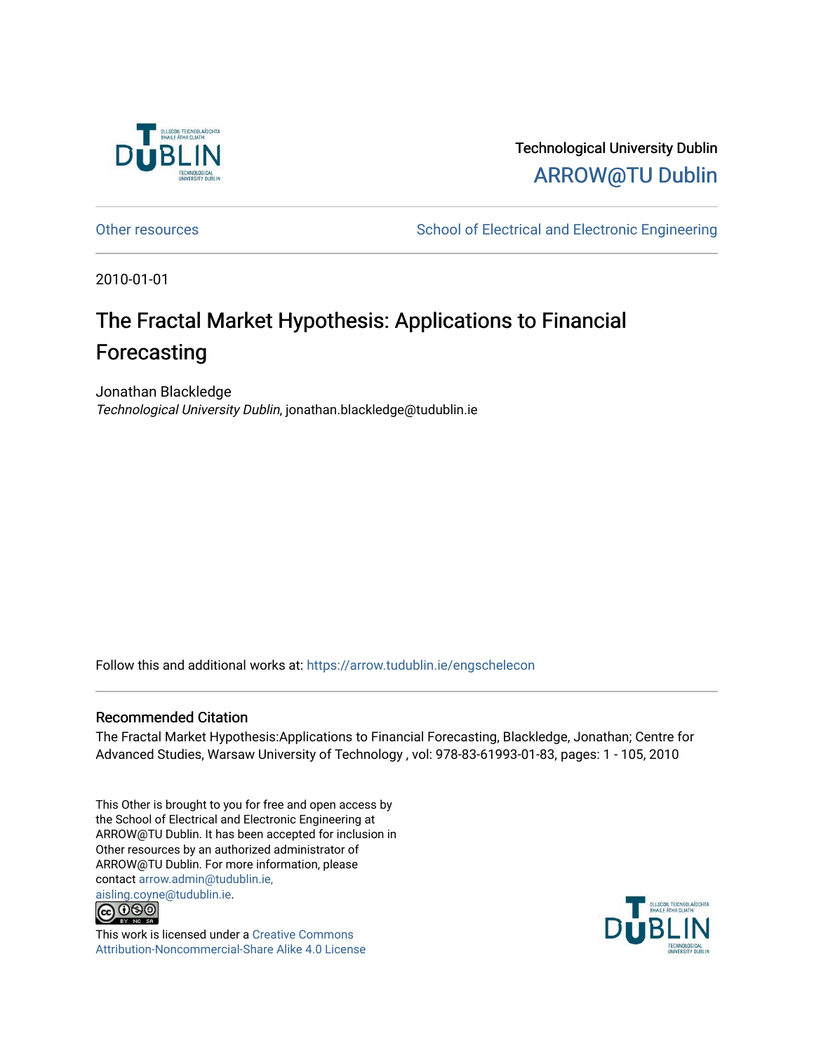Technological University Dublin

ARROW@TU Dublin

Other resources

School of Electrical and Electronic Engineering

2010-01-01

# The Fractal Market Hypothesis: Applications to Financial Forecasting

Jonathan Blackledge
*Technological University Dublin*, jonathan.blackledge@tudublin.ie

Follow this and additional works at: https://arrow.tudublin.ie/engschelecon

## Recommended Citation

The Fractal Market Hypothesis:Applications to Financial Forecasting, Blackledge, Jonathan; Centre for Advanced Studies, Warsaw University of Technology , vol: 978-83-61993-01-83, pages: 1 - 105, 2010

This Other is brought to you for free and open access by the School of Electrical and Electronic Engineering at ARROW@TU Dublin. It has been accepted for inclusion in Other resources by an authorized administrator of ARROW@TU Dublin. For more information, please contact arrow.admin@tudublin.ie, aisling.coyne@tudublin.ie.

This work is licensed under a Creative Commons Attribution-Noncommercial-Share Alike 4.0 License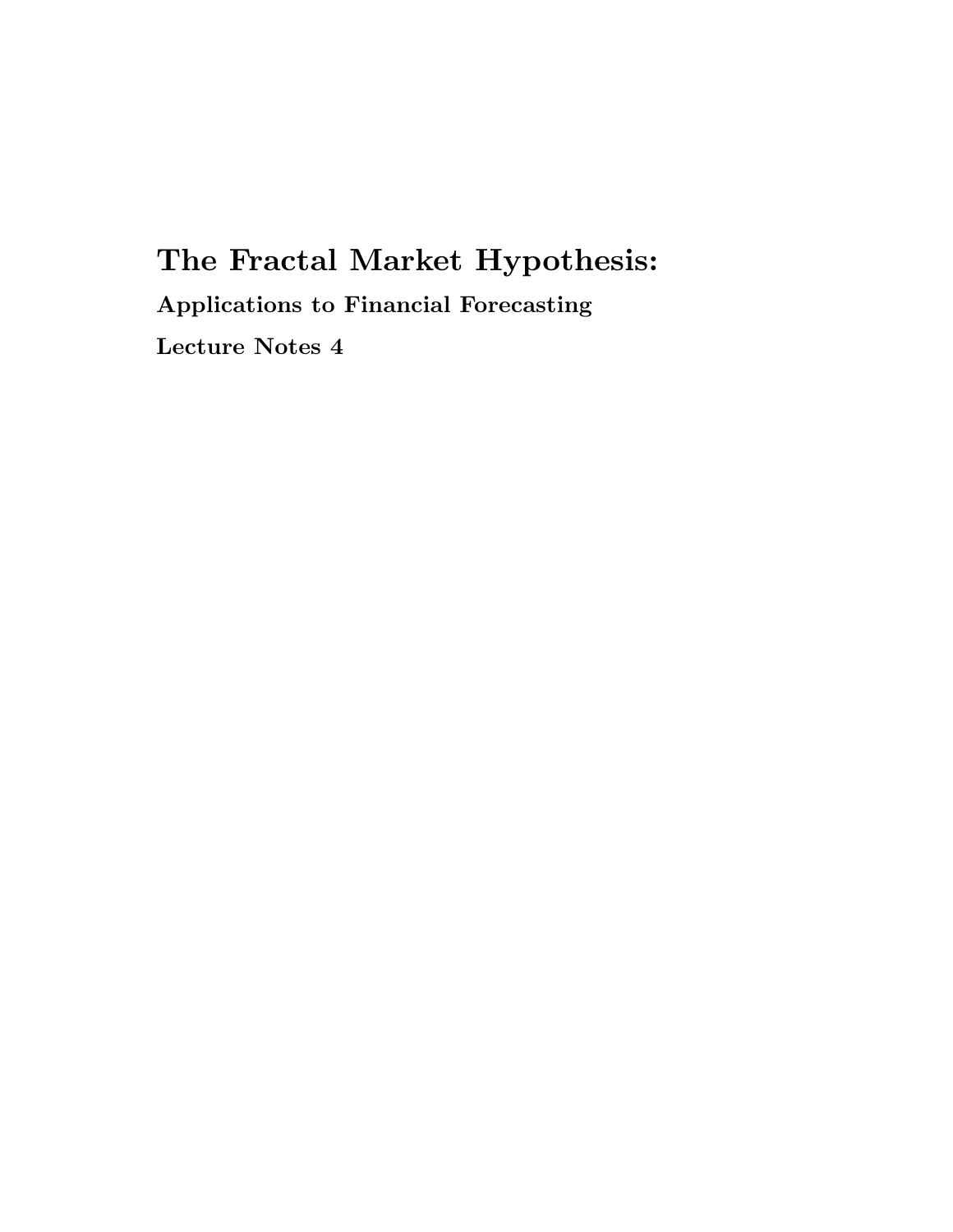# The Fractal Market Hypothesis:

**Applications to Financial Forecasting**

**Lecture Notes 4**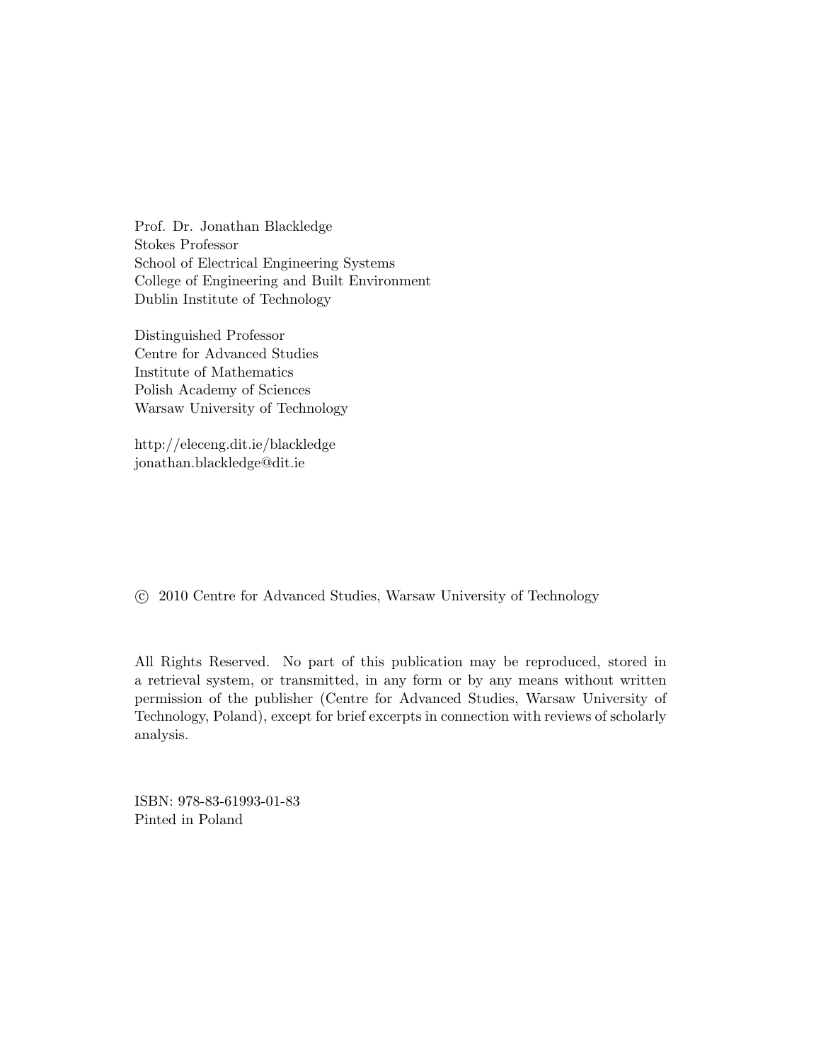Prof. Dr. Jonathan Blackledge
Stokes Professor
School of Electrical Engineering Systems
College of Engineering and Built Environment
Dublin Institute of Technology

Distinguished Professor
Centre for Advanced Studies
Institute of Mathematics
Polish Academy of Sciences
Warsaw University of Technology

http://eleceng.dit.ie/blackledge
jonathan.blackledge@dit.ie

© 2010 Centre for Advanced Studies, Warsaw University of Technology

All Rights Reserved. No part of this publication may be reproduced, stored in a retrieval system, or transmitted, in any form or by any means without written permission of the publisher (Centre for Advanced Studies, Warsaw University of Technology, Poland), except for brief excerpts in connection with reviews of scholarly analysis.

ISBN: 978-83-61993-01-83
Pinted in Poland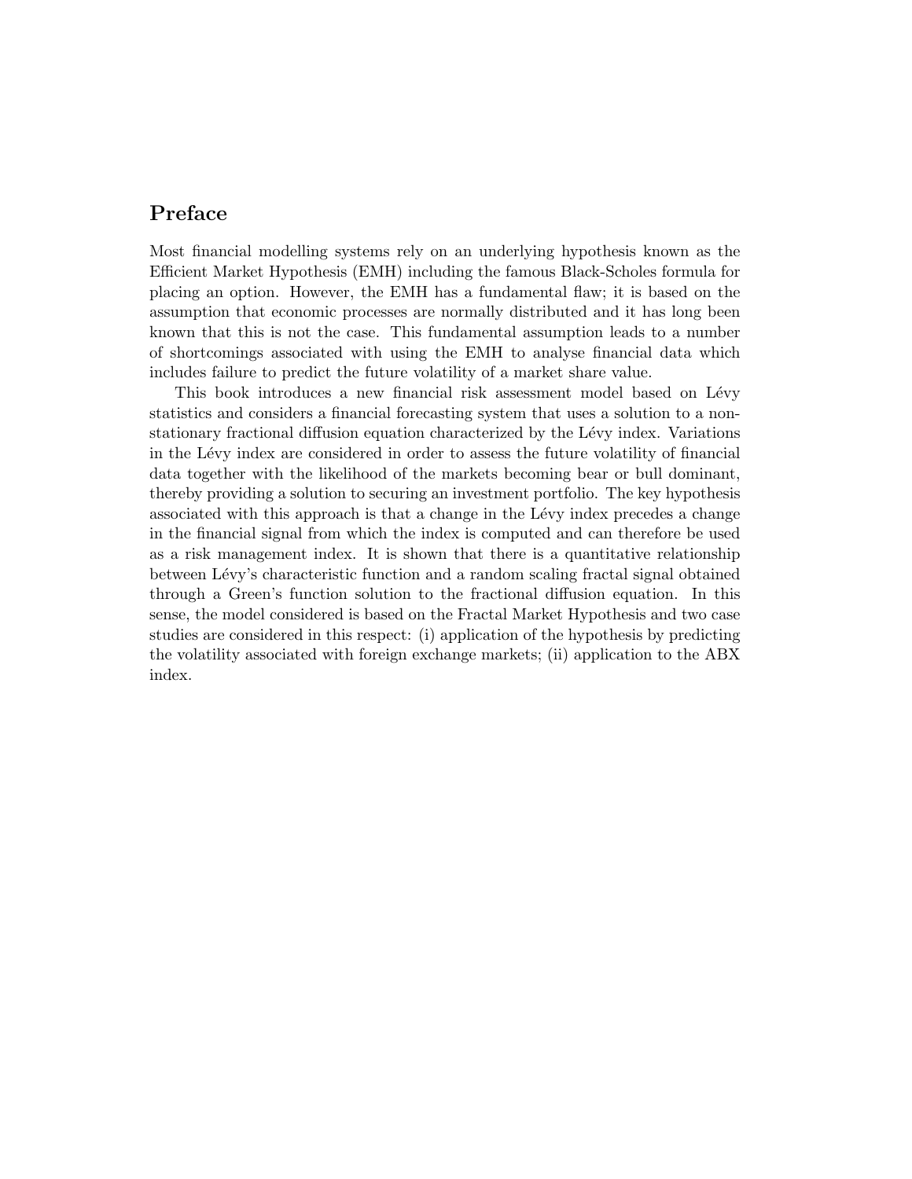## Preface

Most financial modelling systems rely on an underlying hypothesis known as the Efficient Market Hypothesis (EMH) including the famous Black-Scholes formula for placing an option. However, the EMH has a fundamental flaw; it is based on the assumption that economic processes are normally distributed and it has long been known that this is not the case. This fundamental assumption leads to a number of shortcomings associated with using the EMH to analyse financial data which includes failure to predict the future volatility of a market share value.

This book introduces a new financial risk assessment model based on Lévy statistics and considers a financial forecasting system that uses a solution to a non-stationary fractional diffusion equation characterized by the Lévy index. Variations in the Lévy index are considered in order to assess the future volatility of financial data together with the likelihood of the markets becoming bear or bull dominant, thereby providing a solution to securing an investment portfolio. The key hypothesis associated with this approach is that a change in the Lévy index precedes a change in the financial signal from which the index is computed and can therefore be used as a risk management index. It is shown that there is a quantitative relationship between Lévy's characteristic function and a random scaling fractal signal obtained through a Green's function solution to the fractional diffusion equation. In this sense, the model considered is based on the Fractal Market Hypothesis and two case studies are considered in this respect: (i) application of the hypothesis by predicting the volatility associated with foreign exchange markets; (ii) application to the ABX index.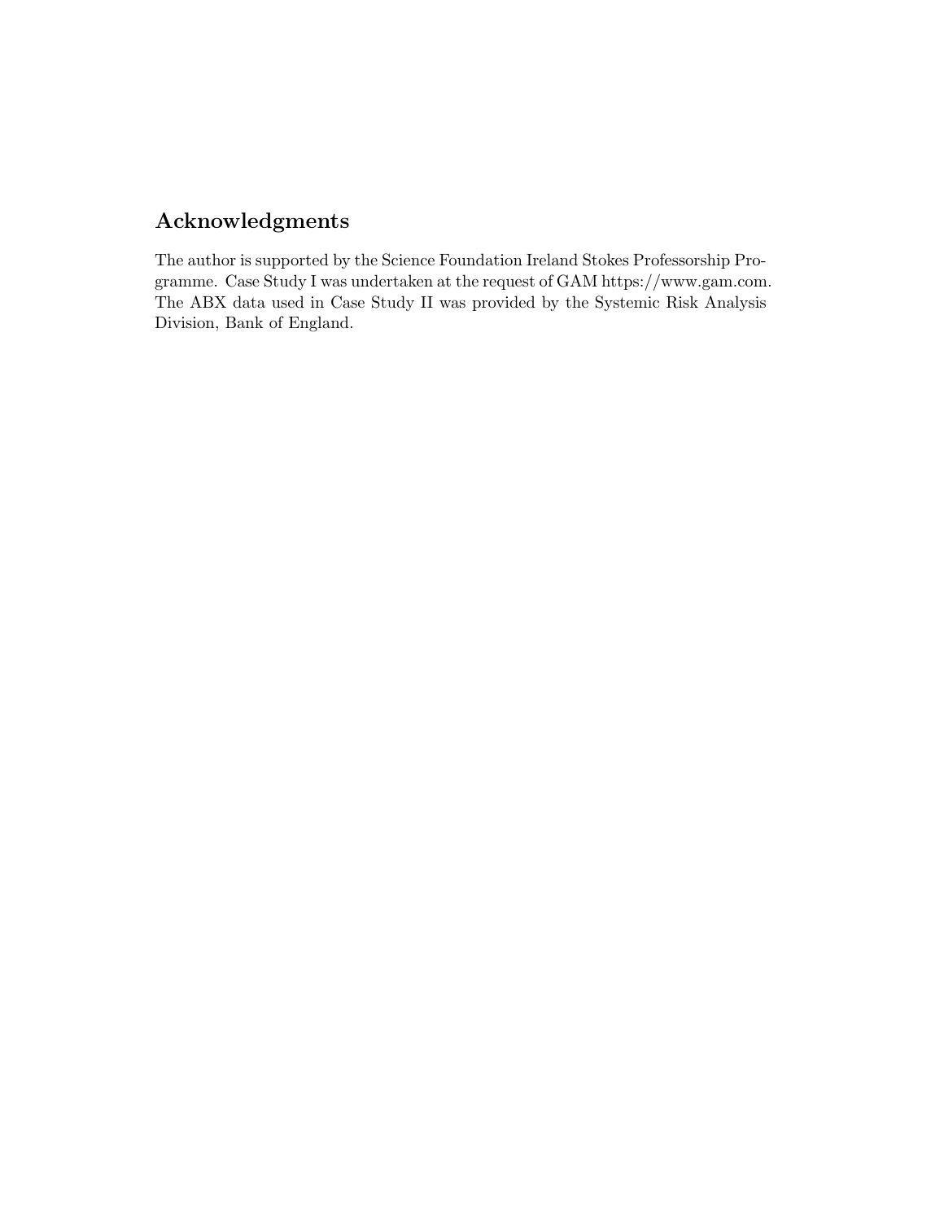## Acknowledgments

The author is supported by the Science Foundation Ireland Stokes Professorship Programme. Case Study I was undertaken at the request of GAM https://www.gam.com. The ABX data used in Case Study II was provided by the Systemic Risk Analysis Division, Bank of England.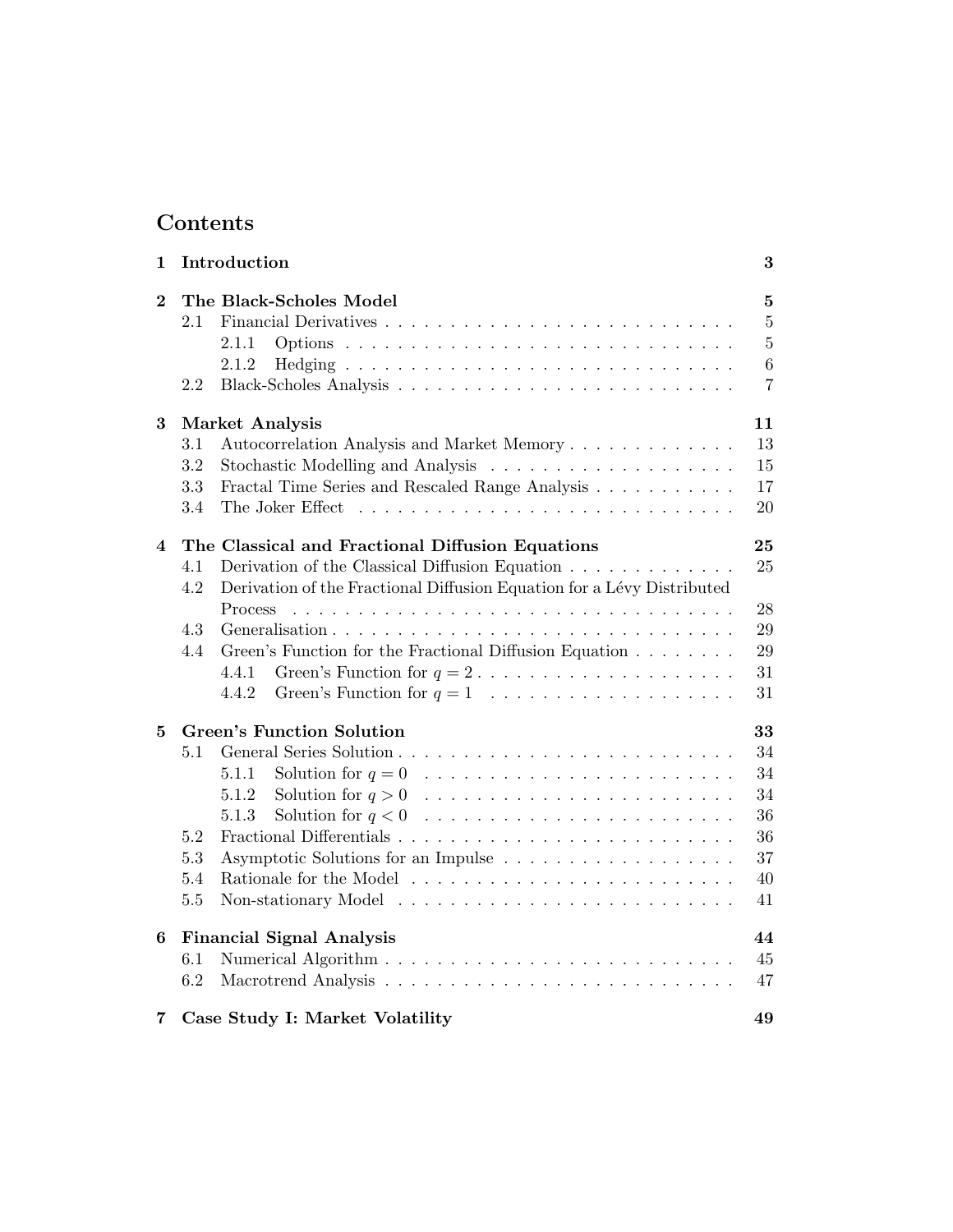# Contents

| | | |
|---|---|---|
| **1** | **Introduction** | **3** |
| **2** | **The Black-Scholes Model** | **5** |
| 2.1 | Financial Derivatives | 5 |
| 2.1.1 | Options | 5 |
| 2.1.2 | Hedging | 6 |
| 2.2 | Black-Scholes Analysis | 7 |
| **3** | **Market Analysis** | **11** |
| 3.1 | Autocorrelation Analysis and Market Memory | 13 |
| 3.2 | Stochastic Modelling and Analysis | 15 |
| 3.3 | Fractal Time Series and Rescaled Range Analysis | 17 |
| 3.4 | The Joker Effect | 20 |
| **4** | **The Classical and Fractional Diffusion Equations** | **25** |
| 4.1 | Derivation of the Classical Diffusion Equation | 25 |
| 4.2 | Derivation of the Fractional Diffusion Equation for a Lévy Distributed Process | 28 |
| 4.3 | Generalisation | 29 |
| 4.4 | Green's Function for the Fractional Diffusion Equation | 29 |
| 4.4.1 | Green's Function for $q = 2$ | 31 |
| 4.4.2 | Green's Function for $q = 1$ | 31 |
| **5** | **Green's Function Solution** | **33** |
| 5.1 | General Series Solution | 34 |
| 5.1.1 | Solution for $q = 0$ | 34 |
| 5.1.2 | Solution for $q > 0$ | 34 |
| 5.1.3 | Solution for $q < 0$ | 36 |
| 5.2 | Fractional Differentials | 36 |
| 5.3 | Asymptotic Solutions for an Impulse | 37 |
| 5.4 | Rationale for the Model | 40 |
| 5.5 | Non-stationary Model | 41 |
| **6** | **Financial Signal Analysis** | **44** |
| 6.1 | Numerical Algorithm | 45 |
| 6.2 | Macrotrend Analysis | 47 |
| **7** | **Case Study I: Market Volatility** | **49** |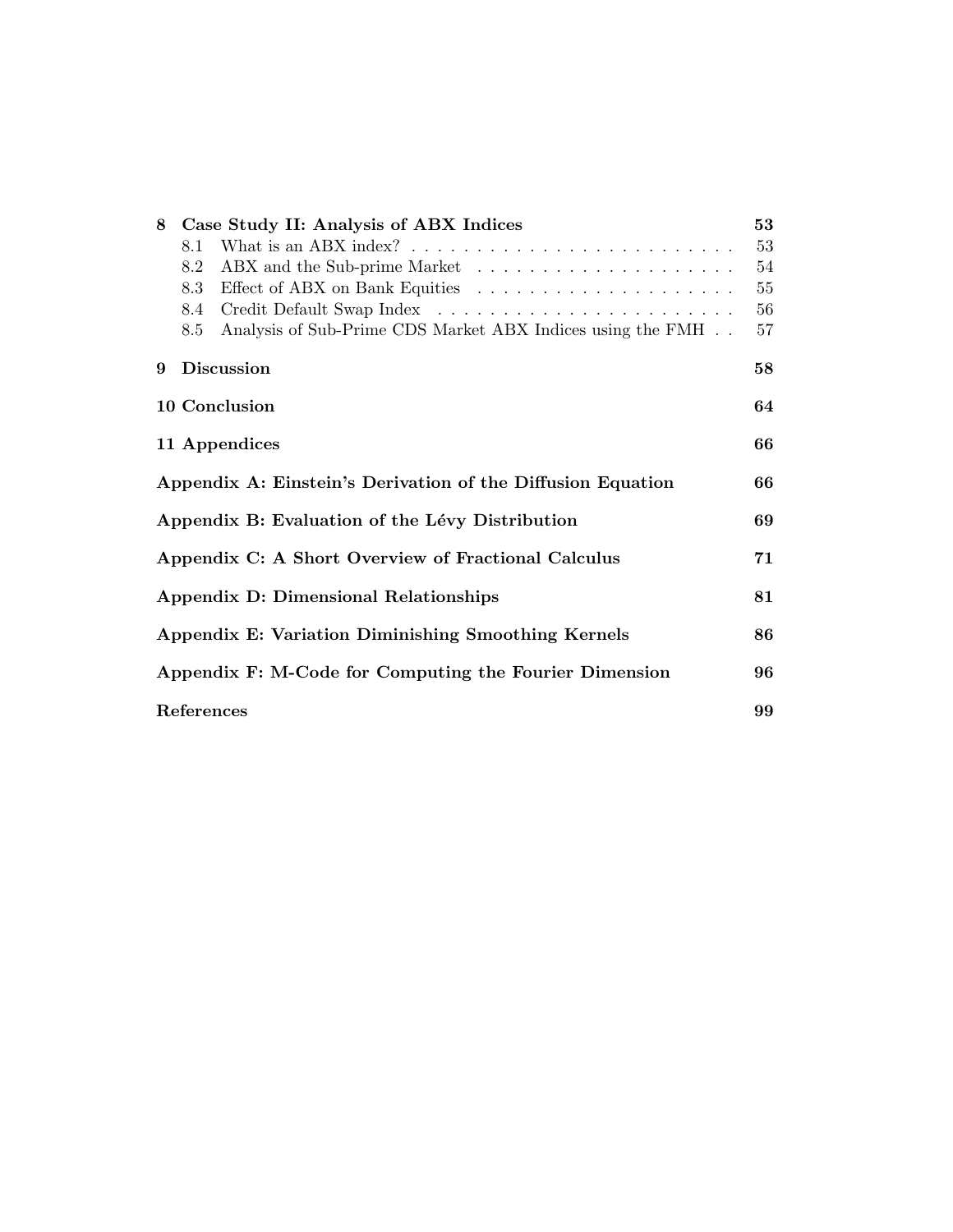| | | |
|---|---|---|
| **8** | **Case Study II: Analysis of ABX Indices** | **53** |
| | 8.1 What is an ABX index? | 53 |
| | 8.2 ABX and the Sub-prime Market | 54 |
| | 8.3 Effect of ABX on Bank Equities | 55 |
| | 8.4 Credit Default Swap Index | 56 |
| | 8.5 Analysis of Sub-Prime CDS Market ABX Indices using the FMH | 57 |
| **9** | **Discussion** | **58** |
| **10** | **Conclusion** | **64** |
| **11** | **Appendices** | **66** |
| | **Appendix A: Einstein's Derivation of the Diffusion Equation** | **66** |
| | **Appendix B: Evaluation of the Lévy Distribution** | **69** |
| | **Appendix C: A Short Overview of Fractional Calculus** | **71** |
| | **Appendix D: Dimensional Relationships** | **81** |
| | **Appendix E: Variation Diminishing Smoothing Kernels** | **86** |
| | **Appendix F: M-Code for Computing the Fourier Dimension** | **96** |
| | **References** | **99** |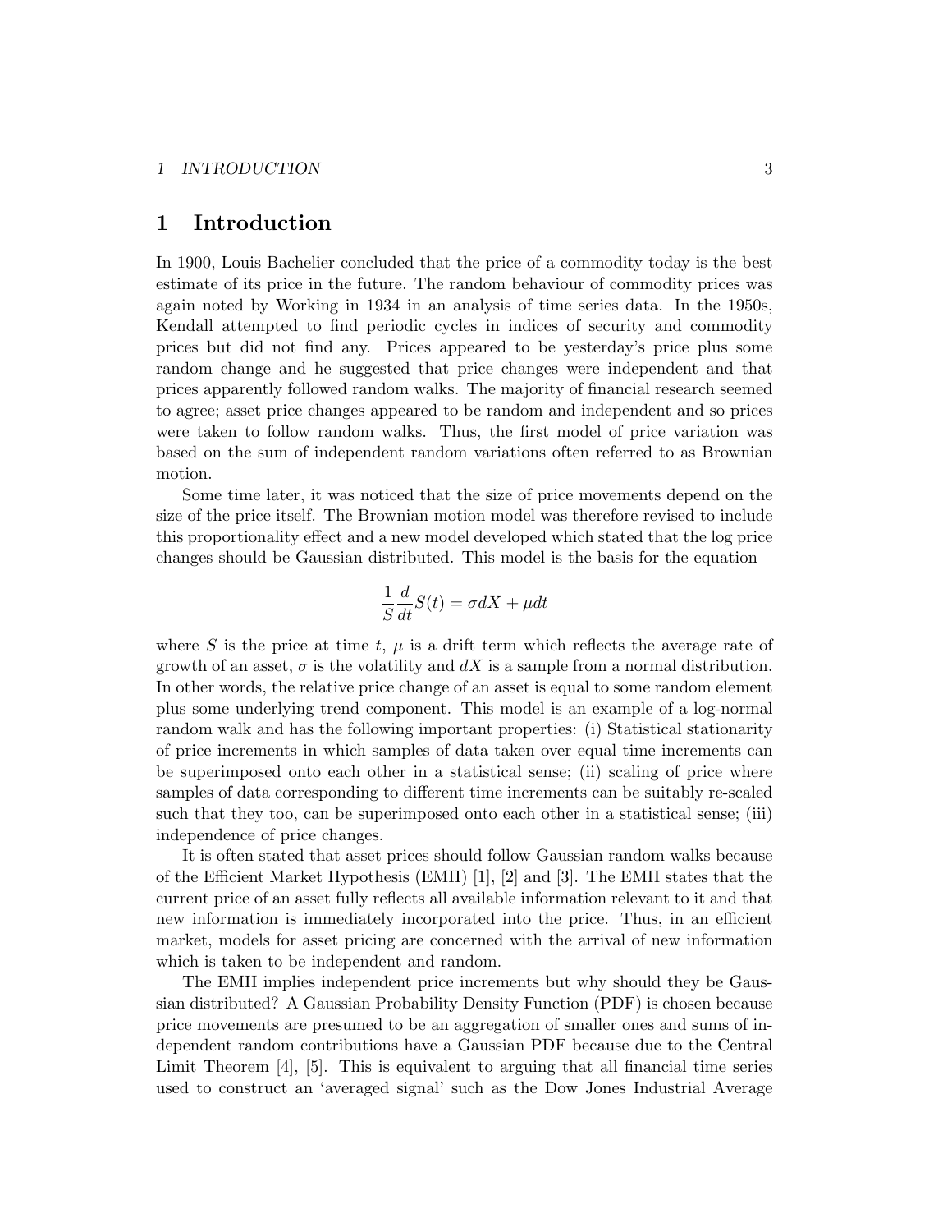# 1 Introduction

In 1900, Louis Bachelier concluded that the price of a commodity today is the best estimate of its price in the future. The random behaviour of commodity prices was again noted by Working in 1934 in an analysis of time series data. In the 1950s, Kendall attempted to find periodic cycles in indices of security and commodity prices but did not find any. Prices appeared to be yesterday's price plus some random change and he suggested that price changes were independent and that prices apparently followed random walks. The majority of financial research seemed to agree; asset price changes appeared to be random and independent and so prices were taken to follow random walks. Thus, the first model of price variation was based on the sum of independent random variations often referred to as Brownian motion.

Some time later, it was noticed that the size of price movements depend on the size of the price itself. The Brownian motion model was therefore revised to include this proportionality effect and a new model developed which stated that the log price changes should be Gaussian distributed. This model is the basis for the equation

$$\frac{1}{S}\frac{d}{dt}S(t) = \sigma dX + \mu dt$$

where $S$ is the price at time $t$, $\mu$ is a drift term which reflects the average rate of growth of an asset, $\sigma$ is the volatility and $dX$ is a sample from a normal distribution. In other words, the relative price change of an asset is equal to some random element plus some underlying trend component. This model is an example of a log-normal random walk and has the following important properties: (i) Statistical stationarity of price increments in which samples of data taken over equal time increments can be superimposed onto each other in a statistical sense; (ii) scaling of price where samples of data corresponding to different time increments can be suitably re-scaled such that they too, can be superimposed onto each other in a statistical sense; (iii) independence of price changes.

It is often stated that asset prices should follow Gaussian random walks because of the Efficient Market Hypothesis (EMH) [1], [2] and [3]. The EMH states that the current price of an asset fully reflects all available information relevant to it and that new information is immediately incorporated into the price. Thus, in an efficient market, models for asset pricing are concerned with the arrival of new information which is taken to be independent and random.

The EMH implies independent price increments but why should they be Gaussian distributed? A Gaussian Probability Density Function (PDF) is chosen because price movements are presumed to be an aggregation of smaller ones and sums of independent random contributions have a Gaussian PDF because due to the Central Limit Theorem [4], [5]. This is equivalent to arguing that all financial time series used to construct an 'averaged signal' such as the Dow Jones Industrial Average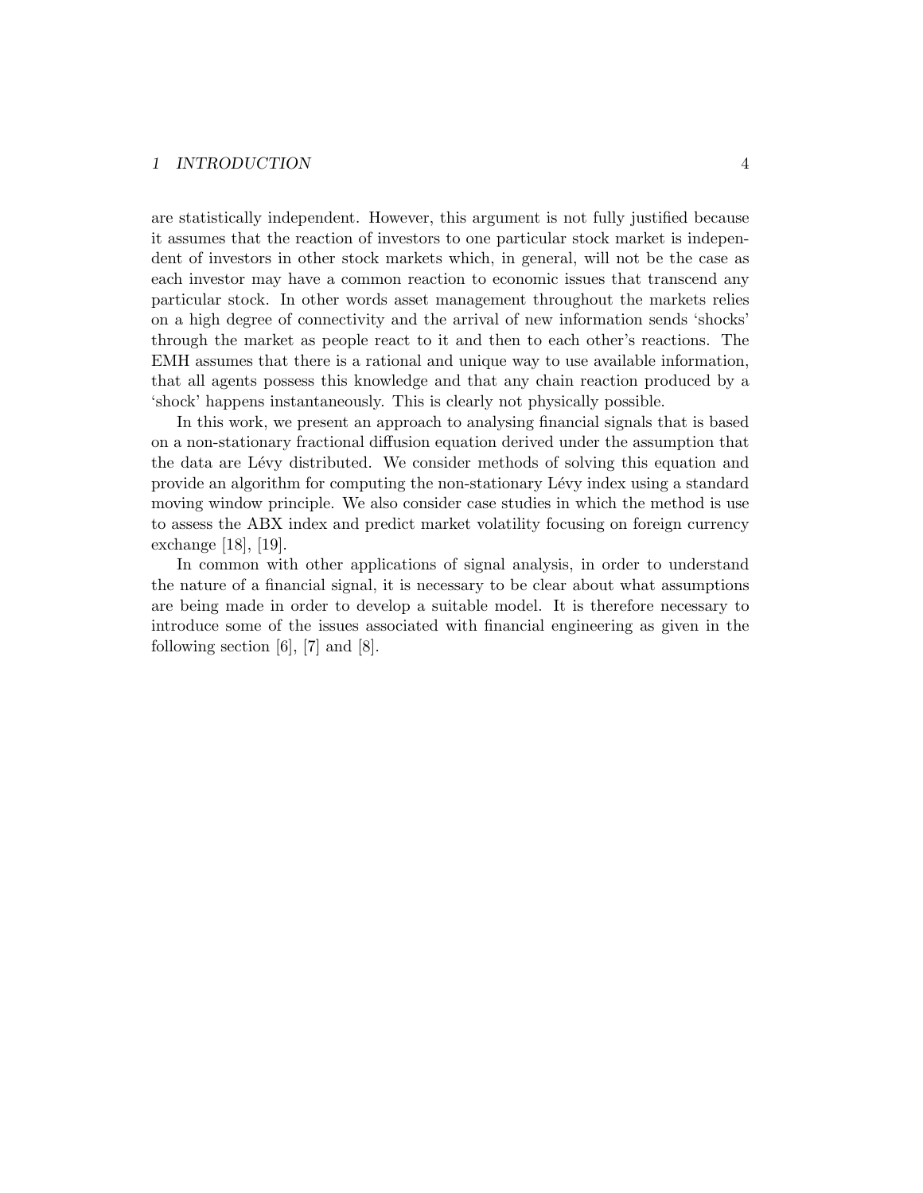are statistically independent. However, this argument is not fully justified because it assumes that the reaction of investors to one particular stock market is independent of investors in other stock markets which, in general, will not be the case as each investor may have a common reaction to economic issues that transcend any particular stock. In other words asset management throughout the markets relies on a high degree of connectivity and the arrival of new information sends 'shocks' through the market as people react to it and then to each other's reactions. The EMH assumes that there is a rational and unique way to use available information, that all agents possess this knowledge and that any chain reaction produced by a 'shock' happens instantaneously. This is clearly not physically possible.

In this work, we present an approach to analysing financial signals that is based on a non-stationary fractional diffusion equation derived under the assumption that the data are Lévy distributed. We consider methods of solving this equation and provide an algorithm for computing the non-stationary Lévy index using a standard moving window principle. We also consider case studies in which the method is use to assess the ABX index and predict market volatility focusing on foreign currency exchange [18], [19].

In common with other applications of signal analysis, in order to understand the nature of a financial signal, it is necessary to be clear about what assumptions are being made in order to develop a suitable model. It is therefore necessary to introduce some of the issues associated with financial engineering as given in the following section [6], [7] and [8].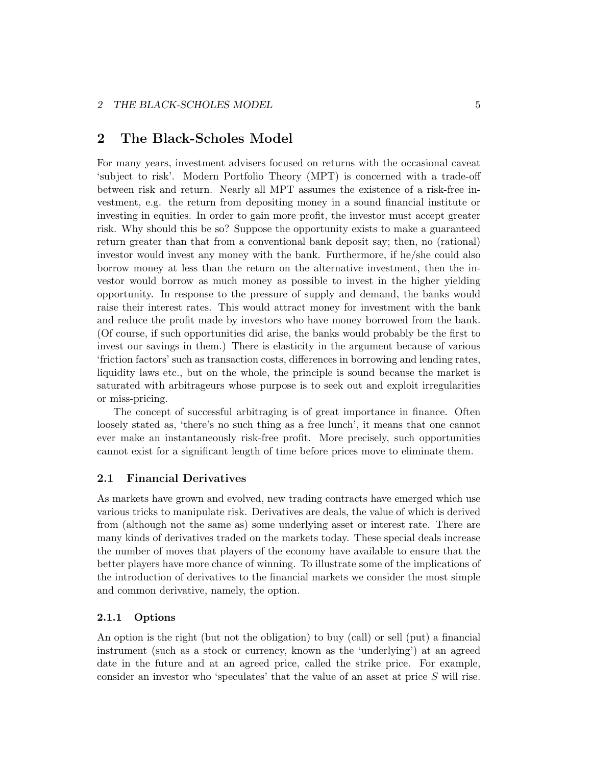## 2 The Black-Scholes Model

For many years, investment advisers focused on returns with the occasional caveat 'subject to risk'. Modern Portfolio Theory (MPT) is concerned with a trade-off between risk and return. Nearly all MPT assumes the existence of a risk-free investment, e.g. the return from depositing money in a sound financial institute or investing in equities. In order to gain more profit, the investor must accept greater risk. Why should this be so? Suppose the opportunity exists to make a guaranteed return greater than that from a conventional bank deposit say; then, no (rational) investor would invest any money with the bank. Furthermore, if he/she could also borrow money at less than the return on the alternative investment, then the investor would borrow as much money as possible to invest in the higher yielding opportunity. In response to the pressure of supply and demand, the banks would raise their interest rates. This would attract money for investment with the bank and reduce the profit made by investors who have money borrowed from the bank. (Of course, if such opportunities did arise, the banks would probably be the first to invest our savings in them.) There is elasticity in the argument because of various 'friction factors' such as transaction costs, differences in borrowing and lending rates, liquidity laws etc., but on the whole, the principle is sound because the market is saturated with arbitrageurs whose purpose is to seek out and exploit irregularities or miss-pricing.

The concept of successful arbitraging is of great importance in finance. Often loosely stated as, 'there's no such thing as a free lunch', it means that one cannot ever make an instantaneously risk-free profit. More precisely, such opportunities cannot exist for a significant length of time before prices move to eliminate them.

### 2.1 Financial Derivatives

As markets have grown and evolved, new trading contracts have emerged which use various tricks to manipulate risk. Derivatives are deals, the value of which is derived from (although not the same as) some underlying asset or interest rate. There are many kinds of derivatives traded on the markets today. These special deals increase the number of moves that players of the economy have available to ensure that the better players have more chance of winning. To illustrate some of the implications of the introduction of derivatives to the financial markets we consider the most simple and common derivative, namely, the option.

#### 2.1.1 Options

An option is the right (but not the obligation) to buy (call) or sell (put) a financial instrument (such as a stock or currency, known as the 'underlying') at an agreed date in the future and at an agreed price, called the strike price. For example, consider an investor who 'speculates' that the value of an asset at price $S$ will rise.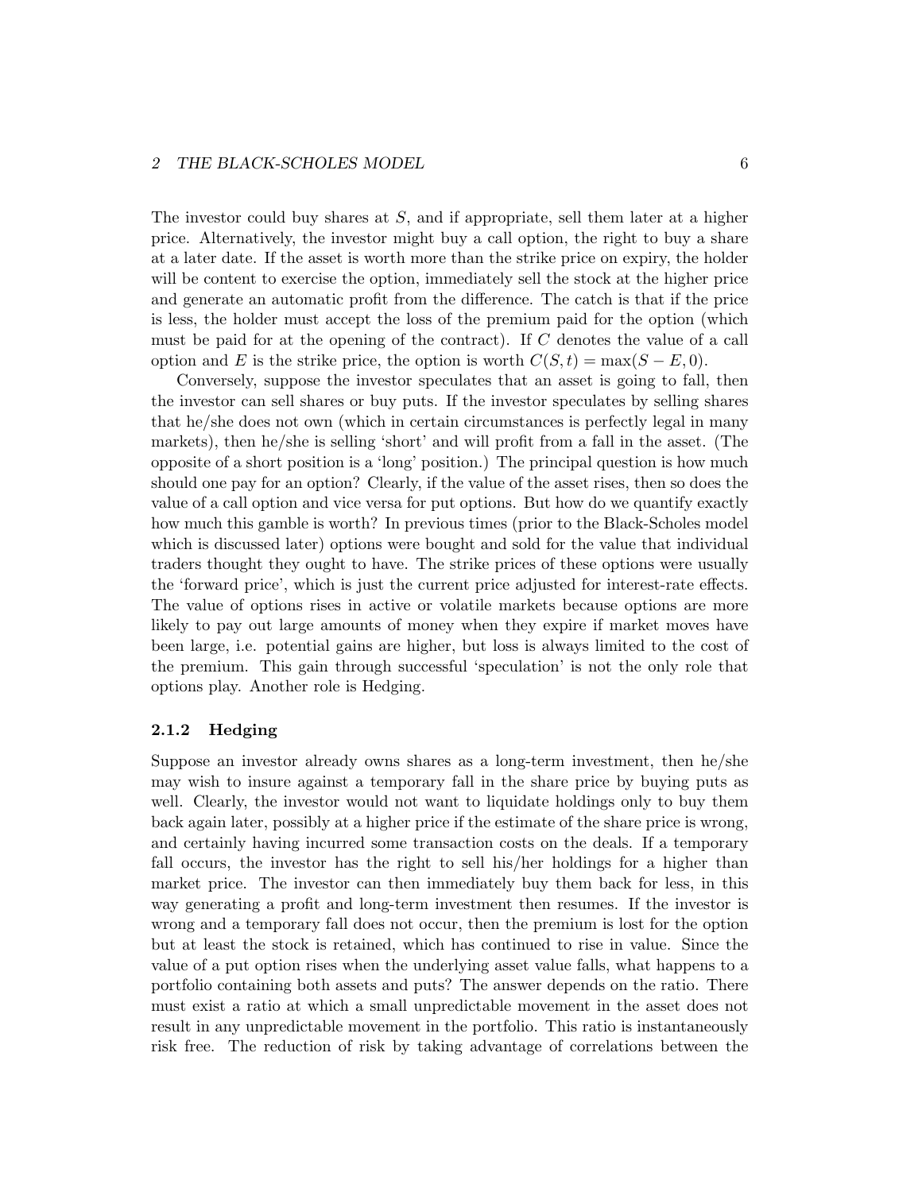The investor could buy shares at $S$, and if appropriate, sell them later at a higher price. Alternatively, the investor might buy a call option, the right to buy a share at a later date. If the asset is worth more than the strike price on expiry, the holder will be content to exercise the option, immediately sell the stock at the higher price and generate an automatic profit from the difference. The catch is that if the price is less, the holder must accept the loss of the premium paid for the option (which must be paid for at the opening of the contract). If $C$ denotes the value of a call option and $E$ is the strike price, the option is worth $C(S,t) = \max(S - E, 0)$.

Conversely, suppose the investor speculates that an asset is going to fall, then the investor can sell shares or buy puts. If the investor speculates by selling shares that he/she does not own (which in certain circumstances is perfectly legal in many markets), then he/she is selling 'short' and will profit from a fall in the asset. (The opposite of a short position is a 'long' position.) The principal question is how much should one pay for an option? Clearly, if the value of the asset rises, then so does the value of a call option and vice versa for put options. But how do we quantify exactly how much this gamble is worth? In previous times (prior to the Black-Scholes model which is discussed later) options were bought and sold for the value that individual traders thought they ought to have. The strike prices of these options were usually the 'forward price', which is just the current price adjusted for interest-rate effects. The value of options rises in active or volatile markets because options are more likely to pay out large amounts of money when they expire if market moves have been large, i.e. potential gains are higher, but loss is always limited to the cost of the premium. This gain through successful 'speculation' is not the only role that options play. Another role is Hedging.

### 2.1.2 Hedging

Suppose an investor already owns shares as a long-term investment, then he/she may wish to insure against a temporary fall in the share price by buying puts as well. Clearly, the investor would not want to liquidate holdings only to buy them back again later, possibly at a higher price if the estimate of the share price is wrong, and certainly having incurred some transaction costs on the deals. If a temporary fall occurs, the investor has the right to sell his/her holdings for a higher than market price. The investor can then immediately buy them back for less, in this way generating a profit and long-term investment then resumes. If the investor is wrong and a temporary fall does not occur, then the premium is lost for the option but at least the stock is retained, which has continued to rise in value. Since the value of a put option rises when the underlying asset value falls, what happens to a portfolio containing both assets and puts? The answer depends on the ratio. There must exist a ratio at which a small unpredictable movement in the asset does not result in any unpredictable movement in the portfolio. This ratio is instantaneously risk free. The reduction of risk by taking advantage of correlations between the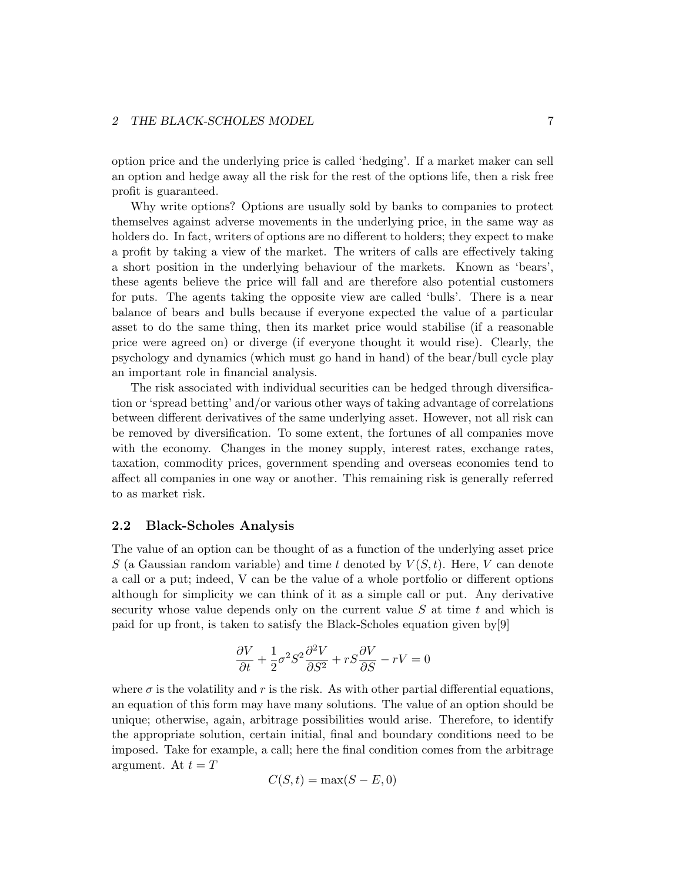option price and the underlying price is called 'hedging'. If a market maker can sell an option and hedge away all the risk for the rest of the options life, then a risk free profit is guaranteed.

Why write options? Options are usually sold by banks to companies to protect themselves against adverse movements in the underlying price, in the same way as holders do. In fact, writers of options are no different to holders; they expect to make a profit by taking a view of the market. The writers of calls are effectively taking a short position in the underlying behaviour of the markets. Known as 'bears', these agents believe the price will fall and are therefore also potential customers for puts. The agents taking the opposite view are called 'bulls'. There is a near balance of bears and bulls because if everyone expected the value of a particular asset to do the same thing, then its market price would stabilise (if a reasonable price were agreed on) or diverge (if everyone thought it would rise). Clearly, the psychology and dynamics (which must go hand in hand) of the bear/bull cycle play an important role in financial analysis.

The risk associated with individual securities can be hedged through diversification or 'spread betting' and/or various other ways of taking advantage of correlations between different derivatives of the same underlying asset. However, not all risk can be removed by diversification. To some extent, the fortunes of all companies move with the economy. Changes in the money supply, interest rates, exchange rates, taxation, commodity prices, government spending and overseas economies tend to affect all companies in one way or another. This remaining risk is generally referred to as market risk.

## 2.2 Black-Scholes Analysis

The value of an option can be thought of as a function of the underlying asset price $S$ (a Gaussian random variable) and time $t$ denoted by $V(S,t)$. Here, $V$ can denote a call or a put; indeed, V can be the value of a whole portfolio or different options although for simplicity we can think of it as a simple call or put. Any derivative security whose value depends only on the current value $S$ at time $t$ and which is paid for up front, is taken to satisfy the Black-Scholes equation given by[9]

$$\frac{\partial V}{\partial t} + \frac{1}{2}\sigma^2 S^2 \frac{\partial^2 V}{\partial S^2} + rS\frac{\partial V}{\partial S} - rV = 0$$

where $\sigma$ is the volatility and $r$ is the risk. As with other partial differential equations, an equation of this form may have many solutions. The value of an option should be unique; otherwise, again, arbitrage possibilities would arise. Therefore, to identify the appropriate solution, certain initial, final and boundary conditions need to be imposed. Take for example, a call; here the final condition comes from the arbitrage argument. At $t = T$

$$C(S,t) = \max(S - E, 0)$$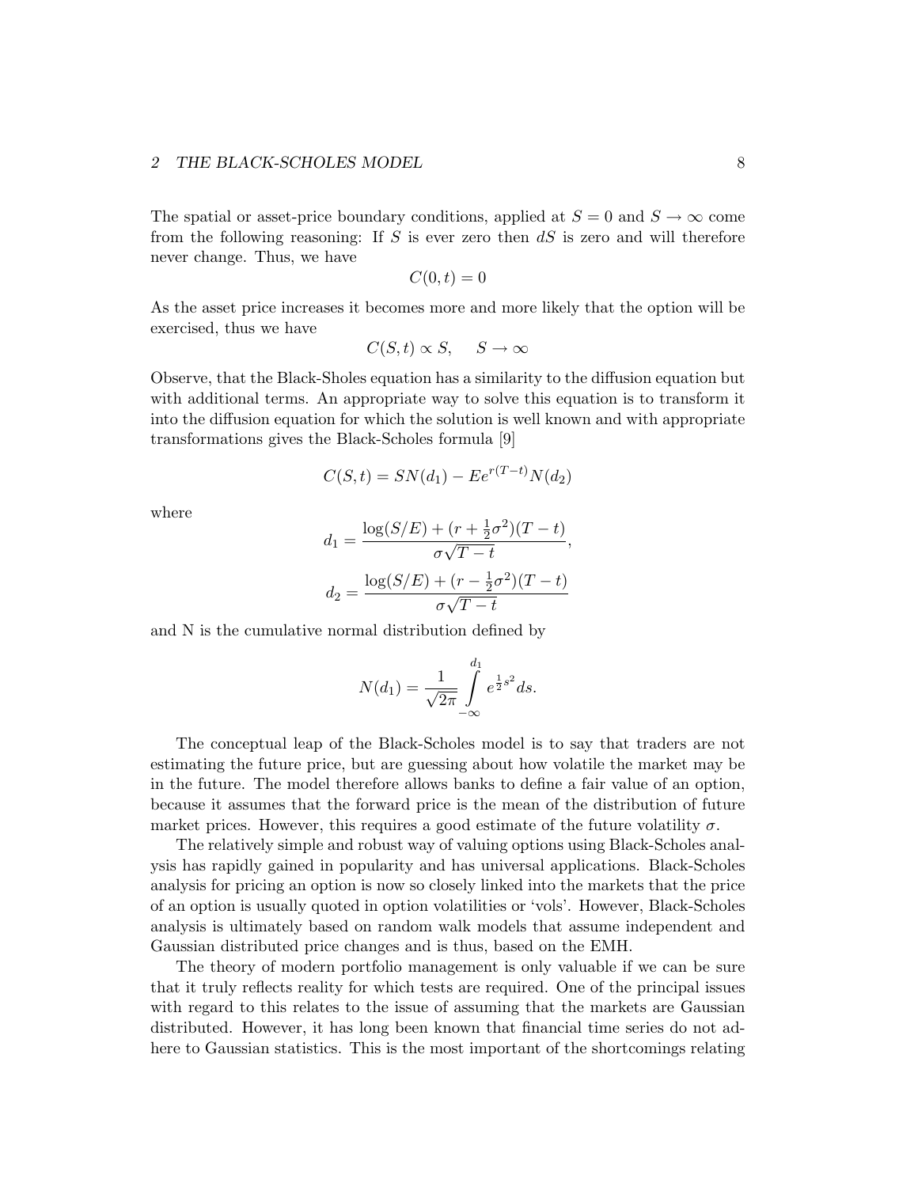The spatial or asset-price boundary conditions, applied at $S = 0$ and $S \to \infty$ come from the following reasoning: If $S$ is ever zero then $dS$ is zero and will therefore never change. Thus, we have

$$C(0, t) = 0$$

As the asset price increases it becomes more and more likely that the option will be exercised, thus we have

$$C(S, t) \propto S, \quad S \to \infty$$

Observe, that the Black-Sholes equation has a similarity to the diffusion equation but with additional terms. An appropriate way to solve this equation is to transform it into the diffusion equation for which the solution is well known and with appropriate transformations gives the Black-Scholes formula [9]

$$C(S, t) = SN(d_1) - Ee^{r(T-t)}N(d_2)$$

where

$$d_1 = \frac{\log(S/E) + (r + \frac{1}{2}\sigma^2)(T - t)}{\sigma\sqrt{T - t}},$$

$$d_2 = \frac{\log(S/E) + (r - \frac{1}{2}\sigma^2)(T - t)}{\sigma\sqrt{T - t}}$$

and N is the cumulative normal distribution defined by

$$N(d_1) = \frac{1}{\sqrt{2\pi}} \int_{-\infty}^{d_1} e^{\frac{1}{2}s^2} ds.$$

The conceptual leap of the Black-Scholes model is to say that traders are not estimating the future price, but are guessing about how volatile the market may be in the future. The model therefore allows banks to define a fair value of an option, because it assumes that the forward price is the mean of the distribution of future market prices. However, this requires a good estimate of the future volatility $\sigma$.

The relatively simple and robust way of valuing options using Black-Scholes analysis has rapidly gained in popularity and has universal applications. Black-Scholes analysis for pricing an option is now so closely linked into the markets that the price of an option is usually quoted in option volatilities or 'vols'. However, Black-Scholes analysis is ultimately based on random walk models that assume independent and Gaussian distributed price changes and is thus, based on the EMH.

The theory of modern portfolio management is only valuable if we can be sure that it truly reflects reality for which tests are required. One of the principal issues with regard to this relates to the issue of assuming that the markets are Gaussian distributed. However, it has long been known that financial time series do not adhere to Gaussian statistics. This is the most important of the shortcomings relating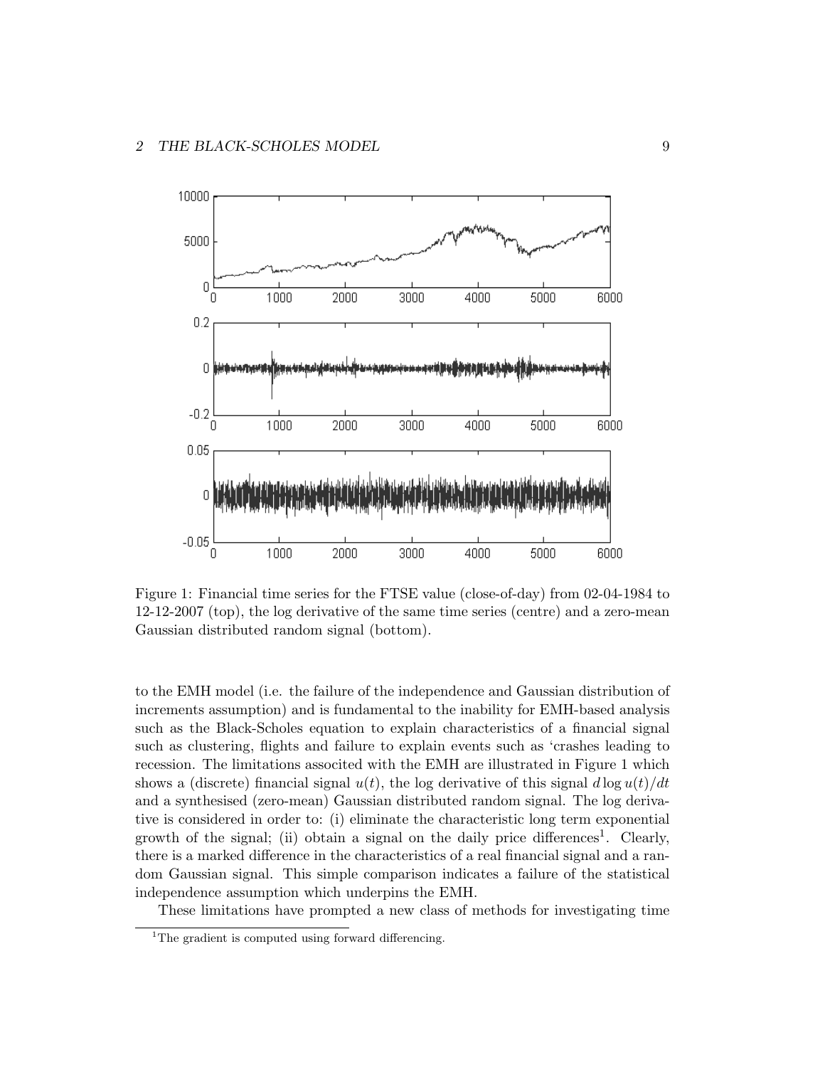10000
5000
0
0 1000 2000 3000 4000 5000 6000

0.2
0
-0.2
0 1000 2000 3000 4000 5000 6000

0.05
0
-0.05
0 1000 2000 3000 4000 5000 6000

Figure 1: Financial time series for the FTSE value (close-of-day) from 02-04-1984 to 12-12-2007 (top), the log derivative of the same time series (centre) and a zero-mean Gaussian distributed random signal (bottom).

to the EMH model (i.e. the failure of the independence and Gaussian distribution of increments assumption) and is fundamental to the inability for EMH-based analysis such as the Black-Scholes equation to explain characteristics of a financial signal such as clustering, flights and failure to explain events such as 'crashes leading to recession. The limitations associted with the EMH are illustrated in Figure 1 which shows a (discrete) financial signal $u(t)$, the log derivative of this signal $d \log u(t)/dt$ and a synthesised (zero-mean) Gaussian distributed random signal. The log derivative is considered in order to: (i) eliminate the characteristic long term exponential growth of the signal; (ii) obtain a signal on the daily price differences[1]. Clearly, there is a marked difference in the characteristics of a real financial signal and a random Gaussian signal. This simple comparison indicates a failure of the statistical independence assumption which underpins the EMH.

These limitations have prompted a new class of methods for investigating time

[1] The gradient is computed using forward differencing.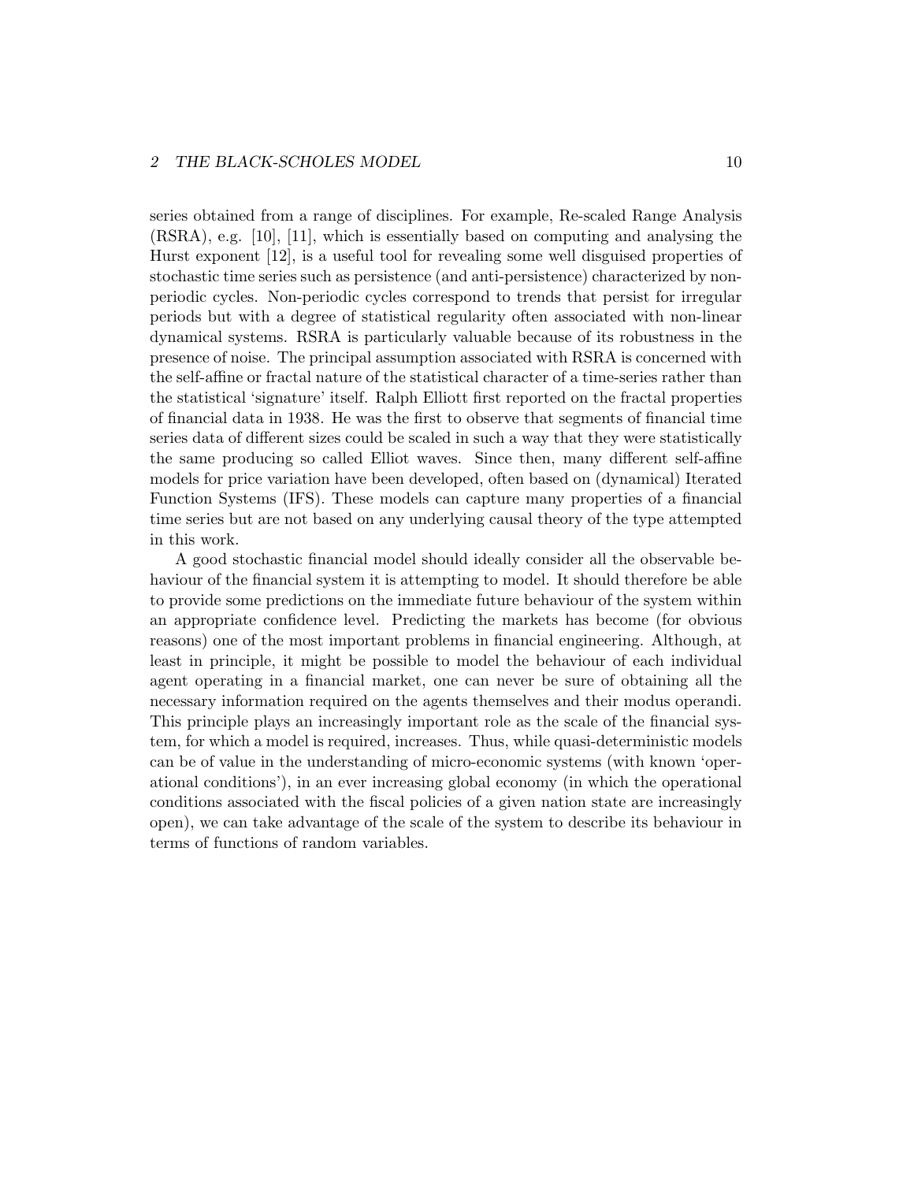series obtained from a range of disciplines. For example, Re-scaled Range Analysis (RSRA), e.g. [10], [11], which is essentially based on computing and analysing the Hurst exponent [12], is a useful tool for revealing some well disguised properties of stochastic time series such as persistence (and anti-persistence) characterized by non-periodic cycles. Non-periodic cycles correspond to trends that persist for irregular periods but with a degree of statistical regularity often associated with non-linear dynamical systems. RSRA is particularly valuable because of its robustness in the presence of noise. The principal assumption associated with RSRA is concerned with the self-affine or fractal nature of the statistical character of a time-series rather than the statistical 'signature' itself. Ralph Elliott first reported on the fractal properties of financial data in 1938. He was the first to observe that segments of financial time series data of different sizes could be scaled in such a way that they were statistically the same producing so called Elliot waves. Since then, many different self-affine models for price variation have been developed, often based on (dynamical) Iterated Function Systems (IFS). These models can capture many properties of a financial time series but are not based on any underlying causal theory of the type attempted in this work.

A good stochastic financial model should ideally consider all the observable behaviour of the financial system it is attempting to model. It should therefore be able to provide some predictions on the immediate future behaviour of the system within an appropriate confidence level. Predicting the markets has become (for obvious reasons) one of the most important problems in financial engineering. Although, at least in principle, it might be possible to model the behaviour of each individual agent operating in a financial market, one can never be sure of obtaining all the necessary information required on the agents themselves and their modus operandi. This principle plays an increasingly important role as the scale of the financial system, for which a model is required, increases. Thus, while quasi-deterministic models can be of value in the understanding of micro-economic systems (with known 'operational conditions'), in an ever increasing global economy (in which the operational conditions associated with the fiscal policies of a given nation state are increasingly open), we can take advantage of the scale of the system to describe its behaviour in terms of functions of random variables.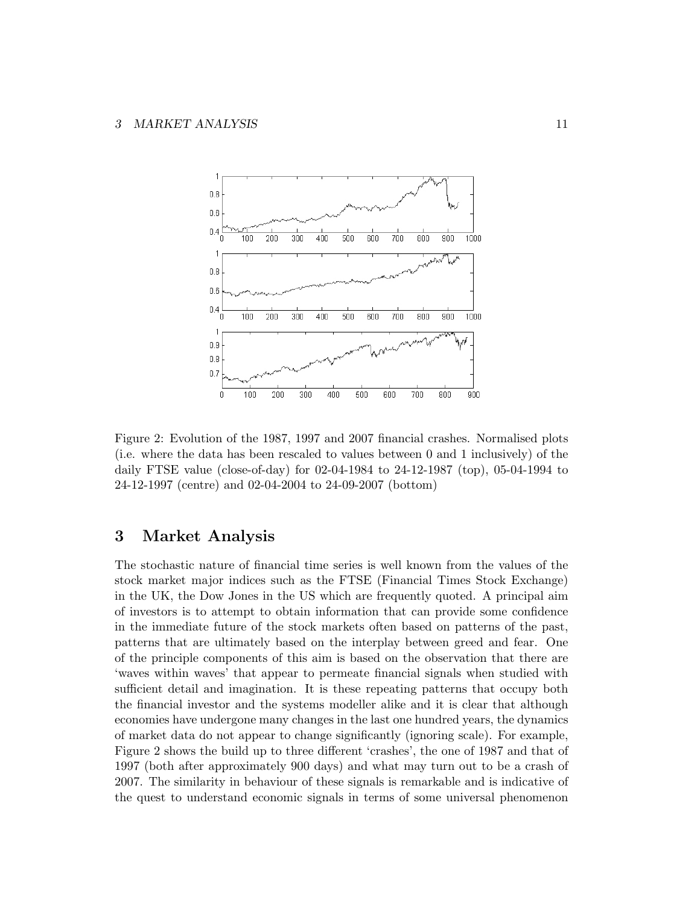1
0.8
0.6
0.4
0 100 200 300 400 500 600 700 800 900 1000

1
0.8
0.6
0.4
0 100 200 300 400 500 600 700 800 900 1000

1
0.9
0.8
0.7
0 100 200 300 400 500 600 700 800 900

Figure 2: Evolution of the 1987, 1997 and 2007 financial crashes. Normalised plots (i.e. where the data has been rescaled to values between 0 and 1 inclusively) of the daily FTSE value (close-of-day) for 02-04-1984 to 24-12-1987 (top), 05-04-1994 to 24-12-1997 (centre) and 02-04-2004 to 24-09-2007 (bottom)

## 3 Market Analysis

The stochastic nature of financial time series is well known from the values of the stock market major indices such as the FTSE (Financial Times Stock Exchange) in the UK, the Dow Jones in the US which are frequently quoted. A principal aim of investors is to attempt to obtain information that can provide some confidence in the immediate future of the stock markets often based on patterns of the past, patterns that are ultimately based on the interplay between greed and fear. One of the principle components of this aim is based on the observation that there are 'waves within waves' that appear to permeate financial signals when studied with sufficient detail and imagination. It is these repeating patterns that occupy both the financial investor and the systems modeller alike and it is clear that although economies have undergone many changes in the last one hundred years, the dynamics of market data do not appear to change significantly (ignoring scale). For example, Figure 2 shows the build up to three different 'crashes', the one of 1987 and that of 1997 (both after approximately 900 days) and what may turn out to be a crash of 2007. The similarity in behaviour of these signals is remarkable and is indicative of the quest to understand economic signals in terms of some universal phenomenon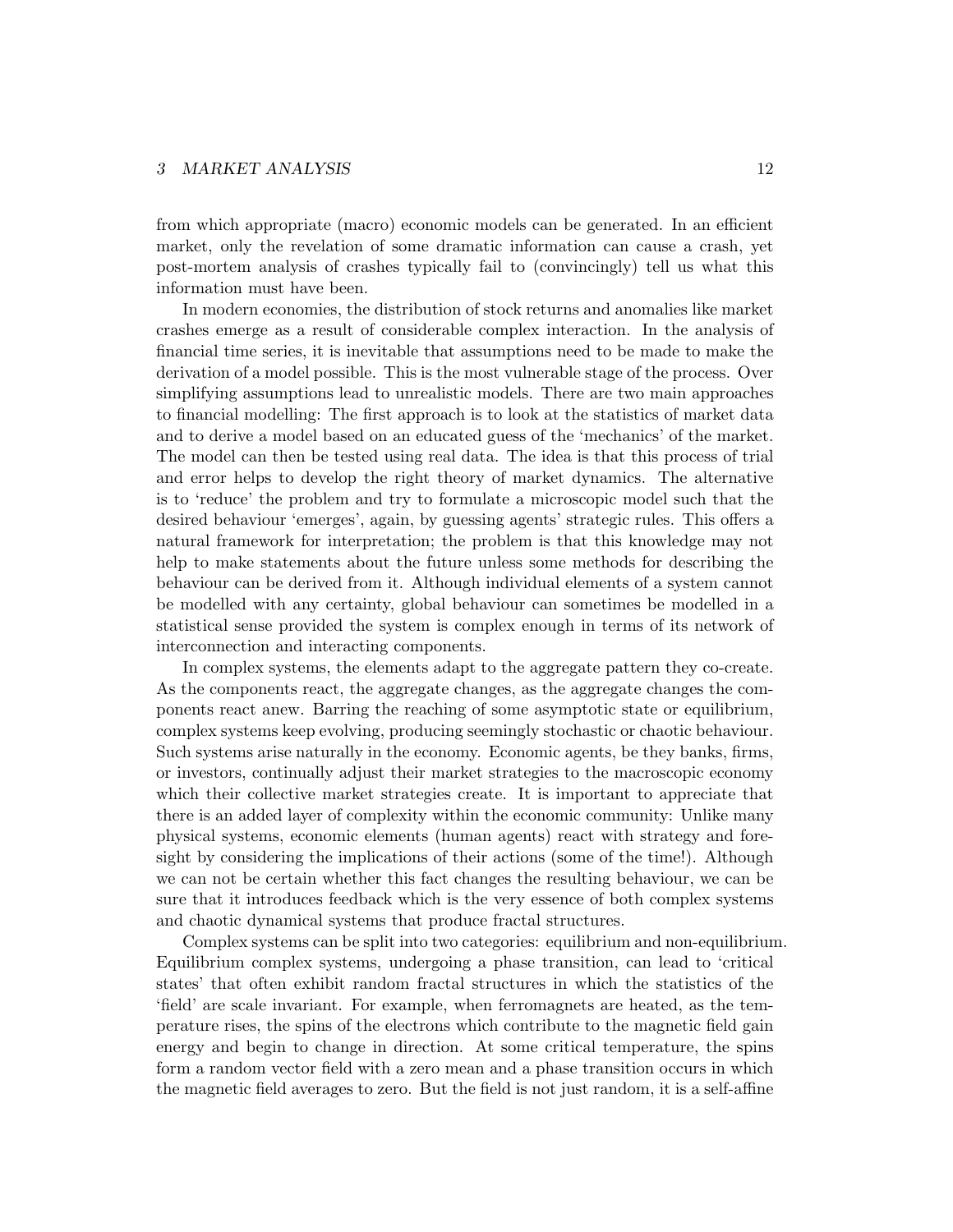from which appropriate (macro) economic models can be generated. In an efficient market, only the revelation of some dramatic information can cause a crash, yet post-mortem analysis of crashes typically fail to (convincingly) tell us what this information must have been.

In modern economies, the distribution of stock returns and anomalies like market crashes emerge as a result of considerable complex interaction. In the analysis of financial time series, it is inevitable that assumptions need to be made to make the derivation of a model possible. This is the most vulnerable stage of the process. Over simplifying assumptions lead to unrealistic models. There are two main approaches to financial modelling: The first approach is to look at the statistics of market data and to derive a model based on an educated guess of the 'mechanics' of the market. The model can then be tested using real data. The idea is that this process of trial and error helps to develop the right theory of market dynamics. The alternative is to 'reduce' the problem and try to formulate a microscopic model such that the desired behaviour 'emerges', again, by guessing agents' strategic rules. This offers a natural framework for interpretation; the problem is that this knowledge may not help to make statements about the future unless some methods for describing the behaviour can be derived from it. Although individual elements of a system cannot be modelled with any certainty, global behaviour can sometimes be modelled in a statistical sense provided the system is complex enough in terms of its network of interconnection and interacting components.

In complex systems, the elements adapt to the aggregate pattern they co-create. As the components react, the aggregate changes, as the aggregate changes the components react anew. Barring the reaching of some asymptotic state or equilibrium, complex systems keep evolving, producing seemingly stochastic or chaotic behaviour. Such systems arise naturally in the economy. Economic agents, be they banks, firms, or investors, continually adjust their market strategies to the macroscopic economy which their collective market strategies create. It is important to appreciate that there is an added layer of complexity within the economic community: Unlike many physical systems, economic elements (human agents) react with strategy and foresight by considering the implications of their actions (some of the time!). Although we can not be certain whether this fact changes the resulting behaviour, we can be sure that it introduces feedback which is the very essence of both complex systems and chaotic dynamical systems that produce fractal structures.

Complex systems can be split into two categories: equilibrium and non-equilibrium. Equilibrium complex systems, undergoing a phase transition, can lead to 'critical states' that often exhibit random fractal structures in which the statistics of the 'field' are scale invariant. For example, when ferromagnets are heated, as the temperature rises, the spins of the electrons which contribute to the magnetic field gain energy and begin to change in direction. At some critical temperature, the spins form a random vector field with a zero mean and a phase transition occurs in which the magnetic field averages to zero. But the field is not just random, it is a self-affine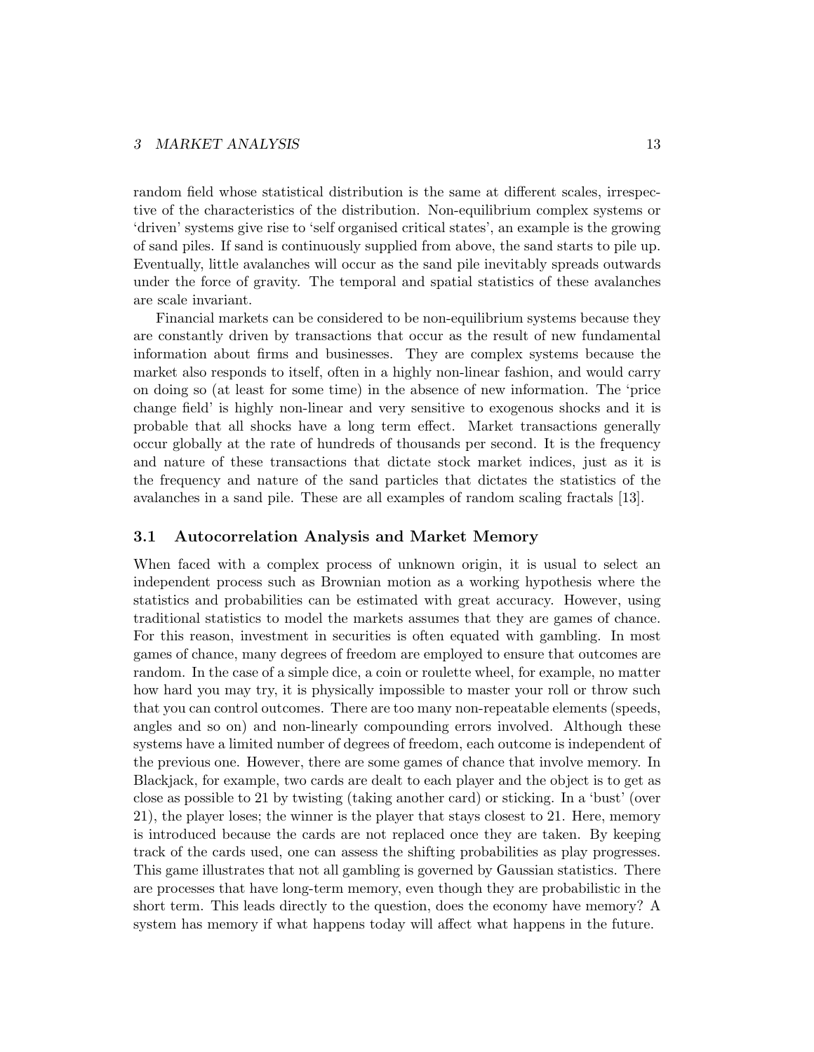random field whose statistical distribution is the same at different scales, irrespective of the characteristics of the distribution. Non-equilibrium complex systems or 'driven' systems give rise to 'self organised critical states', an example is the growing of sand piles. If sand is continuously supplied from above, the sand starts to pile up. Eventually, little avalanches will occur as the sand pile inevitably spreads outwards under the force of gravity. The temporal and spatial statistics of these avalanches are scale invariant.

Financial markets can be considered to be non-equilibrium systems because they are constantly driven by transactions that occur as the result of new fundamental information about firms and businesses. They are complex systems because the market also responds to itself, often in a highly non-linear fashion, and would carry on doing so (at least for some time) in the absence of new information. The 'price change field' is highly non-linear and very sensitive to exogenous shocks and it is probable that all shocks have a long term effect. Market transactions generally occur globally at the rate of hundreds of thousands per second. It is the frequency and nature of these transactions that dictate stock market indices, just as it is the frequency and nature of the sand particles that dictates the statistics of the avalanches in a sand pile. These are all examples of random scaling fractals [13].

## 3.1 Autocorrelation Analysis and Market Memory

When faced with a complex process of unknown origin, it is usual to select an independent process such as Brownian motion as a working hypothesis where the statistics and probabilities can be estimated with great accuracy. However, using traditional statistics to model the markets assumes that they are games of chance. For this reason, investment in securities is often equated with gambling. In most games of chance, many degrees of freedom are employed to ensure that outcomes are random. In the case of a simple dice, a coin or roulette wheel, for example, no matter how hard you may try, it is physically impossible to master your roll or throw such that you can control outcomes. There are too many non-repeatable elements (speeds, angles and so on) and non-linearly compounding errors involved. Although these systems have a limited number of degrees of freedom, each outcome is independent of the previous one. However, there are some games of chance that involve memory. In Blackjack, for example, two cards are dealt to each player and the object is to get as close as possible to 21 by twisting (taking another card) or sticking. In a 'bust' (over 21), the player loses; the winner is the player that stays closest to 21. Here, memory is introduced because the cards are not replaced once they are taken. By keeping track of the cards used, one can assess the shifting probabilities as play progresses. This game illustrates that not all gambling is governed by Gaussian statistics. There are processes that have long-term memory, even though they are probabilistic in the short term. This leads directly to the question, does the economy have memory? A system has memory if what happens today will affect what happens in the future.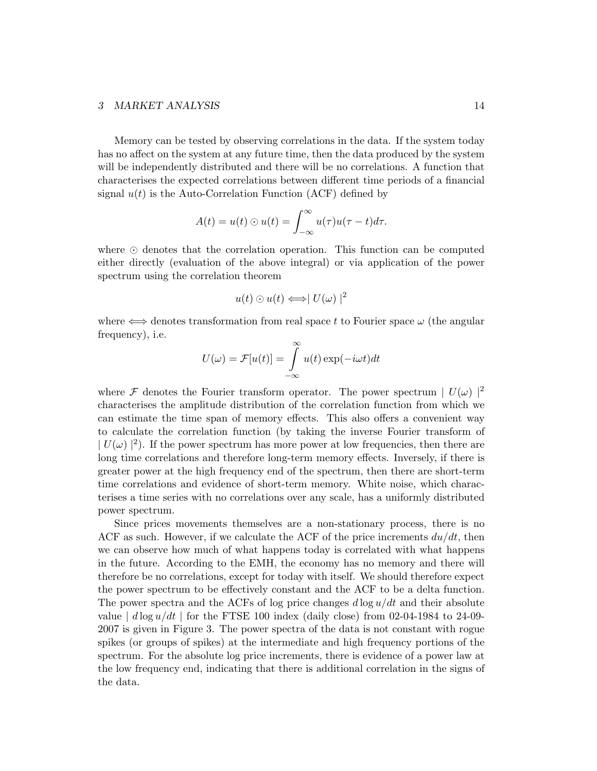Memory can be tested by observing correlations in the data. If the system today has no affect on the system at any future time, then the data produced by the system will be independently distributed and there will be no correlations. A function that characterises the expected correlations between different time periods of a financial signal $u(t)$ is the Auto-Correlation Function (ACF) defined by

$$A(t) = u(t) \odot u(t) = \int_{-\infty}^{\infty} u(\tau)u(\tau - t)d\tau.$$

where $\odot$ denotes that the correlation operation. This function can be computed either directly (evaluation of the above integral) or via application of the power spectrum using the correlation theorem

$$u(t) \odot u(t) \Longleftrightarrow \mid U(\omega) \mid^2$$

where $\Longleftrightarrow$ denotes transformation from real space $t$ to Fourier space $\omega$ (the angular frequency), i.e.

$$U(\omega) = \mathcal{F}[u(t)] = \int_{-\infty}^{\infty} u(t) \exp(-i\omega t)dt$$

where $\mathcal{F}$ denotes the Fourier transform operator. The power spectrum $\mid U(\omega) \mid^2$ characterises the amplitude distribution of the correlation function from which we can estimate the time span of memory effects. This also offers a convenient way to calculate the correlation function (by taking the inverse Fourier transform of $\mid U(\omega) \mid^2$). If the power spectrum has more power at low frequencies, then there are long time correlations and therefore long-term memory effects. Inversely, if there is greater power at the high frequency end of the spectrum, then there are short-term time correlations and evidence of short-term memory. White noise, which characterises a time series with no correlations over any scale, has a uniformly distributed power spectrum.

Since prices movements themselves are a non-stationary process, there is no ACF as such. However, if we calculate the ACF of the price increments $du/dt$, then we can observe how much of what happens today is correlated with what happens in the future. According to the EMH, the economy has no memory and there will therefore be no correlations, except for today with itself. We should therefore expect the power spectrum to be effectively constant and the ACF to be a delta function. The power spectra and the ACFs of log price changes $d \log u/dt$ and their absolute value $\mid d \log u/dt \mid$ for the FTSE 100 index (daily close) from 02-04-1984 to 24-09-2007 is given in Figure 3. The power spectra of the data is not constant with rogue spikes (or groups of spikes) at the intermediate and high frequency portions of the spectrum. For the absolute log price increments, there is evidence of a power law at the low frequency end, indicating that there is additional correlation in the signs of the data.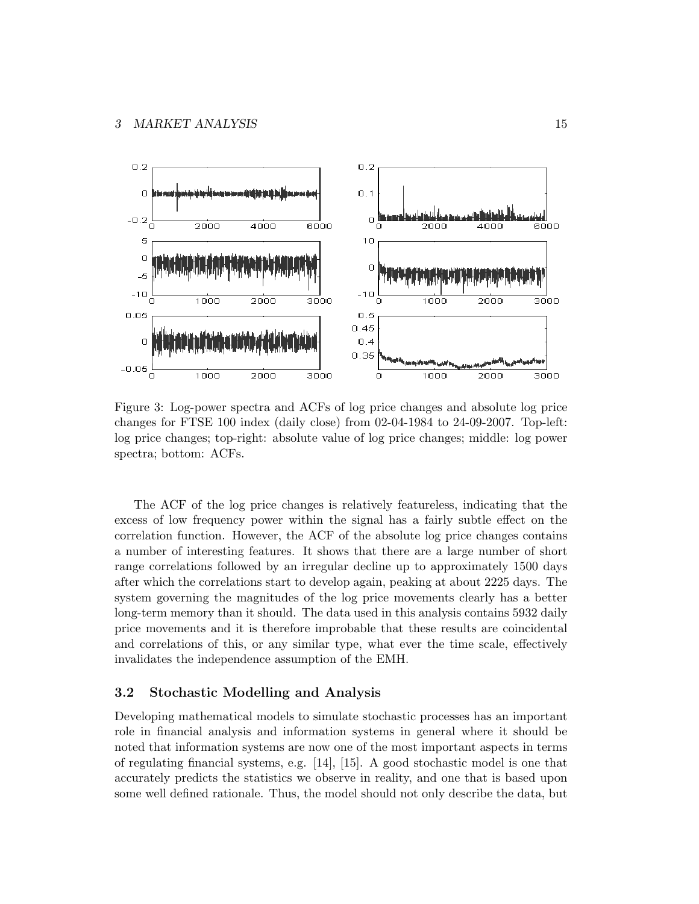Figure 3: Log-power spectra and ACFs of log price changes and absolute log price changes for FTSE 100 index (daily close) from 02-04-1984 to 24-09-2007. Top-left: log price changes; top-right: absolute value of log price changes; middle: log power spectra; bottom: ACFs.

The ACF of the log price changes is relatively featureless, indicating that the excess of low frequency power within the signal has a fairly subtle effect on the correlation function. However, the ACF of the absolute log price changes contains a number of interesting features. It shows that there are a large number of short range correlations followed by an irregular decline up to approximately 1500 days after which the correlations start to develop again, peaking at about 2225 days. The system governing the magnitudes of the log price movements clearly has a better long-term memory than it should. The data used in this analysis contains 5932 daily price movements and it is therefore improbable that these results are coincidental and correlations of this, or any similar type, what ever the time scale, effectively invalidates the independence assumption of the EMH.

### 3.2 Stochastic Modelling and Analysis

Developing mathematical models to simulate stochastic processes has an important role in financial analysis and information systems in general where it should be noted that information systems are now one of the most important aspects in terms of regulating financial systems, e.g. [14], [15]. A good stochastic model is one that accurately predicts the statistics we observe in reality, and one that is based upon some well defined rationale. Thus, the model should not only describe the data, but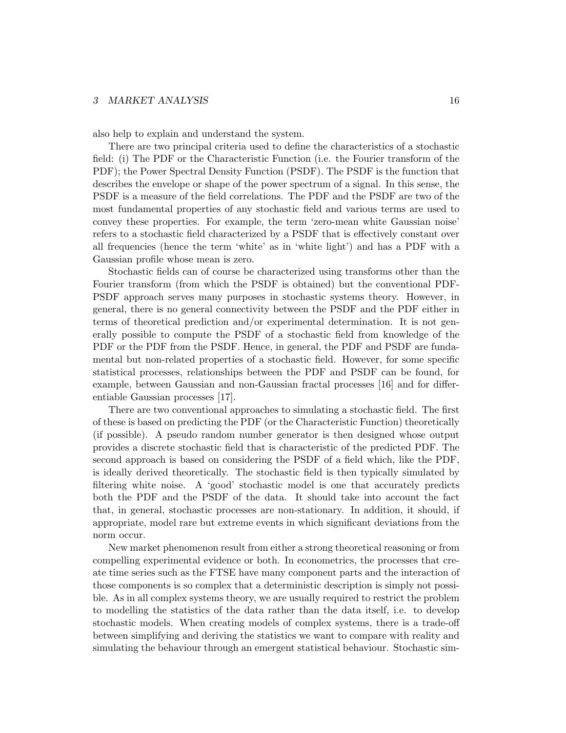also help to explain and understand the system.

There are two principal criteria used to define the characteristics of a stochastic field: (i) The PDF or the Characteristic Function (i.e. the Fourier transform of the PDF); the Power Spectral Density Function (PSDF). The PSDF is the function that describes the envelope or shape of the power spectrum of a signal. In this sense, the PSDF is a measure of the field correlations. The PDF and the PSDF are two of the most fundamental properties of any stochastic field and various terms are used to convey these properties. For example, the term 'zero-mean white Gaussian noise' refers to a stochastic field characterized by a PSDF that is effectively constant over all frequencies (hence the term 'white' as in 'white light') and has a PDF with a Gaussian profile whose mean is zero.

Stochastic fields can of course be characterized using transforms other than the Fourier transform (from which the PSDF is obtained) but the conventional PDF-PSDF approach serves many purposes in stochastic systems theory. However, in general, there is no general connectivity between the PSDF and the PDF either in terms of theoretical prediction and/or experimental determination. It is not generally possible to compute the PSDF of a stochastic field from knowledge of the PDF or the PDF from the PSDF. Hence, in general, the PDF and PSDF are fundamental but non-related properties of a stochastic field. However, for some specific statistical processes, relationships between the PDF and PSDF can be found, for example, between Gaussian and non-Gaussian fractal processes [16] and for differentiable Gaussian processes [17].

There are two conventional approaches to simulating a stochastic field. The first of these is based on predicting the PDF (or the Characteristic Function) theoretically (if possible). A pseudo random number generator is then designed whose output provides a discrete stochastic field that is characteristic of the predicted PDF. The second approach is based on considering the PSDF of a field which, like the PDF, is ideally derived theoretically. The stochastic field is then typically simulated by filtering white noise. A 'good' stochastic model is one that accurately predicts both the PDF and the PSDF of the data. It should take into account the fact that, in general, stochastic processes are non-stationary. In addition, it should, if appropriate, model rare but extreme events in which significant deviations from the norm occur.

New market phenomenon result from either a strong theoretical reasoning or from compelling experimental evidence or both. In econometrics, the processes that create time series such as the FTSE have many component parts and the interaction of those components is so complex that a deterministic description is simply not possible. As in all complex systems theory, we are usually required to restrict the problem to modelling the statistics of the data rather than the data itself, i.e. to develop stochastic models. When creating models of complex systems, there is a trade-off between simplifying and deriving the statistics we want to compare with reality and simulating the behaviour through an emergent statistical behaviour. Stochastic sim-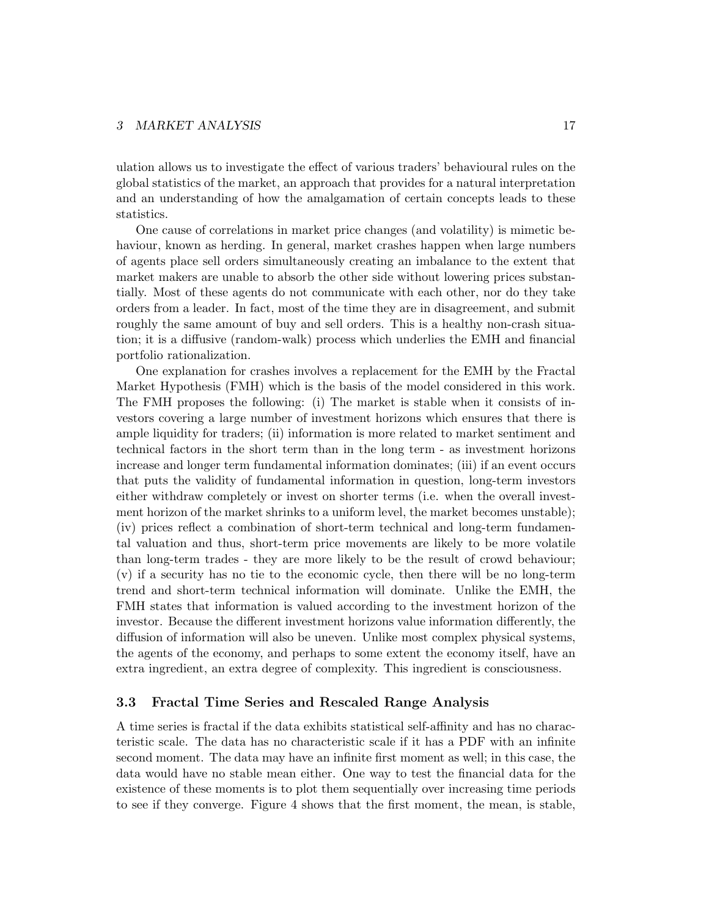ulation allows us to investigate the effect of various traders' behavioural rules on the global statistics of the market, an approach that provides for a natural interpretation and an understanding of how the amalgamation of certain concepts leads to these statistics.

One cause of correlations in market price changes (and volatility) is mimetic behaviour, known as herding. In general, market crashes happen when large numbers of agents place sell orders simultaneously creating an imbalance to the extent that market makers are unable to absorb the other side without lowering prices substantially. Most of these agents do not communicate with each other, nor do they take orders from a leader. In fact, most of the time they are in disagreement, and submit roughly the same amount of buy and sell orders. This is a healthy non-crash situation; it is a diffusive (random-walk) process which underlies the EMH and financial portfolio rationalization.

One explanation for crashes involves a replacement for the EMH by the Fractal Market Hypothesis (FMH) which is the basis of the model considered in this work. The FMH proposes the following: (i) The market is stable when it consists of investors covering a large number of investment horizons which ensures that there is ample liquidity for traders; (ii) information is more related to market sentiment and technical factors in the short term than in the long term - as investment horizons increase and longer term fundamental information dominates; (iii) if an event occurs that puts the validity of fundamental information in question, long-term investors either withdraw completely or invest on shorter terms (i.e. when the overall investment horizon of the market shrinks to a uniform level, the market becomes unstable); (iv) prices reflect a combination of short-term technical and long-term fundamental valuation and thus, short-term price movements are likely to be more volatile than long-term trades - they are more likely to be the result of crowd behaviour; (v) if a security has no tie to the economic cycle, then there will be no long-term trend and short-term technical information will dominate. Unlike the EMH, the FMH states that information is valued according to the investment horizon of the investor. Because the different investment horizons value information differently, the diffusion of information will also be uneven. Unlike most complex physical systems, the agents of the economy, and perhaps to some extent the economy itself, have an extra ingredient, an extra degree of complexity. This ingredient is consciousness.

### 3.3 Fractal Time Series and Rescaled Range Analysis

A time series is fractal if the data exhibits statistical self-affinity and has no characteristic scale. The data has no characteristic scale if it has a PDF with an infinite second moment. The data may have an infinite first moment as well; in this case, the data would have no stable mean either. One way to test the financial data for the existence of these moments is to plot them sequentially over increasing time periods to see if they converge. Figure 4 shows that the first moment, the mean, is stable,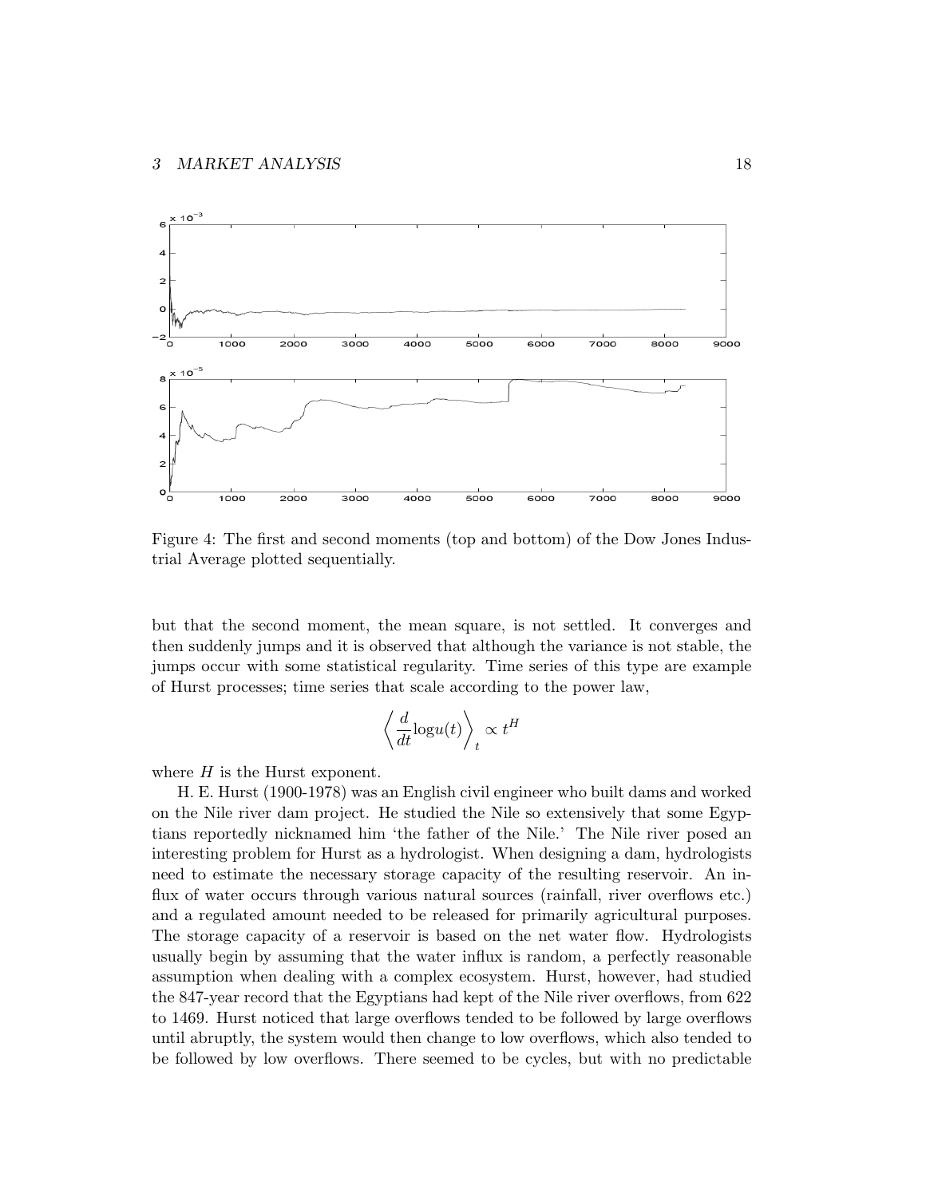x 10^-3
6
4
2
0
-2
0 1000 2000 3000 4000 5000 6000 7000 8000 9000

x 10^-5
8
6
4
2
0
0 1000 2000 3000 4000 5000 6000 7000 8000 9000

Figure 4: The first and second moments (top and bottom) of the Dow Jones Industrial Average plotted sequentially.

but that the second moment, the mean square, is not settled. It converges and then suddenly jumps and it is observed that although the variance is not stable, the jumps occur with some statistical regularity. Time series of this type are example of Hurst processes; time series that scale according to the power law,

$$\left\langle \frac{d}{dt}\log u(t) \right\rangle_t \propto t^H$$

where $H$ is the Hurst exponent.

H. E. Hurst (1900-1978) was an English civil engineer who built dams and worked on the Nile river dam project. He studied the Nile so extensively that some Egyptians reportedly nicknamed him 'the father of the Nile.' The Nile river posed an interesting problem for Hurst as a hydrologist. When designing a dam, hydrologists need to estimate the necessary storage capacity of the resulting reservoir. An influx of water occurs through various natural sources (rainfall, river overflows etc.) and a regulated amount needed to be released for primarily agricultural purposes. The storage capacity of a reservoir is based on the net water flow. Hydrologists usually begin by assuming that the water influx is random, a perfectly reasonable assumption when dealing with a complex ecosystem. Hurst, however, had studied the 847-year record that the Egyptians had kept of the Nile river overflows, from 622 to 1469. Hurst noticed that large overflows tended to be followed by large overflows until abruptly, the system would then change to low overflows, which also tended to be followed by low overflows. There seemed to be cycles, but with no predictable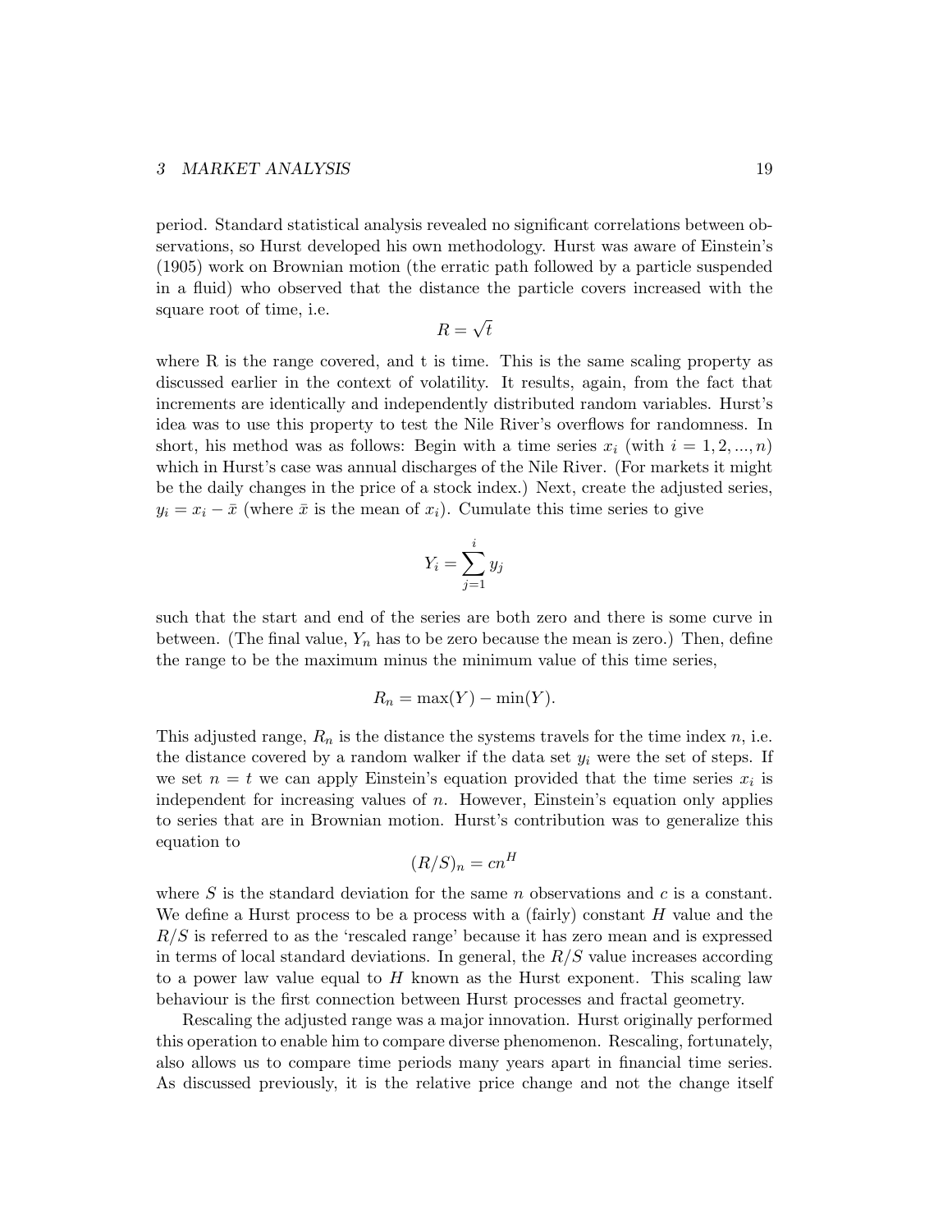period. Standard statistical analysis revealed no significant correlations between observations, so Hurst developed his own methodology. Hurst was aware of Einstein's (1905) work on Brownian motion (the erratic path followed by a particle suspended in a fluid) who observed that the distance the particle covers increased with the square root of time, i.e.

$$R = \sqrt{t}$$

where R is the range covered, and t is time. This is the same scaling property as discussed earlier in the context of volatility. It results, again, from the fact that increments are identically and independently distributed random variables. Hurst's idea was to use this property to test the Nile River's overflows for randomness. In short, his method was as follows: Begin with a time series $x_i$ (with $i = 1, 2, ..., n$) which in Hurst's case was annual discharges of the Nile River. (For markets it might be the daily changes in the price of a stock index.) Next, create the adjusted series, $y_i = x_i - \bar{x}$ (where $\bar{x}$ is the mean of $x_i$). Cumulate this time series to give

$$Y_i = \sum_{j=1}^{i} y_j$$

such that the start and end of the series are both zero and there is some curve in between. (The final value, $Y_n$ has to be zero because the mean is zero.) Then, define the range to be the maximum minus the minimum value of this time series,

$$R_n = \max(Y) - \min(Y).$$

This adjusted range, $R_n$ is the distance the systems travels for the time index $n$, i.e. the distance covered by a random walker if the data set $y_i$ were the set of steps. If we set $n = t$ we can apply Einstein's equation provided that the time series $x_i$ is independent for increasing values of $n$. However, Einstein's equation only applies to series that are in Brownian motion. Hurst's contribution was to generalize this equation to

$$(R/S)_n = cn^H$$

where $S$ is the standard deviation for the same $n$ observations and $c$ is a constant. We define a Hurst process to be a process with a (fairly) constant $H$ value and the $R/S$ is referred to as the 'rescaled range' because it has zero mean and is expressed in terms of local standard deviations. In general, the $R/S$ value increases according to a power law value equal to $H$ known as the Hurst exponent. This scaling law behaviour is the first connection between Hurst processes and fractal geometry.

Rescaling the adjusted range was a major innovation. Hurst originally performed this operation to enable him to compare diverse phenomenon. Rescaling, fortunately, also allows us to compare time periods many years apart in financial time series. As discussed previously, it is the relative price change and not the change itself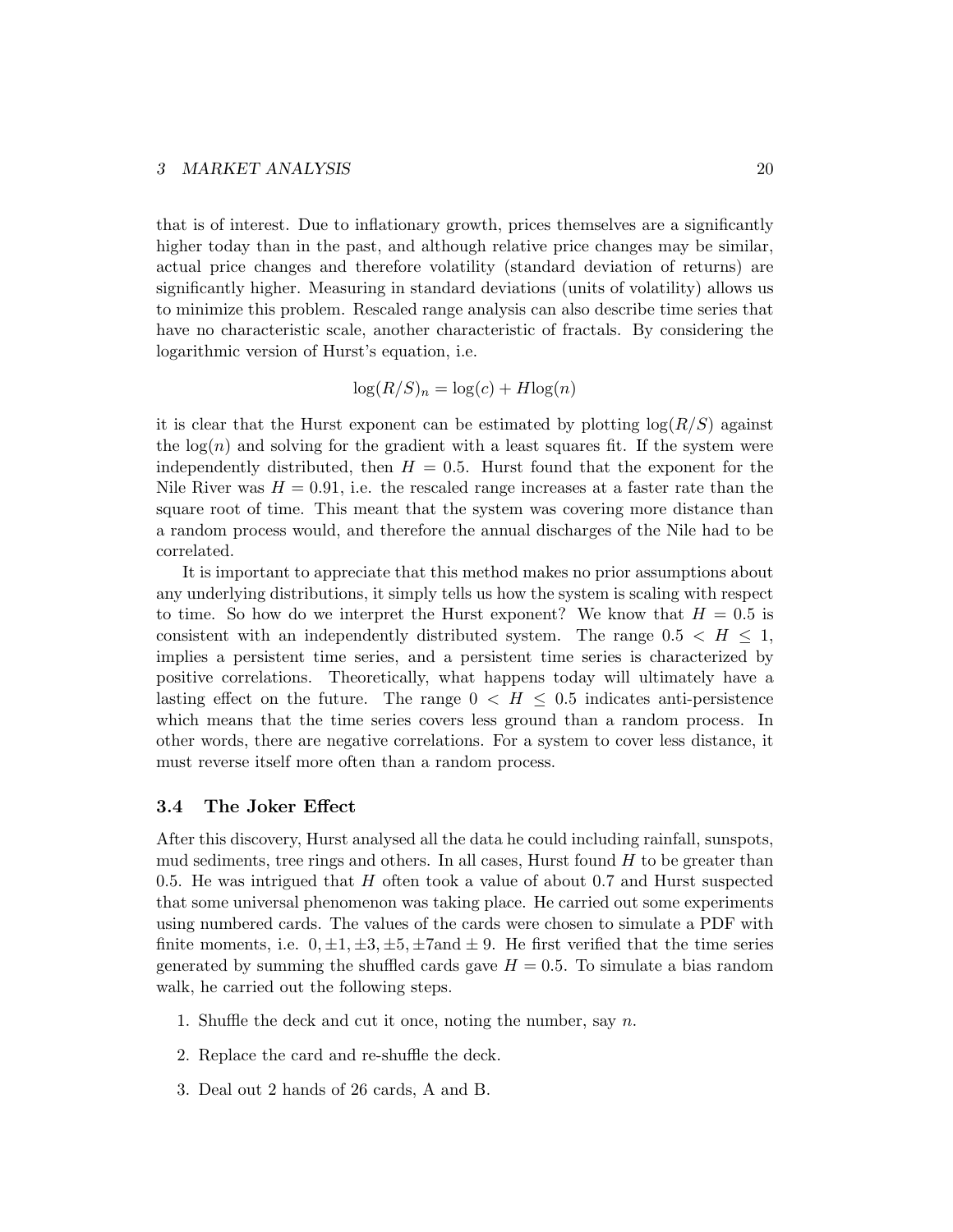that is of interest. Due to inflationary growth, prices themselves are a significantly higher today than in the past, and although relative price changes may be similar, actual price changes and therefore volatility (standard deviation of returns) are significantly higher. Measuring in standard deviations (units of volatility) allows us to minimize this problem. Rescaled range analysis can also describe time series that have no characteristic scale, another characteristic of fractals. By considering the logarithmic version of Hurst's equation, i.e.

$$\log(R/S)_n = \log(c) + H\log(n)$$

it is clear that the Hurst exponent can be estimated by plotting $\log(R/S)$ against the $\log(n)$ and solving for the gradient with a least squares fit. If the system were independently distributed, then $H = 0.5$. Hurst found that the exponent for the Nile River was $H = 0.91$, i.e. the rescaled range increases at a faster rate than the square root of time. This meant that the system was covering more distance than a random process would, and therefore the annual discharges of the Nile had to be correlated.

It is important to appreciate that this method makes no prior assumptions about any underlying distributions, it simply tells us how the system is scaling with respect to time. So how do we interpret the Hurst exponent? We know that $H = 0.5$ is consistent with an independently distributed system. The range $0.5 < H \leq 1$, implies a persistent time series, and a persistent time series is characterized by positive correlations. Theoretically, what happens today will ultimately have a lasting effect on the future. The range $0 < H \leq 0.5$ indicates anti-persistence which means that the time series covers less ground than a random process. In other words, there are negative correlations. For a system to cover less distance, it must reverse itself more often than a random process.

### 3.4 The Joker Effect

After this discovery, Hurst analysed all the data he could including rainfall, sunspots, mud sediments, tree rings and others. In all cases, Hurst found $H$ to be greater than 0.5. He was intrigued that $H$ often took a value of about 0.7 and Hurst suspected that some universal phenomenon was taking place. He carried out some experiments using numbered cards. The values of the cards were chosen to simulate a PDF with finite moments, i.e. $0, \pm 1, \pm 3, \pm 5, \pm 7 \text{and} \pm 9$. He first verified that the time series generated by summing the shuffled cards gave $H = 0.5$. To simulate a bias random walk, he carried out the following steps.

1. Shuffle the deck and cut it once, noting the number, say $n$.
2. Replace the card and re-shuffle the deck.
3. Deal out 2 hands of 26 cards, A and B.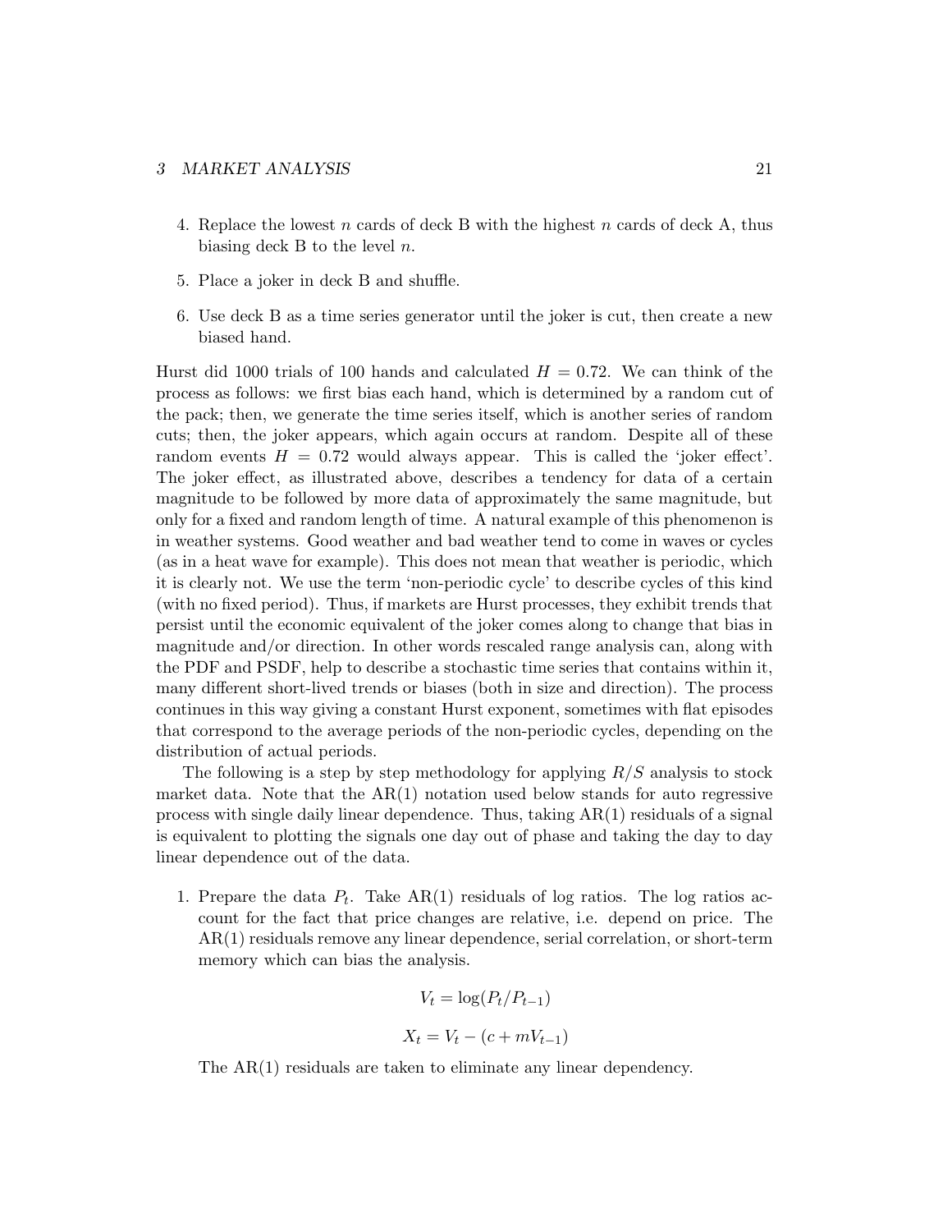4. Replace the lowest $n$ cards of deck B with the highest $n$ cards of deck A, thus biasing deck B to the level $n$.

5. Place a joker in deck B and shuffle.

6. Use deck B as a time series generator until the joker is cut, then create a new biased hand.

Hurst did 1000 trials of 100 hands and calculated $H = 0.72$. We can think of the process as follows: we first bias each hand, which is determined by a random cut of the pack; then, we generate the time series itself, which is another series of random cuts; then, the joker appears, which again occurs at random. Despite all of these random events $H = 0.72$ would always appear. This is called the 'joker effect'. The joker effect, as illustrated above, describes a tendency for data of a certain magnitude to be followed by more data of approximately the same magnitude, but only for a fixed and random length of time. A natural example of this phenomenon is in weather systems. Good weather and bad weather tend to come in waves or cycles (as in a heat wave for example). This does not mean that weather is periodic, which it is clearly not. We use the term 'non-periodic cycle' to describe cycles of this kind (with no fixed period). Thus, if markets are Hurst processes, they exhibit trends that persist until the economic equivalent of the joker comes along to change that bias in magnitude and/or direction. In other words rescaled range analysis can, along with the PDF and PSDF, help to describe a stochastic time series that contains within it, many different short-lived trends or biases (both in size and direction). The process continues in this way giving a constant Hurst exponent, sometimes with flat episodes that correspond to the average periods of the non-periodic cycles, depending on the distribution of actual periods.

The following is a step by step methodology for applying $R/S$ analysis to stock market data. Note that the AR(1) notation used below stands for auto regressive process with single daily linear dependence. Thus, taking AR(1) residuals of a signal is equivalent to plotting the signals one day out of phase and taking the day to day linear dependence out of the data.

1. Prepare the data $P_t$. Take AR(1) residuals of log ratios. The log ratios account for the fact that price changes are relative, i.e. depend on price. The AR(1) residuals remove any linear dependence, serial correlation, or short-term memory which can bias the analysis.

$$V_t = \log(P_t/P_{t-1})$$

$$X_t = V_t - (c + mV_{t-1})$$

The AR(1) residuals are taken to eliminate any linear dependency.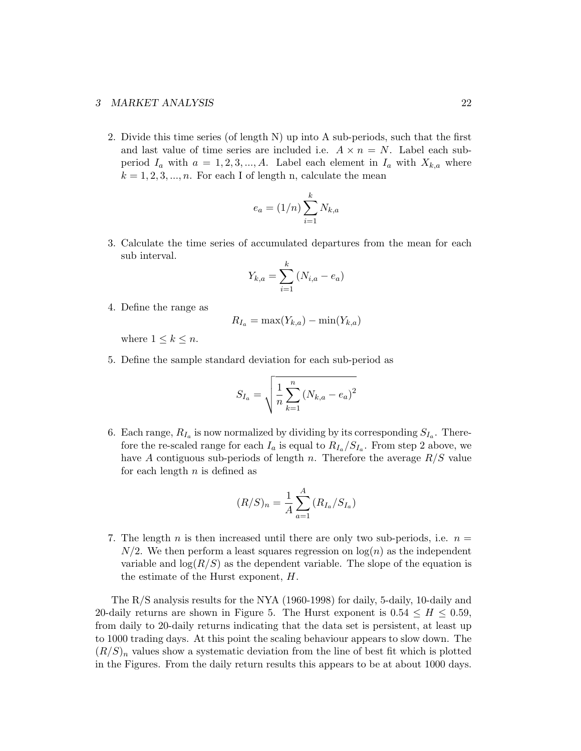2. Divide this time series (of length N) up into A sub-periods, such that the first and last value of time series are included i.e. $A \times n = N$. Label each sub-period $I_a$ with $a = 1, 2, 3, ..., A$. Label each element in $I_a$ with $X_{k,a}$ where $k = 1, 2, 3, ..., n$. For each I of length n, calculate the mean

$$e_a = (1/n) \sum_{i=1}^{k} N_{k,a}$$

3. Calculate the time series of accumulated departures from the mean for each sub interval.

$$Y_{k,a} = \sum_{i=1}^{k} (N_{i,a} - e_a)$$

4. Define the range as

$$R_{I_a} = \max(Y_{k,a}) - \min(Y_{k,a})$$

where $1 \leq k \leq n$.

5. Define the sample standard deviation for each sub-period as

$$S_{I_a} = \sqrt{\frac{1}{n} \sum_{k=1}^{n} (N_{k,a} - e_a)^2}$$

6. Each range, $R_{I_a}$ is now normalized by dividing by its corresponding $S_{I_a}$. Therefore the re-scaled range for each $I_a$ is equal to $R_{I_a}/S_{I_a}$. From step 2 above, we have $A$ contiguous sub-periods of length $n$. Therefore the average $R/S$ value for each length $n$ is defined as

$$(R/S)_n = \frac{1}{A} \sum_{a=1}^{A} (R_{I_a}/S_{I_a})$$

7. The length $n$ is then increased until there are only two sub-periods, i.e. $n = N/2$. We then perform a least squares regression on $\log(n)$ as the independent variable and $\log(R/S)$ as the dependent variable. The slope of the equation is the estimate of the Hurst exponent, $H$.

The R/S analysis results for the NYA (1960-1998) for daily, 5-daily, 10-daily and 20-daily returns are shown in Figure 5. The Hurst exponent is $0.54 \leq H \leq 0.59$, from daily to 20-daily returns indicating that the data set is persistent, at least up to 1000 trading days. At this point the scaling behaviour appears to slow down. The $(R/S)_n$ values show a systematic deviation from the line of best fit which is plotted in the Figures. From the daily return results this appears to be at about 1000 days.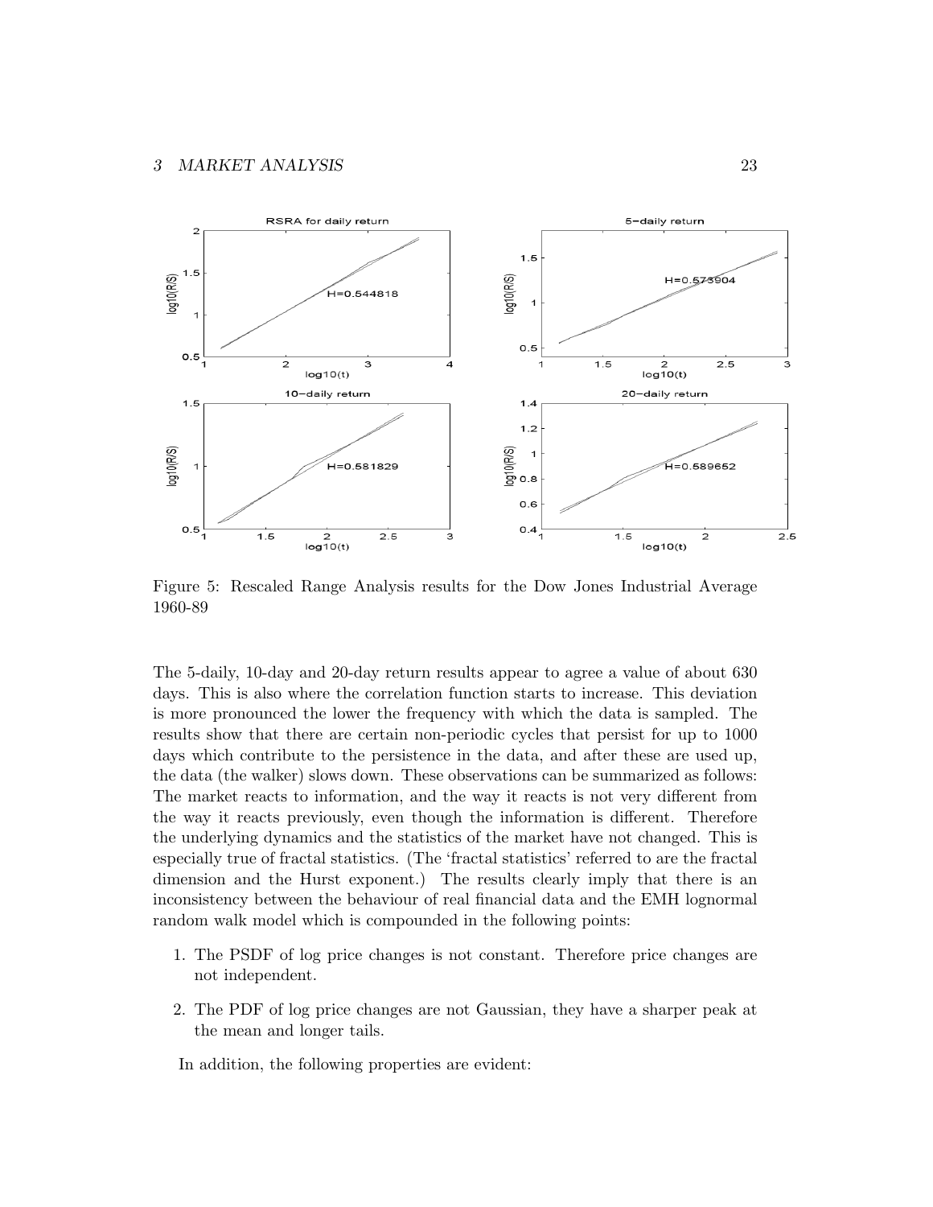RSRA for daily return

log10(R/S)

log10(t)

H=0.544818

5−daily return

H=0.573904

10−daily return

H=0.581829

20−daily return

H=0.589652

Figure 5: Rescaled Range Analysis results for the Dow Jones Industrial Average 1960-89

The 5-daily, 10-day and 20-day return results appear to agree a value of about 630 days. This is also where the correlation function starts to increase. This deviation is more pronounced the lower the frequency with which the data is sampled. The results show that there are certain non-periodic cycles that persist for up to 1000 days which contribute to the persistence in the data, and after these are used up, the data (the walker) slows down. These observations can be summarized as follows: The market reacts to information, and the way it reacts is not very different from the way it reacts previously, even though the information is different. Therefore the underlying dynamics and the statistics of the market have not changed. This is especially true of fractal statistics. (The 'fractal statistics' referred to are the fractal dimension and the Hurst exponent.) The results clearly imply that there is an inconsistency between the behaviour of real financial data and the EMH lognormal random walk model which is compounded in the following points:

1. The PSDF of log price changes is not constant. Therefore price changes are not independent.
2. The PDF of log price changes are not Gaussian, they have a sharper peak at the mean and longer tails.

In addition, the following properties are evident: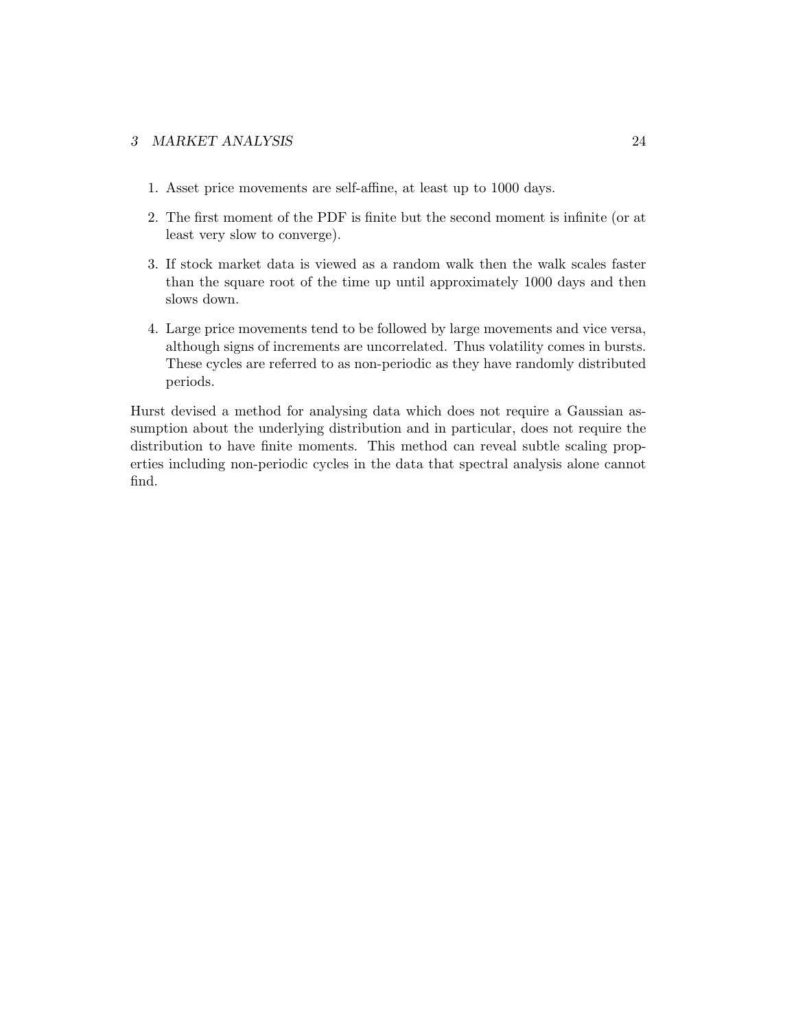1. Asset price movements are self-affine, at least up to 1000 days.
2. The first moment of the PDF is finite but the second moment is infinite (or at least very slow to converge).
3. If stock market data is viewed as a random walk then the walk scales faster than the square root of the time up until approximately 1000 days and then slows down.
4. Large price movements tend to be followed by large movements and vice versa, although signs of increments are uncorrelated. Thus volatility comes in bursts. These cycles are referred to as non-periodic as they have randomly distributed periods.

Hurst devised a method for analysing data which does not require a Gaussian assumption about the underlying distribution and in particular, does not require the distribution to have finite moments. This method can reveal subtle scaling properties including non-periodic cycles in the data that spectral analysis alone cannot find.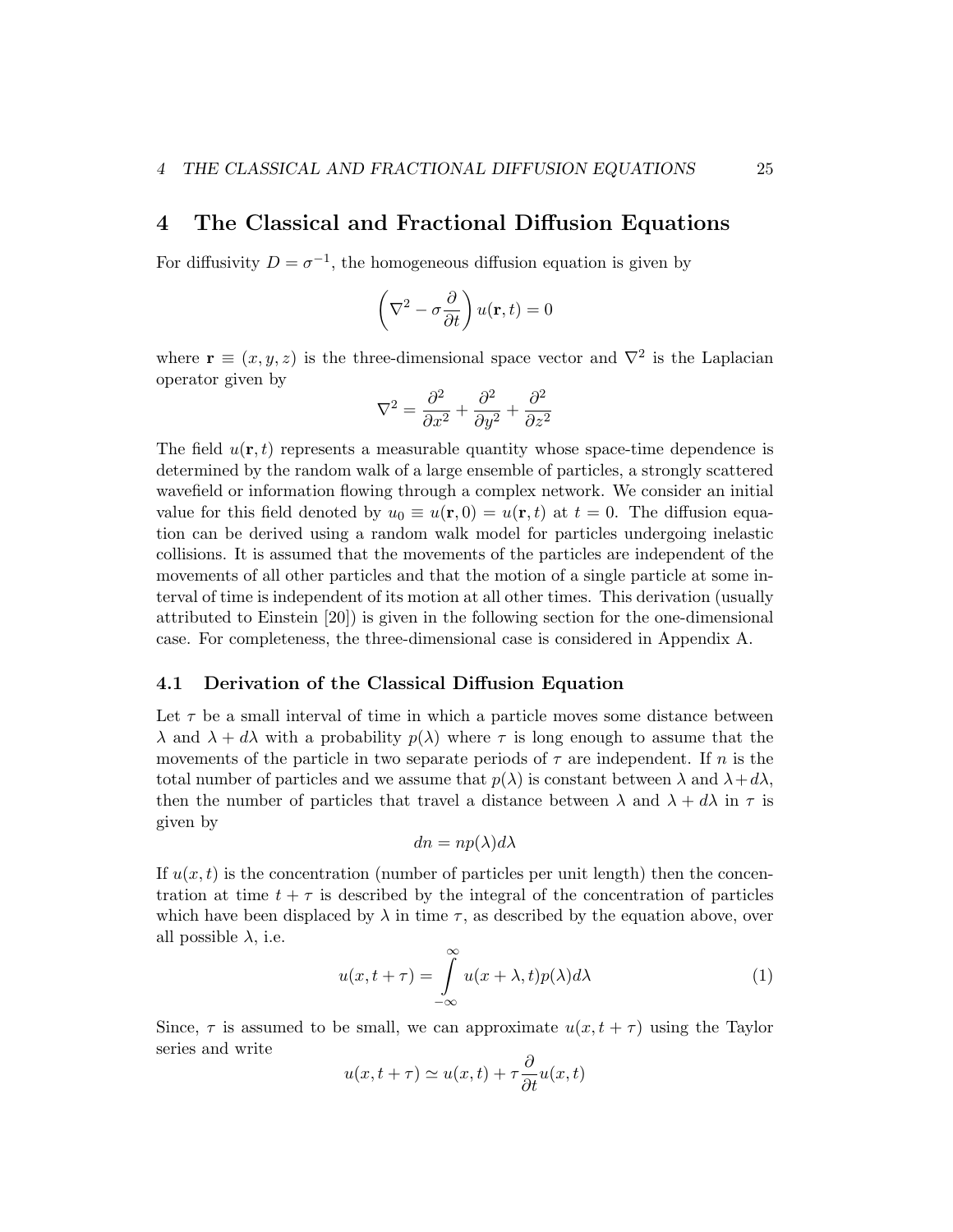# 4 The Classical and Fractional Diffusion Equations

For diffusivity $D = \sigma^{-1}$, the homogeneous diffusion equation is given by

$$\left(\nabla^2 - \sigma \frac{\partial}{\partial t}\right) u(\mathbf{r}, t) = 0$$

where $\mathbf{r} \equiv (x, y, z)$ is the three-dimensional space vector and $\nabla^2$ is the Laplacian operator given by

$$\nabla^2 = \frac{\partial^2}{\partial x^2} + \frac{\partial^2}{\partial y^2} + \frac{\partial^2}{\partial z^2}$$

The field $u(\mathbf{r}, t)$ represents a measurable quantity whose space-time dependence is determined by the random walk of a large ensemble of particles, a strongly scattered wavefield or information flowing through a complex network. We consider an initial value for this field denoted by $u_0 \equiv u(\mathbf{r}, 0) = u(\mathbf{r}, t)$ at $t = 0$. The diffusion equation can be derived using a random walk model for particles undergoing inelastic collisions. It is assumed that the movements of the particles are independent of the movements of all other particles and that the motion of a single particle at some interval of time is independent of its motion at all other times. This derivation (usually attributed to Einstein [20]) is given in the following section for the one-dimensional case. For completeness, the three-dimensional case is considered in Appendix A.

## 4.1 Derivation of the Classical Diffusion Equation

Let $\tau$ be a small interval of time in which a particle moves some distance between $\lambda$ and $\lambda + d\lambda$ with a probability $p(\lambda)$ where $\tau$ is long enough to assume that the movements of the particle in two separate periods of $\tau$ are independent. If $n$ is the total number of particles and we assume that $p(\lambda)$ is constant between $\lambda$ and $\lambda + d\lambda$, then the number of particles that travel a distance between $\lambda$ and $\lambda + d\lambda$ in $\tau$ is given by

$$dn = np(\lambda)d\lambda$$

If $u(x, t)$ is the concentration (number of particles per unit length) then the concentration at time $t + \tau$ is described by the integral of the concentration of particles which have been displaced by $\lambda$ in time $\tau$, as described by the equation above, over all possible $\lambda$, i.e.

$$u(x, t + \tau) = \int_{-\infty}^{\infty} u(x + \lambda, t)p(\lambda)d\lambda \tag{1}$$

Since, $\tau$ is assumed to be small, we can approximate $u(x, t + \tau)$ using the Taylor series and write

$$u(x, t + \tau) \simeq u(x, t) + \tau \frac{\partial}{\partial t} u(x, t)$$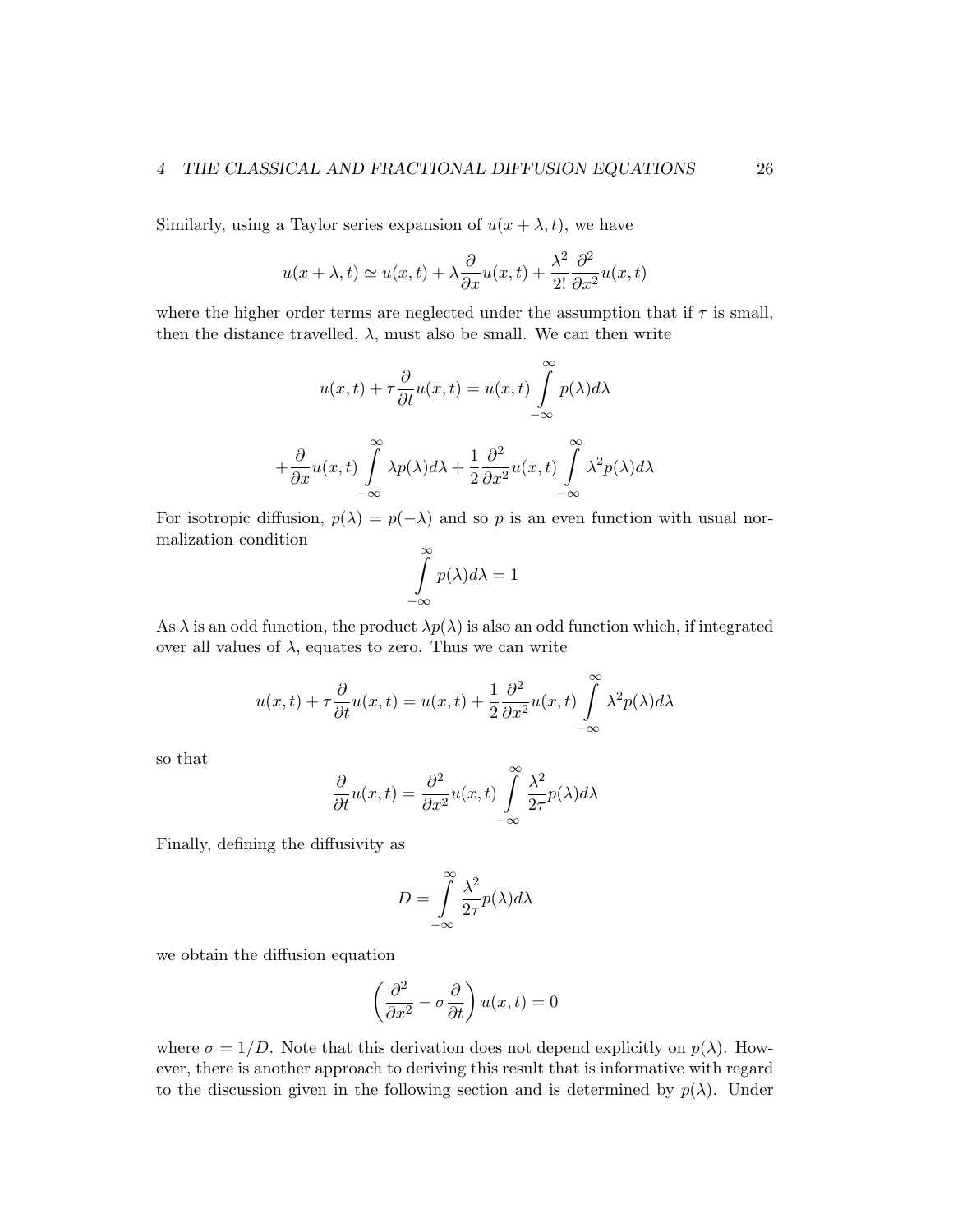Similarly, using a Taylor series expansion of $u(x+\lambda,t)$, we have

$$u(x+\lambda,t) \simeq u(x,t) + \lambda \frac{\partial}{\partial x} u(x,t) + \frac{\lambda^2}{2!} \frac{\partial^2}{\partial x^2} u(x,t)$$

where the higher order terms are neglected under the assumption that if $\tau$ is small, then the distance travelled, $\lambda$, must also be small. We can then write

$$u(x,t) + \tau \frac{\partial}{\partial t} u(x,t) = u(x,t) \int_{-\infty}^{\infty} p(\lambda) d\lambda$$

$$+ \frac{\partial}{\partial x} u(x,t) \int_{-\infty}^{\infty} \lambda p(\lambda) d\lambda + \frac{1}{2} \frac{\partial^2}{\partial x^2} u(x,t) \int_{-\infty}^{\infty} \lambda^2 p(\lambda) d\lambda$$

For isotropic diffusion, $p(\lambda) = p(-\lambda)$ and so $p$ is an even function with usual normalization condition

$$\int_{-\infty}^{\infty} p(\lambda) d\lambda = 1$$

As $\lambda$ is an odd function, the product $\lambda p(\lambda)$ is also an odd function which, if integrated over all values of $\lambda$, equates to zero. Thus we can write

$$u(x,t) + \tau \frac{\partial}{\partial t} u(x,t) = u(x,t) + \frac{1}{2} \frac{\partial^2}{\partial x^2} u(x,t) \int_{-\infty}^{\infty} \lambda^2 p(\lambda) d\lambda$$

so that

$$\frac{\partial}{\partial t} u(x,t) = \frac{\partial^2}{\partial x^2} u(x,t) \int_{-\infty}^{\infty} \frac{\lambda^2}{2\tau} p(\lambda) d\lambda$$

Finally, defining the diffusivity as

$$D = \int_{-\infty}^{\infty} \frac{\lambda^2}{2\tau} p(\lambda) d\lambda$$

we obtain the diffusion equation

$$\left( \frac{\partial^2}{\partial x^2} - \sigma \frac{\partial}{\partial t} \right) u(x,t) = 0$$

where $\sigma = 1/D$. Note that this derivation does not depend explicitly on $p(\lambda)$. However, there is another approach to deriving this result that is informative with regard to the discussion given in the following section and is determined by $p(\lambda)$. Under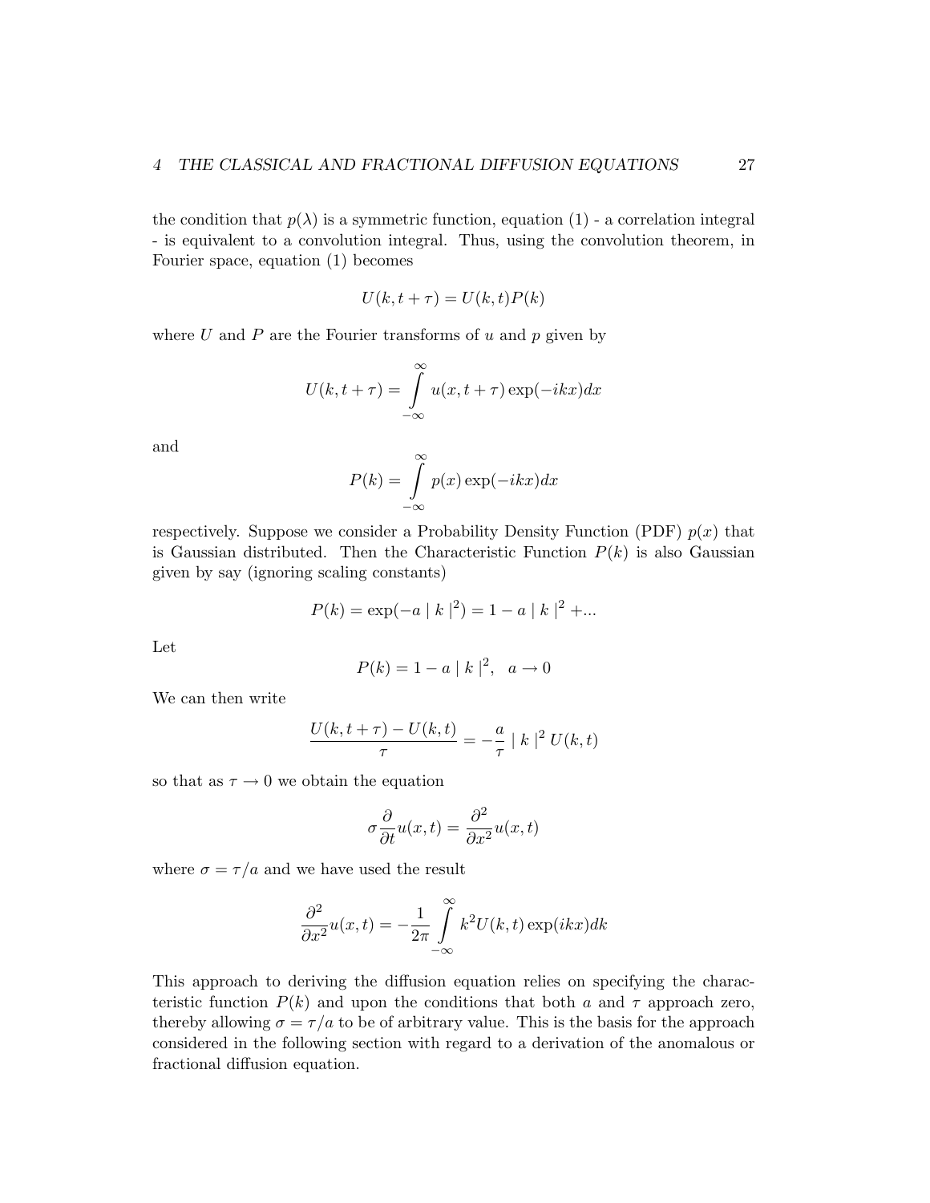the condition that $p(\lambda)$ is a symmetric function, equation (1) - a correlation integral - is equivalent to a convolution integral. Thus, using the convolution theorem, in Fourier space, equation (1) becomes

$$U(k, t + \tau) = U(k, t)P(k)$$

where $U$ and $P$ are the Fourier transforms of $u$ and $p$ given by

$$U(k, t + \tau) = \int_{-\infty}^{\infty} u(x, t + \tau) \exp(-ikx) dx$$

and

$$P(k) = \int_{-\infty}^{\infty} p(x) \exp(-ikx) dx$$

respectively. Suppose we consider a Probability Density Function (PDF) $p(x)$ that is Gaussian distributed. Then the Characteristic Function $P(k)$ is also Gaussian given by say (ignoring scaling constants)

$$P(k) = \exp(-a \mid k \mid^2) = 1 - a \mid k \mid^2 + ...$$

Let

$$P(k) = 1 - a \mid k \mid^2, \quad a \to 0$$

We can then write

$$\frac{U(k, t + \tau) - U(k, t)}{\tau} = -\frac{a}{\tau} \mid k \mid^2 U(k, t)$$

so that as $\tau \to 0$ we obtain the equation

$$\sigma \frac{\partial}{\partial t} u(x, t) = \frac{\partial^2}{\partial x^2} u(x, t)$$

where $\sigma = \tau / a$ and we have used the result

$$\frac{\partial^2}{\partial x^2} u(x, t) = -\frac{1}{2\pi} \int_{-\infty}^{\infty} k^2 U(k, t) \exp(ikx) dk$$

This approach to deriving the diffusion equation relies on specifying the characteristic function $P(k)$ and upon the conditions that both $a$ and $\tau$ approach zero, thereby allowing $\sigma = \tau / a$ to be of arbitrary value. This is the basis for the approach considered in the following section with regard to a derivation of the anomalous or fractional diffusion equation.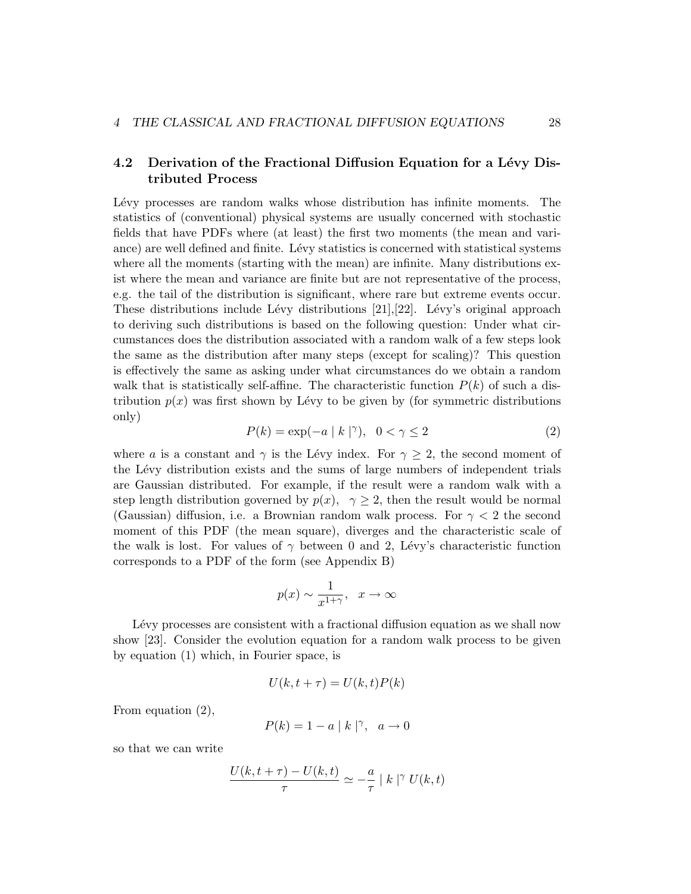### 4.2 Derivation of the Fractional Diffusion Equation for a Lévy Distributed Process

Lévy processes are random walks whose distribution has infinite moments. The statistics of (conventional) physical systems are usually concerned with stochastic fields that have PDFs where (at least) the first two moments (the mean and variance) are well defined and finite. Lévy statistics is concerned with statistical systems where all the moments (starting with the mean) are infinite. Many distributions exist where the mean and variance are finite but are not representative of the process, e.g. the tail of the distribution is significant, where rare but extreme events occur. These distributions include Lévy distributions [21],[22]. Lévy's original approach to deriving such distributions is based on the following question: Under what circumstances does the distribution associated with a random walk of a few steps look the same as the distribution after many steps (except for scaling)? This question is effectively the same as asking under what circumstances do we obtain a random walk that is statistically self-affine. The characteristic function $P(k)$ of such a distribution $p(x)$ was first shown by Lévy to be given by (for symmetric distributions only)

$$P(k) = \exp(-a \mid k \mid^{\gamma}), \quad 0 < \gamma \leq 2 \tag{2}$$

where $a$ is a constant and $\gamma$ is the Lévy index. For $\gamma \geq 2$, the second moment of the Lévy distribution exists and the sums of large numbers of independent trials are Gaussian distributed. For example, if the result were a random walk with a step length distribution governed by $p(x)$, $\gamma \geq 2$, then the result would be normal (Gaussian) diffusion, i.e. a Brownian random walk process. For $\gamma < 2$ the second moment of this PDF (the mean square), diverges and the characteristic scale of the walk is lost. For values of $\gamma$ between 0 and 2, Lévy's characteristic function corresponds to a PDF of the form (see Appendix B)

$$p(x) \sim \frac{1}{x^{1+\gamma}}, \quad x \to \infty$$

Lévy processes are consistent with a fractional diffusion equation as we shall now show [23]. Consider the evolution equation for a random walk process to be given by equation (1) which, in Fourier space, is

$$U(k, t + \tau) = U(k, t)P(k)$$

From equation (2),

$$P(k) = 1 - a \mid k \mid^{\gamma}, \quad a \to 0$$

so that we can write

$$\frac{U(k, t + \tau) - U(k, t)}{\tau} \simeq -\frac{a}{\tau} \mid k \mid^{\gamma} U(k, t)$$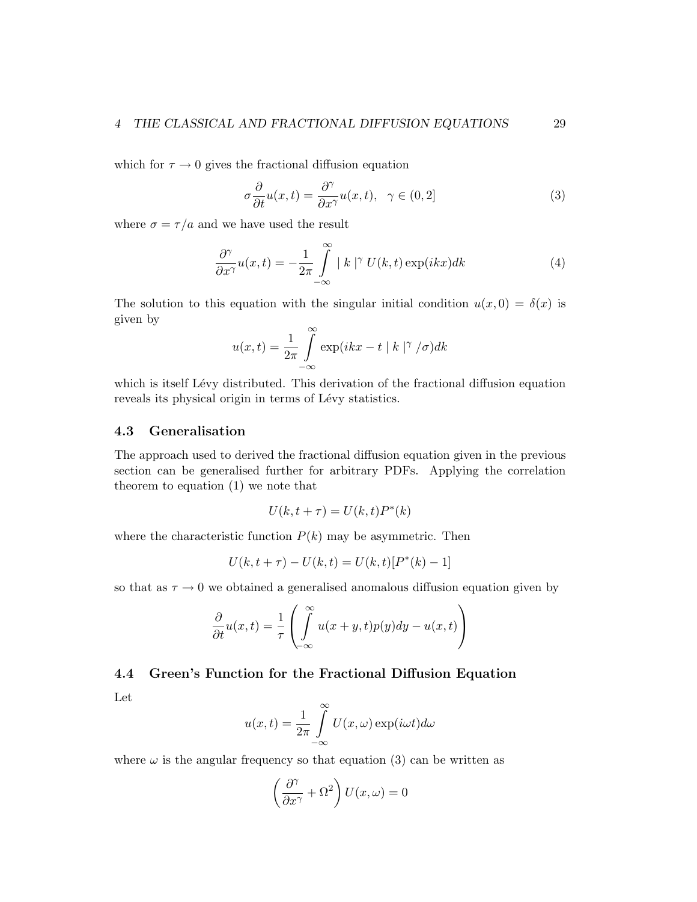which for $\tau \to 0$ gives the fractional diffusion equation

$$\sigma \frac{\partial}{\partial t} u(x,t) = \frac{\partial^\gamma}{\partial x^\gamma} u(x,t), \quad \gamma \in (0,2] \tag{3}$$

where $\sigma = \tau/a$ and we have used the result

$$\frac{\partial^\gamma}{\partial x^\gamma} u(x,t) = -\frac{1}{2\pi} \int_{-\infty}^{\infty} \mid k \mid^\gamma U(k,t) \exp(ikx) dk \tag{4}$$

The solution to this equation with the singular initial condition $u(x,0) = \delta(x)$ is given by

$$u(x,t) = \frac{1}{2\pi} \int_{-\infty}^{\infty} \exp(ikx - t \mid k \mid^\gamma / \sigma) dk$$

which is itself Lévy distributed. This derivation of the fractional diffusion equation reveals its physical origin in terms of Lévy statistics.

## 4.3 Generalisation

The approach used to derived the fractional diffusion equation given in the previous section can be generalised further for arbitrary PDFs. Applying the correlation theorem to equation (1) we note that

$$U(k, t+\tau) = U(k,t) P^*(k)$$

where the characteristic function $P(k)$ may be asymmetric. Then

$$U(k, t+\tau) - U(k,t) = U(k,t)[P^*(k) - 1]$$

so that as $\tau \to 0$ we obtained a generalised anomalous diffusion equation given by

$$\frac{\partial}{\partial t} u(x,t) = \frac{1}{\tau} \left( \int_{-\infty}^{\infty} u(x+y,t) p(y) dy - u(x,t) \right)$$

## 4.4 Green's Function for the Fractional Diffusion Equation

Let

$$u(x,t) = \frac{1}{2\pi} \int_{-\infty}^{\infty} U(x,\omega) \exp(i\omega t) d\omega$$

where $\omega$ is the angular frequency so that equation (3) can be written as

$$\left( \frac{\partial^\gamma}{\partial x^\gamma} + \Omega^2 \right) U(x,\omega) = 0$$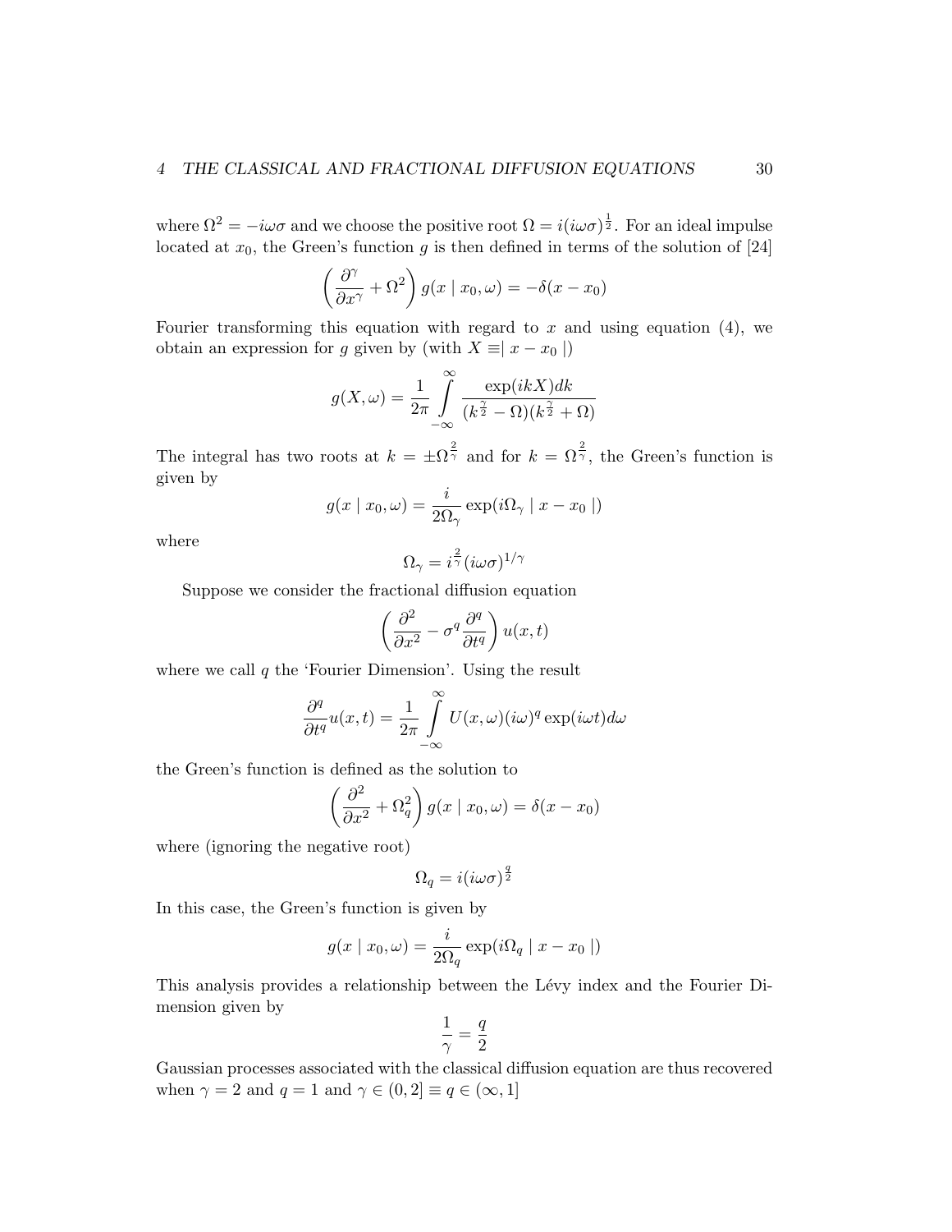where $\Omega^2 = -i\omega\sigma$ and we choose the positive root $\Omega = i(i\omega\sigma)^{\frac{1}{2}}$. For an ideal impulse located at $x_0$, the Green's function $g$ is then defined in terms of the solution of [24]

$$\left(\frac{\partial^\gamma}{\partial x^\gamma} + \Omega^2\right) g(x \mid x_0, \omega) = -\delta(x - x_0)$$

Fourier transforming this equation with regard to $x$ and using equation (4), we obtain an expression for $g$ given by (with $X \equiv \mid x - x_0 \mid$)

$$g(X, \omega) = \frac{1}{2\pi} \int_{-\infty}^{\infty} \frac{\exp(ikX)dk}{(k^{\frac{\gamma}{2}} - \Omega)(k^{\frac{\gamma}{2}} + \Omega)}$$

The integral has two roots at $k = \pm\Omega^{\frac{2}{\gamma}}$ and for $k = \Omega^{\frac{2}{\gamma}}$, the Green's function is given by

$$g(x \mid x_0, \omega) = \frac{i}{2\Omega_\gamma} \exp(i\Omega_\gamma \mid x - x_0 \mid)$$

where

$$\Omega_\gamma = i^{\frac{2}{\gamma}} (i\omega\sigma)^{1/\gamma}$$

Suppose we consider the fractional diffusion equation

$$\left(\frac{\partial^2}{\partial x^2} - \sigma^q \frac{\partial^q}{\partial t^q}\right) u(x, t)$$

where we call $q$ the 'Fourier Dimension'. Using the result

$$\frac{\partial^q}{\partial t^q} u(x, t) = \frac{1}{2\pi} \int_{-\infty}^{\infty} U(x, \omega)(i\omega)^q \exp(i\omega t) d\omega$$

the Green's function is defined as the solution to

$$\left(\frac{\partial^2}{\partial x^2} + \Omega_q^2\right) g(x \mid x_0, \omega) = \delta(x - x_0)$$

where (ignoring the negative root)

$$\Omega_q = i(i\omega\sigma)^{\frac{q}{2}}$$

In this case, the Green's function is given by

$$g(x \mid x_0, \omega) = \frac{i}{2\Omega_q} \exp(i\Omega_q \mid x - x_0 \mid)$$

This analysis provides a relationship between the Lévy index and the Fourier Dimension given by

$$\frac{1}{\gamma} = \frac{q}{2}$$

Gaussian processes associated with the classical diffusion equation are thus recovered when $\gamma = 2$ and $q = 1$ and $\gamma \in (0, 2] \equiv q \in (\infty, 1]$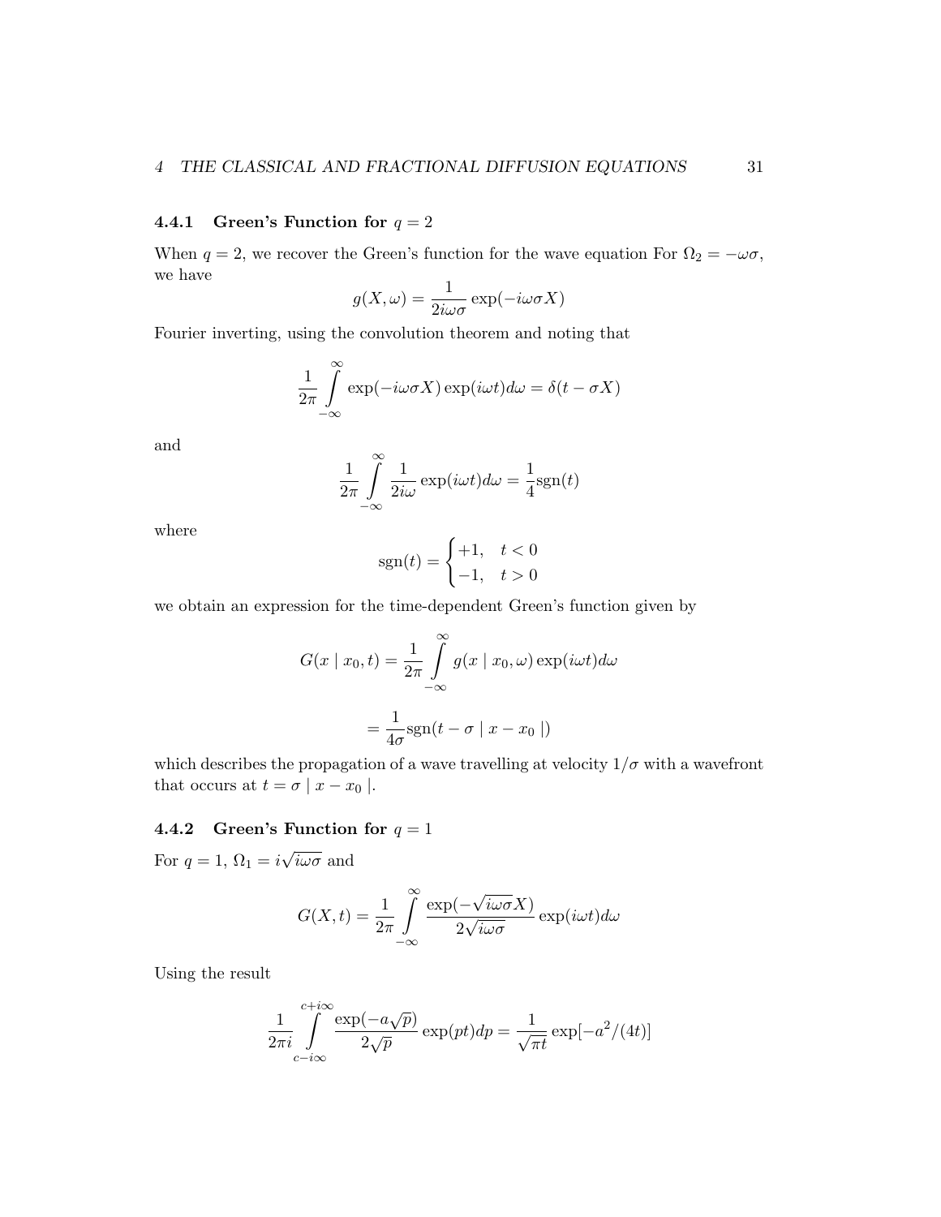#### 4.4.1 Green's Function for $q = 2$

When $q = 2$, we recover the Green's function for the wave equation For $\Omega_2 = -\omega\sigma$, we have

$$g(X, \omega) = \frac{1}{2i\omega\sigma} \exp(-i\omega\sigma X)$$

Fourier inverting, using the convolution theorem and noting that

$$\frac{1}{2\pi} \int_{-\infty}^{\infty} \exp(-i\omega\sigma X) \exp(i\omega t) d\omega = \delta(t - \sigma X)$$

and

$$\frac{1}{2\pi} \int_{-\infty}^{\infty} \frac{1}{2i\omega} \exp(i\omega t) d\omega = \frac{1}{4} \text{sgn}(t)$$

where

$$\text{sgn}(t) = \begin{cases} +1, & t < 0 \\ -1, & t > 0 \end{cases}$$

we obtain an expression for the time-dependent Green's function given by

$$G(x \mid x_0, t) = \frac{1}{2\pi} \int_{-\infty}^{\infty} g(x \mid x_0, \omega) \exp(i\omega t) d\omega$$

$$= \frac{1}{4\sigma} \text{sgn}(t - \sigma \mid x - x_0 \mid)$$

which describes the propagation of a wave travelling at velocity $1/\sigma$ with a wavefront that occurs at $t = \sigma \mid x - x_0 \mid$.

#### 4.4.2 Green's Function for $q = 1$

For $q = 1$, $\Omega_1 = i\sqrt{i\omega\sigma}$ and

$$G(X, t) = \frac{1}{2\pi} \int_{-\infty}^{\infty} \frac{\exp(-\sqrt{i\omega\sigma} X)}{2\sqrt{i\omega\sigma}} \exp(i\omega t) d\omega$$

Using the result

$$\frac{1}{2\pi i} \int_{c-i\infty}^{c+i\infty} \frac{\exp(-a\sqrt{p})}{2\sqrt{p}} \exp(pt) dp = \frac{1}{\sqrt{\pi t}} \exp[-a^2/(4t)]$$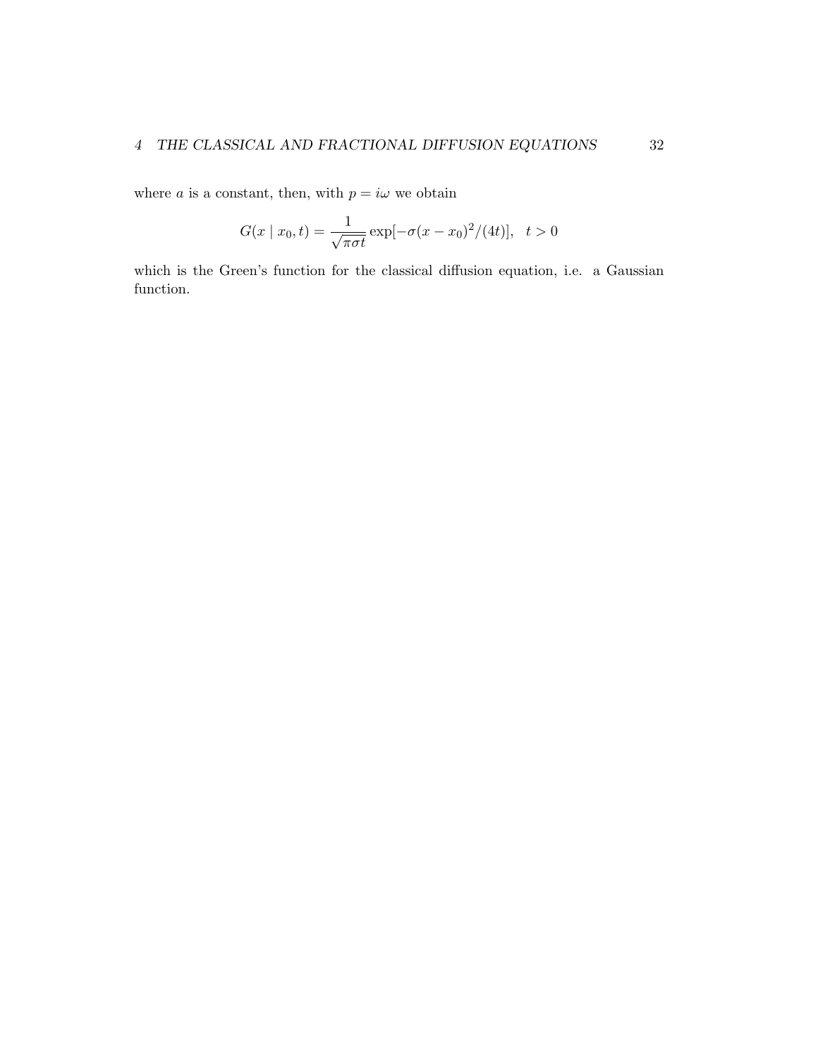where $a$ is a constant, then, with $p = i\omega$ we obtain

$$G(x \mid x_0, t) = \frac{1}{\sqrt{\pi \sigma t}} \exp[-\sigma (x - x_0)^2/(4t)], \quad t > 0$$

which is the Green's function for the classical diffusion equation, i.e. a Gaussian function.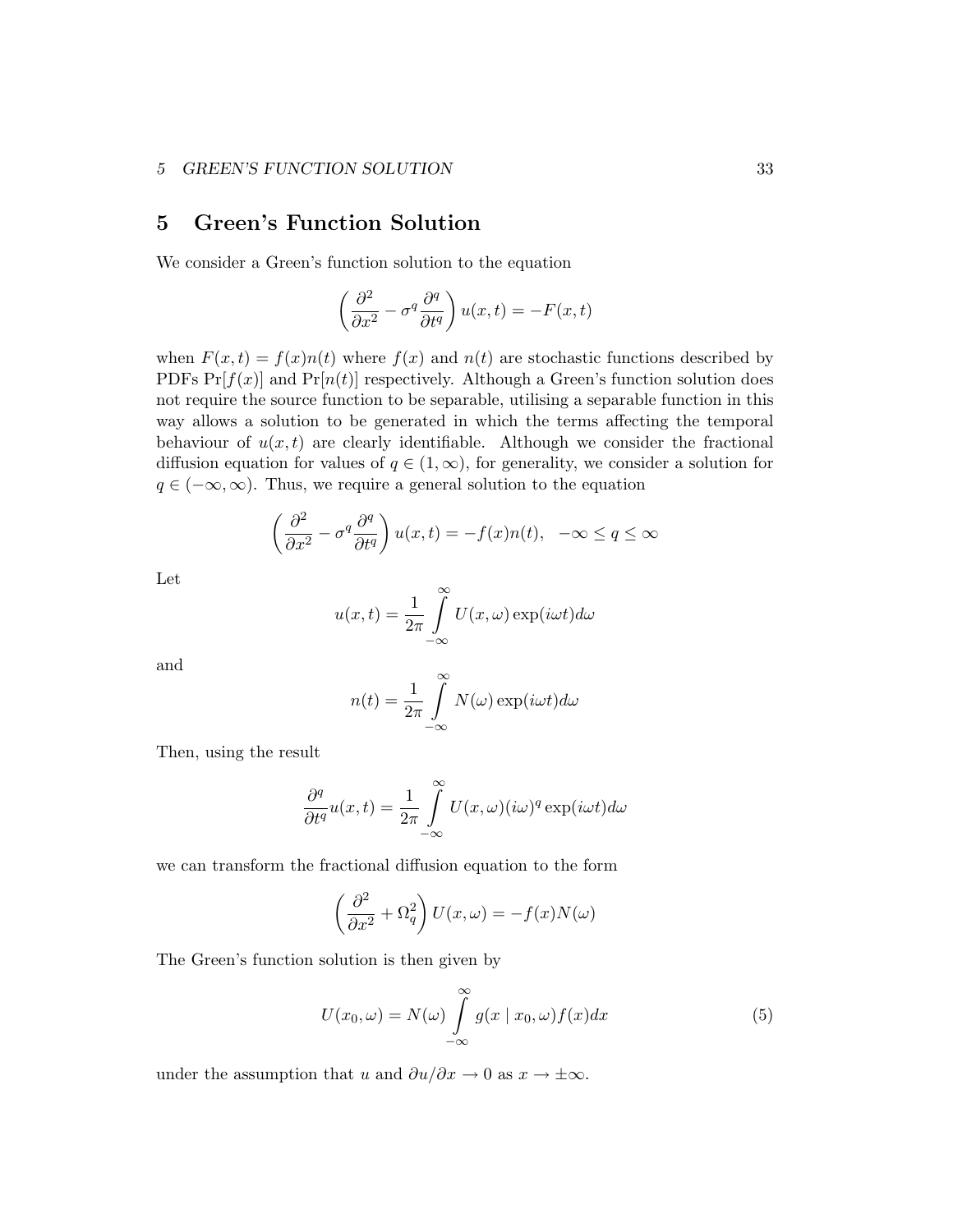# 5 Green's Function Solution

We consider a Green's function solution to the equation

$$\left(\frac{\partial^2}{\partial x^2} - \sigma^q \frac{\partial^q}{\partial t^q}\right) u(x,t) = -F(x,t)$$

when $F(x,t) = f(x)n(t)$ where $f(x)$ and $n(t)$ are stochastic functions described by PDFs $\Pr[f(x)]$ and $\Pr[n(t)]$ respectively. Although a Green's function solution does not require the source function to be separable, utilising a separable function in this way allows a solution to be generated in which the terms affecting the temporal behaviour of $u(x,t)$ are clearly identifiable. Although we consider the fractional diffusion equation for values of $q \in (1, \infty)$, for generality, we consider a solution for $q \in (-\infty, \infty)$. Thus, we require a general solution to the equation

$$\left(\frac{\partial^2}{\partial x^2} - \sigma^q \frac{\partial^q}{\partial t^q}\right) u(x,t) = -f(x)n(t), \quad -\infty \leq q \leq \infty$$

Let

$$u(x,t) = \frac{1}{2\pi} \int_{-\infty}^{\infty} U(x,\omega) \exp(i\omega t) d\omega$$

and

$$n(t) = \frac{1}{2\pi} \int_{-\infty}^{\infty} N(\omega) \exp(i\omega t) d\omega$$

Then, using the result

$$\frac{\partial^q}{\partial t^q} u(x,t) = \frac{1}{2\pi} \int_{-\infty}^{\infty} U(x,\omega)(i\omega)^q \exp(i\omega t) d\omega$$

we can transform the fractional diffusion equation to the form

$$\left(\frac{\partial^2}{\partial x^2} + \Omega_q^2\right) U(x,\omega) = -f(x)N(\omega)$$

The Green's function solution is then given by

$$U(x_0,\omega) = N(\omega) \int_{-\infty}^{\infty} g(x \mid x_0, \omega) f(x) dx \tag{5}$$

under the assumption that $u$ and $\partial u / \partial x \to 0$ as $x \to \pm\infty$.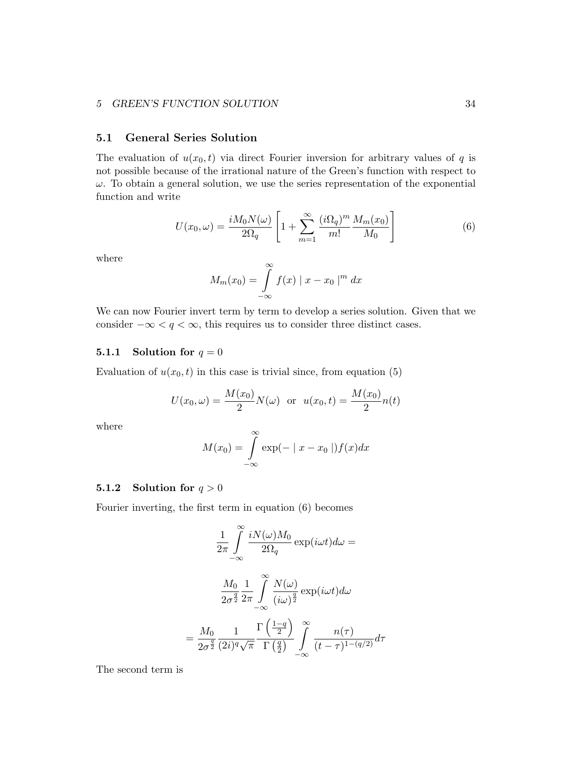## 5.1 General Series Solution

The evaluation of $u(x_0, t)$ via direct Fourier inversion for arbitrary values of $q$ is not possible because of the irrational nature of the Green's function with respect to $\omega$. To obtain a general solution, we use the series representation of the exponential function and write

$$U(x_0, \omega) = \frac{iM_0 N(\omega)}{2\Omega_q} \left[ 1 + \sum_{m=1}^{\infty} \frac{(i\Omega_q)^m}{m!} \frac{M_m(x_0)}{M_0} \right] \tag{6}$$

where

$$M_m(x_0) = \int_{-\infty}^{\infty} f(x) \mid x - x_0 \mid^m dx$$

We can now Fourier invert term by term to develop a series solution. Given that we consider $-\infty < q < \infty$, this requires us to consider three distinct cases.

### 5.1.1 Solution for $q = 0$

Evaluation of $u(x_0, t)$ in this case is trivial since, from equation (5)

$$U(x_0, \omega) = \frac{M(x_0)}{2} N(\omega) \quad \text{or} \quad u(x_0, t) = \frac{M(x_0)}{2} n(t)$$

where

$$M(x_0) = \int_{-\infty}^{\infty} \exp(- \mid x - x_0 \mid) f(x) dx$$

### 5.1.2 Solution for $q > 0$

Fourier inverting, the first term in equation (6) becomes

$$\frac{1}{2\pi} \int_{-\infty}^{\infty} \frac{iN(\omega) M_0}{2\Omega_q} \exp(i\omega t) d\omega =$$

$$\frac{M_0}{2\sigma^{\frac{q}{2}}} \frac{1}{2\pi} \int_{-\infty}^{\infty} \frac{N(\omega)}{(i\omega)^{\frac{q}{2}}} \exp(i\omega t) d\omega$$

$$= \frac{M_0}{2\sigma^{\frac{q}{2}}} \frac{1}{(2i)^q \sqrt{\pi}} \frac{\Gamma\left(\frac{1-q}{2}\right)}{\Gamma\left(\frac{q}{2}\right)} \int_{-\infty}^{\infty} \frac{n(\tau)}{(t-\tau)^{1-(q/2)}} d\tau$$

The second term is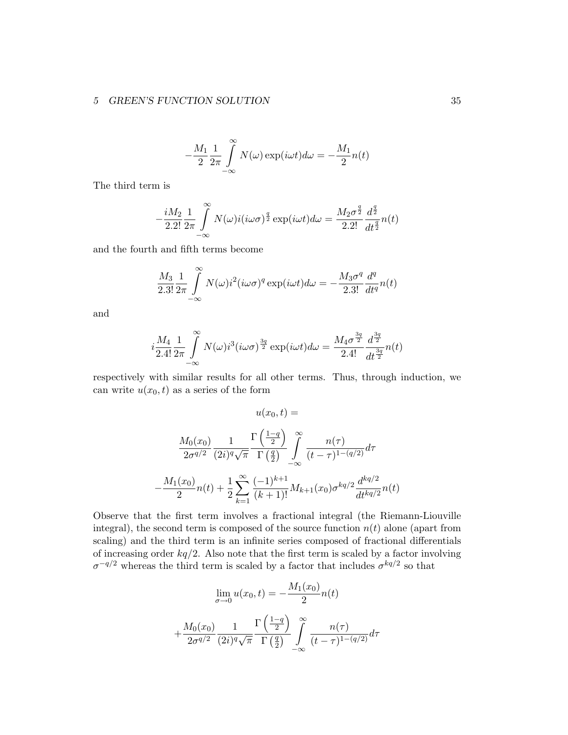$$-\frac{M_1}{2}\frac{1}{2\pi}\int_{-\infty}^{\infty} N(\omega)\exp(i\omega t)d\omega = -\frac{M_1}{2}n(t)$$

The third term is

$$-\frac{iM_2}{2.2!}\frac{1}{2\pi}\int_{-\infty}^{\infty} N(\omega)i(i\omega\sigma)^{\frac{q}{2}}\exp(i\omega t)d\omega = \frac{M_2\sigma^{\frac{q}{2}}}{2.2!}\frac{d^{\frac{q}{2}}}{dt^{\frac{q}{2}}}n(t)$$

and the fourth and fifth terms become

$$\frac{M_3}{2.3!}\frac{1}{2\pi}\int_{-\infty}^{\infty} N(\omega)i^2(i\omega\sigma)^{q}\exp(i\omega t)d\omega = -\frac{M_3\sigma^{q}}{2.3!}\frac{d^{q}}{dt^{q}}n(t)$$

and

$$i\frac{M_4}{2.4!}\frac{1}{2\pi}\int_{-\infty}^{\infty} N(\omega)i^3(i\omega\sigma)^{\frac{3q}{2}}\exp(i\omega t)d\omega = \frac{M_4\sigma^{\frac{3q}{2}}}{2.4!}\frac{d^{\frac{3q}{2}}}{dt^{\frac{3q}{2}}}n(t)$$

respectively with similar results for all other terms. Thus, through induction, we can write $u(x_0,t)$ as a series of the form

$$u(x_0,t) =$$

$$\frac{M_0(x_0)}{2\sigma^{q/2}}\frac{1}{(2i)^q\sqrt{\pi}}\frac{\Gamma\left(\frac{1-q}{2}\right)}{\Gamma\left(\frac{q}{2}\right)}\int_{-\infty}^{\infty}\frac{n(\tau)}{(t-\tau)^{1-(q/2)}}d\tau$$

$$-\frac{M_1(x_0)}{2}n(t) + \frac{1}{2}\sum_{k=1}^{\infty}\frac{(-1)^{k+1}}{(k+1)!}M_{k+1}(x_0)\sigma^{kq/2}\frac{d^{kq/2}}{dt^{kq/2}}n(t)$$

Observe that the first term involves a fractional integral (the Riemann-Liouville integral), the second term is composed of the source function $n(t)$ alone (apart from scaling) and the third term is an infinite series composed of fractional differentials of increasing order $kq/2$. Also note that the first term is scaled by a factor involving $\sigma^{-q/2}$ whereas the third term is scaled by a factor that includes $\sigma^{kq/2}$ so that

$$\lim_{\sigma\to 0} u(x_0,t) = -\frac{M_1(x_0)}{2}n(t)$$

$$+\frac{M_0(x_0)}{2\sigma^{q/2}}\frac{1}{(2i)^q\sqrt{\pi}}\frac{\Gamma\left(\frac{1-q}{2}\right)}{\Gamma\left(\frac{q}{2}\right)}\int_{-\infty}^{\infty}\frac{n(\tau)}{(t-\tau)^{1-(q/2)}}d\tau$$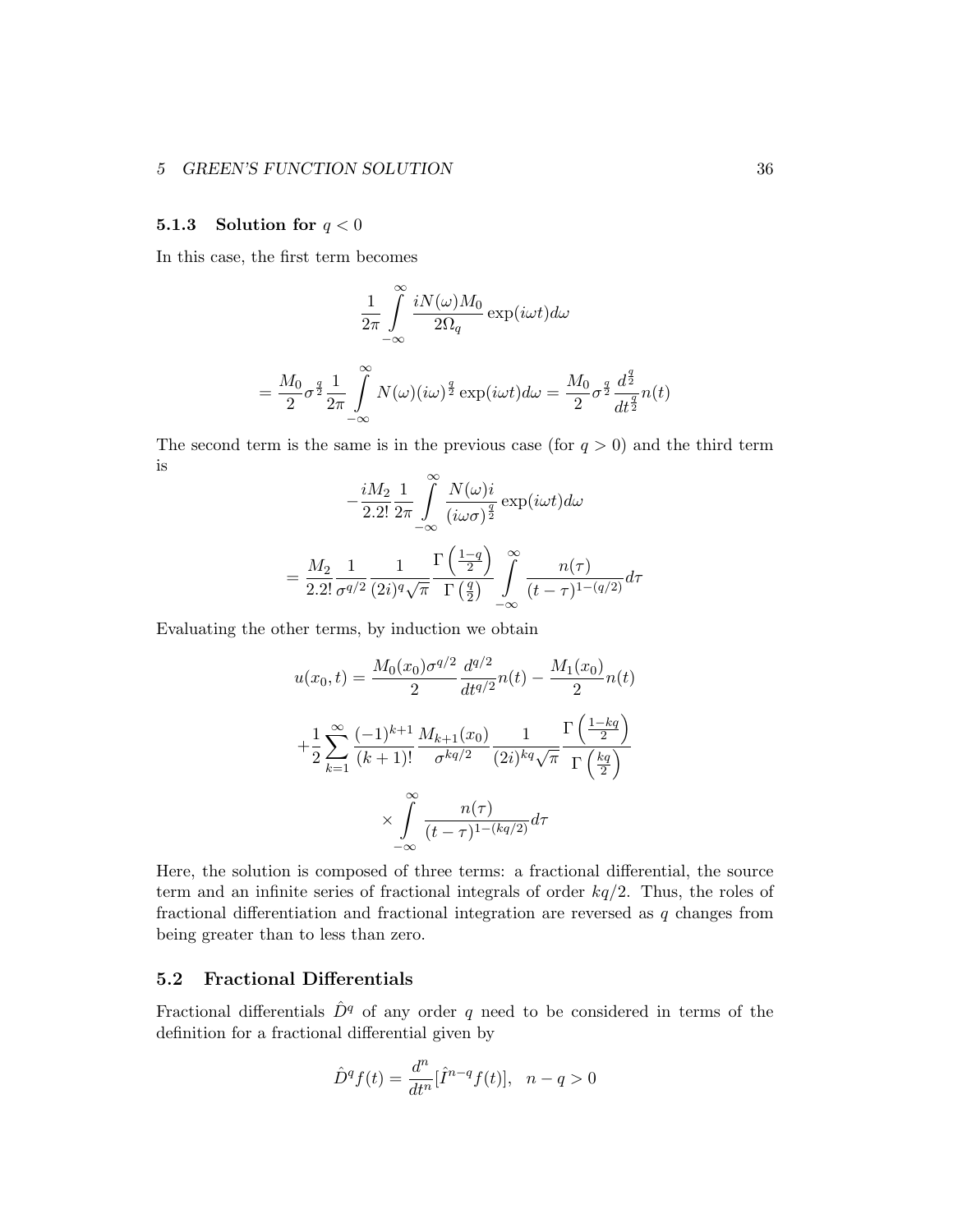### 5.1.3 Solution for $q < 0$

In this case, the first term becomes

$$\frac{1}{2\pi}\int_{-\infty}^{\infty}\frac{iN(\omega)M_0}{2\Omega_q}\exp(i\omega t)d\omega$$

$$= \frac{M_0}{2}\sigma^{\frac{q}{2}}\frac{1}{2\pi}\int_{-\infty}^{\infty}N(\omega)(i\omega)^{\frac{q}{2}}\exp(i\omega t)d\omega = \frac{M_0}{2}\sigma^{\frac{q}{2}}\frac{d^{\frac{q}{2}}}{dt^{\frac{q}{2}}}n(t)$$

The second term is the same is in the previous case (for $q > 0$) and the third term is

$$-\frac{iM_2}{2.2!}\frac{1}{2\pi}\int_{-\infty}^{\infty}\frac{N(\omega)i}{(i\omega\sigma)^{\frac{q}{2}}}\exp(i\omega t)d\omega$$

$$= \frac{M_2}{2.2!}\frac{1}{\sigma^{q/2}}\frac{1}{(2i)^q\sqrt{\pi}}\frac{\Gamma\left(\frac{1-q}{2}\right)}{\Gamma\left(\frac{q}{2}\right)}\int_{-\infty}^{\infty}\frac{n(\tau)}{(t-\tau)^{1-(q/2)}}d\tau$$

Evaluating the other terms, by induction we obtain

$$u(x_0,t) = \frac{M_0(x_0)\sigma^{q/2}}{2}\frac{d^{q/2}}{dt^{q/2}}n(t) - \frac{M_1(x_0)}{2}n(t)$$

$$+\frac{1}{2}\sum_{k=1}^{\infty}\frac{(-1)^{k+1}}{(k+1)!}\frac{M_{k+1}(x_0)}{\sigma^{kq/2}}\frac{1}{(2i)^{kq}\sqrt{\pi}}\frac{\Gamma\left(\frac{1-kq}{2}\right)}{\Gamma\left(\frac{kq}{2}\right)}$$

$$\times\int_{-\infty}^{\infty}\frac{n(\tau)}{(t-\tau)^{1-(kq/2)}}d\tau$$

Here, the solution is composed of three terms: a fractional differential, the source term and an infinite series of fractional integrals of order $kq/2$. Thus, the roles of fractional differentiation and fractional integration are reversed as $q$ changes from being greater than to less than zero.

## 5.2 Fractional Differentials

Fractional differentials $\hat{D}^q$ of any order $q$ need to be considered in terms of the definition for a fractional differential given by

$$\hat{D}^q f(t) = \frac{d^n}{dt^n}[\hat{I}^{n-q}f(t)], \quad n-q > 0$$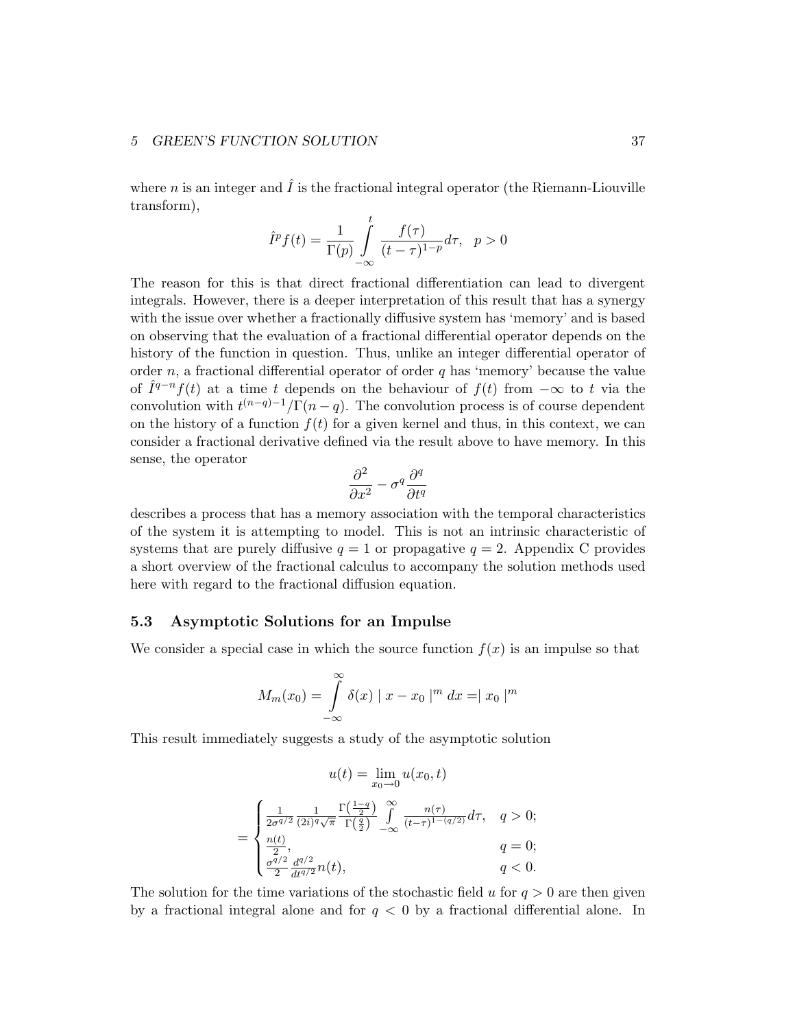where $n$ is an integer and $\hat{I}$ is the fractional integral operator (the Riemann-Liouville transform),

$$\hat{I}^p f(t) = \frac{1}{\Gamma(p)} \int_{-\infty}^{t} \frac{f(\tau)}{(t-\tau)^{1-p}} d\tau, \quad p > 0$$

The reason for this is that direct fractional differentiation can lead to divergent integrals. However, there is a deeper interpretation of this result that has a synergy with the issue over whether a fractionally diffusive system has 'memory' and is based on observing that the evaluation of a fractional differential operator depends on the history of the function in question. Thus, unlike an integer differential operator of order $n$, a fractional differential operator of order $q$ has 'memory' because the value of $\hat{I}^{q-n} f(t)$ at a time $t$ depends on the behaviour of $f(t)$ from $-\infty$ to $t$ via the convolution with $t^{(n-q)-1}/\Gamma(n-q)$. The convolution process is of course dependent on the history of a function $f(t)$ for a given kernel and thus, in this context, we can consider a fractional derivative defined via the result above to have memory. In this sense, the operator

$$\frac{\partial^2}{\partial x^2} - \sigma^q \frac{\partial^q}{\partial t^q}$$

describes a process that has a memory association with the temporal characteristics of the system it is attempting to model. This is not an intrinsic characteristic of systems that are purely diffusive $q = 1$ or propagative $q = 2$. Appendix C provides a short overview of the fractional calculus to accompany the solution methods used here with regard to the fractional diffusion equation.

### 5.3 Asymptotic Solutions for an Impulse

We consider a special case in which the source function $f(x)$ is an impulse so that

$$M_m(x_0) = \int_{-\infty}^{\infty} \delta(x) \mid x - x_0 \mid^m dx = \mid x_0 \mid^m$$

This result immediately suggests a study of the asymptotic solution

$$u(t) = \lim_{x_0 \to 0} u(x_0, t)$$

$$= \begin{cases} \frac{1}{2\sigma^{q/2}} \frac{1}{(2i)^q \sqrt{\pi}} \frac{\Gamma\left(\frac{1-q}{2}\right)}{\Gamma\left(\frac{q}{2}\right)} \int\limits_{-\infty}^{\infty} \frac{n(\tau)}{(t-\tau)^{1-(q/2)}} d\tau, & q > 0; \\ \frac{n(t)}{2}, & q = 0; \\ \frac{\sigma^{q/2}}{2} \frac{d^{q/2}}{dt^{q/2}} n(t), & q < 0. \end{cases}$$

The solution for the time variations of the stochastic field $u$ for $q > 0$ are then given by a fractional integral alone and for $q < 0$ by a fractional differential alone. In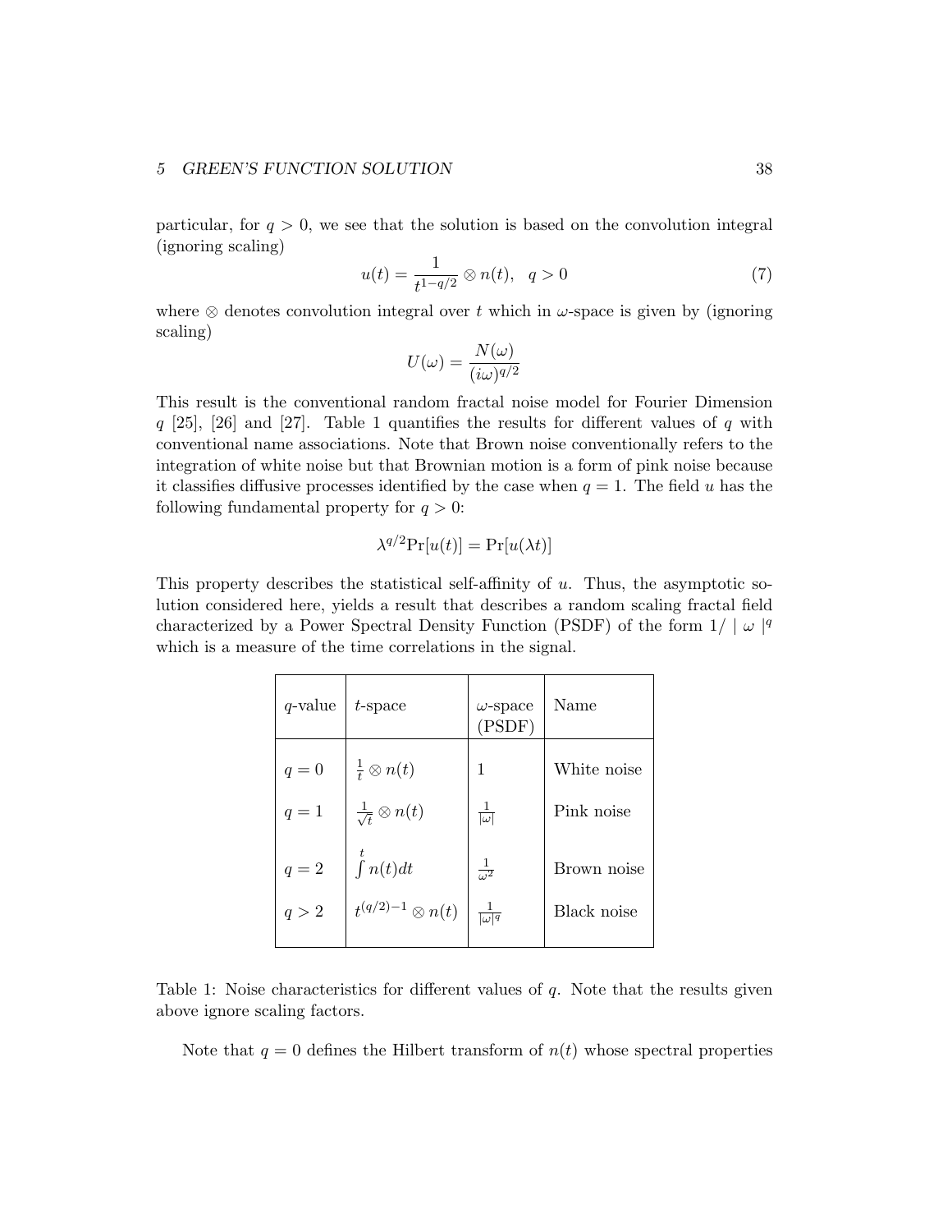particular, for $q > 0$, we see that the solution is based on the convolution integral (ignoring scaling)

$$u(t) = \frac{1}{t^{1-q/2}} \otimes n(t), \quad q > 0 \tag{7}$$

where $\otimes$ denotes convolution integral over $t$ which in $\omega$-space is given by (ignoring scaling)

$$U(\omega) = \frac{N(\omega)}{(i\omega)^{q/2}}$$

This result is the conventional random fractal noise model for Fourier Dimension $q$ [25], [26] and [27]. Table 1 quantifies the results for different values of $q$ with conventional name associations. Note that Brown noise conventionally refers to the integration of white noise but that Brownian motion is a form of pink noise because it classifies diffusive processes identified by the case when $q = 1$. The field $u$ has the following fundamental property for $q > 0$:

$$\lambda^{q/2}\text{Pr}[u(t)] = \text{Pr}[u(\lambda t)]$$

This property describes the statistical self-affinity of $u$. Thus, the asymptotic solution considered here, yields a result that describes a random scaling fractal field characterized by a Power Spectral Density Function (PSDF) of the form $1/\mid\omega\mid^q$ which is a measure of the time correlations in the signal.

| $q$-value | $t$-space | $\omega$-space (PSDF) | Name |
|---|---|---|---|
| $q = 0$ | $\frac{1}{t} \otimes n(t)$ | 1 | White noise |
| $q = 1$ | $\frac{1}{\sqrt{t}} \otimes n(t)$ | $\frac{1}{\lvert\omega\rvert}$ | Pink noise |
| $q = 2$ | $\int^{t} n(t)dt$ | $\frac{1}{\omega^2}$ | Brown noise |
| $q > 2$ | $t^{(q/2)-1} \otimes n(t)$ | $\frac{1}{\lvert\omega\rvert^q}$ | Black noise |

Table 1: Noise characteristics for different values of $q$. Note that the results given above ignore scaling factors.

Note that $q = 0$ defines the Hilbert transform of $n(t)$ whose spectral properties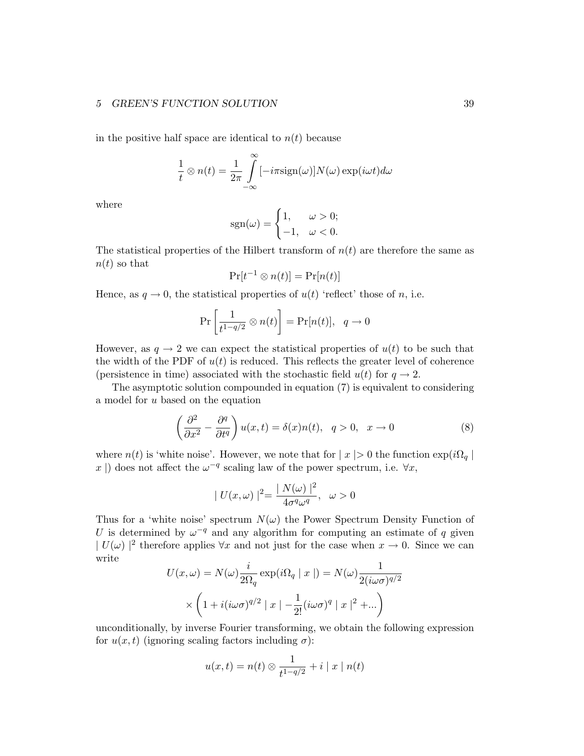in the positive half space are identical to $n(t)$ because

$$\frac{1}{t} \otimes n(t) = \frac{1}{2\pi} \int_{-\infty}^{\infty} [-i\pi \text{sign}(\omega)] N(\omega) \exp(i\omega t) d\omega$$

where

$$\text{sgn}(\omega) = \begin{cases} 1, & \omega > 0; \\ -1, & \omega < 0. \end{cases}$$

The statistical properties of the Hilbert transform of $n(t)$ are therefore the same as $n(t)$ so that

$$\Pr[t^{-1} \otimes n(t)] = \Pr[n(t)]$$

Hence, as $q \to 0$, the statistical properties of $u(t)$ 'reflect' those of $n$, i.e.

$$\Pr\left[\frac{1}{t^{1-q/2}} \otimes n(t)\right] = \Pr[n(t)], \quad q \to 0$$

However, as $q \to 2$ we can expect the statistical properties of $u(t)$ to be such that the width of the PDF of $u(t)$ is reduced. This reflects the greater level of coherence (persistence in time) associated with the stochastic field $u(t)$ for $q \to 2$.

The asymptotic solution compounded in equation (7) is equivalent to considering a model for $u$ based on the equation

$$\left(\frac{\partial^2}{\partial x^2} - \frac{\partial^q}{\partial t^q}\right) u(x,t) = \delta(x) n(t), \quad q > 0, \quad x \to 0 \tag{8}$$

where $n(t)$ is 'white noise'. However, we note that for $| x |> 0$ the function $\exp(i\Omega_q | x |)$ does not affect the $\omega^{-q}$ scaling law of the power spectrum, i.e. $\forall x$,

$$| U(x,\omega) |^2 = \frac{| N(\omega) |^2}{4\sigma^q \omega^q}, \quad \omega > 0$$

Thus for a 'white noise' spectrum $N(\omega)$ the Power Spectrum Density Function of $U$ is determined by $\omega^{-q}$ and any algorithm for computing an estimate of $q$ given $| U(\omega) |^2$ therefore applies $\forall x$ and not just for the case when $x \to 0$. Since we can write

$$U(x,\omega) = N(\omega) \frac{i}{2\Omega_q} \exp(i\Omega_q | x |) = N(\omega) \frac{1}{2(i\omega\sigma)^{q/2}}$$
$$\times \left(1 + i(i\omega\sigma)^{q/2} | x | - \frac{1}{2!}(i\omega\sigma)^q | x |^2 + ...\right)$$

unconditionally, by inverse Fourier transforming, we obtain the following expression for $u(x,t)$ (ignoring scaling factors including $\sigma$):

$$u(x,t) = n(t) \otimes \frac{1}{t^{1-q/2}} + i | x | n(t)$$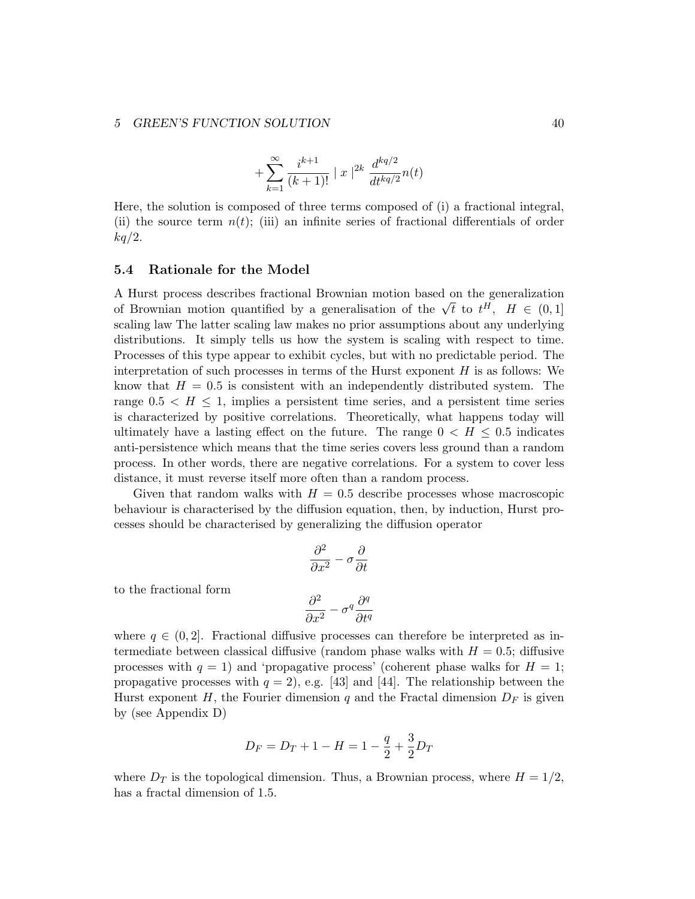$$+\sum_{k=1}^{\infty} \frac{i^{k+1}}{(k+1)!} \mid x \mid^{2k} \frac{d^{kq/2}}{dt^{kq/2}} n(t)$$

Here, the solution is composed of three terms composed of (i) a fractional integral, (ii) the source term $n(t)$; (iii) an infinite series of fractional differentials of order $kq/2$.

### 5.4 Rationale for the Model

A Hurst process describes fractional Brownian motion based on the generalization of Brownian motion quantified by a generalisation of the $\sqrt{t}$ to $t^H, \quad H \in (0,1]$ scaling law The latter scaling law makes no prior assumptions about any underlying distributions. It simply tells us how the system is scaling with respect to time. Processes of this type appear to exhibit cycles, but with no predictable period. The interpretation of such processes in terms of the Hurst exponent $H$ is as follows: We know that $H = 0.5$ is consistent with an independently distributed system. The range $0.5 < H \leq 1$, implies a persistent time series, and a persistent time series is characterized by positive correlations. Theoretically, what happens today will ultimately have a lasting effect on the future. The range $0 < H \leq 0.5$ indicates anti-persistence which means that the time series covers less ground than a random process. In other words, there are negative correlations. For a system to cover less distance, it must reverse itself more often than a random process.

Given that random walks with $H = 0.5$ describe processes whose macroscopic behaviour is characterised by the diffusion equation, then, by induction, Hurst processes should be characterised by generalizing the diffusion operator

$$\frac{\partial^2}{\partial x^2} - \sigma \frac{\partial}{\partial t}$$

to the fractional form

$$\frac{\partial^2}{\partial x^2} - \sigma^q \frac{\partial^q}{\partial t^q}$$

where $q \in (0,2]$. Fractional diffusive processes can therefore be interpreted as intermediate between classical diffusive (random phase walks with $H = 0.5$; diffusive processes with $q = 1$) and 'propagative process' (coherent phase walks for $H = 1$; propagative processes with $q = 2$), e.g. [43] and [44]. The relationship between the Hurst exponent $H$, the Fourier dimension $q$ and the Fractal dimension $D_F$ is given by (see Appendix D)

$$D_F = D_T + 1 - H = 1 - \frac{q}{2} + \frac{3}{2} D_T$$

where $D_T$ is the topological dimension. Thus, a Brownian process, where $H = 1/2$, has a fractal dimension of 1.5.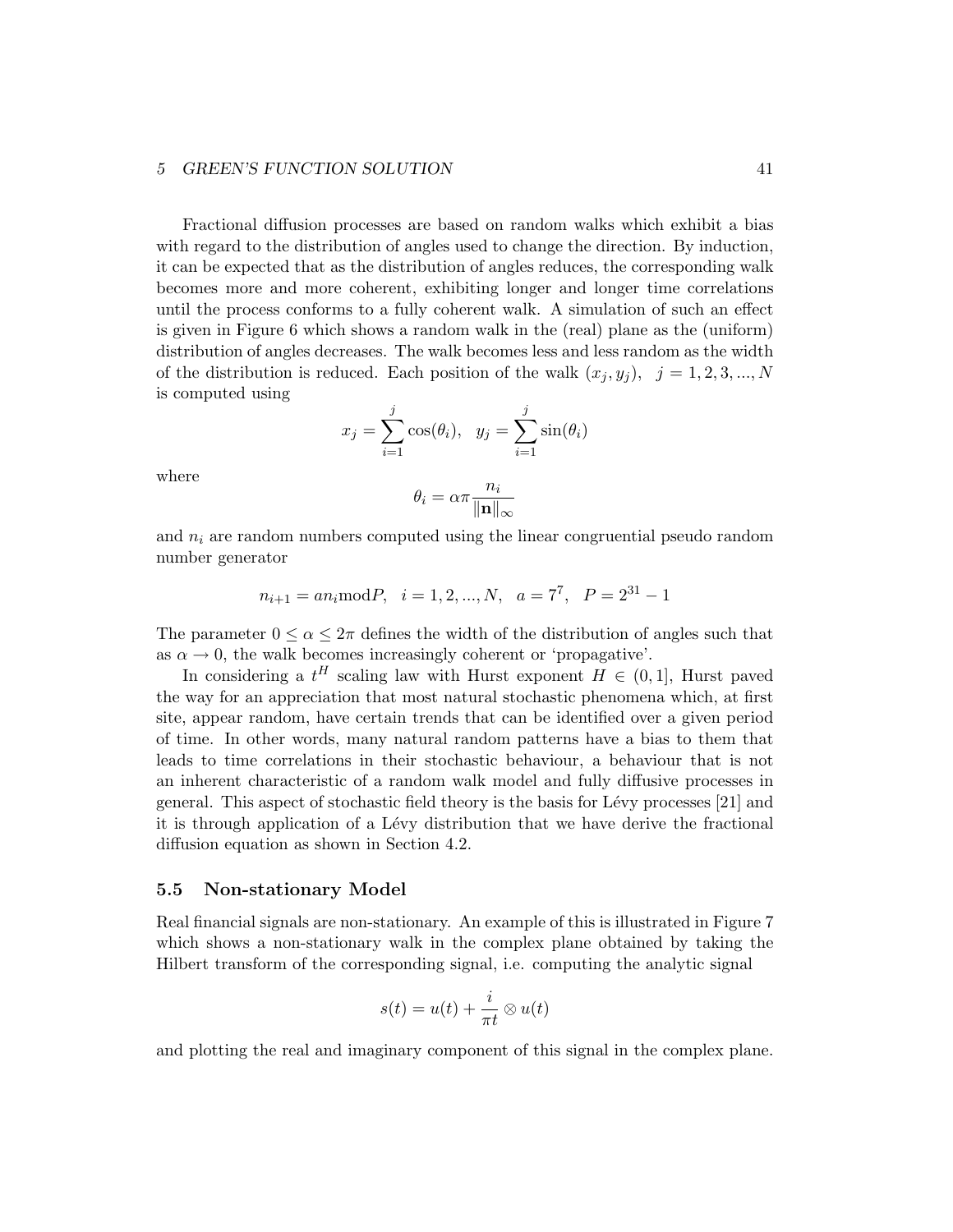Fractional diffusion processes are based on random walks which exhibit a bias with regard to the distribution of angles used to change the direction. By induction, it can be expected that as the distribution of angles reduces, the corresponding walk becomes more and more coherent, exhibiting longer and longer time correlations until the process conforms to a fully coherent walk. A simulation of such an effect is given in Figure 6 which shows a random walk in the (real) plane as the (uniform) distribution of angles decreases. The walk becomes less and less random as the width of the distribution is reduced. Each position of the walk $(x_j, y_j)$, $j = 1, 2, 3, ..., N$ is computed using

$$x_j = \sum_{i=1}^{j} \cos(\theta_i), \quad y_j = \sum_{i=1}^{j} \sin(\theta_i)$$

where

$$\theta_i = \alpha\pi \frac{n_i}{\|\mathbf{n}\|_\infty}$$

and $n_i$ are random numbers computed using the linear congruential pseudo random number generator

$$n_{i+1} = a n_i \text{mod} P, \quad i = 1, 2, ..., N, \quad a = 7^7, \quad P = 2^{31} - 1$$

The parameter $0 \leq \alpha \leq 2\pi$ defines the width of the distribution of angles such that as $\alpha \to 0$, the walk becomes increasingly coherent or 'propagative'.

In considering a $t^H$ scaling law with Hurst exponent $H \in (0, 1]$, Hurst paved the way for an appreciation that most natural stochastic phenomena which, at first site, appear random, have certain trends that can be identified over a given period of time. In other words, many natural random patterns have a bias to them that leads to time correlations in their stochastic behaviour, a behaviour that is not an inherent characteristic of a random walk model and fully diffusive processes in general. This aspect of stochastic field theory is the basis for Lévy processes [21] and it is through application of a Lévy distribution that we have derive the fractional diffusion equation as shown in Section 4.2.

### 5.5 Non-stationary Model

Real financial signals are non-stationary. An example of this is illustrated in Figure 7 which shows a non-stationary walk in the complex plane obtained by taking the Hilbert transform of the corresponding signal, i.e. computing the analytic signal

$$s(t) = u(t) + \frac{i}{\pi t} \otimes u(t)$$

and plotting the real and imaginary component of this signal in the complex plane.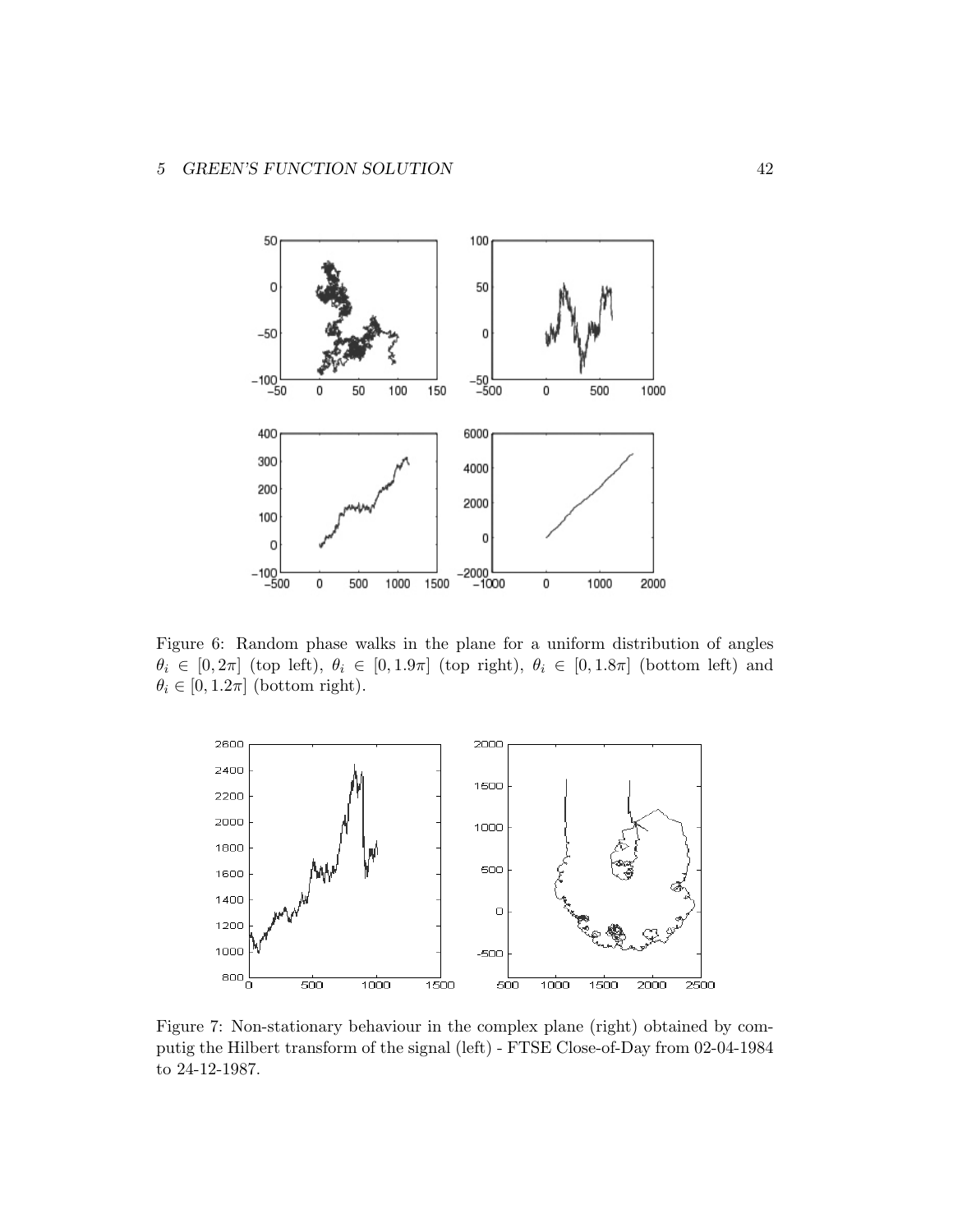50
0
−50
−100
−50 0 50 100 150

100
50
0
−50
−500 0 500 1000

400
300
200
100
0
−100
−500 0 500 1000 1500

6000
4000
2000
0
−2000
−1000 0 1000 2000

Figure 6: Random phase walks in the plane for a uniform distribution of angles $\theta_i \in [0, 2\pi]$ (top left), $\theta_i \in [0, 1.9\pi]$ (top right), $\theta_i \in [0, 1.8\pi]$ (bottom left) and $\theta_i \in [0, 1.2\pi]$ (bottom right).

2600
2400
2200
2000
1800
1600
1400
1200
1000
800
0 500 1000 1500

2000
1500
1000
500
0
-500
500 1000 1500 2000 2500

Figure 7: Non-stationary behaviour in the complex plane (right) obtained by computig the Hilbert transform of the signal (left) - FTSE Close-of-Day from 02-04-1984 to 24-12-1987.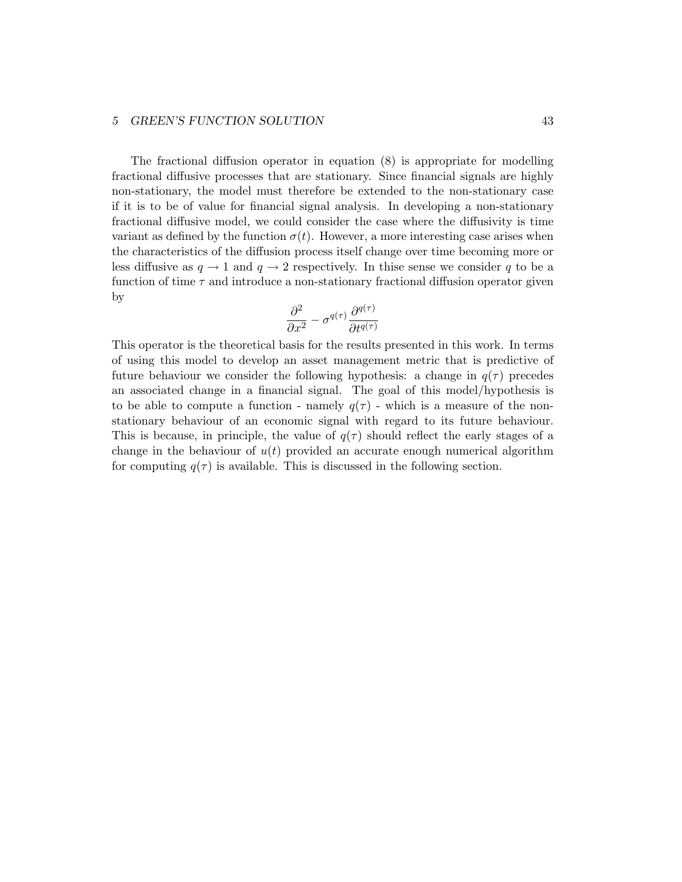The fractional diffusion operator in equation (8) is appropriate for modelling fractional diffusive processes that are stationary. Since financial signals are highly non-stationary, the model must therefore be extended to the non-stationary case if it is to be of value for financial signal analysis. In developing a non-stationary fractional diffusive model, we could consider the case where the diffusivity is time variant as defined by the function $\sigma(t)$. However, a more interesting case arises when the characteristics of the diffusion process itself change over time becoming more or less diffusive as $q \rightarrow 1$ and $q \rightarrow 2$ respectively. In thise sense we consider $q$ to be a function of time $\tau$ and introduce a non-stationary fractional diffusion operator given by

$$\frac{\partial^2}{\partial x^2} - \sigma^{q(\tau)} \frac{\partial^{q(\tau)}}{\partial t^{q(\tau)}}$$

This operator is the theoretical basis for the results presented in this work. In terms of using this model to develop an asset management metric that is predictive of future behaviour we consider the following hypothesis: a change in $q(\tau)$ precedes an associated change in a financial signal. The goal of this model/hypothesis is to be able to compute a function - namely $q(\tau)$ - which is a measure of the non-stationary behaviour of an economic signal with regard to its future behaviour. This is because, in principle, the value of $q(\tau)$ should reflect the early stages of a change in the behaviour of $u(t)$ provided an accurate enough numerical algorithm for computing $q(\tau)$ is available. This is discussed in the following section.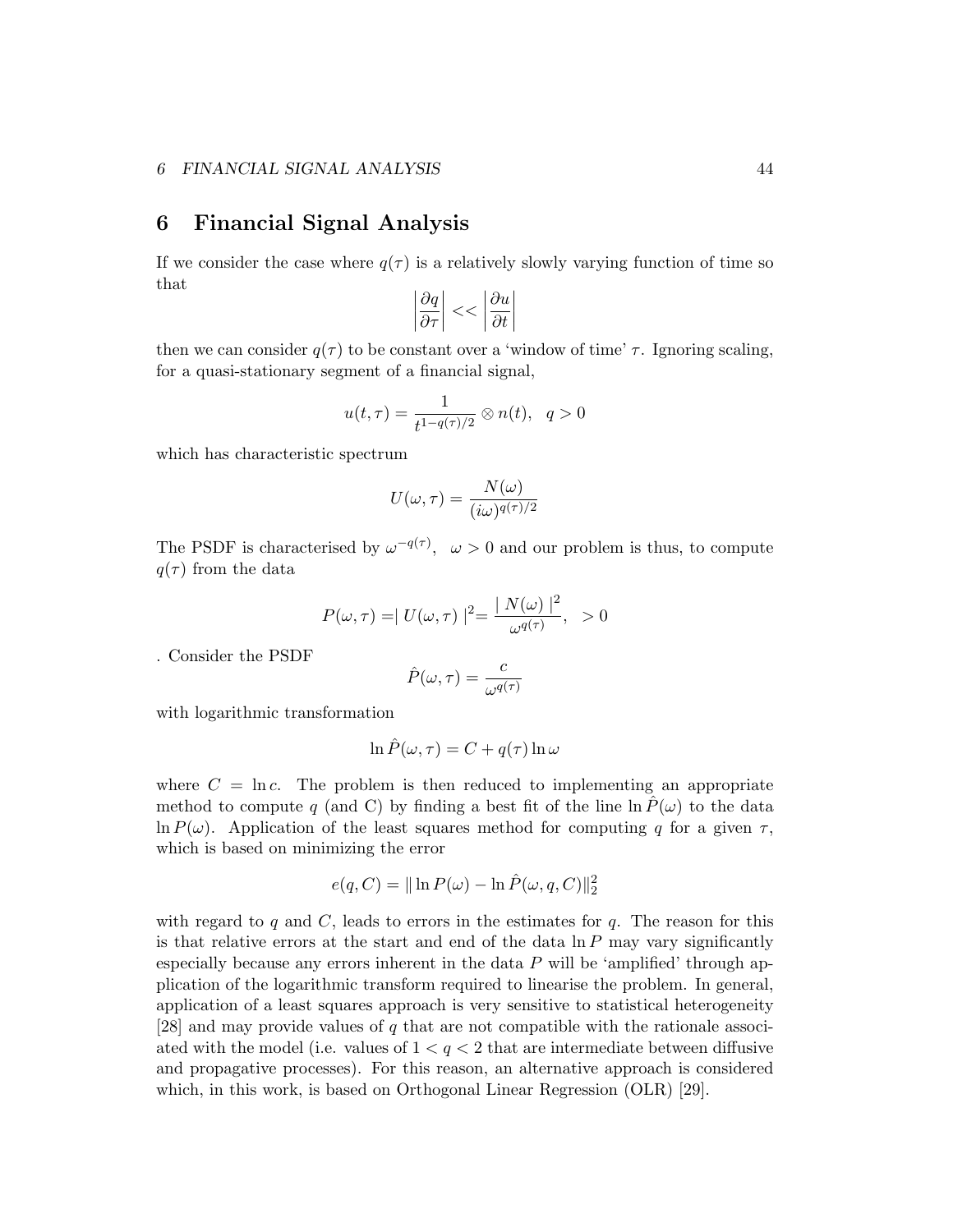# 6 Financial Signal Analysis

If we consider the case where $q(\tau)$ is a relatively slowly varying function of time so that

$$\left|\frac{\partial q}{\partial \tau}\right| << \left|\frac{\partial u}{\partial t}\right|$$

then we can consider $q(\tau)$ to be constant over a 'window of time' $\tau$. Ignoring scaling, for a quasi-stationary segment of a financial signal,

$$u(t,\tau) = \frac{1}{t^{1-q(\tau)/2}} \otimes n(t), \quad q > 0$$

which has characteristic spectrum

$$U(\omega,\tau) = \frac{N(\omega)}{(i\omega)^{q(\tau)/2}}$$

The PSDF is characterised by $\omega^{-q(\tau)}, \ \ \omega > 0$ and our problem is thus, to compute $q(\tau)$ from the data

$$P(\omega,\tau) = \mid U(\omega,\tau) \mid^2 = \frac{\mid N(\omega) \mid^2}{\omega^{q(\tau)}}, \ \ > 0$$

. Consider the PSDF

$$\hat{P}(\omega,\tau) = \frac{c}{\omega^{q(\tau)}}$$

with logarithmic transformation

$$\ln \hat{P}(\omega,\tau) = C + q(\tau) \ln \omega$$

where $C = \ln c$. The problem is then reduced to implementing an appropriate method to compute $q$ (and C) by finding a best fit of the line $\ln \hat{P}(\omega)$ to the data $\ln P(\omega)$. Application of the least squares method for computing $q$ for a given $\tau$, which is based on minimizing the error

$$e(q,C) = \| \ln P(\omega) - \ln \hat{P}(\omega,q,C)\|_2^2$$

with regard to $q$ and $C$, leads to errors in the estimates for $q$. The reason for this is that relative errors at the start and end of the data $\ln P$ may vary significantly especially because any errors inherent in the data $P$ will be 'amplified' through application of the logarithmic transform required to linearise the problem. In general, application of a least squares approach is very sensitive to statistical heterogeneity [28] and may provide values of $q$ that are not compatible with the rationale associated with the model (i.e. values of $1 < q < 2$ that are intermediate between diffusive and propagative processes). For this reason, an alternative approach is considered which, in this work, is based on Orthogonal Linear Regression (OLR) [29].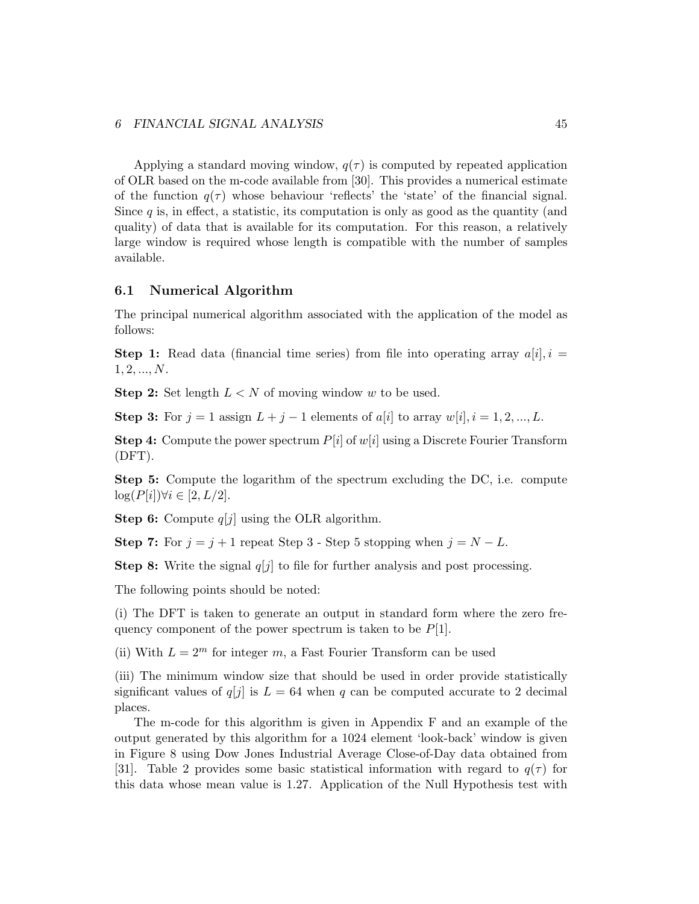Applying a standard moving window, $q(\tau)$ is computed by repeated application of OLR based on the m-code available from [30]. This provides a numerical estimate of the function $q(\tau)$ whose behaviour 'reflects' the 'state' of the financial signal. Since $q$ is, in effect, a statistic, its computation is only as good as the quantity (and quality) of data that is available for its computation. For this reason, a relatively large window is required whose length is compatible with the number of samples available.

## 6.1 Numerical Algorithm

The principal numerical algorithm associated with the application of the model as follows:

**Step 1:** Read data (financial time series) from file into operating array $a[i], i = 1, 2, ..., N$.

**Step 2:** Set length $L < N$ of moving window $w$ to be used.

**Step 3:** For $j = 1$ assign $L + j - 1$ elements of $a[i]$ to array $w[i], i = 1, 2, ..., L$.

**Step 4:** Compute the power spectrum $P[i]$ of $w[i]$ using a Discrete Fourier Transform (DFT).

**Step 5:** Compute the logarithm of the spectrum excluding the DC, i.e. compute $\log(P[i]) \forall i \in [2, L/2]$.

**Step 6:** Compute $q[j]$ using the OLR algorithm.

**Step 7:** For $j = j + 1$ repeat Step 3 - Step 5 stopping when $j = N - L$.

**Step 8:** Write the signal $q[j]$ to file for further analysis and post processing.

The following points should be noted:

(i) The DFT is taken to generate an output in standard form where the zero frequency component of the power spectrum is taken to be $P[1]$.

(ii) With $L = 2^m$ for integer $m$, a Fast Fourier Transform can be used

(iii) The minimum window size that should be used in order provide statistically significant values of $q[j]$ is $L = 64$ when $q$ can be computed accurate to 2 decimal places.

The m-code for this algorithm is given in Appendix F and an example of the output generated by this algorithm for a 1024 element 'look-back' window is given in Figure 8 using Dow Jones Industrial Average Close-of-Day data obtained from [31]. Table 2 provides some basic statistical information with regard to $q(\tau)$ for this data whose mean value is 1.27. Application of the Null Hypothesis test with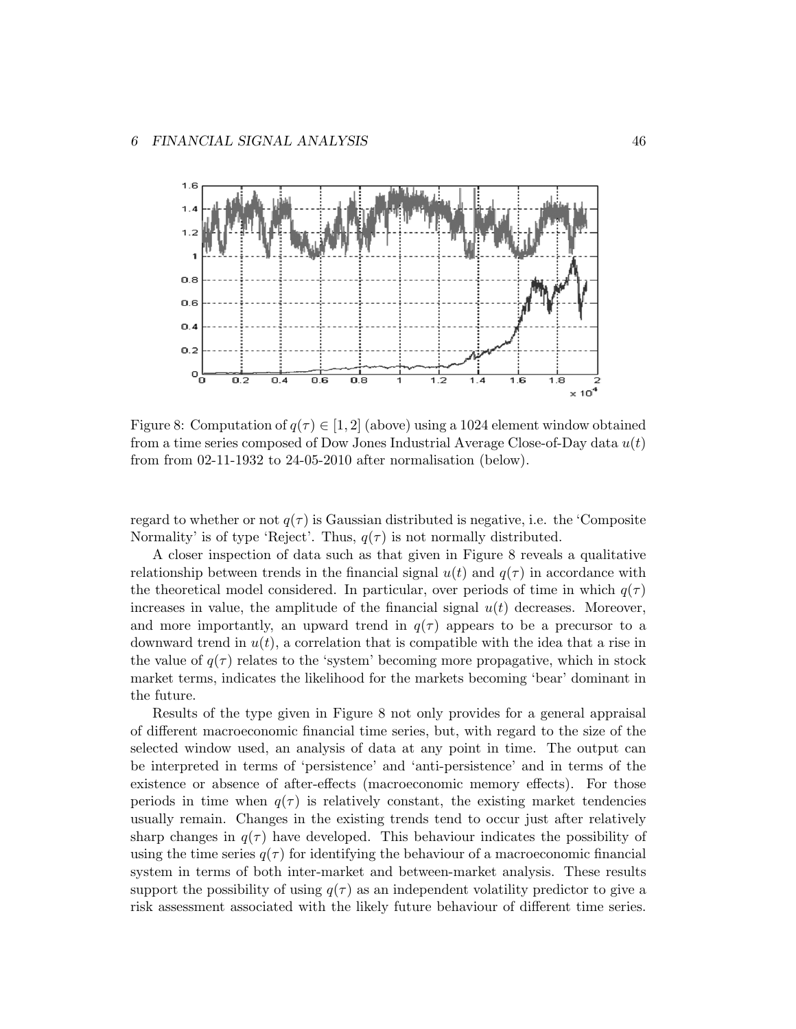1.6
1.4
1.2
1
0.8
0.6
0.4
0.2
0
0 0.2 0.4 0.6 0.8 1 1.2 1.4 1.6 1.8 2
x 10^4

Figure 8: Computation of $q(\tau) \in [1, 2]$ (above) using a 1024 element window obtained from a time series composed of Dow Jones Industrial Average Close-of-Day data $u(t)$ from from 02-11-1932 to 24-05-2010 after normalisation (below).

regard to whether or not $q(\tau)$ is Gaussian distributed is negative, i.e. the 'Composite Normality' is of type 'Reject'. Thus, $q(\tau)$ is not normally distributed.

A closer inspection of data such as that given in Figure 8 reveals a qualitative relationship between trends in the financial signal $u(t)$ and $q(\tau)$ in accordance with the theoretical model considered. In particular, over periods of time in which $q(\tau)$ increases in value, the amplitude of the financial signal $u(t)$ decreases. Moreover, and more importantly, an upward trend in $q(\tau)$ appears to be a precursor to a downward trend in $u(t)$, a correlation that is compatible with the idea that a rise in the value of $q(\tau)$ relates to the 'system' becoming more propagative, which in stock market terms, indicates the likelihood for the markets becoming 'bear' dominant in the future.

Results of the type given in Figure 8 not only provides for a general appraisal of different macroeconomic financial time series, but, with regard to the size of the selected window used, an analysis of data at any point in time. The output can be interpreted in terms of 'persistence' and 'anti-persistence' and in terms of the existence or absence of after-effects (macroeconomic memory effects). For those periods in time when $q(\tau)$ is relatively constant, the existing market tendencies usually remain. Changes in the existing trends tend to occur just after relatively sharp changes in $q(\tau)$ have developed. This behaviour indicates the possibility of using the time series $q(\tau)$ for identifying the behaviour of a macroeconomic financial system in terms of both inter-market and between-market analysis. These results support the possibility of using $q(\tau)$ as an independent volatility predictor to give a risk assessment associated with the likely future behaviour of different time series.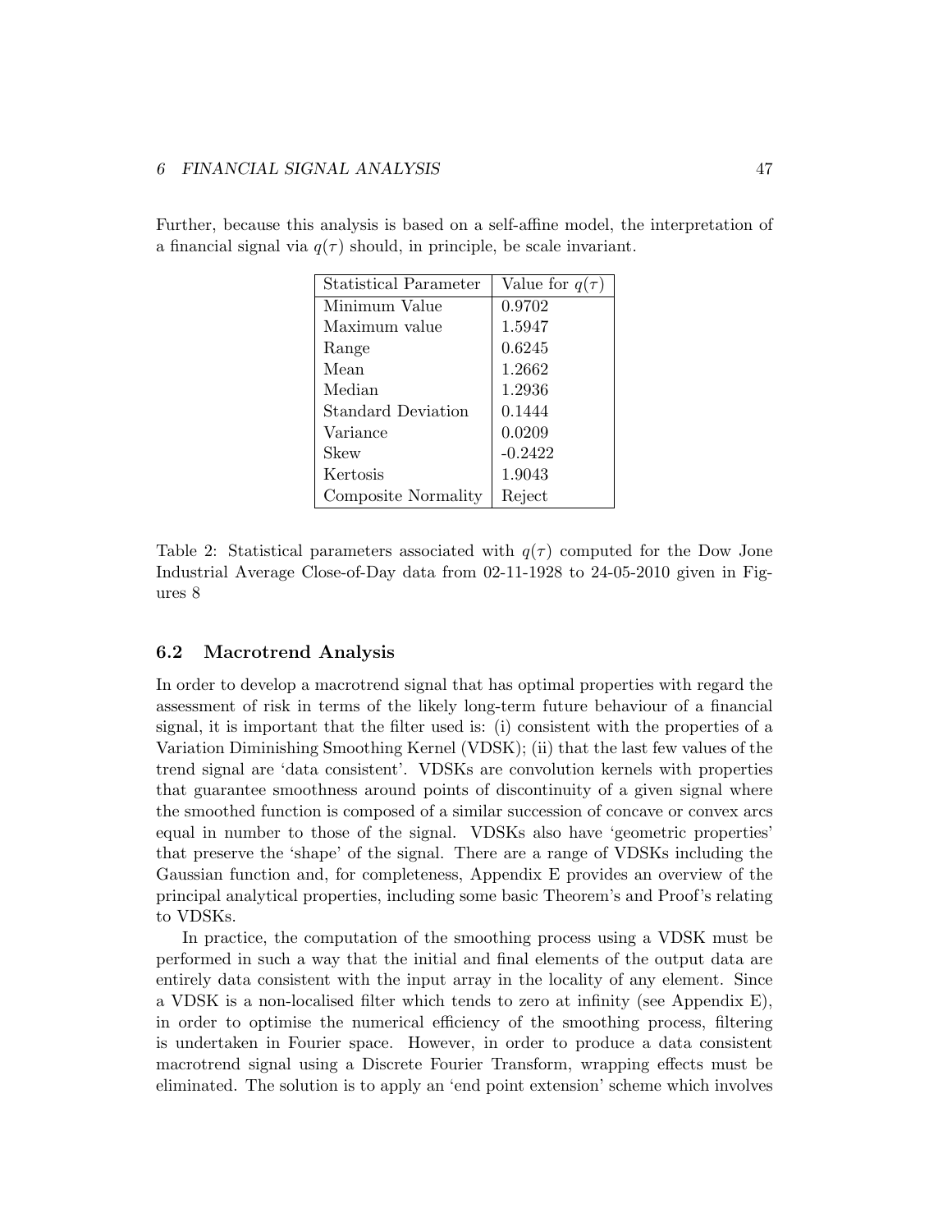Further, because this analysis is based on a self-affine model, the interpretation of a financial signal via $q(\tau)$ should, in principle, be scale invariant.

| Statistical Parameter | Value for $q(\tau)$ |
|---|---|
| Minimum Value | 0.9702 |
| Maximum value | 1.5947 |
| Range | 0.6245 |
| Mean | 1.2662 |
| Median | 1.2936 |
| Standard Deviation | 0.1444 |
| Variance | 0.0209 |
| Skew | -0.2422 |
| Kertosis | 1.9043 |
| Composite Normality | Reject |

Table 2: Statistical parameters associated with $q(\tau)$ computed for the Dow Jone Industrial Average Close-of-Day data from 02-11-1928 to 24-05-2010 given in Figures 8

## 6.2 Macrotrend Analysis

In order to develop a macrotrend signal that has optimal properties with regard the assessment of risk in terms of the likely long-term future behaviour of a financial signal, it is important that the filter used is: (i) consistent with the properties of a Variation Diminishing Smoothing Kernel (VDSK); (ii) that the last few values of the trend signal are 'data consistent'. VDSKs are convolution kernels with properties that guarantee smoothness around points of discontinuity of a given signal where the smoothed function is composed of a similar succession of concave or convex arcs equal in number to those of the signal. VDSKs also have 'geometric properties' that preserve the 'shape' of the signal. There are a range of VDSKs including the Gaussian function and, for completeness, Appendix E provides an overview of the principal analytical properties, including some basic Theorem's and Proof's relating to VDSKs.

In practice, the computation of the smoothing process using a VDSK must be performed in such a way that the initial and final elements of the output data are entirely data consistent with the input array in the locality of any element. Since a VDSK is a non-localised filter which tends to zero at infinity (see Appendix E), in order to optimise the numerical efficiency of the smoothing process, filtering is undertaken in Fourier space. However, in order to produce a data consistent macrotrend signal using a Discrete Fourier Transform, wrapping effects must be eliminated. The solution is to apply an 'end point extension' scheme which involves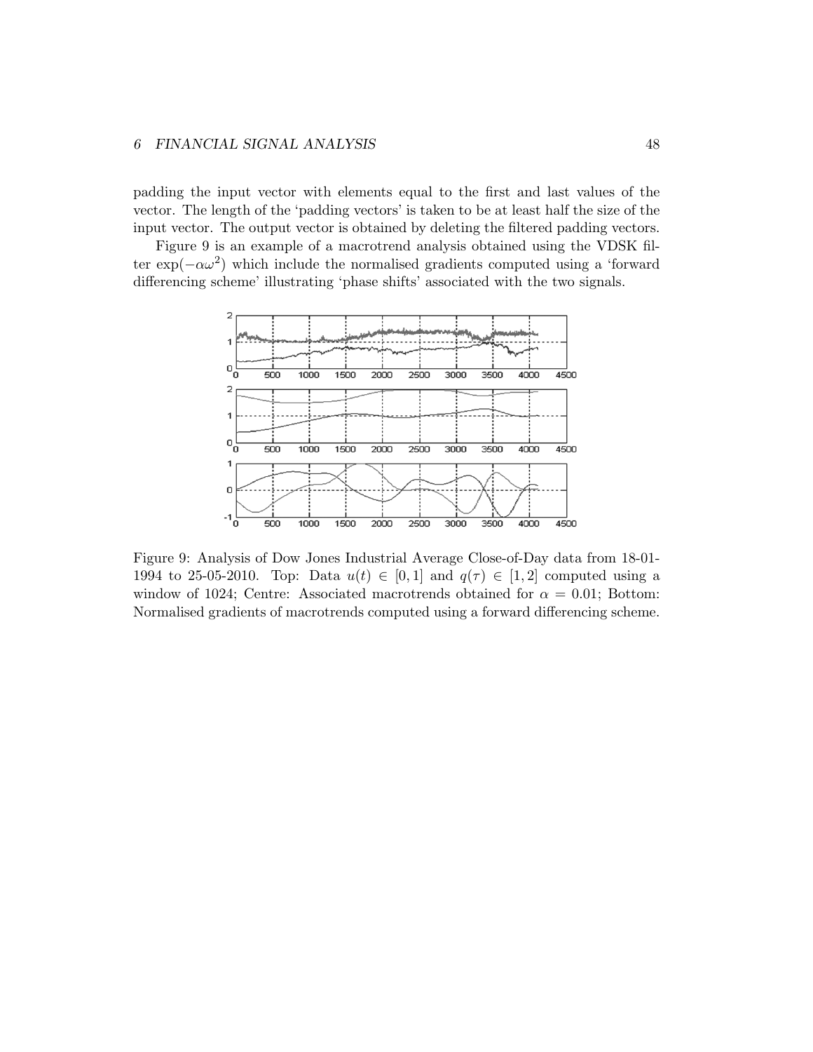padding the input vector with elements equal to the first and last values of the vector. The length of the 'padding vectors' is taken to be at least half the size of the input vector. The output vector is obtained by deleting the filtered padding vectors.

Figure 9 is an example of a macrotrend analysis obtained using the VDSK filter $\exp(-\alpha\omega^2)$ which include the normalised gradients computed using a 'forward differencing scheme' illustrating 'phase shifts' associated with the two signals.

2
1
0
0 500 1000 1500 2000 2500 3000 3500 4000 4500
2
1
0
0 500 1000 1500 2000 2500 3000 3500 4000 4500
1
0
-1
0 500 1000 1500 2000 2500 3000 3500 4000 4500

Figure 9: Analysis of Dow Jones Industrial Average Close-of-Day data from 18-01-1994 to 25-05-2010. Top: Data $u(t) \in [0, 1]$ and $q(\tau) \in [1, 2]$ computed using a window of 1024; Centre: Associated macrotrends obtained for $\alpha = 0.01$; Bottom: Normalised gradients of macrotrends computed using a forward differencing scheme.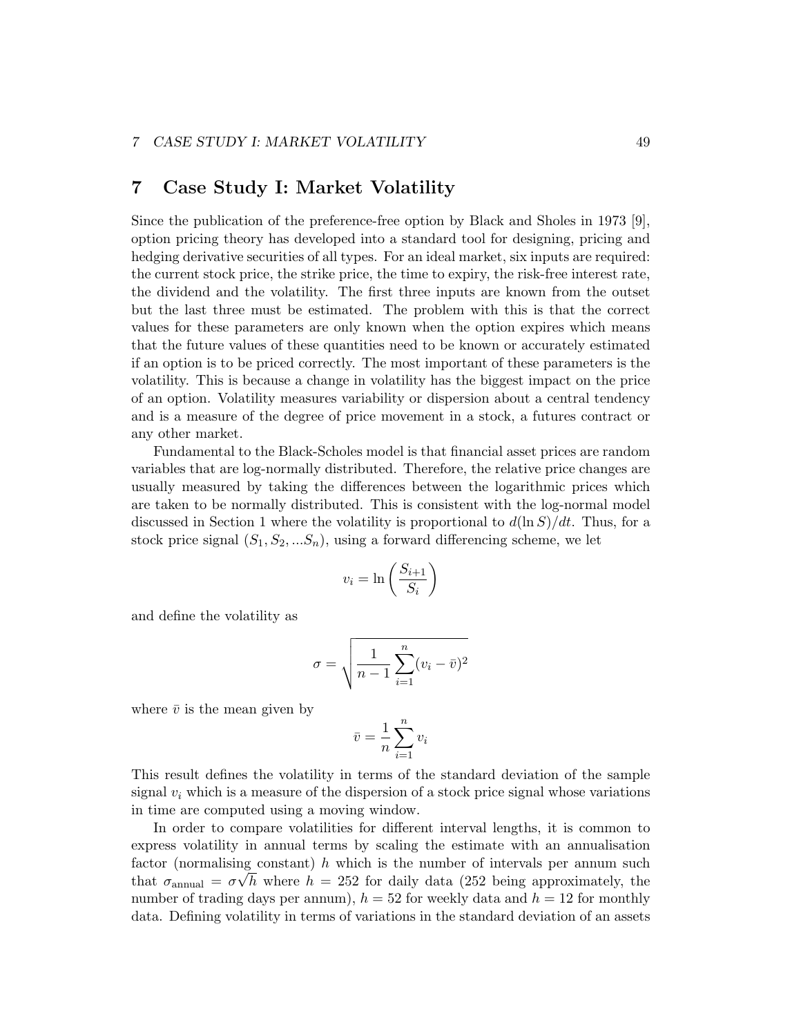# 7 Case Study I: Market Volatility

Since the publication of the preference-free option by Black and Sholes in 1973 [9], option pricing theory has developed into a standard tool for designing, pricing and hedging derivative securities of all types. For an ideal market, six inputs are required: the current stock price, the strike price, the time to expiry, the risk-free interest rate, the dividend and the volatility. The first three inputs are known from the outset but the last three must be estimated. The problem with this is that the correct values for these parameters are only known when the option expires which means that the future values of these quantities need to be known or accurately estimated if an option is to be priced correctly. The most important of these parameters is the volatility. This is because a change in volatility has the biggest impact on the price of an option. Volatility measures variability or dispersion about a central tendency and is a measure of the degree of price movement in a stock, a futures contract or any other market.

Fundamental to the Black-Scholes model is that financial asset prices are random variables that are log-normally distributed. Therefore, the relative price changes are usually measured by taking the differences between the logarithmic prices which are taken to be normally distributed. This is consistent with the log-normal model discussed in Section 1 where the volatility is proportional to $d(\ln S)/dt$. Thus, for a stock price signal $(S_1, S_2, ...S_n)$, using a forward differencing scheme, we let

$$v_i = \ln\left(\frac{S_{i+1}}{S_i}\right)$$

and define the volatility as

$$\sigma = \sqrt{\frac{1}{n-1}\sum_{i=1}^{n}(v_i - \bar{v})^2}$$

where $\bar{v}$ is the mean given by

$$\bar{v} = \frac{1}{n}\sum_{i=1}^{n} v_i$$

This result defines the volatility in terms of the standard deviation of the sample signal $v_i$ which is a measure of the dispersion of a stock price signal whose variations in time are computed using a moving window.

In order to compare volatilities for different interval lengths, it is common to express volatility in annual terms by scaling the estimate with an annualisation factor (normalising constant) $h$ which is the number of intervals per annum such that $\sigma_{\text{annual}} = \sigma\sqrt{h}$ where $h = 252$ for daily data (252 being approximately, the number of trading days per annum), $h = 52$ for weekly data and $h = 12$ for monthly data. Defining volatility in terms of variations in the standard deviation of an assets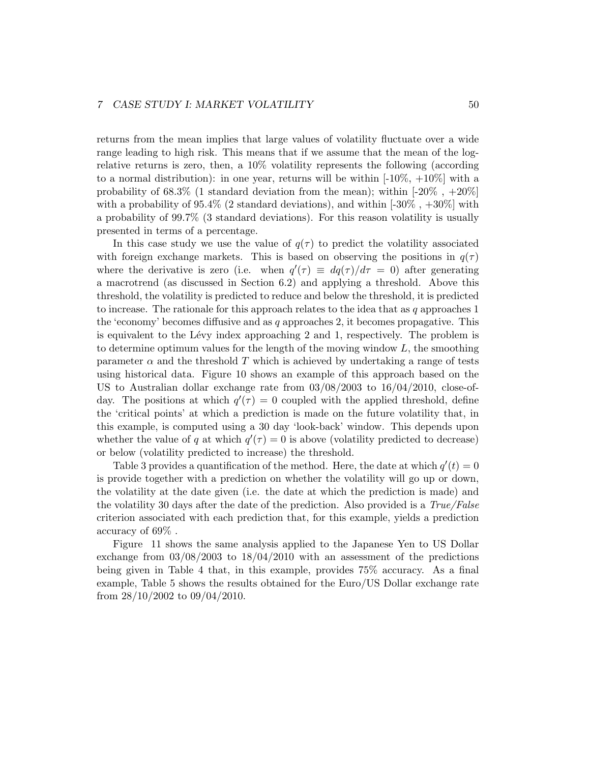returns from the mean implies that large values of volatility fluctuate over a wide range leading to high risk. This means that if we assume that the mean of the log-relative returns is zero, then, a 10% volatility represents the following (according to a normal distribution): in one year, returns will be within [-10%, +10%] with a probability of 68.3% (1 standard deviation from the mean); within [-20% , +20%] with a probability of 95.4% (2 standard deviations), and within [-30% , +30%] with a probability of 99.7% (3 standard deviations). For this reason volatility is usually presented in terms of a percentage.

In this case study we use the value of $q(\tau)$ to predict the volatility associated with foreign exchange markets. This is based on observing the positions in $q(\tau)$ where the derivative is zero (i.e. when $q'(\tau) \equiv dq(\tau)/d\tau = 0$) after generating a macrotrend (as discussed in Section 6.2) and applying a threshold. Above this threshold, the volatility is predicted to reduce and below the threshold, it is predicted to increase. The rationale for this approach relates to the idea that as $q$ approaches 1 the 'economy' becomes diffusive and as $q$ approaches 2, it becomes propagative. This is equivalent to the Lévy index approaching 2 and 1, respectively. The problem is to determine optimum values for the length of the moving window $L$, the smoothing parameter $\alpha$ and the threshold $T$ which is achieved by undertaking a range of tests using historical data. Figure 10 shows an example of this approach based on the US to Australian dollar exchange rate from 03/08/2003 to 16/04/2010, close-of-day. The positions at which $q'(\tau) = 0$ coupled with the applied threshold, define the 'critical points' at which a prediction is made on the future volatility that, in this example, is computed using a 30 day 'look-back' window. This depends upon whether the value of $q$ at which $q'(\tau) = 0$ is above (volatility predicted to decrease) or below (volatility predicted to increase) the threshold.

Table 3 provides a quantification of the method. Here, the date at which $q'(t) = 0$ is provide together with a prediction on whether the volatility will go up or down, the volatility at the date given (i.e. the date at which the prediction is made) and the volatility 30 days after the date of the prediction. Also provided is a *True/False* criterion associated with each prediction that, for this example, yields a prediction accuracy of 69% .

Figure 11 shows the same analysis applied to the Japanese Yen to US Dollar exchange from 03/08/2003 to 18/04/2010 with an assessment of the predictions being given in Table 4 that, in this example, provides 75% accuracy. As a final example, Table 5 shows the results obtained for the Euro/US Dollar exchange rate from 28/10/2002 to 09/04/2010.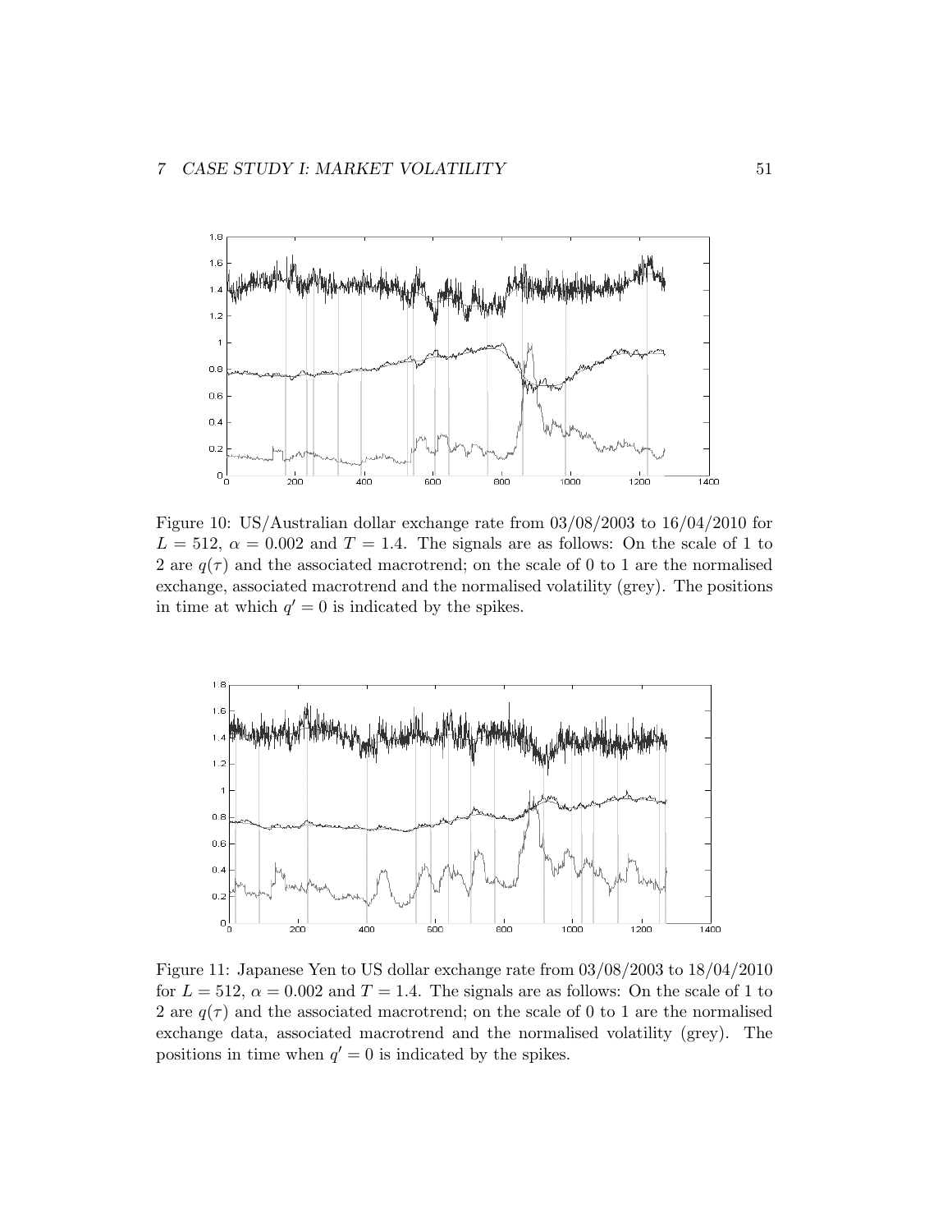1.8
1.6
1.4
1.2
1
0.8
0.6
0.4
0.2
0
0
200
400
600
800
1000
1200
1400

Figure 10: US/Australian dollar exchange rate from 03/08/2003 to 16/04/2010 for $L = 512$, $\alpha = 0.002$ and $T = 1.4$. The signals are as follows: On the scale of 1 to 2 are $q(\tau)$ and the associated macrotrend; on the scale of 0 to 1 are the normalised exchange, associated macrotrend and the normalised volatility (grey). The positions in time at which $q' = 0$ is indicated by the spikes.

1.8
1.6
1.4
1.2
1
0.8
0.6
0.4
0.2
0
0
200
400
600
800
1000
1200
1400

Figure 11: Japanese Yen to US dollar exchange rate from 03/08/2003 to 18/04/2010 for $L = 512$, $\alpha = 0.002$ and $T = 1.4$. The signals are as follows: On the scale of 1 to 2 are $q(\tau)$ and the associated macrotrend; on the scale of 0 to 1 are the normalised exchange data, associated macrotrend and the normalised volatility (grey). The positions in time when $q' = 0$ is indicated by the spikes.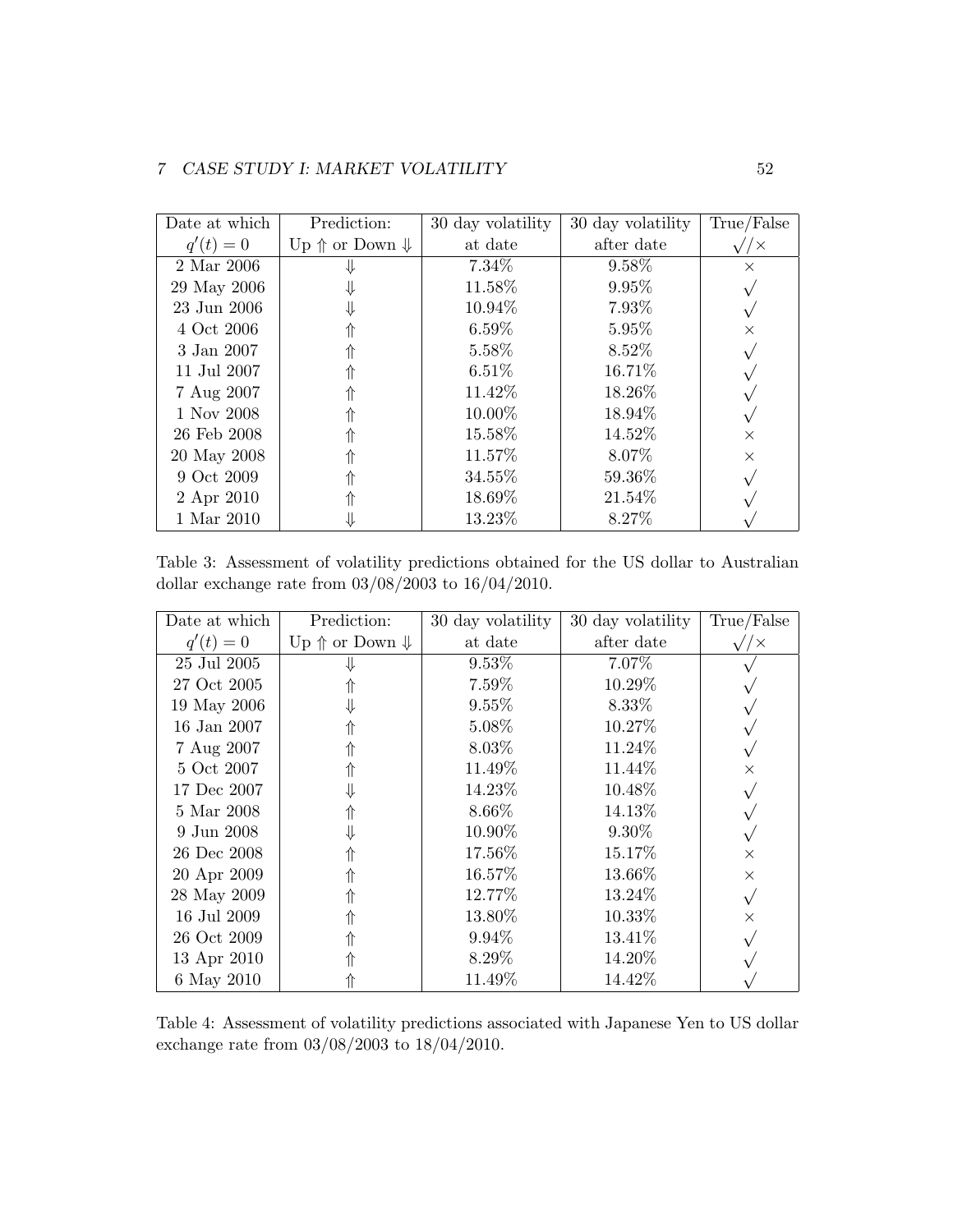| Date at which $q'(t) = 0$ | Prediction: Up $\Uparrow$ or Down $\Downarrow$ | 30 day volatility at date | 30 day volatility after date | True/False $\surd/\times$ |
|---|---|---|---|---|
| 2 Mar 2006 | $\Downarrow$ | 7.34% | 9.58% | $\times$ |
| 29 May 2006 | $\Downarrow$ | 11.58% | 9.95% | $\surd$ |
| 23 Jun 2006 | $\Downarrow$ | 10.94% | 7.93% | $\surd$ |
| 4 Oct 2006 | $\Uparrow$ | 6.59% | 5.95% | $\times$ |
| 3 Jan 2007 | $\Uparrow$ | 5.58% | 8.52% | $\surd$ |
| 11 Jul 2007 | $\Uparrow$ | 6.51% | 16.71% | $\surd$ |
| 7 Aug 2007 | $\Uparrow$ | 11.42% | 18.26% | $\surd$ |
| 1 Nov 2008 | $\Uparrow$ | 10.00% | 18.94% | $\surd$ |
| 26 Feb 2008 | $\Uparrow$ | 15.58% | 14.52% | $\times$ |
| 20 May 2008 | $\Uparrow$ | 11.57% | 8.07% | $\times$ |
| 9 Oct 2009 | $\Uparrow$ | 34.55% | 59.36% | $\surd$ |
| 2 Apr 2010 | $\Uparrow$ | 18.69% | 21.54% | $\surd$ |
| 1 Mar 2010 | $\Downarrow$ | 13.23% | 8.27% | $\surd$ |

Table 3: Assessment of volatility predictions obtained for the US dollar to Australian dollar exchange rate from 03/08/2003 to 16/04/2010.

| Date at which $q'(t) = 0$ | Prediction: Up $\Uparrow$ or Down $\Downarrow$ | 30 day volatility at date | 30 day volatility after date | True/False $\surd/\times$ |
|---|---|---|---|---|
| 25 Jul 2005 | $\Downarrow$ | 9.53% | 7.07% | $\surd$ |
| 27 Oct 2005 | $\Uparrow$ | 7.59% | 10.29% | $\surd$ |
| 19 May 2006 | $\Downarrow$ | 9.55% | 8.33% | $\surd$ |
| 16 Jan 2007 | $\Uparrow$ | 5.08% | 10.27% | $\surd$ |
| 7 Aug 2007 | $\Uparrow$ | 8.03% | 11.24% | $\surd$ |
| 5 Oct 2007 | $\Uparrow$ | 11.49% | 11.44% | $\times$ |
| 17 Dec 2007 | $\Downarrow$ | 14.23% | 10.48% | $\surd$ |
| 5 Mar 2008 | $\Uparrow$ | 8.66% | 14.13% | $\surd$ |
| 9 Jun 2008 | $\Downarrow$ | 10.90% | 9.30% | $\surd$ |
| 26 Dec 2008 | $\Uparrow$ | 17.56% | 15.17% | $\times$ |
| 20 Apr 2009 | $\Uparrow$ | 16.57% | 13.66% | $\times$ |
| 28 May 2009 | $\Uparrow$ | 12.77% | 13.24% | $\surd$ |
| 16 Jul 2009 | $\Uparrow$ | 13.80% | 10.33% | $\times$ |
| 26 Oct 2009 | $\Uparrow$ | 9.94% | 13.41% | $\surd$ |
| 13 Apr 2010 | $\Uparrow$ | 8.29% | 14.20% | $\surd$ |
| 6 May 2010 | $\Uparrow$ | 11.49% | 14.42% | $\surd$ |

Table 4: Assessment of volatility predictions associated with Japanese Yen to US dollar exchange rate from 03/08/2003 to 18/04/2010.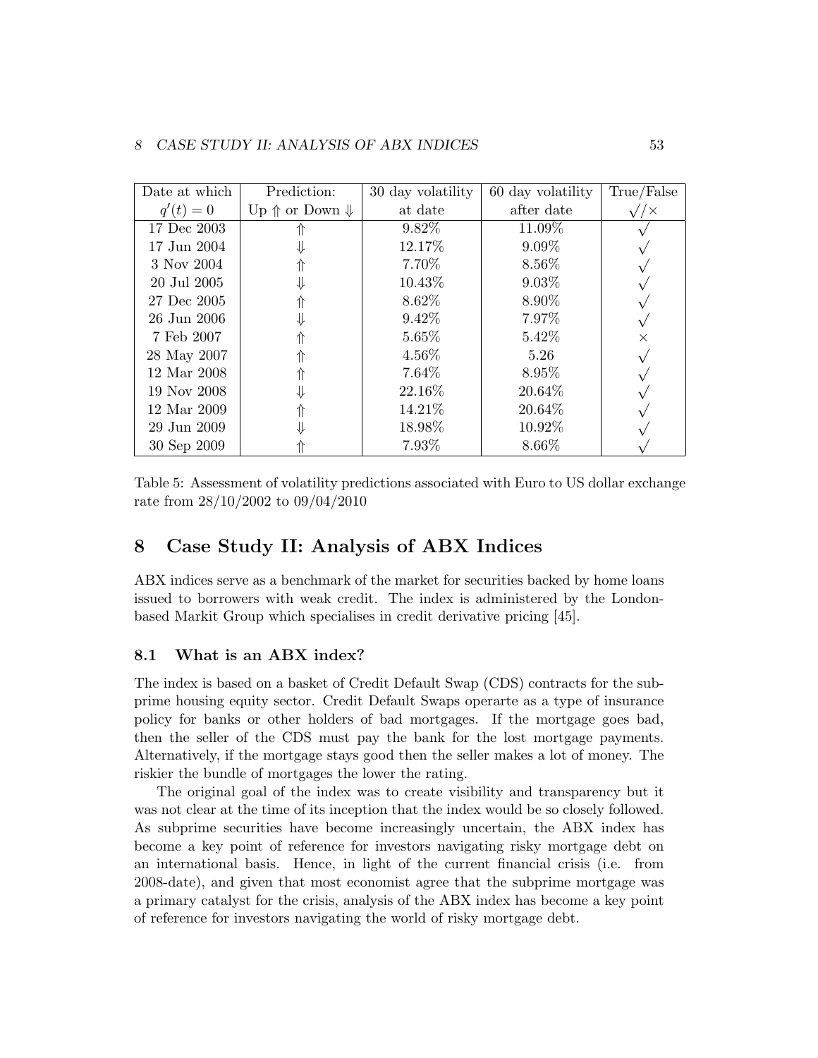| Date at which $q'(t) = 0$ | Prediction: Up ⇑ or Down ⇓ | 30 day volatility at date | 60 day volatility after date | True/False √/× |
|---|---|---|---|---|
| 17 Dec 2003 | ⇑ | 9.82% | 11.09% | √ |
| 17 Jun 2004 | ⇓ | 12.17% | 9.09% | √ |
| 3 Nov 2004 | ⇑ | 7.70% | 8.56% | √ |
| 20 Jul 2005 | ⇓ | 10.43% | 9.03% | √ |
| 27 Dec 2005 | ⇑ | 8.62% | 8.90% | √ |
| 26 Jun 2006 | ⇓ | 9.42% | 7.97% | √ |
| 7 Feb 2007 | ⇑ | 5.65% | 5.42% | × |
| 28 May 2007 | ⇑ | 4.56% | 5.26 | √ |
| 12 Mar 2008 | ⇑ | 7.64% | 8.95% | √ |
| 19 Nov 2008 | ⇓ | 22.16% | 20.64% | √ |
| 12 Mar 2009 | ⇑ | 14.21% | 20.64% | √ |
| 29 Jun 2009 | ⇓ | 18.98% | 10.92% | √ |
| 30 Sep 2009 | ⇑ | 7.93% | 8.66% | √ |

Table 5: Assessment of volatility predictions associated with Euro to US dollar exchange rate from 28/10/2002 to 09/04/2010

## 8 Case Study II: Analysis of ABX Indices

ABX indices serve as a benchmark of the market for securities backed by home loans issued to borrowers with weak credit. The index is administered by the London-based Markit Group which specialises in credit derivative pricing [45].

### 8.1 What is an ABX index?

The index is based on a basket of Credit Default Swap (CDS) contracts for the subprime housing equity sector. Credit Default Swaps operarte as a type of insurance policy for banks or other holders of bad mortgages. If the mortgage goes bad, then the seller of the CDS must pay the bank for the lost mortgage payments. Alternatively, if the mortgage stays good then the seller makes a lot of money. The riskier the bundle of mortgages the lower the rating.

The original goal of the index was to create visibility and transparency but it was not clear at the time of its inception that the index would be so closely followed. As subprime securities have become increasingly uncertain, the ABX index has become a key point of reference for investors navigating risky mortgage debt on an international basis. Hence, in light of the current financial crisis (i.e. from 2008-date), and given that most economist agree that the subprime mortgage was a primary catalyst for the crisis, analysis of the ABX index has become a key point of reference for investors navigating the world of risky mortgage debt.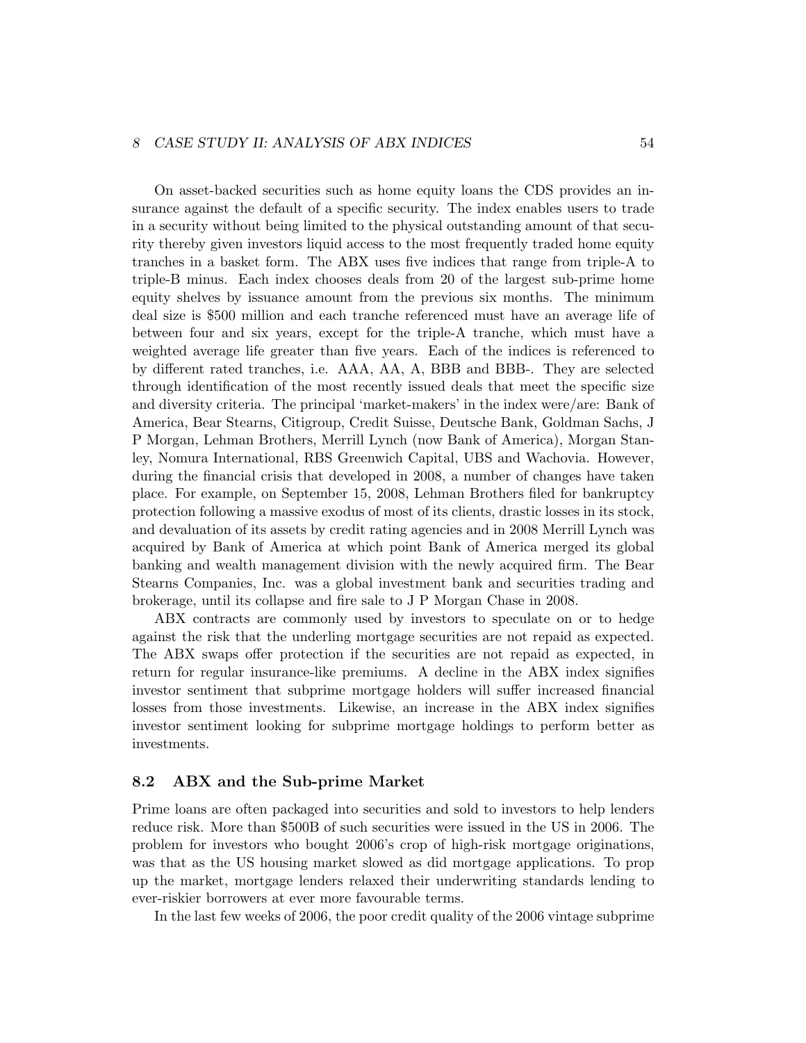On asset-backed securities such as home equity loans the CDS provides an insurance against the default of a specific security. The index enables users to trade in a security without being limited to the physical outstanding amount of that security thereby given investors liquid access to the most frequently traded home equity tranches in a basket form. The ABX uses five indices that range from triple-A to triple-B minus. Each index chooses deals from 20 of the largest sub-prime home equity shelves by issuance amount from the previous six months. The minimum deal size is $500 million and each tranche referenced must have an average life of between four and six years, except for the triple-A tranche, which must have a weighted average life greater than five years. Each of the indices is referenced to by different rated tranches, i.e. AAA, AA, A, BBB and BBB-. They are selected through identification of the most recently issued deals that meet the specific size and diversity criteria. The principal 'market-makers' in the index were/are: Bank of America, Bear Stearns, Citigroup, Credit Suisse, Deutsche Bank, Goldman Sachs, J P Morgan, Lehman Brothers, Merrill Lynch (now Bank of America), Morgan Stanley, Nomura International, RBS Greenwich Capital, UBS and Wachovia. However, during the financial crisis that developed in 2008, a number of changes have taken place. For example, on September 15, 2008, Lehman Brothers filed for bankruptcy protection following a massive exodus of most of its clients, drastic losses in its stock, and devaluation of its assets by credit rating agencies and in 2008 Merrill Lynch was acquired by Bank of America at which point Bank of America merged its global banking and wealth management division with the newly acquired firm. The Bear Stearns Companies, Inc. was a global investment bank and securities trading and brokerage, until its collapse and fire sale to J P Morgan Chase in 2008.

ABX contracts are commonly used by investors to speculate on or to hedge against the risk that the underling mortgage securities are not repaid as expected. The ABX swaps offer protection if the securities are not repaid as expected, in return for regular insurance-like premiums. A decline in the ABX index signifies investor sentiment that subprime mortgage holders will suffer increased financial losses from those investments. Likewise, an increase in the ABX index signifies investor sentiment looking for subprime mortgage holdings to perform better as investments.

## 8.2 ABX and the Sub-prime Market

Prime loans are often packaged into securities and sold to investors to help lenders reduce risk. More than $500B of such securities were issued in the US in 2006. The problem for investors who bought 2006's crop of high-risk mortgage originations, was that as the US housing market slowed as did mortgage applications. To prop up the market, mortgage lenders relaxed their underwriting standards lending to ever-riskier borrowers at ever more favourable terms.

In the last few weeks of 2006, the poor credit quality of the 2006 vintage subprime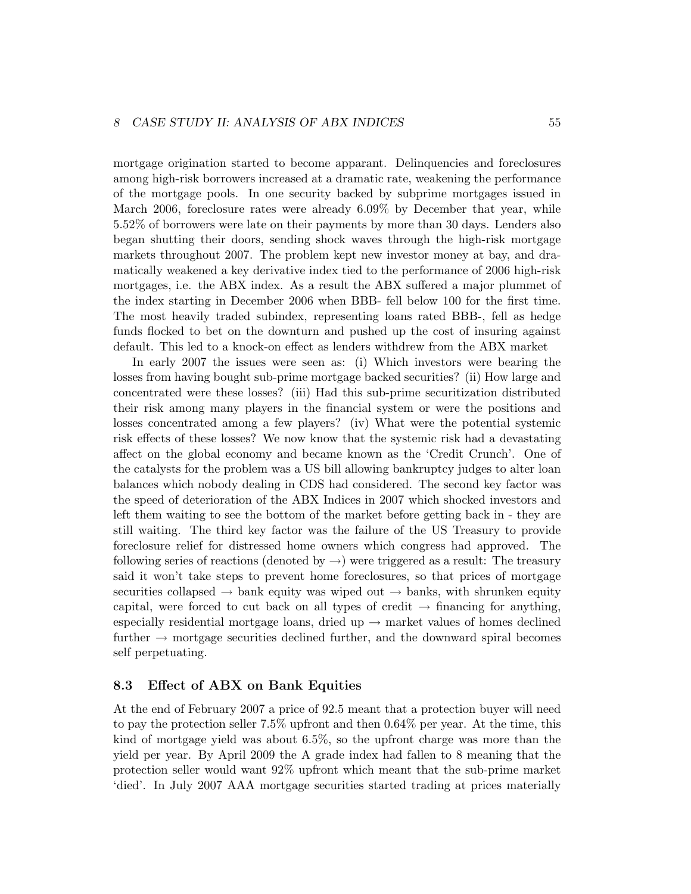mortgage origination started to become apparant. Delinquencies and foreclosures among high-risk borrowers increased at a dramatic rate, weakening the performance of the mortgage pools. In one security backed by subprime mortgages issued in March 2006, foreclosure rates were already 6.09% by December that year, while 5.52% of borrowers were late on their payments by more than 30 days. Lenders also began shutting their doors, sending shock waves through the high-risk mortgage markets throughout 2007. The problem kept new investor money at bay, and dramatically weakened a key derivative index tied to the performance of 2006 high-risk mortgages, i.e. the ABX index. As a result the ABX suffered a major plummet of the index starting in December 2006 when BBB- fell below 100 for the first time. The most heavily traded subindex, representing loans rated BBB-, fell as hedge funds flocked to bet on the downturn and pushed up the cost of insuring against default. This led to a knock-on effect as lenders withdrew from the ABX market

In early 2007 the issues were seen as: (i) Which investors were bearing the losses from having bought sub-prime mortgage backed securities? (ii) How large and concentrated were these losses? (iii) Had this sub-prime securitization distributed their risk among many players in the financial system or were the positions and losses concentrated among a few players? (iv) What were the potential systemic risk effects of these losses? We now know that the systemic risk had a devastating affect on the global economy and became known as the 'Credit Crunch'. One of the catalysts for the problem was a US bill allowing bankruptcy judges to alter loan balances which nobody dealing in CDS had considered. The second key factor was the speed of deterioration of the ABX Indices in 2007 which shocked investors and left them waiting to see the bottom of the market before getting back in - they are still waiting. The third key factor was the failure of the US Treasury to provide foreclosure relief for distressed home owners which congress had approved. The following series of reactions (denoted by $\rightarrow$) were triggered as a result: The treasury said it won't take steps to prevent home foreclosures, so that prices of mortgage securities collapsed $\rightarrow$ bank equity was wiped out $\rightarrow$ banks, with shrunken equity capital, were forced to cut back on all types of credit $\rightarrow$ financing for anything, especially residential mortgage loans, dried up $\rightarrow$ market values of homes declined further $\rightarrow$ mortgage securities declined further, and the downward spiral becomes self perpetuating.

### 8.3 Effect of ABX on Bank Equities

At the end of February 2007 a price of 92.5 meant that a protection buyer will need to pay the protection seller 7.5% upfront and then 0.64% per year. At the time, this kind of mortgage yield was about 6.5%, so the upfront charge was more than the yield per year. By April 2009 the A grade index had fallen to 8 meaning that the protection seller would want 92% upfront which meant that the sub-prime market 'died'. In July 2007 AAA mortgage securities started trading at prices materially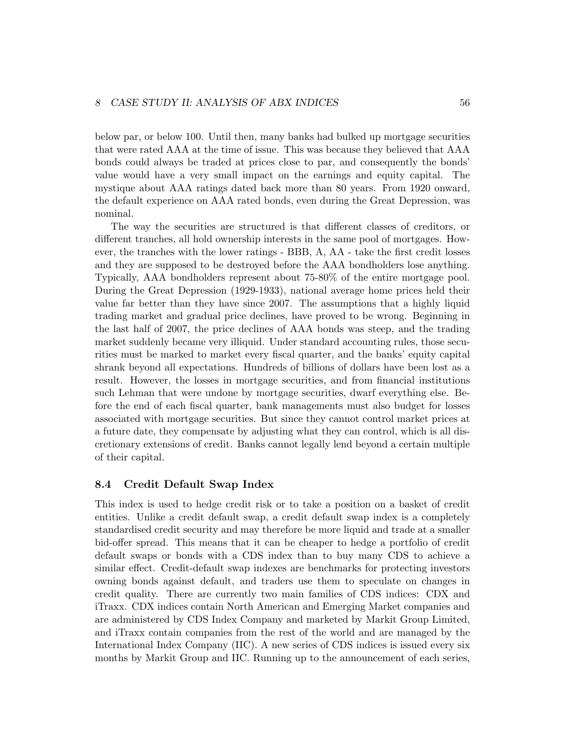below par, or below 100. Until then, many banks had bulked up mortgage securities that were rated AAA at the time of issue. This was because they believed that AAA bonds could always be traded at prices close to par, and consequently the bonds' value would have a very small impact on the earnings and equity capital. The mystique about AAA ratings dated back more than 80 years. From 1920 onward, the default experience on AAA rated bonds, even during the Great Depression, was nominal.

The way the securities are structured is that different classes of creditors, or different tranches, all hold ownership interests in the same pool of mortgages. However, the tranches with the lower ratings - BBB, A, AA - take the first credit losses and they are supposed to be destroyed before the AAA bondholders lose anything. Typically, AAA bondholders represent about 75-80% of the entire mortgage pool. During the Great Depression (1929-1933), national average home prices held their value far better than they have since 2007. The assumptions that a highly liquid trading market and gradual price declines, have proved to be wrong. Beginning in the last half of 2007, the price declines of AAA bonds was steep, and the trading market suddenly became very illiquid. Under standard accounting rules, those securities must be marked to market every fiscal quarter, and the banks' equity capital shrank beyond all expectations. Hundreds of billions of dollars have been lost as a result. However, the losses in mortgage securities, and from financial institutions such Lehman that were undone by mortgage securities, dwarf everything else. Before the end of each fiscal quarter, bank managements must also budget for losses associated with mortgage securities. But since they cannot control market prices at a future date, they compensate by adjusting what they can control, which is all discretionary extensions of credit. Banks cannot legally lend beyond a certain multiple of their capital.

### 8.4 Credit Default Swap Index

This index is used to hedge credit risk or to take a position on a basket of credit entities. Unlike a credit default swap, a credit default swap index is a completely standardised credit security and may therefore be more liquid and trade at a smaller bid-offer spread. This means that it can be cheaper to hedge a portfolio of credit default swaps or bonds with a CDS index than to buy many CDS to achieve a similar effect. Credit-default swap indexes are benchmarks for protecting investors owning bonds against default, and traders use them to speculate on changes in credit quality. There are currently two main families of CDS indices: CDX and iTraxx. CDX indices contain North American and Emerging Market companies and are administered by CDS Index Company and marketed by Markit Group Limited, and iTraxx contain companies from the rest of the world and are managed by the International Index Company (IIC). A new series of CDS indices is issued every six months by Markit Group and IIC. Running up to the announcement of each series,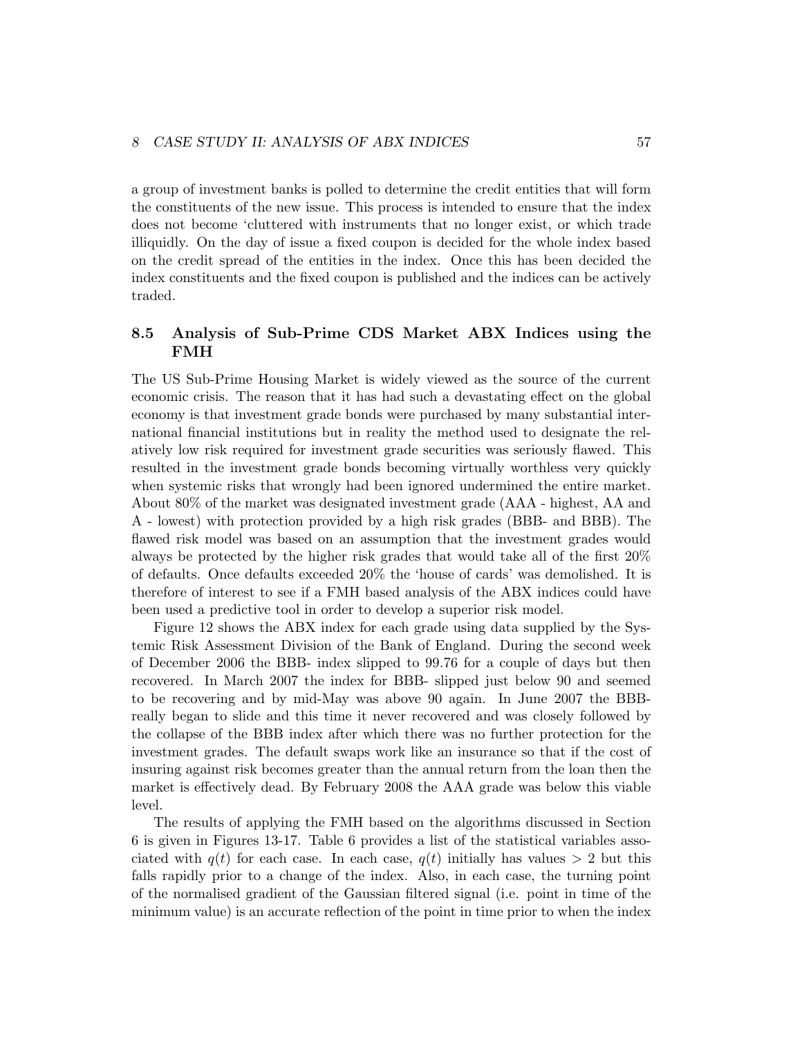a group of investment banks is polled to determine the credit entities that will form the constituents of the new issue. This process is intended to ensure that the index does not become 'cluttered with instruments that no longer exist, or which trade illiquidly. On the day of issue a fixed coupon is decided for the whole index based on the credit spread of the entities in the index. Once this has been decided the index constituents and the fixed coupon is published and the indices can be actively traded.

## 8.5 Analysis of Sub-Prime CDS Market ABX Indices using the FMH

The US Sub-Prime Housing Market is widely viewed as the source of the current economic crisis. The reason that it has had such a devastating effect on the global economy is that investment grade bonds were purchased by many substantial international financial institutions but in reality the method used to designate the relatively low risk required for investment grade securities was seriously flawed. This resulted in the investment grade bonds becoming virtually worthless very quickly when systemic risks that wrongly had been ignored undermined the entire market. About 80% of the market was designated investment grade (AAA - highest, AA and A - lowest) with protection provided by a high risk grades (BBB- and BBB). The flawed risk model was based on an assumption that the investment grades would always be protected by the higher risk grades that would take all of the first 20% of defaults. Once defaults exceeded 20% the 'house of cards' was demolished. It is therefore of interest to see if a FMH based analysis of the ABX indices could have been used a predictive tool in order to develop a superior risk model.

Figure 12 shows the ABX index for each grade using data supplied by the Systemic Risk Assessment Division of the Bank of England. During the second week of December 2006 the BBB- index slipped to 99.76 for a couple of days but then recovered. In March 2007 the index for BBB- slipped just below 90 and seemed to be recovering and by mid-May was above 90 again. In June 2007 the BBB- really began to slide and this time it never recovered and was closely followed by the collapse of the BBB index after which there was no further protection for the investment grades. The default swaps work like an insurance so that if the cost of insuring against risk becomes greater than the annual return from the loan then the market is effectively dead. By February 2008 the AAA grade was below this viable level.

The results of applying the FMH based on the algorithms discussed in Section 6 is given in Figures 13-17. Table 6 provides a list of the statistical variables associated with $q(t)$ for each case. In each case, $q(t)$ initially has values $> 2$ but this falls rapidly prior to a change of the index. Also, in each case, the turning point of the normalised gradient of the Gaussian filtered signal (i.e. point in time of the minimum value) is an accurate reflection of the point in time prior to when the index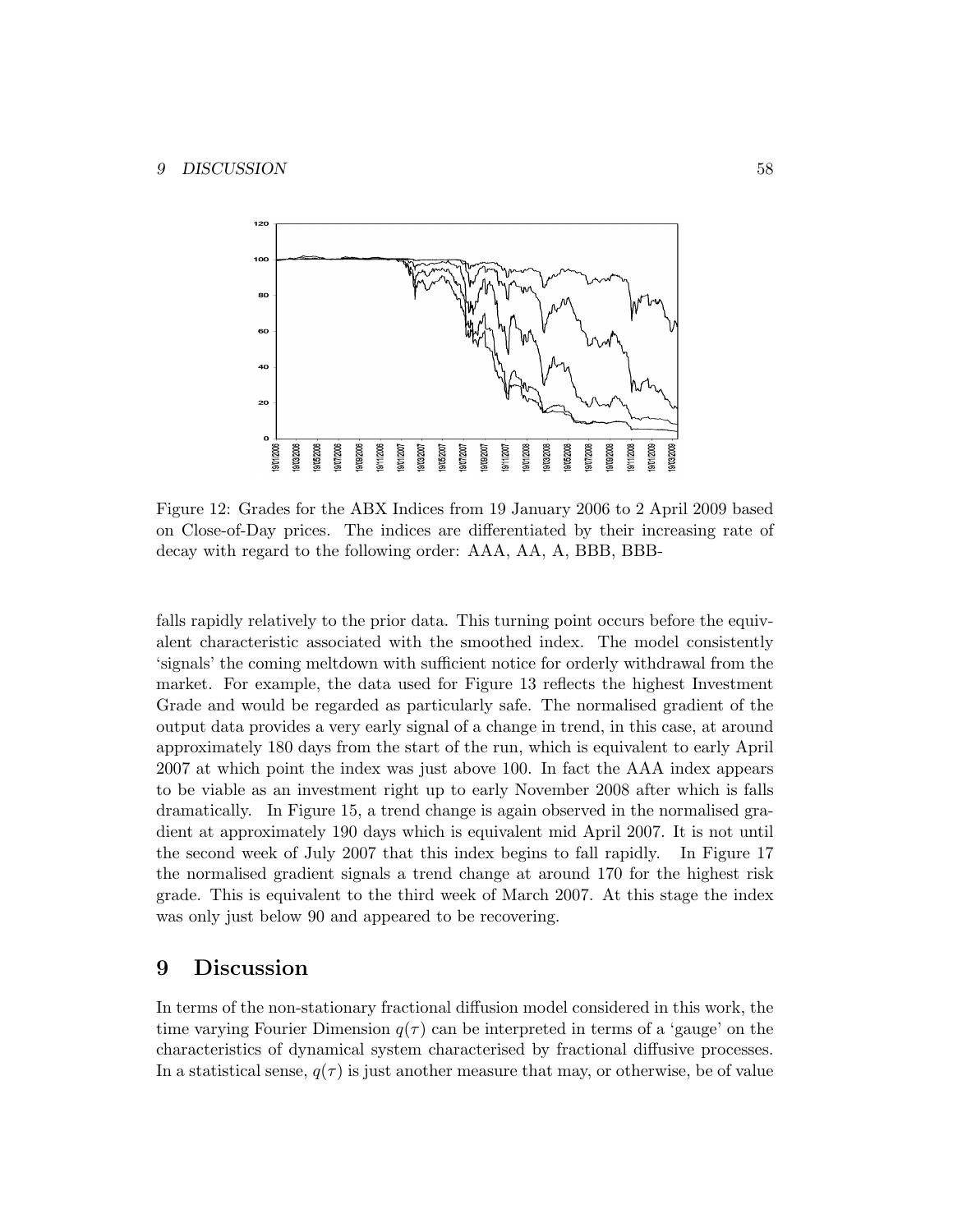120
100
80
60
40
20
0

19/01/2006 19/03/2006 19/05/2006 19/07/2006 19/09/2006 19/11/2006 19/01/2007 19/03/2007 19/05/2007 19/07/2007 19/09/2007 19/11/2007 19/01/2008 19/03/2008 19/05/2008 19/07/2008 19/09/2008 19/11/2008 19/01/2009 19/03/2009

Figure 12: Grades for the ABX Indices from 19 January 2006 to 2 April 2009 based on Close-of-Day prices. The indices are differentiated by their increasing rate of decay with regard to the following order: AAA, AA, A, BBB, BBB-

falls rapidly relatively to the prior data. This turning point occurs before the equivalent characteristic associated with the smoothed index. The model consistently 'signals' the coming meltdown with sufficient notice for orderly withdrawal from the market. For example, the data used for Figure 13 reflects the highest Investment Grade and would be regarded as particularly safe. The normalised gradient of the output data provides a very early signal of a change in trend, in this case, at around approximately 180 days from the start of the run, which is equivalent to early April 2007 at which point the index was just above 100. In fact the AAA index appears to be viable as an investment right up to early November 2008 after which is falls dramatically. In Figure 15, a trend change is again observed in the normalised gradient at approximately 190 days which is equivalent mid April 2007. It is not until the second week of July 2007 that this index begins to fall rapidly. In Figure 17 the normalised gradient signals a trend change at around 170 for the highest risk grade. This is equivalent to the third week of March 2007. At this stage the index was only just below 90 and appeared to be recovering.

# 9 Discussion

In terms of the non-stationary fractional diffusion model considered in this work, the time varying Fourier Dimension $q(\tau)$ can be interpreted in terms of a 'gauge' on the characteristics of dynamical system characterised by fractional diffusive processes. In a statistical sense, $q(\tau)$ is just another measure that may, or otherwise, be of value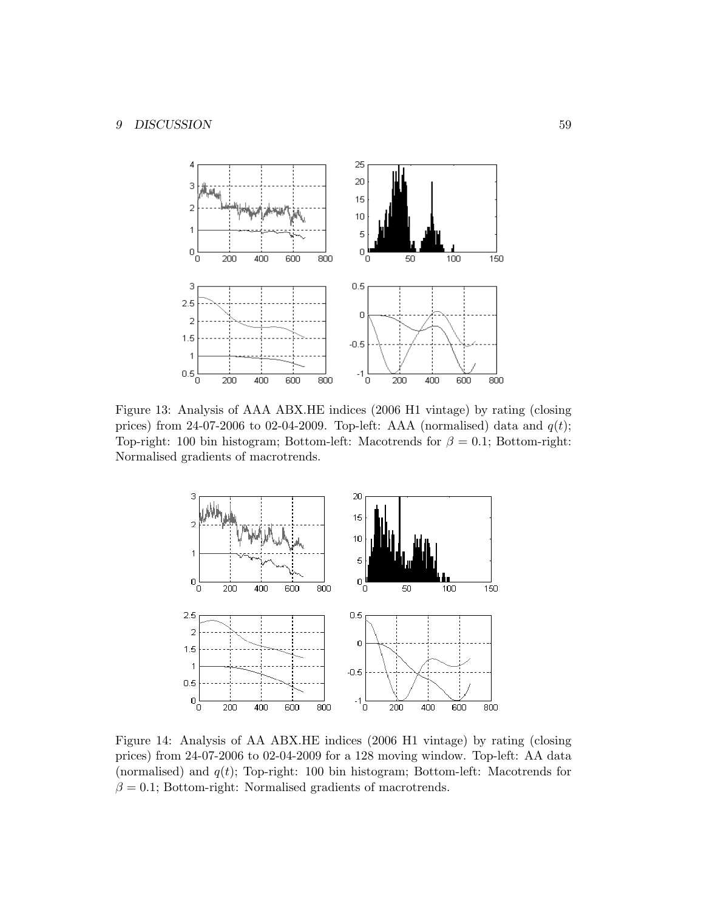4
3
2
1
0
0 200 400 600 800

25
20
15
10
5
0
0 50 100 150

3
2.5
2
1.5
1
0.5
0 200 400 600 800

0.5
0
-0.5
-1
0 200 400 600 800

Figure 13: Analysis of AAA ABX.HE indices (2006 H1 vintage) by rating (closing prices) from 24-07-2006 to 02-04-2009. Top-left: AAA (normalised) data and $q(t)$; Top-right: 100 bin histogram; Bottom-left: Macotrends for $\beta = 0.1$; Bottom-right: Normalised gradients of macrotrends.

3
2
1
0
0 200 400 600 800

20
15
10
5
0
0 50 100 150

2.5
2
1.5
1
0.5
0
0 200 400 600 800

0.5
0
-0.5
-1
0 200 400 600 800

Figure 14: Analysis of AA ABX.HE indices (2006 H1 vintage) by rating (closing prices) from 24-07-2006 to 02-04-2009 for a 128 moving window. Top-left: AA data (normalised) and $q(t)$; Top-right: 100 bin histogram; Bottom-left: Macotrends for $\beta = 0.1$; Bottom-right: Normalised gradients of macrotrends.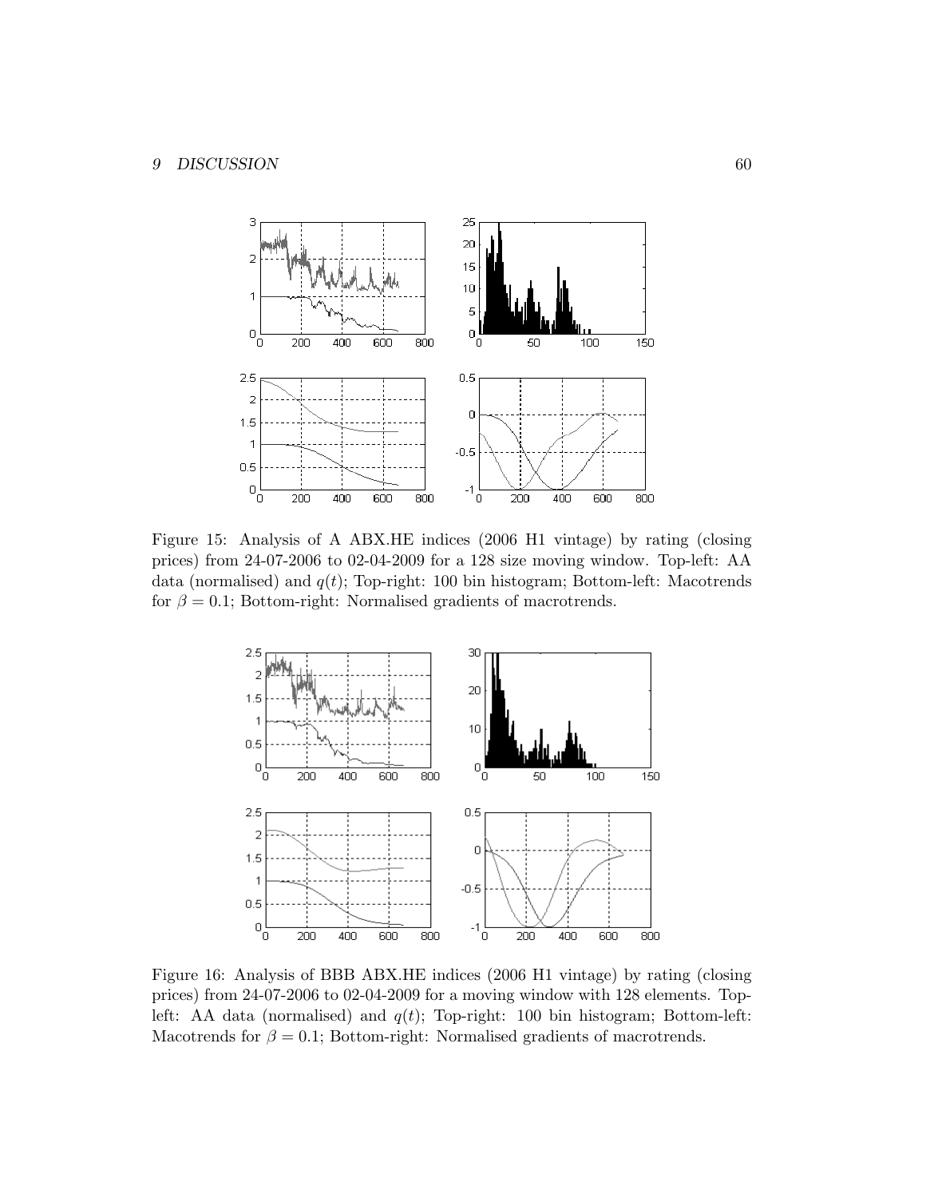3
2
1
0
0 200 400 600 800

25
20
15
10
5
0
0 50 100 150

2.5
2
1.5
1
0.5
0
0 200 400 600 800

0.5
0
-0.5
-1
0 200 400 600 800

Figure 15: Analysis of A ABX.HE indices (2006 H1 vintage) by rating (closing prices) from 24-07-2006 to 02-04-2009 for a 128 size moving window. Top-left: AA data (normalised) and $q(t)$; Top-right: 100 bin histogram; Bottom-left: Macotrends for $\beta = 0.1$; Bottom-right: Normalised gradients of macrotrends.

2.5
2
1.5
1
0.5
0
0 200 400 600 800

30
20
10
0
0 50 100 150

2.5
2
1.5
1
0.5
0
0 200 400 600 800

0.5
0
-0.5
-1
0 200 400 600 800

Figure 16: Analysis of BBB ABX.HE indices (2006 H1 vintage) by rating (closing prices) from 24-07-2006 to 02-04-2009 for a moving window with 128 elements. Top-left: AA data (normalised) and $q(t)$; Top-right: 100 bin histogram; Bottom-left: Macotrends for $\beta = 0.1$; Bottom-right: Normalised gradients of macrotrends.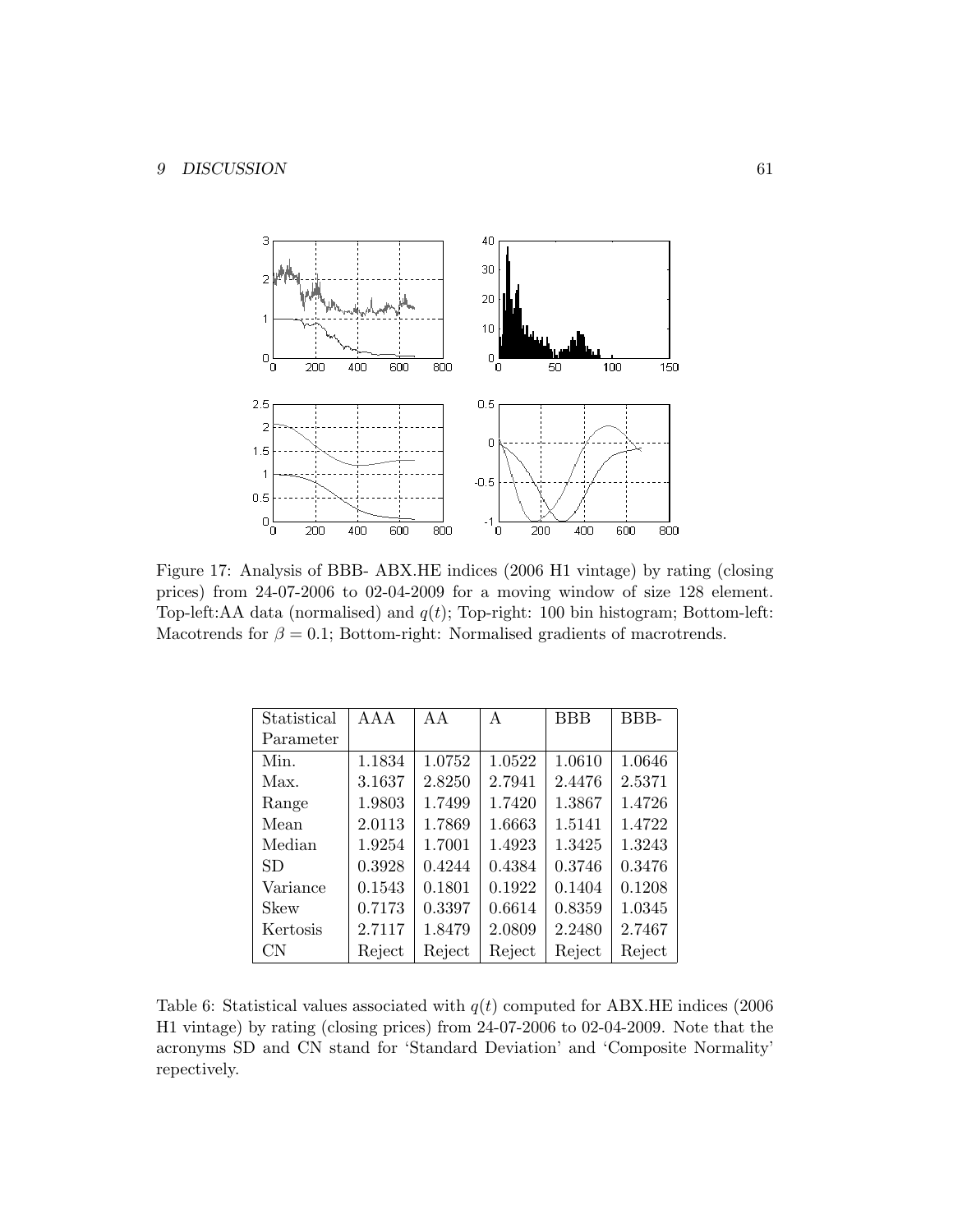3
2
1
0
0 200 400 600 800

40
30
20
10
0
0 50 100 150

2.5
2
1.5
1
0.5
0
0 200 400 600 800

0.5
0
-0.5
-1
0 200 400 600 800

Figure 17: Analysis of BBB- ABX.HE indices (2006 H1 vintage) by rating (closing prices) from 24-07-2006 to 02-04-2009 for a moving window of size 128 element. Top-left:AA data (normalised) and $q(t)$; Top-right: 100 bin histogram; Bottom-left: Macotrends for $\beta = 0.1$; Bottom-right: Normalised gradients of macrotrends.

| Statistical Parameter | AAA | AA | A | BBB | BBB- |
|---|---|---|---|---|---|
| Min. | 1.1834 | 1.0752 | 1.0522 | 1.0610 | 1.0646 |
| Max. | 3.1637 | 2.8250 | 2.7941 | 2.4476 | 2.5371 |
| Range | 1.9803 | 1.7499 | 1.7420 | 1.3867 | 1.4726 |
| Mean | 2.0113 | 1.7869 | 1.6663 | 1.5141 | 1.4722 |
| Median | 1.9254 | 1.7001 | 1.4923 | 1.3425 | 1.3243 |
| SD | 0.3928 | 0.4244 | 0.4384 | 0.3746 | 0.3476 |
| Variance | 0.1543 | 0.1801 | 0.1922 | 0.1404 | 0.1208 |
| Skew | 0.7173 | 0.3397 | 0.6614 | 0.8359 | 1.0345 |
| Kertosis | 2.7117 | 1.8479 | 2.0809 | 2.2480 | 2.7467 |
| CN | Reject | Reject | Reject | Reject | Reject |

Table 6: Statistical values associated with $q(t)$ computed for ABX.HE indices (2006 H1 vintage) by rating (closing prices) from 24-07-2006 to 02-04-2009. Note that the acronyms SD and CN stand for 'Standard Deviation' and 'Composite Normality' repectively.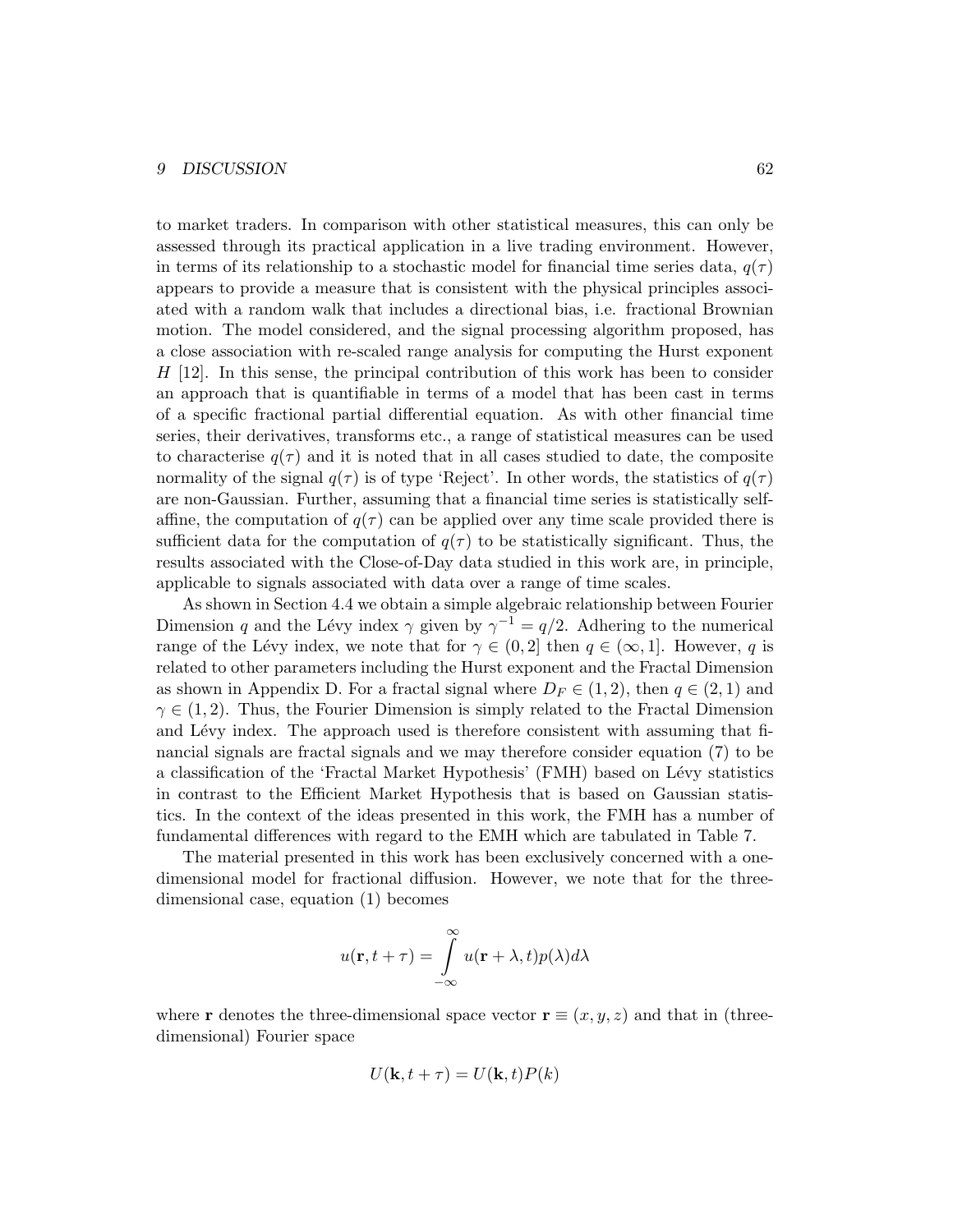to market traders. In comparison with other statistical measures, this can only be assessed through its practical application in a live trading environment. However, in terms of its relationship to a stochastic model for financial time series data, $q(\tau)$ appears to provide a measure that is consistent with the physical principles associated with a random walk that includes a directional bias, i.e. fractional Brownian motion. The model considered, and the signal processing algorithm proposed, has a close association with re-scaled range analysis for computing the Hurst exponent $H$ [12]. In this sense, the principal contribution of this work has been to consider an approach that is quantifiable in terms of a model that has been cast in terms of a specific fractional partial differential equation. As with other financial time series, their derivatives, transforms etc., a range of statistical measures can be used to characterise $q(\tau)$ and it is noted that in all cases studied to date, the composite normality of the signal $q(\tau)$ is of type 'Reject'. In other words, the statistics of $q(\tau)$ are non-Gaussian. Further, assuming that a financial time series is statistically self-affine, the computation of $q(\tau)$ can be applied over any time scale provided there is sufficient data for the computation of $q(\tau)$ to be statistically significant. Thus, the results associated with the Close-of-Day data studied in this work are, in principle, applicable to signals associated with data over a range of time scales.

As shown in Section 4.4 we obtain a simple algebraic relationship between Fourier Dimension $q$ and the Lévy index $\gamma$ given by $\gamma^{-1} = q/2$. Adhering to the numerical range of the Lévy index, we note that for $\gamma \in (0, 2]$ then $q \in (\infty, 1]$. However, $q$ is related to other parameters including the Hurst exponent and the Fractal Dimension as shown in Appendix D. For a fractal signal where $D_F \in (1, 2)$, then $q \in (2, 1)$ and $\gamma \in (1, 2)$. Thus, the Fourier Dimension is simply related to the Fractal Dimension and Lévy index. The approach used is therefore consistent with assuming that financial signals are fractal signals and we may therefore consider equation (7) to be a classification of the 'Fractal Market Hypothesis' (FMH) based on Lévy statistics in contrast to the Efficient Market Hypothesis that is based on Gaussian statistics. In the context of the ideas presented in this work, the FMH has a number of fundamental differences with regard to the EMH which are tabulated in Table 7.

The material presented in this work has been exclusively concerned with a one-dimensional model for fractional diffusion. However, we note that for the three-dimensional case, equation (1) becomes

$$u(\mathbf{r}, t + \tau) = \int_{-\infty}^{\infty} u(\mathbf{r} + \lambda, t) p(\lambda) d\lambda$$

where $\mathbf{r}$ denotes the three-dimensional space vector $\mathbf{r} \equiv (x, y, z)$ and that in (three-dimensional) Fourier space

$$U(\mathbf{k}, t + \tau) = U(\mathbf{k}, t) P(k)$$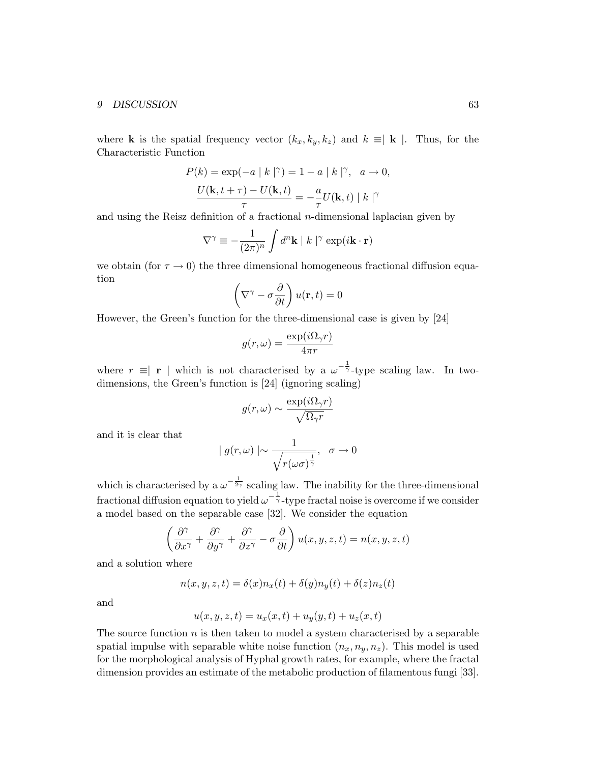where $\mathbf{k}$ is the spatial frequency vector $(k_x, k_y, k_z)$ and $k \equiv \mid \mathbf{k} \mid$. Thus, for the Characteristic Function

$$P(k) = \exp(-a \mid k \mid^{\gamma}) = 1 - a \mid k \mid^{\gamma}, \quad a \to 0,$$

$$\frac{U(\mathbf{k}, t+\tau) - U(\mathbf{k}, t)}{\tau} = -\frac{a}{\tau} U(\mathbf{k}, t) \mid k \mid^{\gamma}$$

and using the Reisz definition of a fractional $n$-dimensional laplacian given by

$$\nabla^{\gamma} \equiv -\frac{1}{(2\pi)^n} \int d^n\mathbf{k} \mid k \mid^{\gamma} \exp(i\mathbf{k} \cdot \mathbf{r})$$

we obtain (for $\tau \to 0$) the three dimensional homogeneous fractional diffusion equation

$$\left( \nabla^{\gamma} - \sigma \frac{\partial}{\partial t} \right) u(\mathbf{r}, t) = 0$$

However, the Green's function for the three-dimensional case is given by [24]

$$g(r, \omega) = \frac{\exp(i\Omega_{\gamma} r)}{4\pi r}$$

where $r \equiv \mid \mathbf{r} \mid$ which is not characterised by a $\omega^{-\frac{1}{\gamma}}$-type scaling law. In two-dimensions, the Green's function is [24] (ignoring scaling)

$$g(r, \omega) \sim \frac{\exp(i\Omega_{\gamma} r)}{\sqrt{\Omega_{\gamma} r}}$$

and it is clear that

$$\mid g(r, \omega) \mid \sim \frac{1}{\sqrt{r(\omega\sigma)^{\frac{1}{\gamma}}}}, \quad \sigma \to 0$$

which is characterised by a $\omega^{-\frac{1}{2\gamma}}$ scaling law. The inability for the three-dimensional fractional diffusion equation to yield $\omega^{-\frac{1}{\gamma}}$-type fractal noise is overcome if we consider a model based on the separable case [32]. We consider the equation

$$\left( \frac{\partial^{\gamma}}{\partial x^{\gamma}} + \frac{\partial^{\gamma}}{\partial y^{\gamma}} + \frac{\partial^{\gamma}}{\partial z^{\gamma}} - \sigma \frac{\partial}{\partial t} \right) u(x, y, z, t) = n(x, y, z, t)$$

and a solution where

$$n(x, y, z, t) = \delta(x) n_x(t) + \delta(y) n_y(t) + \delta(z) n_z(t)$$

and

$$u(x, y, z, t) = u_x(x, t) + u_y(y, t) + u_z(x, t)$$

The source function $n$ is then taken to model a system characterised by a separable spatial impulse with separable white noise function $(n_x, n_y, n_z)$. This model is used for the morphological analysis of Hyphal growth rates, for example, where the fractal dimension provides an estimate of the metabolic production of filamentous fungi [33].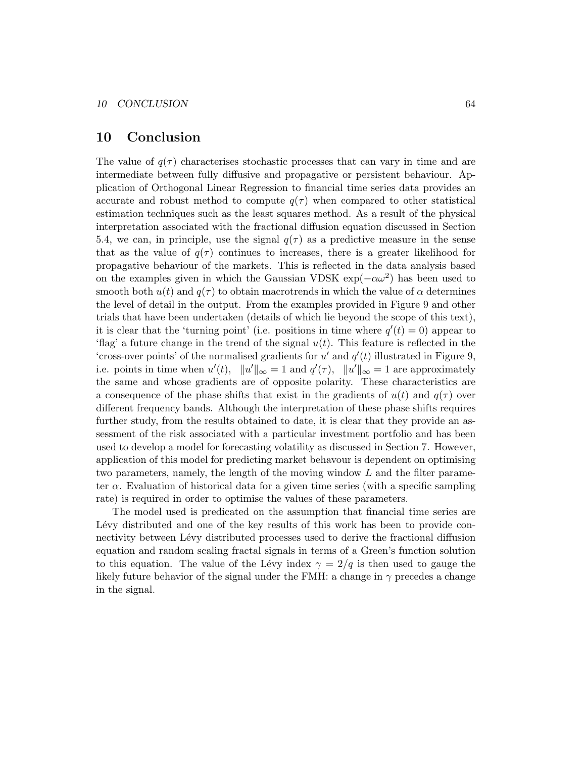# 10 Conclusion

The value of $q(\tau)$ characterises stochastic processes that can vary in time and are intermediate between fully diffusive and propagative or persistent behaviour. Application of Orthogonal Linear Regression to financial time series data provides an accurate and robust method to compute $q(\tau)$ when compared to other statistical estimation techniques such as the least squares method. As a result of the physical interpretation associated with the fractional diffusion equation discussed in Section 5.4, we can, in principle, use the signal $q(\tau)$ as a predictive measure in the sense that as the value of $q(\tau)$ continues to increases, there is a greater likelihood for propagative behaviour of the markets. This is reflected in the data analysis based on the examples given in which the Gaussian VDSK $\exp(-\alpha\omega^2)$ has been used to smooth both $u(t)$ and $q(\tau)$ to obtain macrotrends in which the value of $\alpha$ determines the level of detail in the output. From the examples provided in Figure 9 and other trials that have been undertaken (details of which lie beyond the scope of this text), it is clear that the 'turning point' (i.e. positions in time where $q'(t) = 0$) appear to 'flag' a future change in the trend of the signal $u(t)$. This feature is reflected in the 'cross-over points' of the normalised gradients for $u'$ and $q'(t)$ illustrated in Figure 9, i.e. points in time when $u'(t), \;\; \|u'\|_\infty = 1$ and $q'(\tau), \;\; \|u'\|_\infty = 1$ are approximately the same and whose gradients are of opposite polarity. These characteristics are a consequence of the phase shifts that exist in the gradients of $u(t)$ and $q(\tau)$ over different frequency bands. Although the interpretation of these phase shifts requires further study, from the results obtained to date, it is clear that they provide an assessment of the risk associated with a particular investment portfolio and has been used to develop a model for forecasting volatility as discussed in Section 7. However, application of this model for predicting market behavour is dependent on optimising two parameters, namely, the length of the moving window $L$ and the filter parameter $\alpha$. Evaluation of historical data for a given time series (with a specific sampling rate) is required in order to optimise the values of these parameters.

The model used is predicated on the assumption that financial time series are Lévy distributed and one of the key results of this work has been to provide connectivity between Lévy distributed processes used to derive the fractional diffusion equation and random scaling fractal signals in terms of a Green's function solution to this equation. The value of the Lévy index $\gamma = 2/q$ is then used to gauge the likely future behavior of the signal under the FMH: a change in $\gamma$ precedes a change in the signal.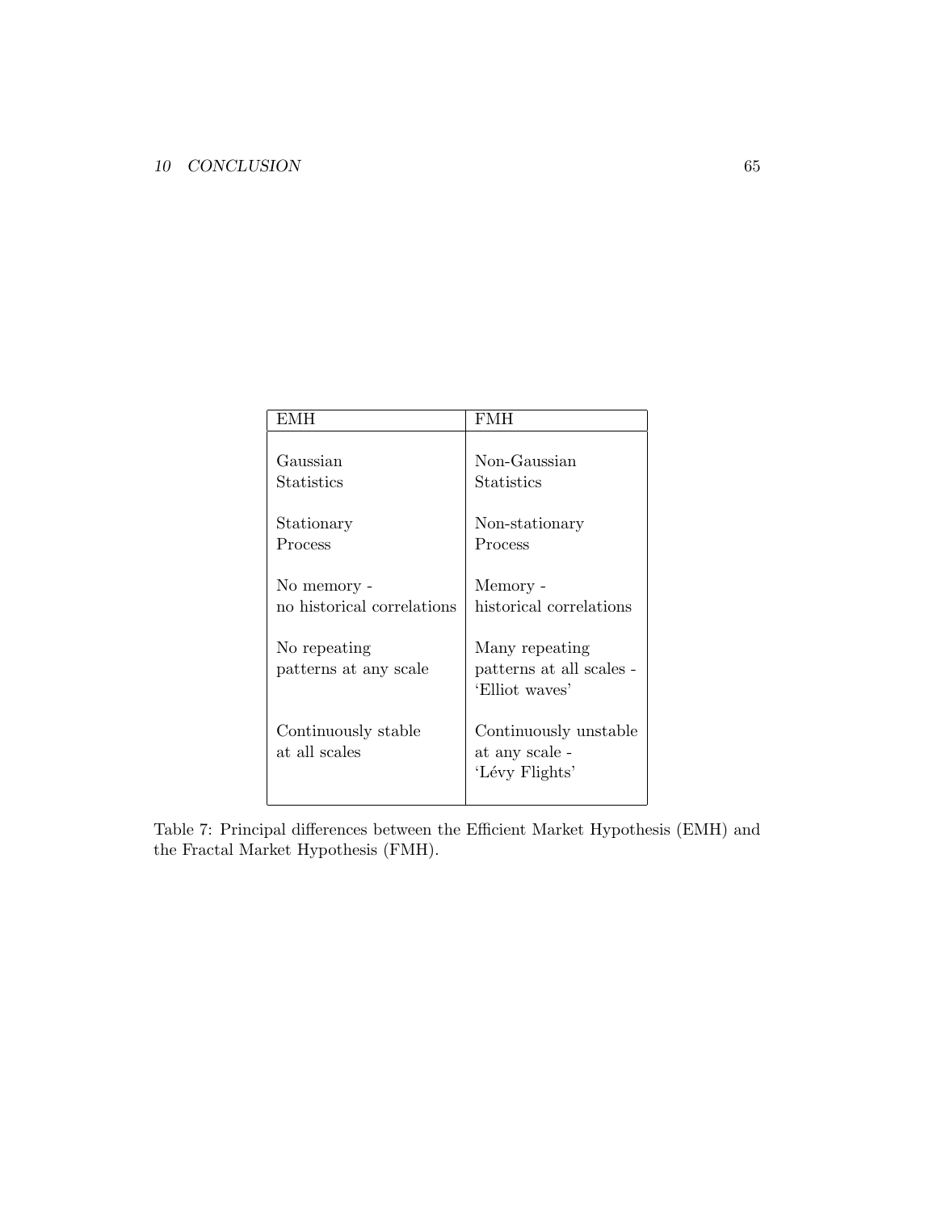| EMH | FMH |
|---|---|
| Gaussian Statistics | Non-Gaussian Statistics |
| Stationary Process | Non-stationary Process |
| No memory - no historical correlations | Memory - historical correlations |
| No repeating patterns at any scale | Many repeating patterns at all scales - 'Elliot waves' |
| Continuously stable at all scales | Continuously unstable at any scale - 'Lévy Flights' |

Table 7: Principal differences between the Efficient Market Hypothesis (EMH) and the Fractal Market Hypothesis (FMH).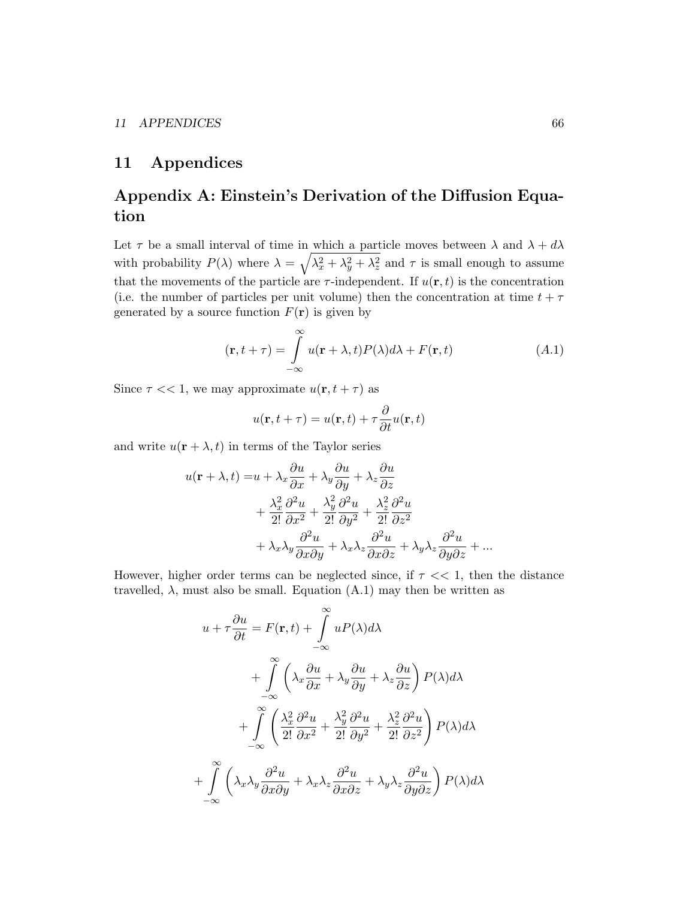# 11 Appendices

## Appendix A: Einstein's Derivation of the Diffusion Equation

Let $\tau$ be a small interval of time in which a particle moves between $\lambda$ and $\lambda + d\lambda$ with probability $P(\lambda)$ where $\lambda = \sqrt{\lambda_x^2 + \lambda_y^2 + \lambda_z^2}$ and $\tau$ is small enough to assume that the movements of the particle are $\tau$-independent. If $u(\mathbf{r}, t)$ is the concentration (i.e. the number of particles per unit volume) then the concentration at time $t + \tau$ generated by a source function $F(\mathbf{r})$ is given by

$$(\mathbf{r}, t + \tau) = \int_{-\infty}^{\infty} u(\mathbf{r} + \lambda, t) P(\lambda) d\lambda + F(\mathbf{r}, t) \tag{A.1}$$

Since $\tau << 1$, we may approximate $u(\mathbf{r}, t + \tau)$ as

$$u(\mathbf{r}, t + \tau) = u(\mathbf{r}, t) + \tau \frac{\partial}{\partial t} u(\mathbf{r}, t)$$

and write $u(\mathbf{r} + \lambda, t)$ in terms of the Taylor series

$$\begin{aligned} u(\mathbf{r} + \lambda, t) = & u + \lambda_x \frac{\partial u}{\partial x} + \lambda_y \frac{\partial u}{\partial y} + \lambda_z \frac{\partial u}{\partial z} \\ & + \frac{\lambda_x^2}{2!} \frac{\partial^2 u}{\partial x^2} + \frac{\lambda_y^2}{2!} \frac{\partial^2 u}{\partial y^2} + \frac{\lambda_z^2}{2!} \frac{\partial^2 u}{\partial z^2} \\ & + \lambda_x \lambda_y \frac{\partial^2 u}{\partial x \partial y} + \lambda_x \lambda_z \frac{\partial^2 u}{\partial x \partial z} + \lambda_y \lambda_z \frac{\partial^2 u}{\partial y \partial z} + ... \end{aligned}$$

However, higher order terms can be neglected since, if $\tau << 1$, then the distance travelled, $\lambda$, must also be small. Equation (A.1) may then be written as

$$\begin{aligned} u + \tau \frac{\partial u}{\partial t} = & F(\mathbf{r}, t) + \int_{-\infty}^{\infty} u P(\lambda) d\lambda \\ & + \int_{-\infty}^{\infty} \left( \lambda_x \frac{\partial u}{\partial x} + \lambda_y \frac{\partial u}{\partial y} + \lambda_z \frac{\partial u}{\partial z} \right) P(\lambda) d\lambda \\ & + \int_{-\infty}^{\infty} \left( \frac{\lambda_x^2}{2!} \frac{\partial^2 u}{\partial x^2} + \frac{\lambda_y^2}{2!} \frac{\partial^2 u}{\partial y^2} + \frac{\lambda_z^2}{2!} \frac{\partial^2 u}{\partial z^2} \right) P(\lambda) d\lambda \\ & + \int_{-\infty}^{\infty} \left( \lambda_x \lambda_y \frac{\partial^2 u}{\partial x \partial y} + \lambda_x \lambda_z \frac{\partial^2 u}{\partial x \partial z} + \lambda_y \lambda_z \frac{\partial^2 u}{\partial y \partial z} \right) P(\lambda) d\lambda \end{aligned}$$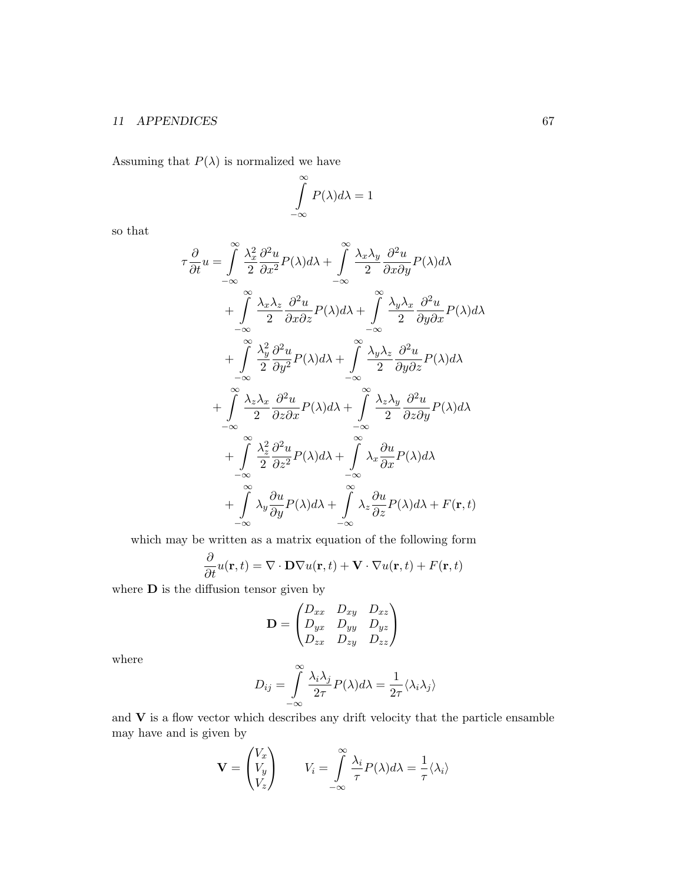Assuming that $P(\lambda)$ is normalized we have

$$\int_{-\infty}^{\infty} P(\lambda) d\lambda = 1$$

so that

$$\begin{aligned}
\tau \frac{\partial}{\partial t} u = & \int_{-\infty}^{\infty} \frac{\lambda_x^2}{2} \frac{\partial^2 u}{\partial x^2} P(\lambda) d\lambda + \int_{-\infty}^{\infty} \frac{\lambda_x \lambda_y}{2} \frac{\partial^2 u}{\partial x \partial y} P(\lambda) d\lambda \\
& + \int_{-\infty}^{\infty} \frac{\lambda_x \lambda_z}{2} \frac{\partial^2 u}{\partial x \partial z} P(\lambda) d\lambda + \int_{-\infty}^{\infty} \frac{\lambda_y \lambda_x}{2} \frac{\partial^2 u}{\partial y \partial x} P(\lambda) d\lambda \\
& + \int_{-\infty}^{\infty} \frac{\lambda_y^2}{2} \frac{\partial^2 u}{\partial y^2} P(\lambda) d\lambda + \int_{-\infty}^{\infty} \frac{\lambda_y \lambda_z}{2} \frac{\partial^2 u}{\partial y \partial z} P(\lambda) d\lambda \\
& + \int_{-\infty}^{\infty} \frac{\lambda_z \lambda_x}{2} \frac{\partial^2 u}{\partial z \partial x} P(\lambda) d\lambda + \int_{-\infty}^{\infty} \frac{\lambda_z \lambda_y}{2} \frac{\partial^2 u}{\partial z \partial y} P(\lambda) d\lambda \\
& + \int_{-\infty}^{\infty} \frac{\lambda_z^2}{2} \frac{\partial^2 u}{\partial z^2} P(\lambda) d\lambda + \int_{-\infty}^{\infty} \lambda_x \frac{\partial u}{\partial x} P(\lambda) d\lambda \\
& + \int_{-\infty}^{\infty} \lambda_y \frac{\partial u}{\partial y} P(\lambda) d\lambda + \int_{-\infty}^{\infty} \lambda_z \frac{\partial u}{\partial z} P(\lambda) d\lambda + F(\mathbf{r}, t)
\end{aligned}$$

which may be written as a matrix equation of the following form

$$\frac{\partial}{\partial t} u(\mathbf{r}, t) = \nabla \cdot \mathbf{D} \nabla u(\mathbf{r}, t) + \mathbf{V} \cdot \nabla u(\mathbf{r}, t) + F(\mathbf{r}, t)$$

where $\mathbf{D}$ is the diffusion tensor given by

$$\mathbf{D} = \begin{pmatrix} D_{xx} & D_{xy} & D_{xz} \\ D_{yx} & D_{yy} & D_{yz} \\ D_{zx} & D_{zy} & D_{zz} \end{pmatrix}$$

where

$$D_{ij} = \int_{-\infty}^{\infty} \frac{\lambda_i \lambda_j}{2\tau} P(\lambda) d\lambda = \frac{1}{2\tau} \langle \lambda_i \lambda_j \rangle$$

and $\mathbf{V}$ is a flow vector which describes any drift velocity that the particle ensamble may have and is given by

$$\mathbf{V} = \begin{pmatrix} V_x \\ V_y \\ V_z \end{pmatrix} \qquad V_i = \int_{-\infty}^{\infty} \frac{\lambda_i}{\tau} P(\lambda) d\lambda = \frac{1}{\tau} \langle \lambda_i \rangle$$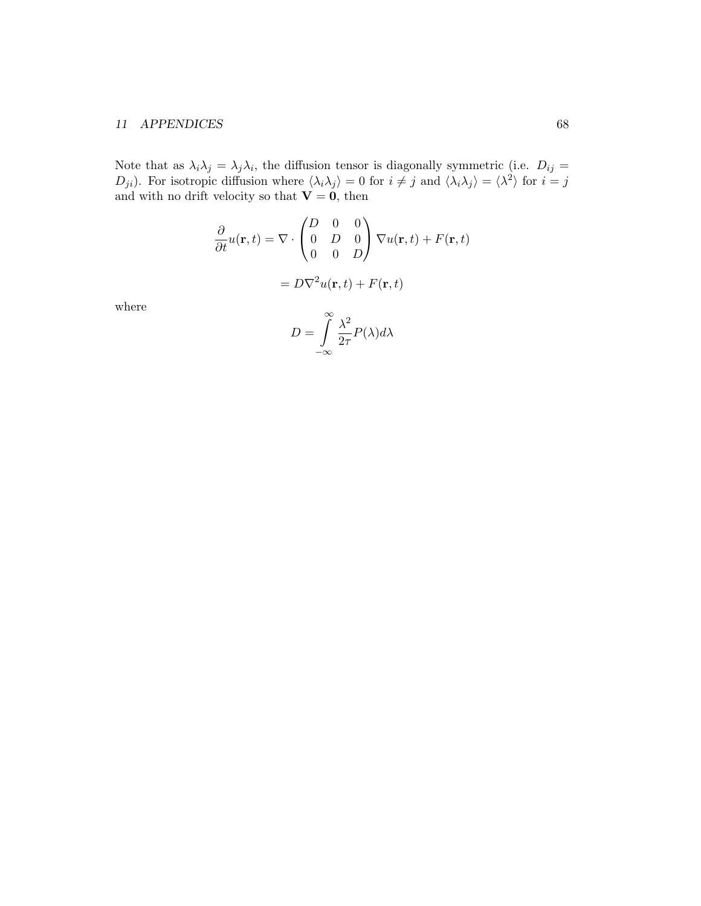Note that as $\lambda_i \lambda_j = \lambda_j \lambda_i$, the diffusion tensor is diagonally symmetric (i.e. $D_{ij} = D_{ji}$). For isotropic diffusion where $\langle \lambda_i \lambda_j \rangle = 0$ for $i \neq j$ and $\langle \lambda_i \lambda_j \rangle = \langle \lambda^2 \rangle$ for $i = j$ and with no drift velocity so that $\mathbf{V} = \mathbf{0}$, then

$$\frac{\partial}{\partial t} u(\mathbf{r}, t) = \nabla \cdot \begin{pmatrix} D & 0 & 0 \\ 0 & D & 0 \\ 0 & 0 & D \end{pmatrix} \nabla u(\mathbf{r}, t) + F(\mathbf{r}, t)$$

$$= D \nabla^2 u(\mathbf{r}, t) + F(\mathbf{r}, t)$$

where

$$D = \int_{-\infty}^{\infty} \frac{\lambda^2}{2\tau} P(\lambda) d\lambda$$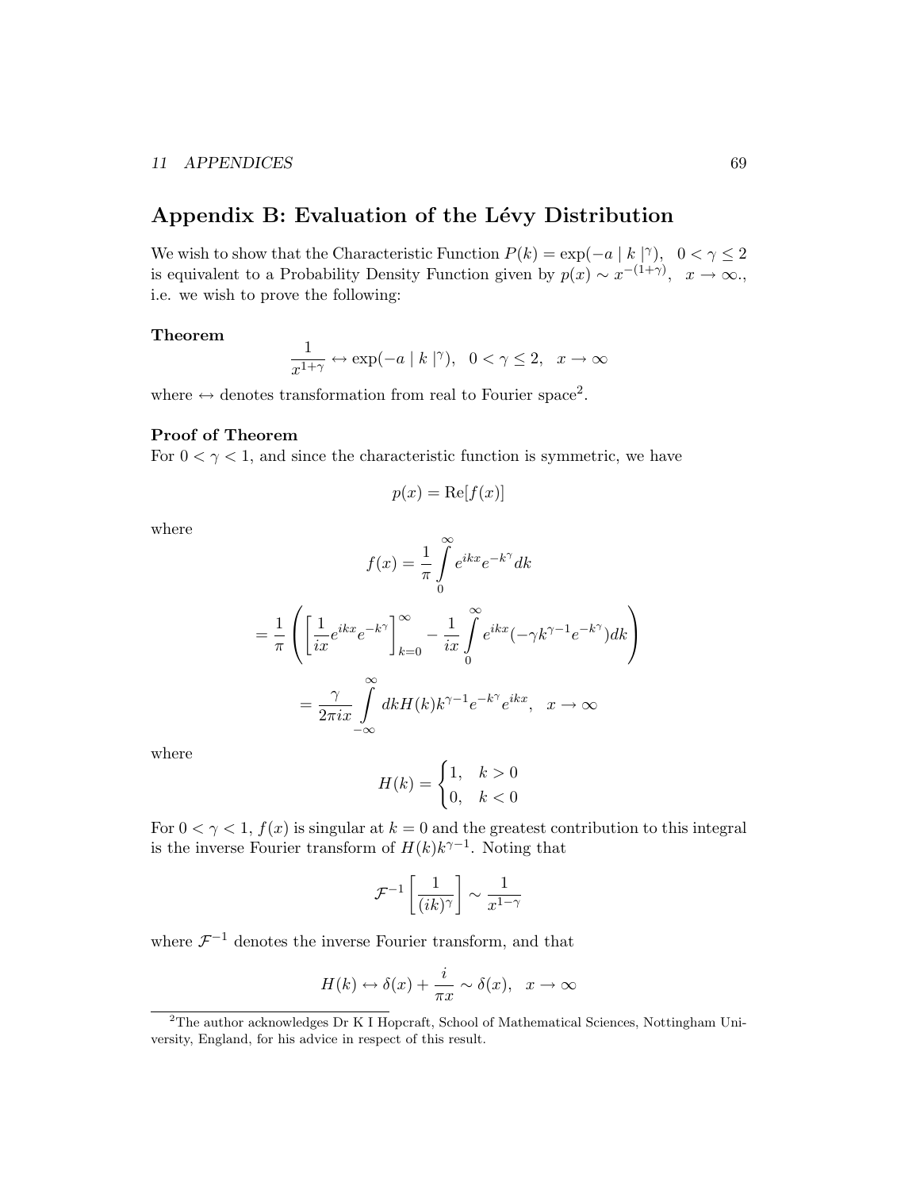## Appendix B: Evaluation of the Lévy Distribution

We wish to show that the Characteristic Function $P(k) = \exp(-a \mid k \mid^{\gamma}), \quad 0 < \gamma \leq 2$ is equivalent to a Probability Density Function given by $p(x) \sim x^{-(1+\gamma)}, \quad x \to \infty.$, i.e. we wish to prove the following:

**Theorem**

$$\frac{1}{x^{1+\gamma}} \leftrightarrow \exp(-a \mid k \mid^{\gamma}), \quad 0 < \gamma \leq 2, \quad x \to \infty$$

where $\leftrightarrow$ denotes transformation from real to Fourier space[2].

**Proof of Theorem**

For $0 < \gamma < 1$, and since the characteristic function is symmetric, we have

$$p(x) = \text{Re}[f(x)]$$

where

$$f(x) = \frac{1}{\pi} \int_{0}^{\infty} e^{ikx} e^{-k^{\gamma}} dk$$

$$= \frac{1}{\pi} \left( \left[ \frac{1}{ix} e^{ikx} e^{-k^{\gamma}} \right]_{k=0}^{\infty} - \frac{1}{ix} \int_{0}^{\infty} e^{ikx} (-\gamma k^{\gamma-1} e^{-k^{\gamma}}) dk \right)$$

$$= \frac{\gamma}{2\pi i x} \int_{-\infty}^{\infty} dk H(k) k^{\gamma-1} e^{-k^{\gamma}} e^{ikx}, \quad x \to \infty$$

where

$$H(k) = \begin{cases} 1, & k > 0 \\ 0, & k < 0 \end{cases}$$

For $0 < \gamma < 1$, $f(x)$ is singular at $k = 0$ and the greatest contribution to this integral is the inverse Fourier transform of $H(k)k^{\gamma-1}$. Noting that

$$\mathcal{F}^{-1} \left[ \frac{1}{(ik)^{\gamma}} \right] \sim \frac{1}{x^{1-\gamma}}$$

where $\mathcal{F}^{-1}$ denotes the inverse Fourier transform, and that

$$H(k) \leftrightarrow \delta(x) + \frac{i}{\pi x} \sim \delta(x), \quad x \to \infty$$

---

[2] The author acknowledges Dr K I Hopcraft, School of Mathematical Sciences, Nottingham University, England, for his advice in respect of this result.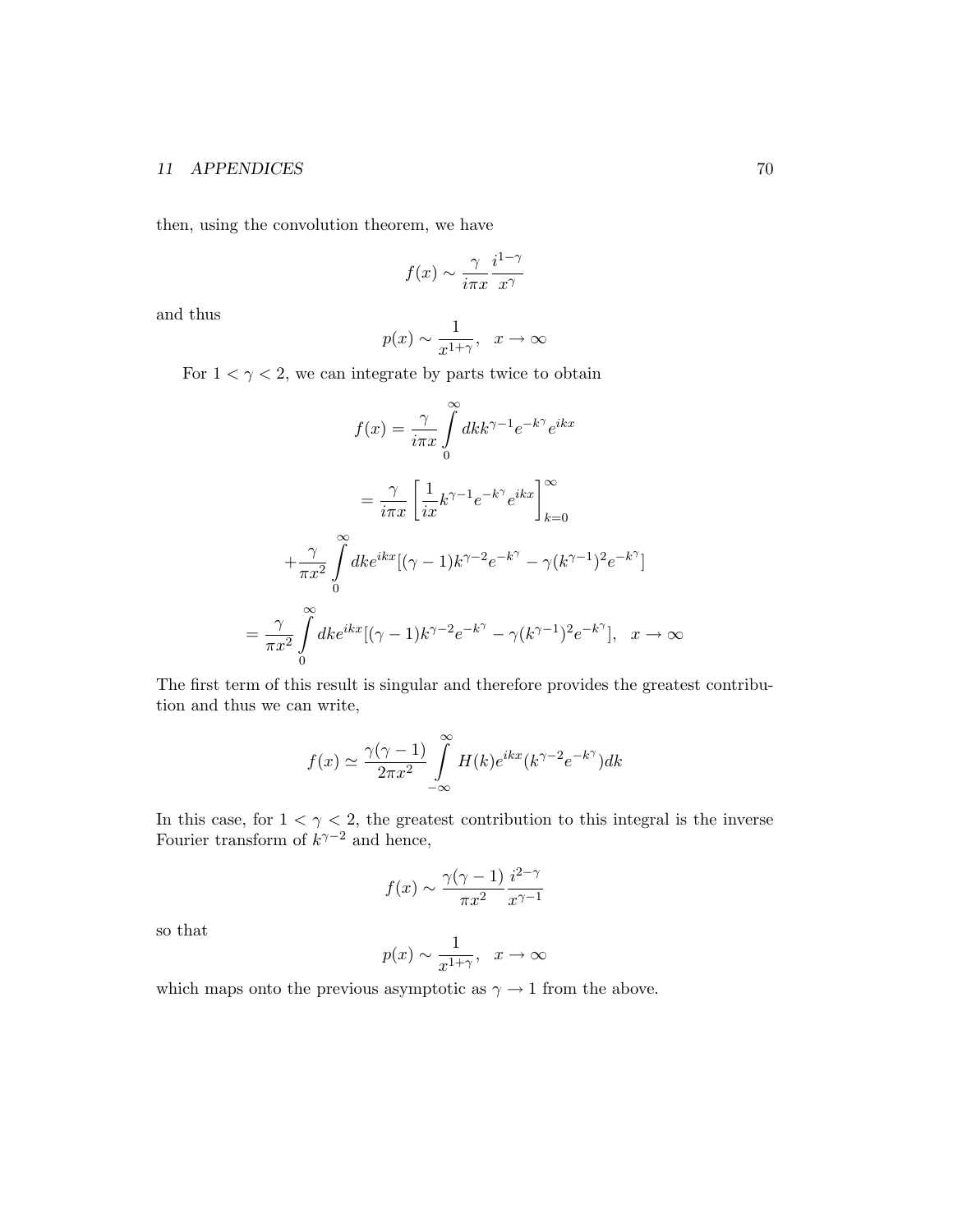then, using the convolution theorem, we have

$$f(x) \sim \frac{\gamma}{i\pi x} \frac{i^{1-\gamma}}{x^{\gamma}}$$

and thus

$$p(x) \sim \frac{1}{x^{1+\gamma}}, \quad x \to \infty$$

For $1 < \gamma < 2$, we can integrate by parts twice to obtain

$$f(x) = \frac{\gamma}{i\pi x} \int\limits_{0}^{\infty} dk k^{\gamma-1} e^{-k^{\gamma}} e^{ikx}$$

$$= \frac{\gamma}{i\pi x} \left[ \frac{1}{ix} k^{\gamma-1} e^{-k^{\gamma}} e^{ikx} \right]_{k=0}^{\infty}$$

$$+ \frac{\gamma}{\pi x^2} \int\limits_{0}^{\infty} dk e^{ikx} [(\gamma - 1) k^{\gamma-2} e^{-k^{\gamma}} - \gamma (k^{\gamma-1})^2 e^{-k^{\gamma}}]$$

$$= \frac{\gamma}{\pi x^2} \int\limits_{0}^{\infty} dk e^{ikx} [(\gamma - 1) k^{\gamma-2} e^{-k^{\gamma}} - \gamma (k^{\gamma-1})^2 e^{-k^{\gamma}}], \quad x \to \infty$$

The first term of this result is singular and therefore provides the greatest contribution and thus we can write,

$$f(x) \simeq \frac{\gamma(\gamma - 1)}{2\pi x^2} \int\limits_{-\infty}^{\infty} H(k) e^{ikx} (k^{\gamma-2} e^{-k^{\gamma}}) dk$$

In this case, for $1 < \gamma < 2$, the greatest contribution to this integral is the inverse Fourier transform of $k^{\gamma-2}$ and hence,

$$f(x) \sim \frac{\gamma(\gamma - 1)}{\pi x^2} \frac{i^{2-\gamma}}{x^{\gamma-1}}$$

so that

$$p(x) \sim \frac{1}{x^{1+\gamma}}, \quad x \to \infty$$

which maps onto the previous asymptotic as $\gamma \to 1$ from the above.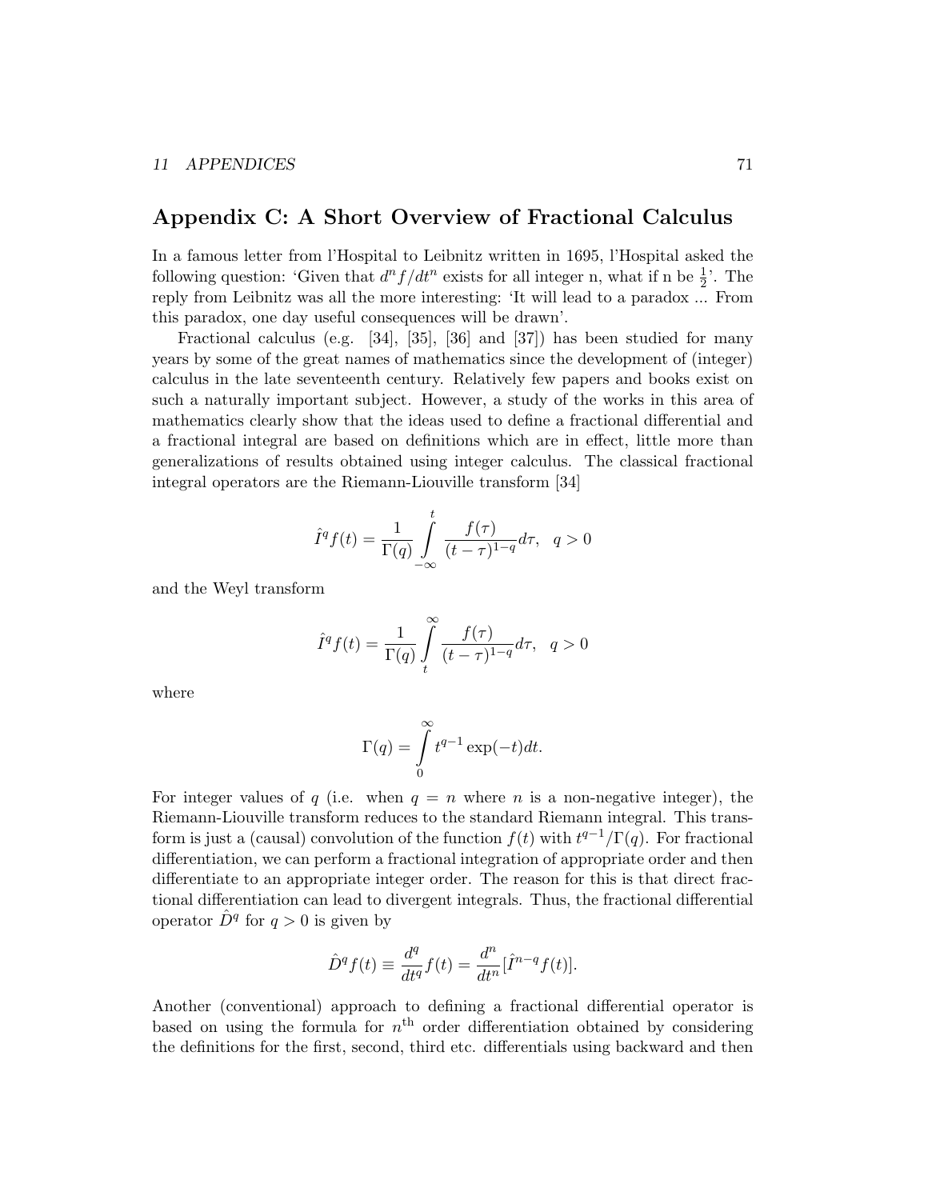## Appendix C: A Short Overview of Fractional Calculus

In a famous letter from l'Hospital to Leibnitz written in 1695, l'Hospital asked the following question: 'Given that $d^n f/dt^n$ exists for all integer n, what if n be $\frac{1}{2}$'. The reply from Leibnitz was all the more interesting: 'It will lead to a paradox ... From this paradox, one day useful consequences will be drawn'.

Fractional calculus (e.g. [34], [35], [36] and [37]) has been studied for many years by some of the great names of mathematics since the development of (integer) calculus in the late seventeenth century. Relatively few papers and books exist on such a naturally important subject. However, a study of the works in this area of mathematics clearly show that the ideas used to define a fractional differential and a fractional integral are based on definitions which are in effect, little more than generalizations of results obtained using integer calculus. The classical fractional integral operators are the Riemann-Liouville transform [34]

$$\hat{I}^q f(t) = \frac{1}{\Gamma(q)} \int_{-\infty}^{t} \frac{f(\tau)}{(t-\tau)^{1-q}} d\tau, \quad q > 0$$

and the Weyl transform

$$\hat{I}^q f(t) = \frac{1}{\Gamma(q)} \int_{t}^{\infty} \frac{f(\tau)}{(t-\tau)^{1-q}} d\tau, \quad q > 0$$

where

$$\Gamma(q) = \int_{0}^{\infty} t^{q-1} \exp(-t) dt.$$

For integer values of $q$ (i.e. when $q = n$ where $n$ is a non-negative integer), the Riemann-Liouville transform reduces to the standard Riemann integral. This transform is just a (causal) convolution of the function $f(t)$ with $t^{q-1}/\Gamma(q)$. For fractional differentiation, we can perform a fractional integration of appropriate order and then differentiate to an appropriate integer order. The reason for this is that direct fractional differentiation can lead to divergent integrals. Thus, the fractional differential operator $\hat{D}^q$ for $q > 0$ is given by

$$\hat{D}^q f(t) \equiv \frac{d^q}{dt^q} f(t) = \frac{d^n}{dt^n} [\hat{I}^{n-q} f(t)].$$

Another (conventional) approach to defining a fractional differential operator is based on using the formula for $n^{\text{th}}$ order differentiation obtained by considering the definitions for the first, second, third etc. differentials using backward and then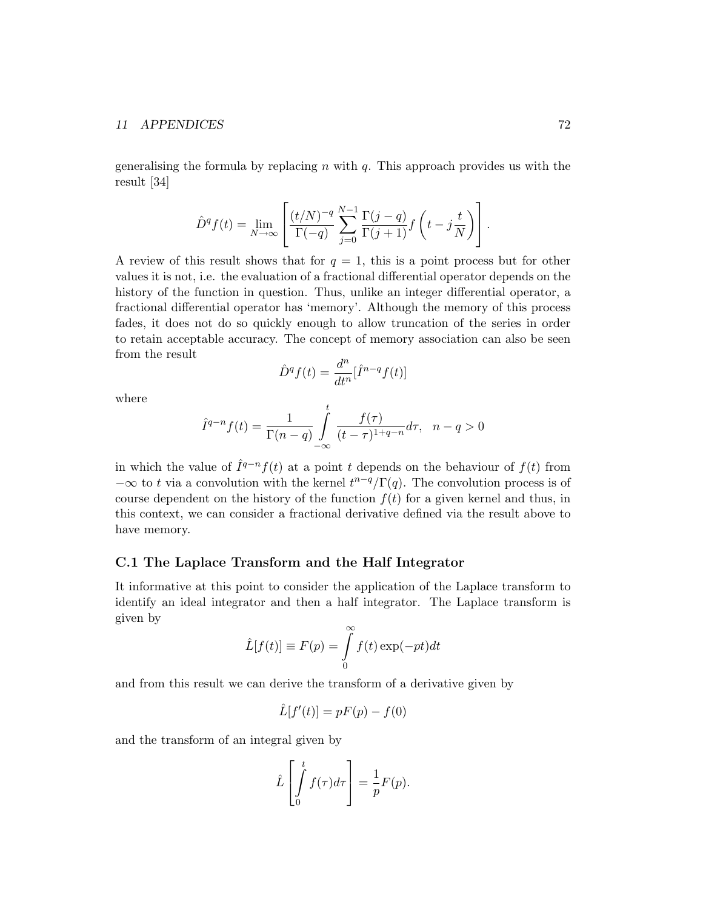generalising the formula by replacing $n$ with $q$. This approach provides us with the result [34]

$$\hat{D}^q f(t) = \lim_{N\to\infty} \left[ \frac{(t/N)^{-q}}{\Gamma(-q)} \sum_{j=0}^{N-1} \frac{\Gamma(j-q)}{\Gamma(j+1)} f\left(t - j\frac{t}{N}\right) \right].$$

A review of this result shows that for $q = 1$, this is a point process but for other values it is not, i.e. the evaluation of a fractional differential operator depends on the history of the function in question. Thus, unlike an integer differential operator, a fractional differential operator has 'memory'. Although the memory of this process fades, it does not do so quickly enough to allow truncation of the series in order to retain acceptable accuracy. The concept of memory association can also be seen from the result

$$\hat{D}^q f(t) = \frac{d^n}{dt^n}[\hat{I}^{n-q} f(t)]$$

where

$$\hat{I}^{q-n} f(t) = \frac{1}{\Gamma(n-q)} \int_{-\infty}^{t} \frac{f(\tau)}{(t-\tau)^{1+q-n}} d\tau, \quad n - q > 0$$

in which the value of $\hat{I}^{q-n} f(t)$ at a point $t$ depends on the behaviour of $f(t)$ from $-\infty$ to $t$ via a convolution with the kernel $t^{n-q}/\Gamma(q)$. The convolution process is of course dependent on the history of the function $f(t)$ for a given kernel and thus, in this context, we can consider a fractional derivative defined via the result above to have memory.

### C.1 The Laplace Transform and the Half Integrator

It informative at this point to consider the application of the Laplace transform to identify an ideal integrator and then a half integrator. The Laplace transform is given by

$$\hat{L}[f(t)] \equiv F(p) = \int_{0}^{\infty} f(t) \exp(-pt) dt$$

and from this result we can derive the transform of a derivative given by

$$\hat{L}[f'(t)] = pF(p) - f(0)$$

and the transform of an integral given by

$$\hat{L}\left[\int_{0}^{t} f(\tau) d\tau\right] = \frac{1}{p} F(p).$$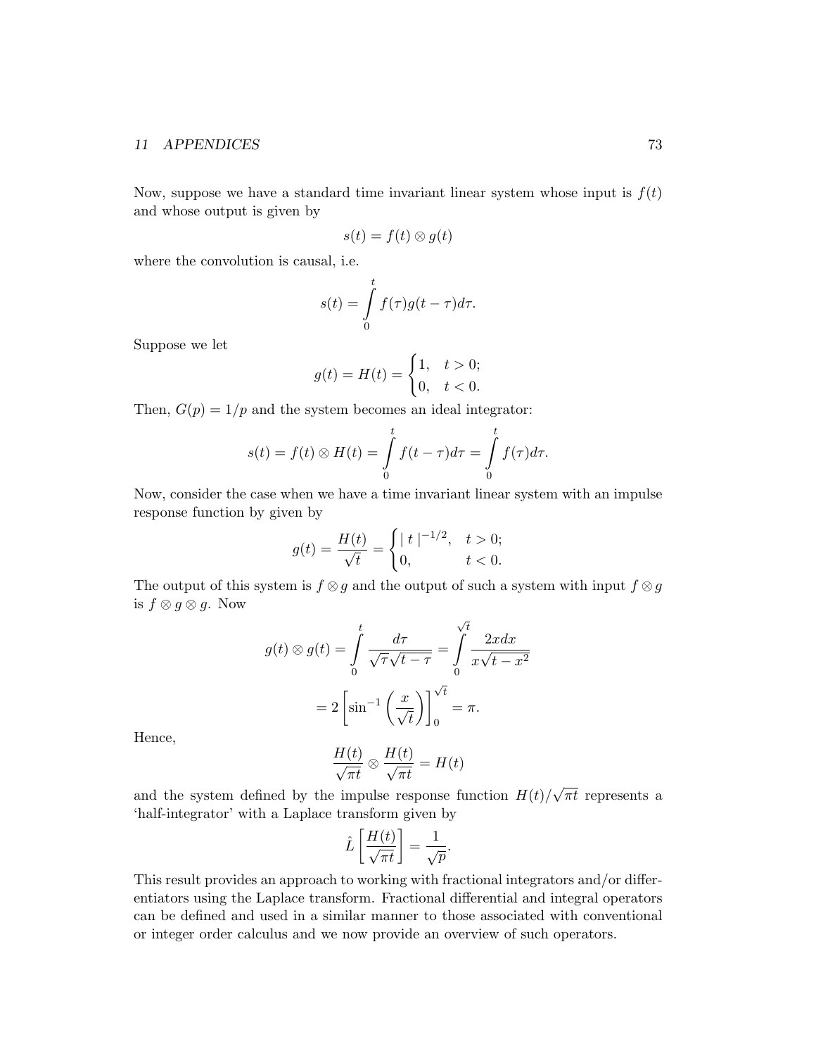Now, suppose we have a standard time invariant linear system whose input is $f(t)$ and whose output is given by

$$s(t) = f(t) \otimes g(t)$$

where the convolution is causal, i.e.

$$s(t) = \int\limits_{0}^{t} f(\tau) g(t - \tau) d\tau.$$

Suppose we let

$$g(t) = H(t) = \begin{cases} 1, & t > 0; \\ 0, & t < 0. \end{cases}$$

Then, $G(p) = 1/p$ and the system becomes an ideal integrator:

$$s(t) = f(t) \otimes H(t) = \int\limits_{0}^{t} f(t - \tau) d\tau = \int\limits_{0}^{t} f(\tau) d\tau.$$

Now, consider the case when we have a time invariant linear system with an impulse response function by given by

$$g(t) = \frac{H(t)}{\sqrt{t}} = \begin{cases} \mid t \mid^{-1/2}, & t > 0; \\ 0, & t < 0. \end{cases}$$

The output of this system is $f \otimes g$ and the output of such a system with input $f \otimes g$ is $f \otimes g \otimes g$. Now

$$g(t) \otimes g(t) = \int\limits_{0}^{t} \frac{d\tau}{\sqrt{\tau}\sqrt{t - \tau}} = \int\limits_{0}^{\sqrt{t}} \frac{2x dx}{x\sqrt{t - x^2}}$$

$$= 2 \left[ \sin^{-1} \left( \frac{x}{\sqrt{t}} \right) \right]_{0}^{\sqrt{t}} = \pi.$$

Hence,

$$\frac{H(t)}{\sqrt{\pi t}} \otimes \frac{H(t)}{\sqrt{\pi t}} = H(t)$$

and the system defined by the impulse response function $H(t)/\sqrt{\pi t}$ represents a 'half-integrator' with a Laplace transform given by

$$\hat{L} \left[ \frac{H(t)}{\sqrt{\pi t}} \right] = \frac{1}{\sqrt{p}}.$$

This result provides an approach to working with fractional integrators and/or differentiators using the Laplace transform. Fractional differential and integral operators can be defined and used in a similar manner to those associated with conventional or integer order calculus and we now provide an overview of such operators.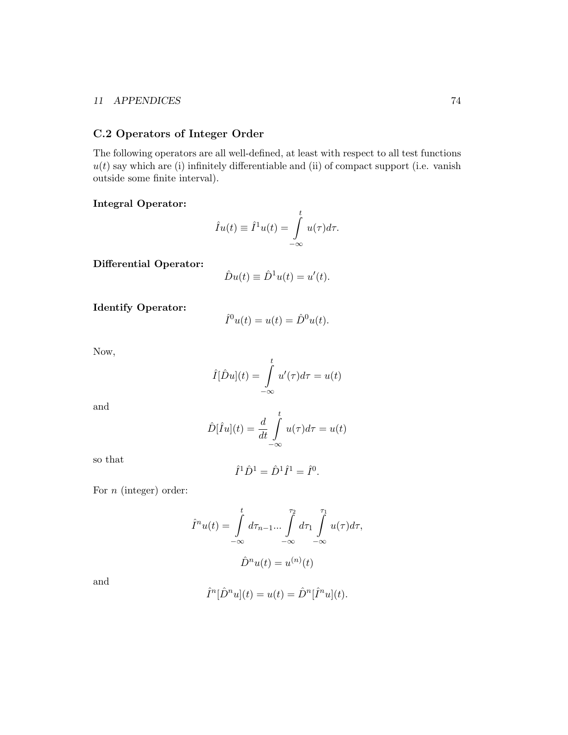### C.2 Operators of Integer Order

The following operators are all well-defined, at least with respect to all test functions $u(t)$ say which are (i) infinitely differentiable and (ii) of compact support (i.e. vanish outside some finite interval).

**Integral Operator:**

$$\hat{I}u(t) \equiv \hat{I}^1 u(t) = \int_{-\infty}^{t} u(\tau)d\tau.$$

**Differential Operator:**

$$\hat{D}u(t) \equiv \hat{D}^1 u(t) = u'(t).$$

**Identify Operator:**

$$\hat{I}^0 u(t) = u(t) = \hat{D}^0 u(t).$$

Now,

$$\hat{I}[\hat{D}u](t) = \int_{-\infty}^{t} u'(\tau)d\tau = u(t)$$

and

$$\hat{D}[\hat{I}u](t) = \frac{d}{dt}\int_{-\infty}^{t} u(\tau)d\tau = u(t)$$

so that

$$\hat{I}^1 \hat{D}^1 = \hat{D}^1 \hat{I}^1 = \hat{I}^0.$$

For $n$ (integer) order:

$$\hat{I}^n u(t) = \int_{-\infty}^{t} d\tau_{n-1} ... \int_{-\infty}^{\tau_2} d\tau_1 \int_{-\infty}^{\tau_1} u(\tau)d\tau,$$

$$\hat{D}^n u(t) = u^{(n)}(t)$$

and

$$\hat{I}^n[\hat{D}^n u](t) = u(t) = \hat{D}^n[\hat{I}^n u](t).$$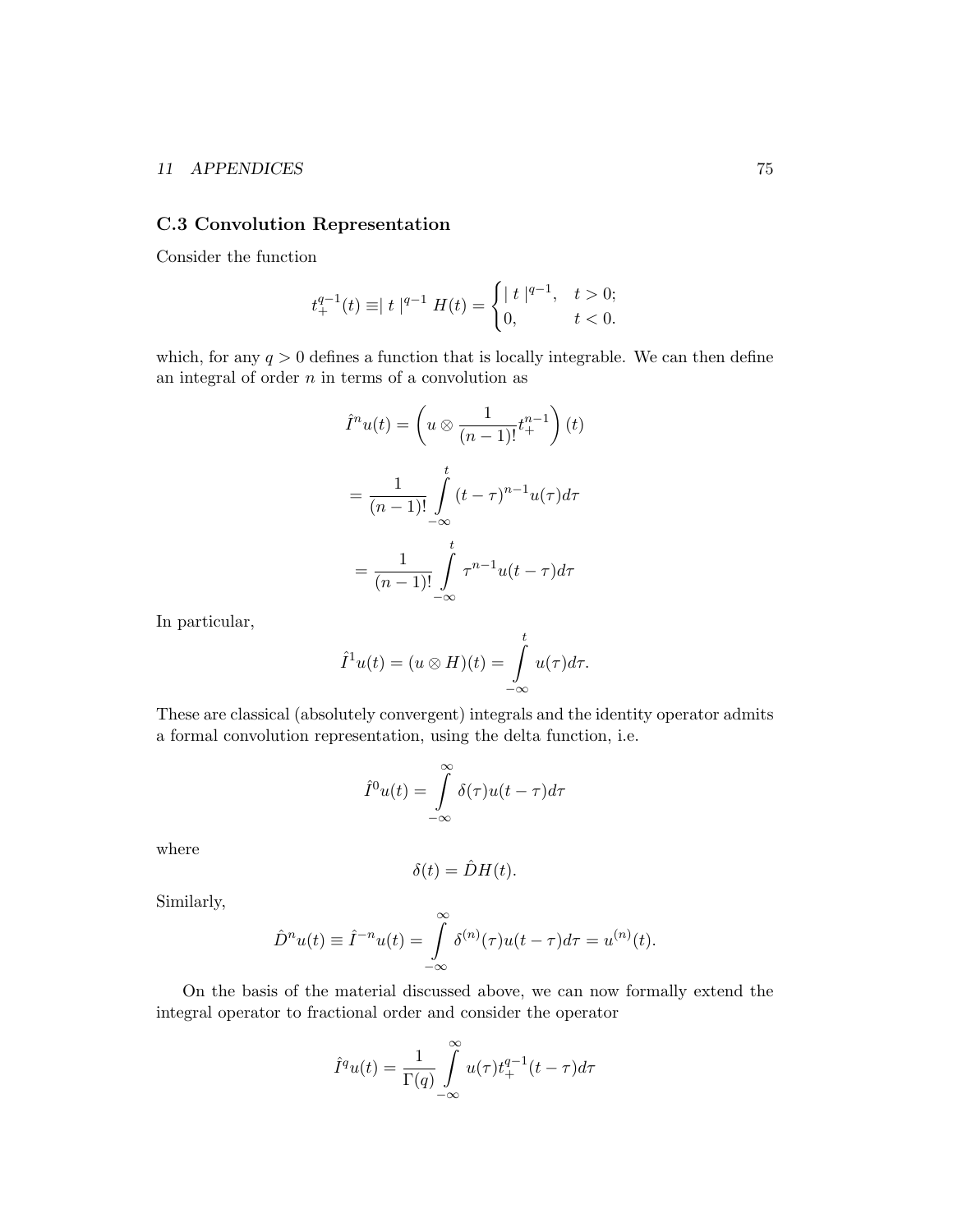### C.3 Convolution Representation

Consider the function

$$t_+^{q-1}(t) \equiv \mid t \mid^{q-1} H(t) = \begin{cases} \mid t \mid^{q-1}, & t > 0; \\ 0, & t < 0. \end{cases}$$

which, for any $q > 0$ defines a function that is locally integrable. We can then define an integral of order $n$ in terms of a convolution as

$$\hat{I}^n u(t) = \left( u \otimes \frac{1}{(n-1)!} t_+^{n-1} \right)(t)$$

$$= \frac{1}{(n-1)!} \int\limits_{-\infty}^{t} (t-\tau)^{n-1} u(\tau) d\tau$$

$$= \frac{1}{(n-1)!} \int\limits_{-\infty}^{t} \tau^{n-1} u(t-\tau) d\tau$$

In particular,

$$\hat{I}^1 u(t) = (u \otimes H)(t) = \int\limits_{-\infty}^{t} u(\tau) d\tau.$$

These are classical (absolutely convergent) integrals and the identity operator admits a formal convolution representation, using the delta function, i.e.

$$\hat{I}^0 u(t) = \int\limits_{-\infty}^{\infty} \delta(\tau) u(t-\tau) d\tau$$

where

$$\delta(t) = \hat{D} H(t).$$

Similarly,

$$\hat{D}^n u(t) \equiv \hat{I}^{-n} u(t) = \int\limits_{-\infty}^{\infty} \delta^{(n)}(\tau) u(t-\tau) d\tau = u^{(n)}(t).$$

On the basis of the material discussed above, we can now formally extend the integral operator to fractional order and consider the operator

$$\hat{I}^q u(t) = \frac{1}{\Gamma(q)} \int\limits_{-\infty}^{\infty} u(\tau) t_+^{q-1}(t-\tau) d\tau$$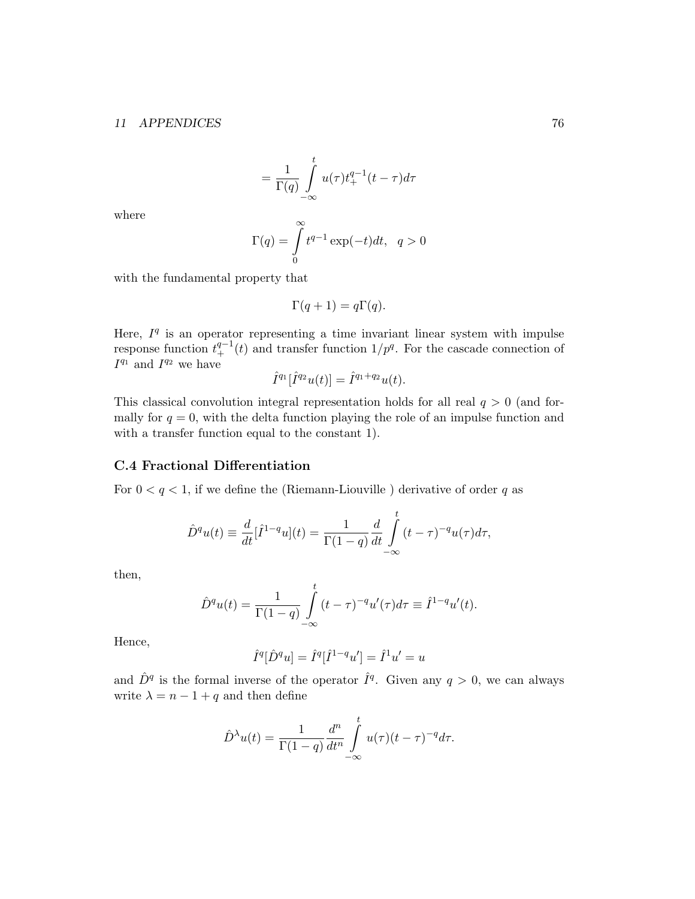$$= \frac{1}{\Gamma(q)} \int\limits_{-\infty}^{t} u(\tau) t_{+}^{q-1}(t-\tau) d\tau$$

where

$$\Gamma(q) = \int\limits_{0}^{\infty} t^{q-1} \exp(-t) dt, \quad q > 0$$

with the fundamental property that

$$\Gamma(q+1) = q\Gamma(q).$$

Here, $I^q$ is an operator representing a time invariant linear system with impulse response function $t_{+}^{q-1}(t)$ and transfer function $1/p^q$. For the cascade connection of $I^{q_1}$ and $I^{q_2}$ we have

$$\hat{I}^{q_1}[\hat{I}^{q_2} u(t)] = \hat{I}^{q_1+q_2} u(t).$$

This classical convolution integral representation holds for all real $q > 0$ (and formally for $q = 0$, with the delta function playing the role of an impulse function and with a transfer function equal to the constant 1).

### C.4 Fractional Differentiation

For $0 < q < 1$, if we define the (Riemann-Liouville ) derivative of order $q$ as

$$\hat{D}^q u(t) \equiv \frac{d}{dt}[\hat{I}^{1-q} u](t) = \frac{1}{\Gamma(1-q)} \frac{d}{dt} \int\limits_{-\infty}^{t} (t-\tau)^{-q} u(\tau) d\tau,$$

then,

$$\hat{D}^q u(t) = \frac{1}{\Gamma(1-q)} \int\limits_{-\infty}^{t} (t-\tau)^{-q} u'(\tau) d\tau \equiv \hat{I}^{1-q} u'(t).$$

Hence,

$$\hat{I}^q[\hat{D}^q u] = \hat{I}^q[\hat{I}^{1-q} u'] = \hat{I}^1 u' = u$$

and $\hat{D}^q$ is the formal inverse of the operator $\hat{I}^q$. Given any $q > 0$, we can always write $\lambda = n - 1 + q$ and then define

$$\hat{D}^{\lambda} u(t) = \frac{1}{\Gamma(1-q)} \frac{d^n}{dt^n} \int\limits_{-\infty}^{t} u(\tau)(t-\tau)^{-q} d\tau.$$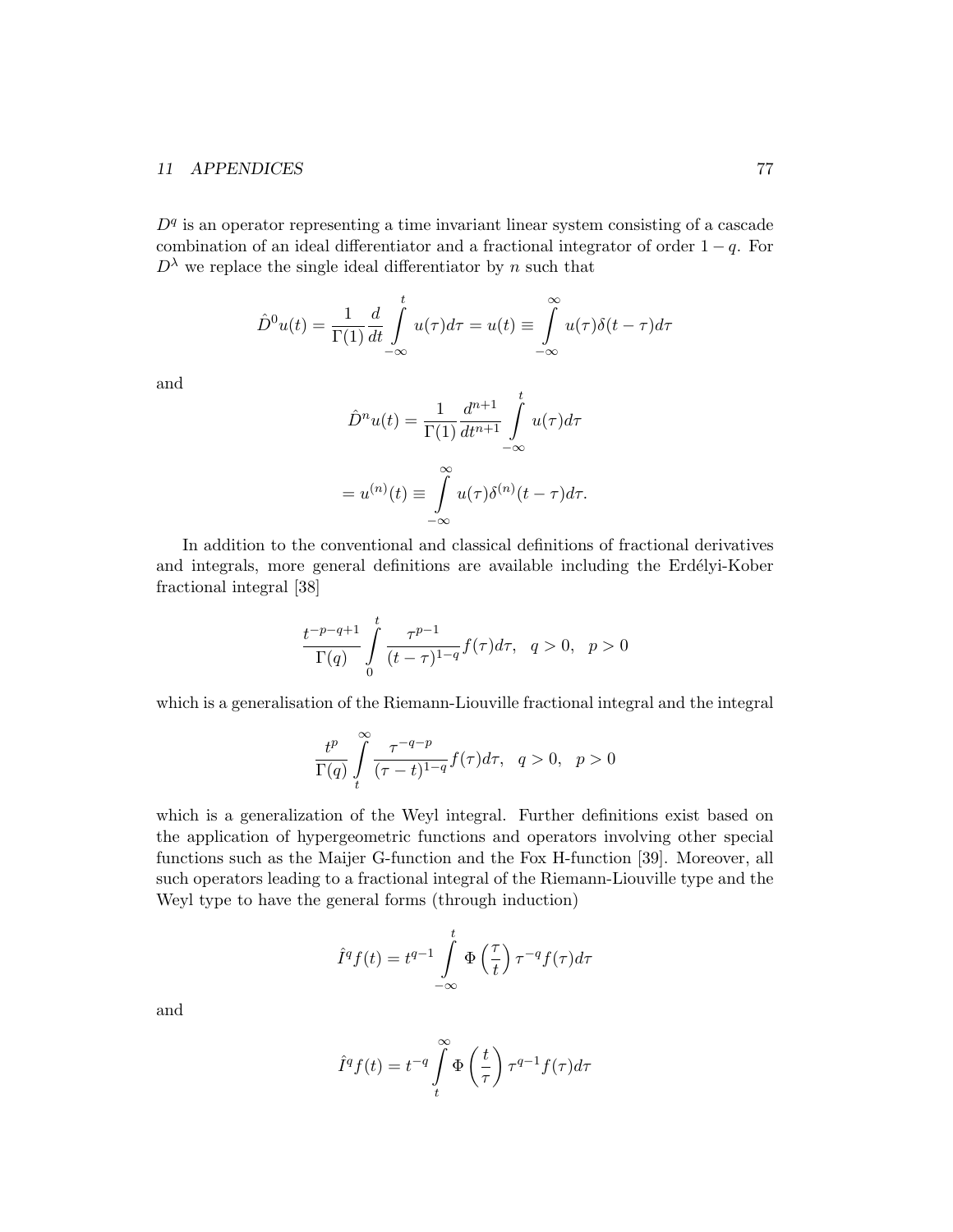$D^q$ is an operator representing a time invariant linear system consisting of a cascade combination of an ideal differentiator and a fractional integrator of order $1-q$. For $D^\lambda$ we replace the single ideal differentiator by $n$ such that

$$\hat{D}^0 u(t) = \frac{1}{\Gamma(1)} \frac{d}{dt} \int_{-\infty}^{t} u(\tau) d\tau = u(t) \equiv \int_{-\infty}^{\infty} u(\tau)\delta(t-\tau) d\tau$$

and

$$\hat{D}^n u(t) = \frac{1}{\Gamma(1)} \frac{d^{n+1}}{dt^{n+1}} \int_{-\infty}^{t} u(\tau) d\tau$$

$$= u^{(n)}(t) \equiv \int_{-\infty}^{\infty} u(\tau)\delta^{(n)}(t-\tau) d\tau.$$

In addition to the conventional and classical definitions of fractional derivatives and integrals, more general definitions are available including the Erdélyi-Kober fractional integral [38]

$$\frac{t^{-p-q+1}}{\Gamma(q)} \int_{0}^{t} \frac{\tau^{p-1}}{(t-\tau)^{1-q}} f(\tau) d\tau, \quad q>0, \quad p>0$$

which is a generalisation of the Riemann-Liouville fractional integral and the integral

$$\frac{t^{p}}{\Gamma(q)} \int_{t}^{\infty} \frac{\tau^{-q-p}}{(\tau-t)^{1-q}} f(\tau) d\tau, \quad q>0, \quad p>0$$

which is a generalization of the Weyl integral. Further definitions exist based on the application of hypergeometric functions and operators involving other special functions such as the Maijer G-function and the Fox H-function [39]. Moreover, all such operators leading to a fractional integral of the Riemann-Liouville type and the Weyl type to have the general forms (through induction)

$$\hat{I}^q f(t) = t^{q-1} \int_{-\infty}^{t} \Phi\left(\frac{\tau}{t}\right) \tau^{-q} f(\tau) d\tau$$

and

$$\hat{I}^q f(t) = t^{-q} \int_{t}^{\infty} \Phi\left(\frac{t}{\tau}\right) \tau^{q-1} f(\tau) d\tau$$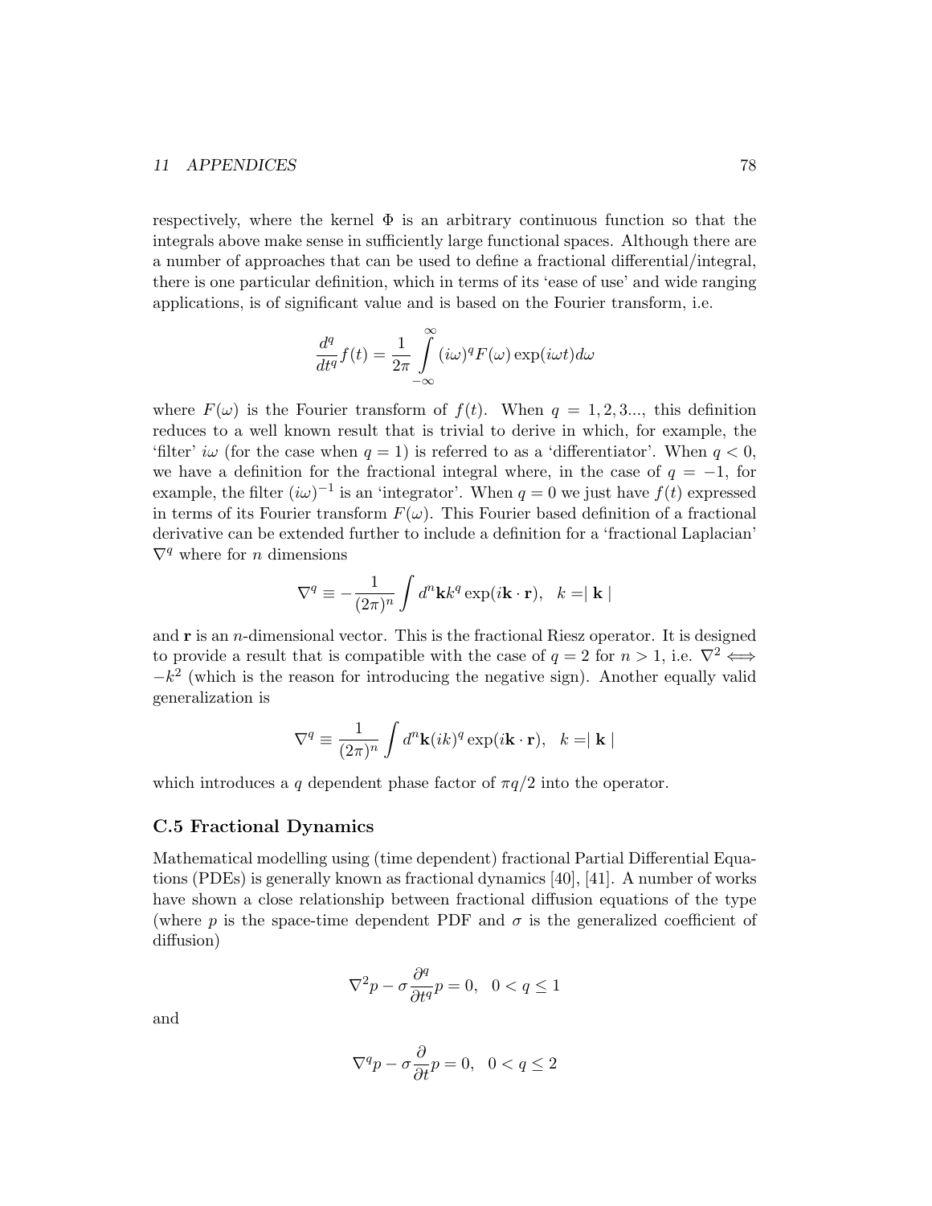respectively, where the kernel $\Phi$ is an arbitrary continuous function so that the integrals above make sense in sufficiently large functional spaces. Although there are a number of approaches that can be used to define a fractional differential/integral, there is one particular definition, which in terms of its 'ease of use' and wide ranging applications, is of significant value and is based on the Fourier transform, i.e.

$$\frac{d^q}{dt^q}f(t) = \frac{1}{2\pi}\int_{-\infty}^{\infty}(i\omega)^q F(\omega)\exp(i\omega t)d\omega$$

where $F(\omega)$ is the Fourier transform of $f(t)$. When $q = 1, 2, 3...$, this definition reduces to a well known result that is trivial to derive in which, for example, the 'filter' $i\omega$ (for the case when $q = 1$) is referred to as a 'differentiator'. When $q < 0$, we have a definition for the fractional integral where, in the case of $q = -1$, for example, the filter $(i\omega)^{-1}$ is an 'integrator'. When $q = 0$ we just have $f(t)$ expressed in terms of its Fourier transform $F(\omega)$. This Fourier based definition of a fractional derivative can be extended further to include a definition for a 'fractional Laplacian' $\nabla^q$ where for $n$ dimensions

$$\nabla^q \equiv -\frac{1}{(2\pi)^n}\int d^n\mathbf{k}k^q \exp(i\mathbf{k}\cdot\mathbf{r}), \quad k = \mid \mathbf{k} \mid$$

and $\mathbf{r}$ is an $n$-dimensional vector. This is the fractional Riesz operator. It is designed to provide a result that is compatible with the case of $q = 2$ for $n > 1$, i.e. $\nabla^2 \Longleftrightarrow -k^2$ (which is the reason for introducing the negative sign). Another equally valid generalization is

$$\nabla^q \equiv \frac{1}{(2\pi)^n}\int d^n\mathbf{k}(ik)^q \exp(i\mathbf{k}\cdot\mathbf{r}), \quad k = \mid \mathbf{k} \mid$$

which introduces a $q$ dependent phase factor of $\pi q/2$ into the operator.

### C.5 Fractional Dynamics

Mathematical modelling using (time dependent) fractional Partial Differential Equations (PDEs) is generally known as fractional dynamics [40], [41]. A number of works have shown a close relationship between fractional diffusion equations of the type (where $p$ is the space-time dependent PDF and $\sigma$ is the generalized coefficient of diffusion)

$$\nabla^2 p - \sigma\frac{\partial^q}{\partial t^q}p = 0, \quad 0 < q \leq 1$$

and

$$\nabla^q p - \sigma\frac{\partial}{\partial t}p = 0, \quad 0 < q \leq 2$$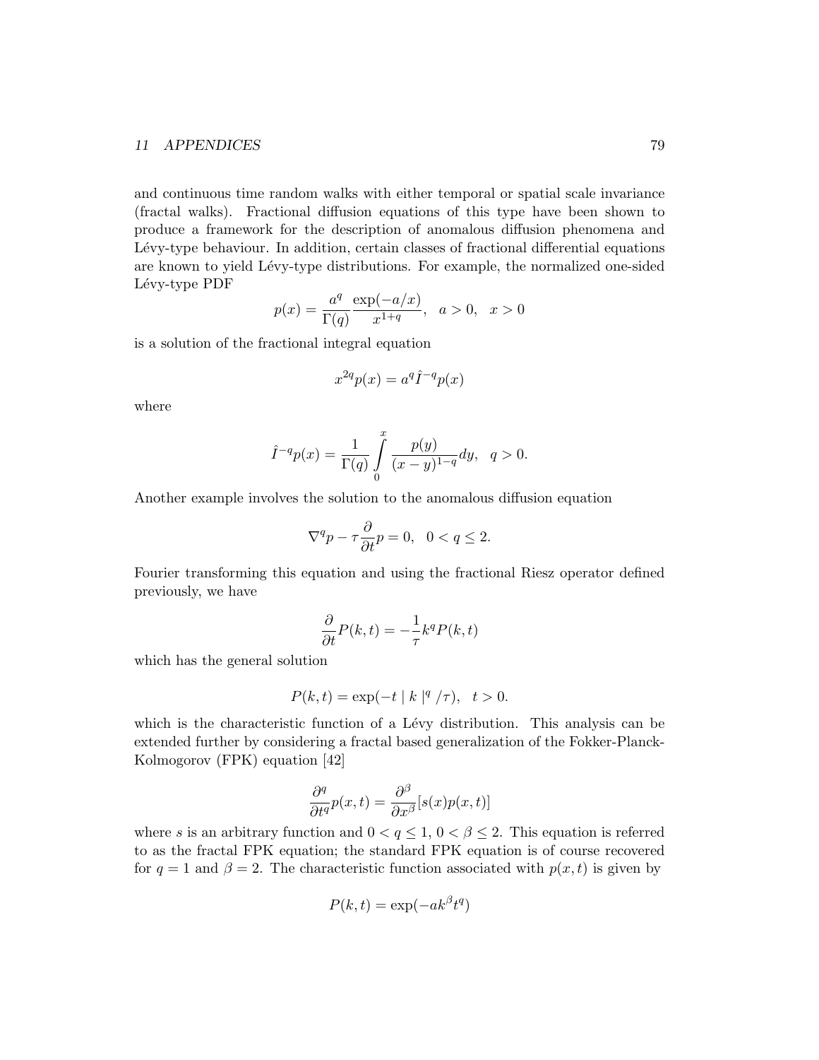and continuous time random walks with either temporal or spatial scale invariance (fractal walks). Fractional diffusion equations of this type have been shown to produce a framework for the description of anomalous diffusion phenomena and Lévy-type behaviour. In addition, certain classes of fractional differential equations are known to yield Lévy-type distributions. For example, the normalized one-sided Lévy-type PDF

$$p(x) = \frac{a^q}{\Gamma(q)} \frac{\exp(-a/x)}{x^{1+q}}, \quad a > 0, \quad x > 0$$

is a solution of the fractional integral equation

$$x^{2q} p(x) = a^q \hat{I}^{-q} p(x)$$

where

$$\hat{I}^{-q} p(x) = \frac{1}{\Gamma(q)} \int\limits_0^x \frac{p(y)}{(x-y)^{1-q}} dy, \quad q > 0.$$

Another example involves the solution to the anomalous diffusion equation

$$\nabla^q p - \tau \frac{\partial}{\partial t} p = 0, \quad 0 < q \leq 2.$$

Fourier transforming this equation and using the fractional Riesz operator defined previously, we have

$$\frac{\partial}{\partial t} P(k,t) = -\frac{1}{\tau} k^q P(k,t)$$

which has the general solution

$$P(k,t) = \exp(-t \mid k \mid^q / \tau), \quad t > 0.$$

which is the characteristic function of a Lévy distribution. This analysis can be extended further by considering a fractal based generalization of the Fokker-Planck-Kolmogorov (FPK) equation [42]

$$\frac{\partial^q}{\partial t^q} p(x,t) = \frac{\partial^\beta}{\partial x^\beta} [s(x) p(x,t)]$$

where $s$ is an arbitrary function and $0 < q \leq 1$, $0 < \beta \leq 2$. This equation is referred to as the fractal FPK equation; the standard FPK equation is of course recovered for $q = 1$ and $\beta = 2$. The characteristic function associated with $p(x,t)$ is given by

$$P(k,t) = \exp(-a k^\beta t^q)$$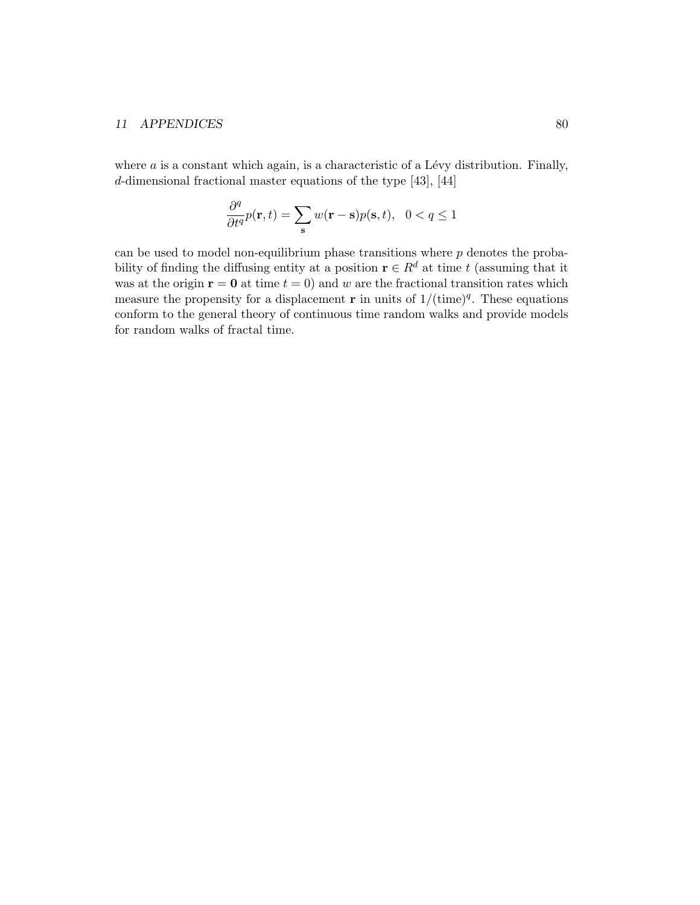where $a$ is a constant which again, is a characteristic of a Lévy distribution. Finally, $d$-dimensional fractional master equations of the type [43], [44]

$$\frac{\partial^q}{\partial t^q} p(\mathbf{r}, t) = \sum_{\mathbf{s}} w(\mathbf{r} - \mathbf{s}) p(\mathbf{s}, t), \quad 0 < q \leq 1$$

can be used to model non-equilibrium phase transitions where $p$ denotes the probability of finding the diffusing entity at a position $\mathbf{r} \in R^d$ at time $t$ (assuming that it was at the origin $\mathbf{r} = \mathbf{0}$ at time $t = 0$) and $w$ are the fractional transition rates which measure the propensity for a displacement $\mathbf{r}$ in units of $1/(\text{time})^q$. These equations conform to the general theory of continuous time random walks and provide models for random walks of fractal time.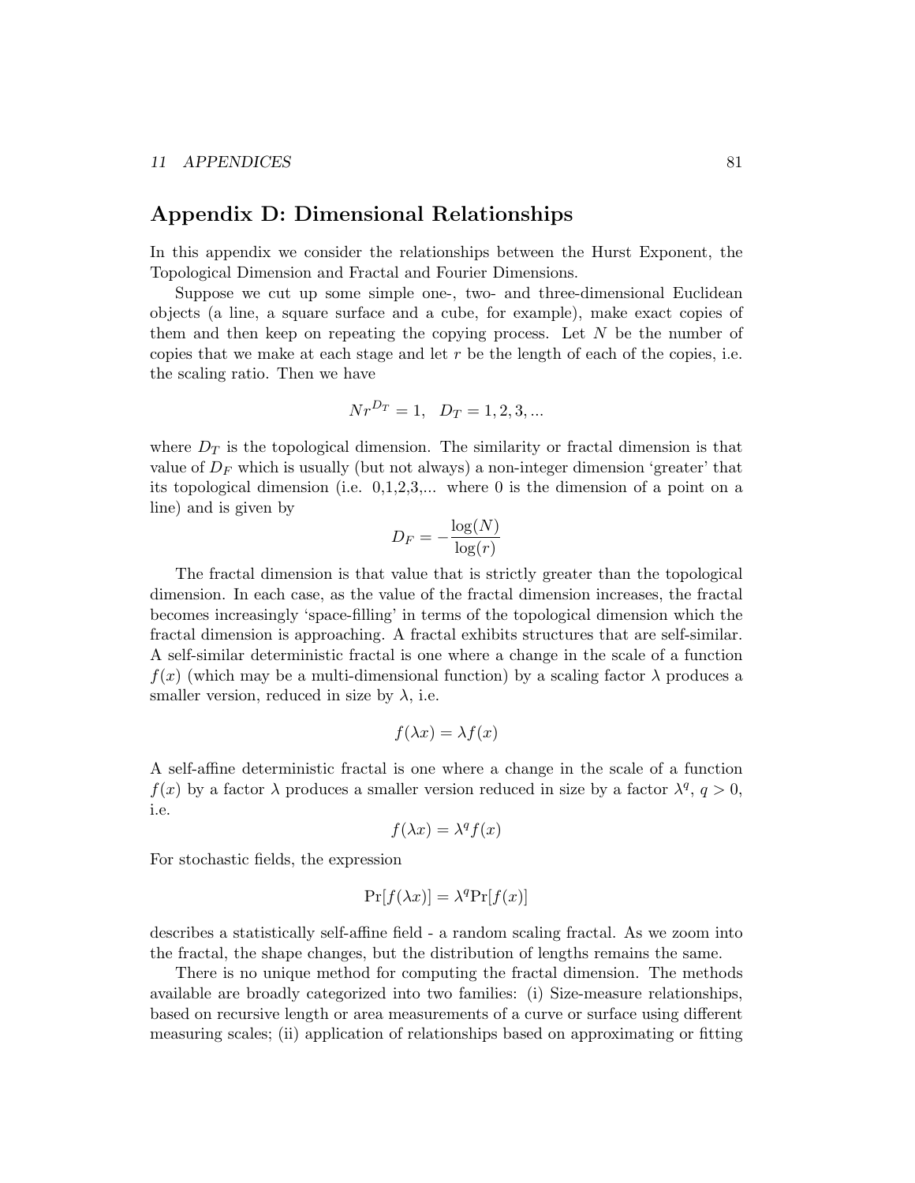## Appendix D: Dimensional Relationships

In this appendix we consider the relationships between the Hurst Exponent, the Topological Dimension and Fractal and Fourier Dimensions.

Suppose we cut up some simple one-, two- and three-dimensional Euclidean objects (a line, a square surface and a cube, for example), make exact copies of them and then keep on repeating the copying process. Let $N$ be the number of copies that we make at each stage and let $r$ be the length of each of the copies, i.e. the scaling ratio. Then we have

$$Nr^{D_T} = 1, \quad D_T = 1, 2, 3, ...$$

where $D_T$ is the topological dimension. The similarity or fractal dimension is that value of $D_F$ which is usually (but not always) a non-integer dimension 'greater' that its topological dimension (i.e. 0,1,2,3,... where 0 is the dimension of a point on a line) and is given by

$$D_F = -\frac{\log(N)}{\log(r)}$$

The fractal dimension is that value that is strictly greater than the topological dimension. In each case, as the value of the fractal dimension increases, the fractal becomes increasingly 'space-filling' in terms of the topological dimension which the fractal dimension is approaching. A fractal exhibits structures that are self-similar. A self-similar deterministic fractal is one where a change in the scale of a function $f(x)$ (which may be a multi-dimensional function) by a scaling factor $\lambda$ produces a smaller version, reduced in size by $\lambda$, i.e.

$$f(\lambda x) = \lambda f(x)$$

A self-affine deterministic fractal is one where a change in the scale of a function $f(x)$ by a factor $\lambda$ produces a smaller version reduced in size by a factor $\lambda^q$, $q > 0$, i.e.

$$f(\lambda x) = \lambda^q f(x)$$

For stochastic fields, the expression

$$\Pr[f(\lambda x)] = \lambda^q \Pr[f(x)]$$

describes a statistically self-affine field - a random scaling fractal. As we zoom into the fractal, the shape changes, but the distribution of lengths remains the same.

There is no unique method for computing the fractal dimension. The methods available are broadly categorized into two families: (i) Size-measure relationships, based on recursive length or area measurements of a curve or surface using different measuring scales; (ii) application of relationships based on approximating or fitting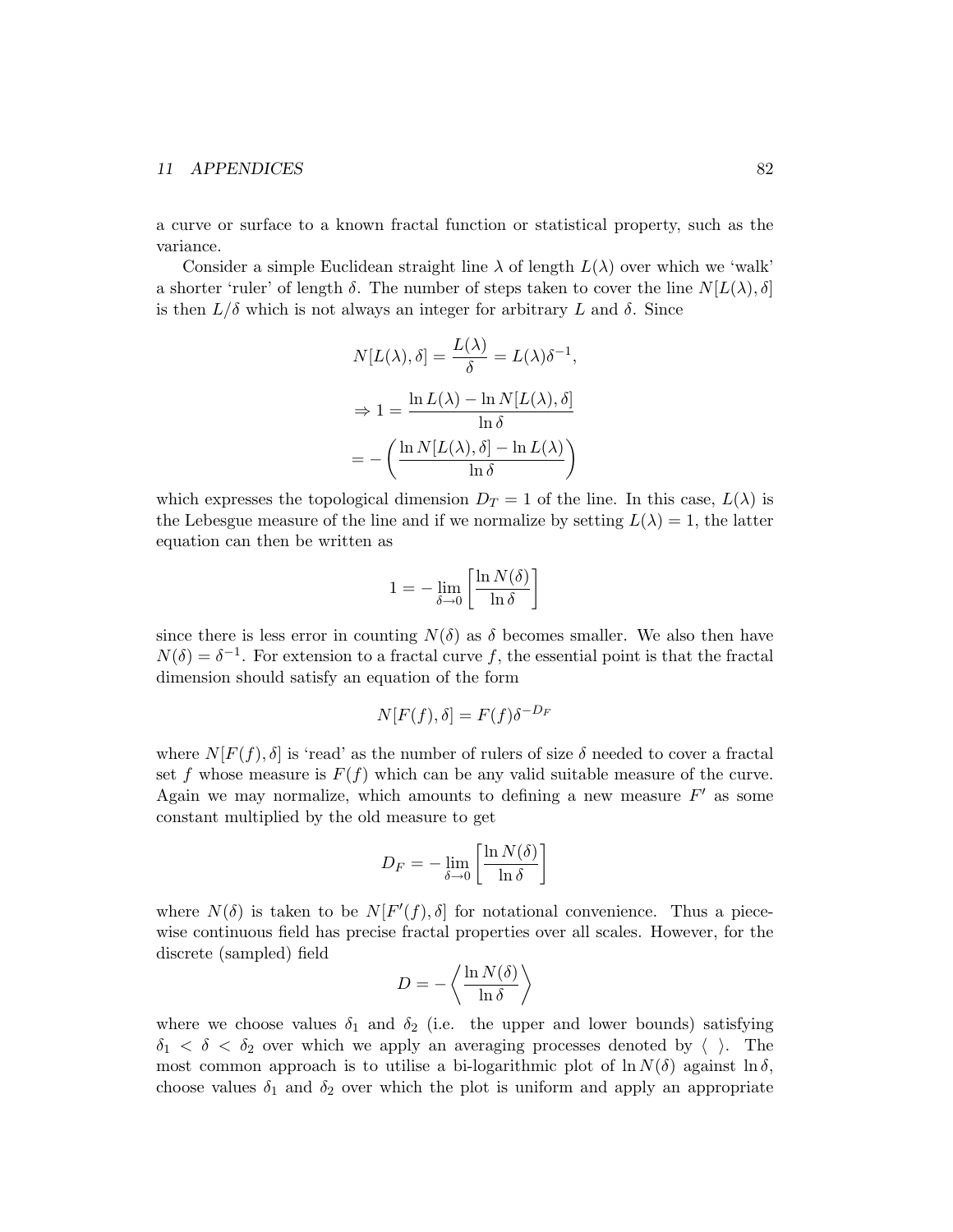a curve or surface to a known fractal function or statistical property, such as the variance.

Consider a simple Euclidean straight line $\lambda$ of length $L(\lambda)$ over which we 'walk' a shorter 'ruler' of length $\delta$. The number of steps taken to cover the line $N[L(\lambda), \delta]$ is then $L/\delta$ which is not always an integer for arbitrary $L$ and $\delta$. Since

$$N[L(\lambda), \delta] = \frac{L(\lambda)}{\delta} = L(\lambda)\delta^{-1},$$

$$\Rightarrow 1 = \frac{\ln L(\lambda) - \ln N[L(\lambda), \delta]}{\ln \delta}$$

$$= -\left( \frac{\ln N[L(\lambda), \delta] - \ln L(\lambda)}{\ln \delta} \right)$$

which expresses the topological dimension $D_T = 1$ of the line. In this case, $L(\lambda)$ is the Lebesgue measure of the line and if we normalize by setting $L(\lambda) = 1$, the latter equation can then be written as

$$1 = -\lim_{\delta \to 0} \left[ \frac{\ln N(\delta)}{\ln \delta} \right]$$

since there is less error in counting $N(\delta)$ as $\delta$ becomes smaller. We also then have $N(\delta) = \delta^{-1}$. For extension to a fractal curve $f$, the essential point is that the fractal dimension should satisfy an equation of the form

$$N[F(f), \delta] = F(f)\delta^{-D_F}$$

where $N[F(f), \delta]$ is 'read' as the number of rulers of size $\delta$ needed to cover a fractal set $f$ whose measure is $F(f)$ which can be any valid suitable measure of the curve. Again we may normalize, which amounts to defining a new measure $F'$ as some constant multiplied by the old measure to get

$$D_F = -\lim_{\delta \to 0} \left[ \frac{\ln N(\delta)}{\ln \delta} \right]$$

where $N(\delta)$ is taken to be $N[F'(f), \delta]$ for notational convenience. Thus a piecewise continuous field has precise fractal properties over all scales. However, for the discrete (sampled) field

$$D = -\left\langle \frac{\ln N(\delta)}{\ln \delta} \right\rangle$$

where we choose values $\delta_1$ and $\delta_2$ (i.e. the upper and lower bounds) satisfying $\delta_1 < \delta < \delta_2$ over which we apply an averaging processes denoted by $\langle \ \rangle$. The most common approach is to utilise a bi-logarithmic plot of $\ln N(\delta)$ against $\ln \delta$, choose values $\delta_1$ and $\delta_2$ over which the plot is uniform and apply an appropriate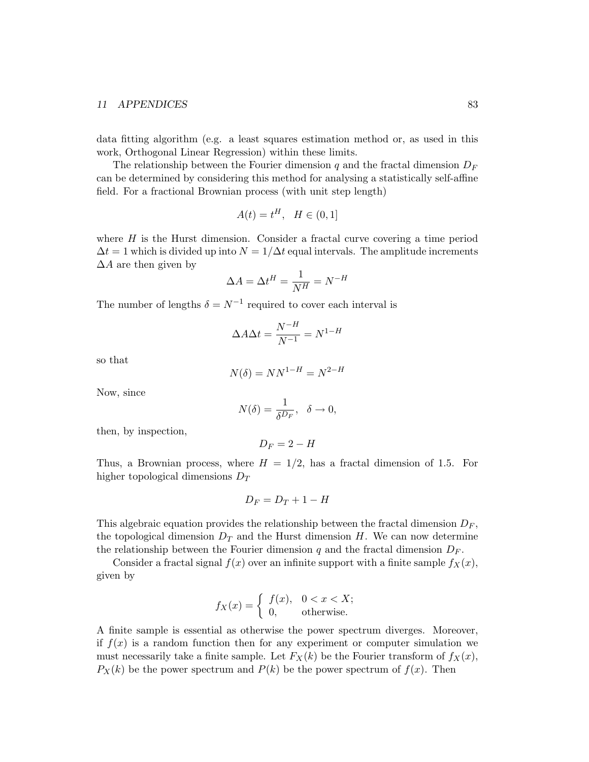data fitting algorithm (e.g. a least squares estimation method or, as used in this work, Orthogonal Linear Regression) within these limits.

The relationship between the Fourier dimension $q$ and the fractal dimension $D_F$ can be determined by considering this method for analysing a statistically self-affine field. For a fractional Brownian process (with unit step length)

$$A(t) = t^H, \quad H \in (0, 1]$$

where $H$ is the Hurst dimension. Consider a fractal curve covering a time period $\Delta t = 1$ which is divided up into $N = 1/\Delta t$ equal intervals. The amplitude increments $\Delta A$ are then given by

$$\Delta A = \Delta t^H = \frac{1}{N^H} = N^{-H}$$

The number of lengths $\delta = N^{-1}$ required to cover each interval is

$$\Delta A \Delta t = \frac{N^{-H}}{N^{-1}} = N^{1-H}$$

so that

$$N(\delta) = N N^{1-H} = N^{2-H}$$

Now, since

$$N(\delta) = \frac{1}{\delta^{D_F}}, \quad \delta \to 0,$$

then, by inspection,

$$D_F = 2 - H$$

Thus, a Brownian process, where $H = 1/2$, has a fractal dimension of 1.5. For higher topological dimensions $D_T$

$$D_F = D_T + 1 - H$$

This algebraic equation provides the relationship between the fractal dimension $D_F$, the topological dimension $D_T$ and the Hurst dimension $H$. We can now determine the relationship between the Fourier dimension $q$ and the fractal dimension $D_F$.

Consider a fractal signal $f(x)$ over an infinite support with a finite sample $f_X(x)$, given by

$$f_X(x) = \begin{cases} f(x), & 0 < x < X; \\ 0, & \text{otherwise.} \end{cases}$$

A finite sample is essential as otherwise the power spectrum diverges. Moreover, if $f(x)$ is a random function then for any experiment or computer simulation we must necessarily take a finite sample. Let $F_X(k)$ be the Fourier transform of $f_X(x)$, $P_X(k)$ be the power spectrum and $P(k)$ be the power spectrum of $f(x)$. Then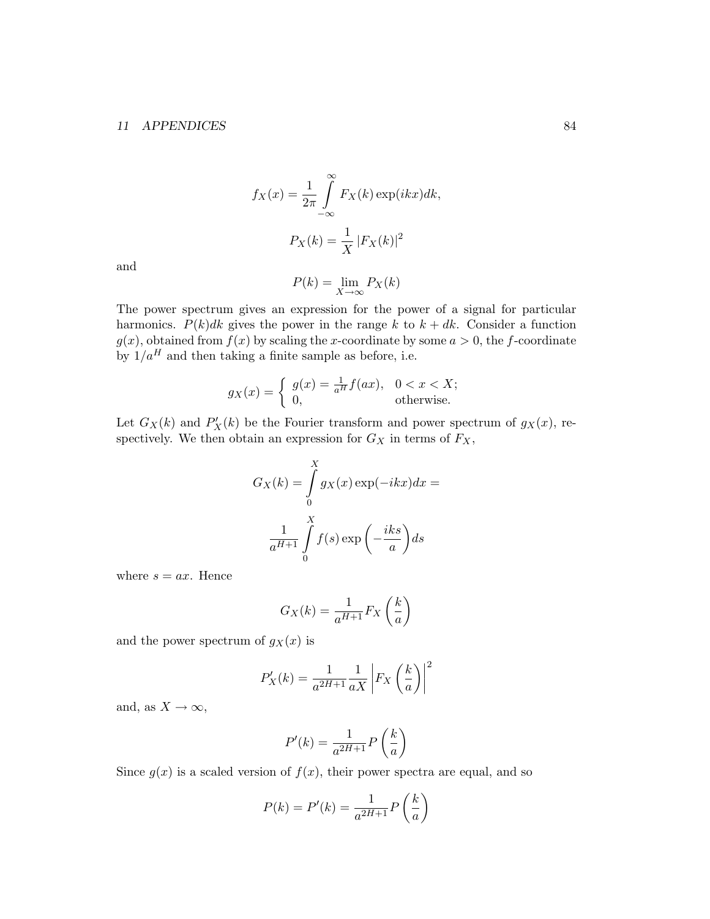$$f_X(x) = \frac{1}{2\pi} \int_{-\infty}^{\infty} F_X(k) \exp(ikx) dk,$$

$$P_X(k) = \frac{1}{X} |F_X(k)|^2$$

and

$$P(k) = \lim_{X \to \infty} P_X(k)$$

The power spectrum gives an expression for the power of a signal for particular harmonics. $P(k)dk$ gives the power in the range $k$ to $k + dk$. Consider a function $g(x)$, obtained from $f(x)$ by scaling the $x$-coordinate by some $a > 0$, the $f$-coordinate by $1/a^H$ and then taking a finite sample as before, i.e.

$$g_X(x) = \begin{cases} g(x) = \frac{1}{a^H} f(ax), & 0 < x < X; \\ 0, & \text{otherwise.} \end{cases}$$

Let $G_X(k)$ and $P'_X(k)$ be the Fourier transform and power spectrum of $g_X(x)$, respectively. We then obtain an expression for $G_X$ in terms of $F_X$,

$$G_X(k) = \int_0^X g_X(x) \exp(-ikx) dx =$$

$$\frac{1}{a^{H+1}} \int_0^X f(s) \exp\left(-\frac{iks}{a}\right) ds$$

where $s = ax$. Hence

$$G_X(k) = \frac{1}{a^{H+1}} F_X\left(\frac{k}{a}\right)$$

and the power spectrum of $g_X(x)$ is

$$P'_X(k) = \frac{1}{a^{2H+1}} \frac{1}{aX} \left| F_X\left(\frac{k}{a}\right) \right|^2$$

and, as $X \to \infty$,

$$P'(k) = \frac{1}{a^{2H+1}} P\left(\frac{k}{a}\right)$$

Since $g(x)$ is a scaled version of $f(x)$, their power spectra are equal, and so

$$P(k) = P'(k) = \frac{1}{a^{2H+1}} P\left(\frac{k}{a}\right)$$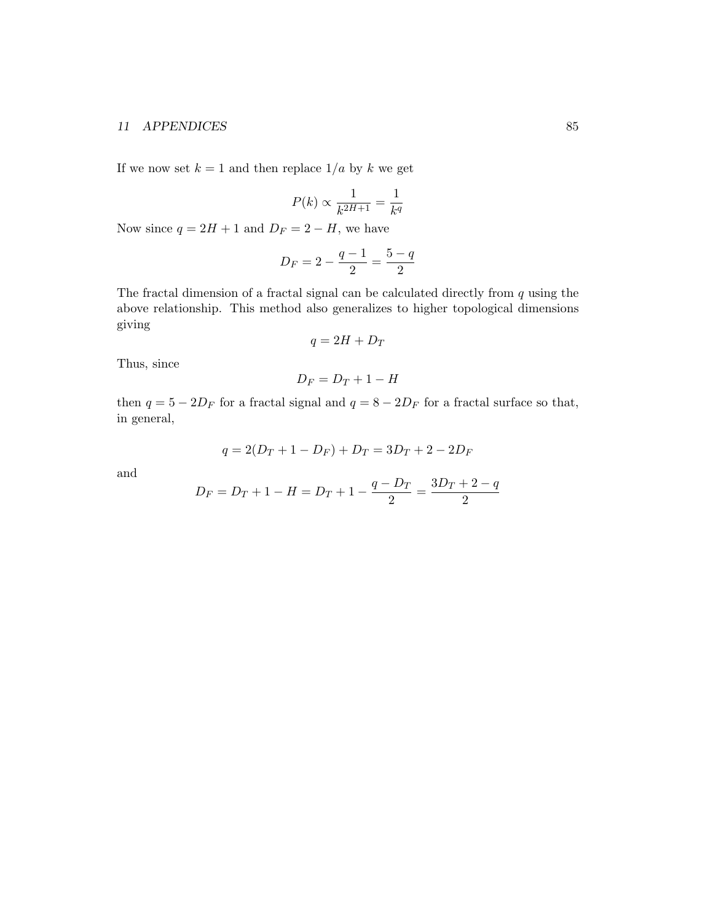If we now set $k = 1$ and then replace $1/a$ by $k$ we get

$$P(k) \propto \frac{1}{k^{2H+1}} = \frac{1}{k^q}$$

Now since $q = 2H + 1$ and $D_F = 2 - H$, we have

$$D_F = 2 - \frac{q-1}{2} = \frac{5-q}{2}$$

The fractal dimension of a fractal signal can be calculated directly from $q$ using the above relationship. This method also generalizes to higher topological dimensions giving

$$q = 2H + D_T$$

Thus, since

$$D_F = D_T + 1 - H$$

then $q = 5 - 2D_F$ for a fractal signal and $q = 8 - 2D_F$ for a fractal surface so that, in general,

$$q = 2(D_T + 1 - D_F) + D_T = 3D_T + 2 - 2D_F$$

and

$$D_F = D_T + 1 - H = D_T + 1 - \frac{q - D_T}{2} = \frac{3D_T + 2 - q}{2}$$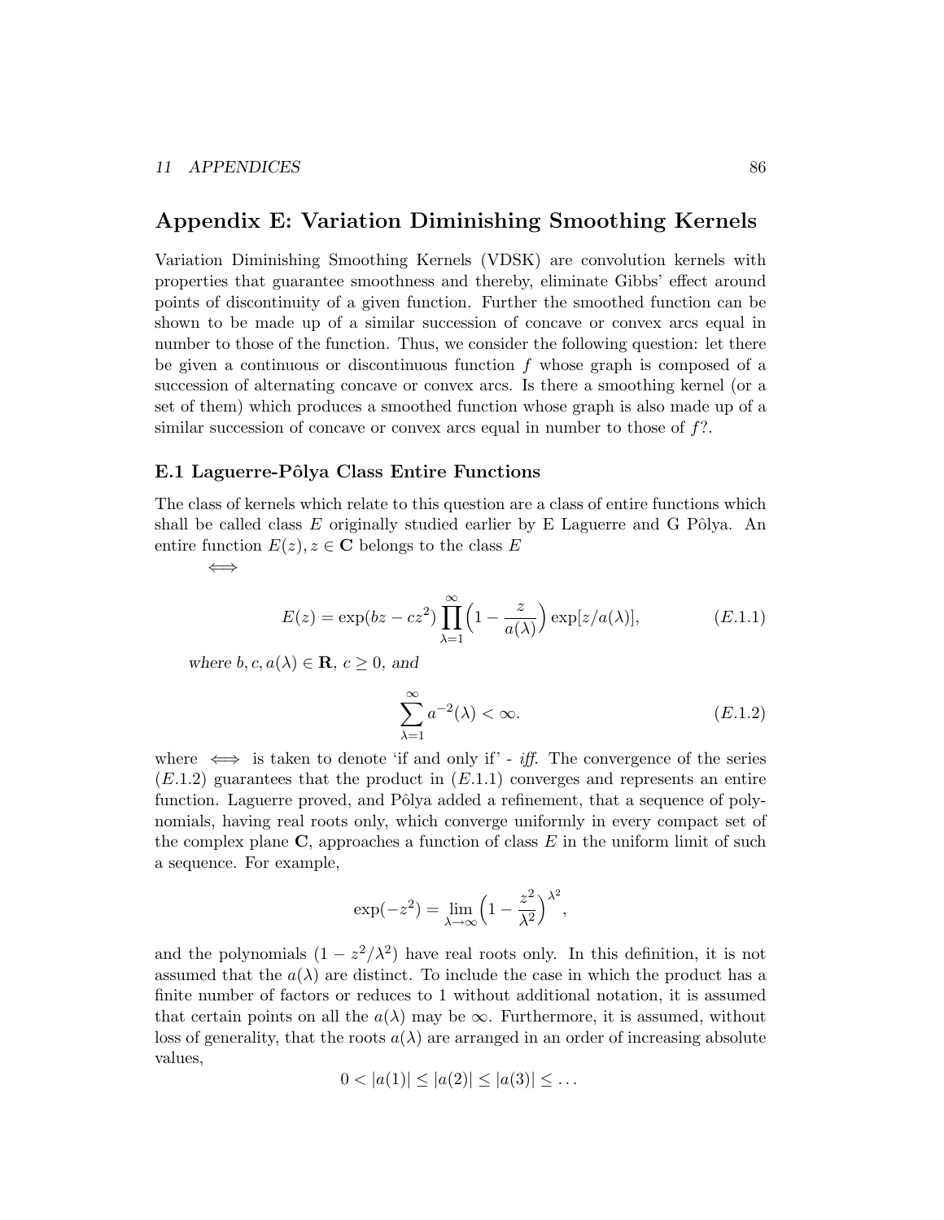## Appendix E: Variation Diminishing Smoothing Kernels

Variation Diminishing Smoothing Kernels (VDSK) are convolution kernels with properties that guarantee smoothness and thereby, eliminate Gibbs' effect around points of discontinuity of a given function. Further the smoothed function can be shown to be made up of a similar succession of concave or convex arcs equal in number to those of the function. Thus, we consider the following question: let there be given a continuous or discontinuous function $f$ whose graph is composed of a succession of alternating concave or convex arcs. Is there a smoothing kernel (or a set of them) which produces a smoothed function whose graph is also made up of a similar succession of concave or convex arcs equal in number to those of $f$?.

### E.1 Laguerre-Pôlya Class Entire Functions

The class of kernels which relate to this question are a class of entire functions which shall be called class $E$ originally studied earlier by E Laguerre and G Pôlya. An entire function $E(z), z \in \mathbf{C}$ belongs to the class $E$

$\iff$

$$E(z) = \exp(bz - cz^2)\prod_{\lambda=1}^{\infty}\Big(1 - \frac{z}{a(\lambda)}\Big)\exp[z/a(\lambda)], \qquad (E.1.1)$$

*where* $b, c, a(\lambda) \in \mathbf{R}$, $c \geq 0$, *and*

$$\sum_{\lambda=1}^{\infty} a^{-2}(\lambda) < \infty. \qquad (E.1.2)$$

where $\iff$ is taken to denote 'if and only if' - *iff*. The convergence of the series $(E.1.2)$ guarantees that the product in $(E.1.1)$ converges and represents an entire function. Laguerre proved, and Pôlya added a refinement, that a sequence of polynomials, having real roots only, which converge uniformly in every compact set of the complex plane $\mathbf{C}$, approaches a function of class $E$ in the uniform limit of such a sequence. For example,

$$\exp(-z^2) = \lim_{\lambda\to\infty}\Big(1 - \frac{z^2}{\lambda^2}\Big)^{\lambda^2},$$

and the polynomials $(1 - z^2/\lambda^2)$ have real roots only. In this definition, it is not assumed that the $a(\lambda)$ are distinct. To include the case in which the product has a finite number of factors or reduces to 1 without additional notation, it is assumed that certain points on all the $a(\lambda)$ may be $\infty$. Furthermore, it is assumed, without loss of generality, that the roots $a(\lambda)$ are arranged in an order of increasing absolute values,

$$0 < |a(1)| \leq |a(2)| \leq |a(3)| \leq \dots$$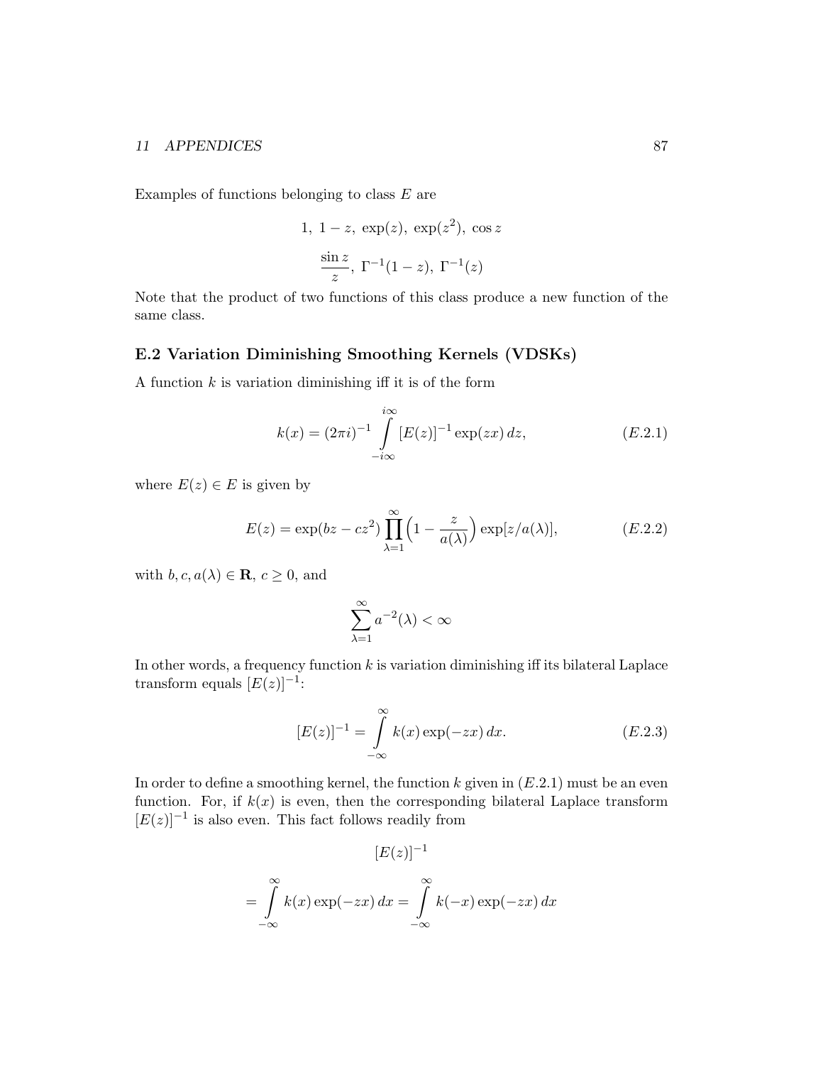Examples of functions belonging to class $E$ are

$$1,\ 1-z,\ \exp(z),\ \exp(z^2),\ \cos z$$

$$\frac{\sin z}{z},\ \Gamma^{-1}(1-z),\ \Gamma^{-1}(z)$$

Note that the product of two functions of this class produce a new function of the same class.

### E.2 Variation Diminishing Smoothing Kernels (VDSKs)

A function $k$ is variation diminishing iff it is of the form

$$k(x) = (2\pi i)^{-1} \int\limits_{-i\infty}^{i\infty} [E(z)]^{-1} \exp(zx)\, dz, \tag{E.2.1}$$

where $E(z) \in E$ is given by

$$E(z) = \exp(bz - cz^2) \prod_{\lambda=1}^{\infty} \Big(1 - \frac{z}{a(\lambda)}\Big) \exp[z/a(\lambda)], \tag{E.2.2}$$

with $b, c, a(\lambda) \in \mathbf{R}$, $c \geq 0$, and

$$\sum_{\lambda=1}^{\infty} a^{-2}(\lambda) < \infty$$

In other words, a frequency function $k$ is variation diminishing iff its bilateral Laplace transform equals $[E(z)]^{-1}$:

$$[E(z)]^{-1} = \int\limits_{-\infty}^{\infty} k(x) \exp(-zx)\, dx. \tag{E.2.3}$$

In order to define a smoothing kernel, the function $k$ given in $(E.2.1)$ must be an even function. For, if $k(x)$ is even, then the corresponding bilateral Laplace transform $[E(z)]^{-1}$ is also even. This fact follows readily from

$$[E(z)]^{-1}$$

$$= \int\limits_{-\infty}^{\infty} k(x) \exp(-zx)\, dx = \int\limits_{-\infty}^{\infty} k(-x) \exp(-zx)\, dx$$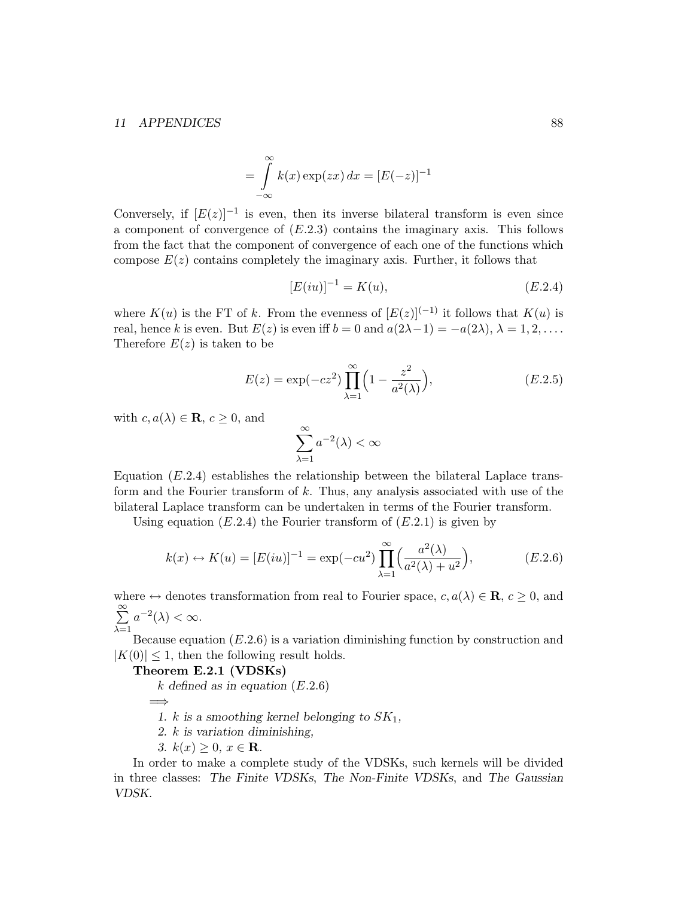$$= \int_{-\infty}^{\infty} k(x) \exp(zx)\, dx = [E(-z)]^{-1}$$

Conversely, if $[E(z)]^{-1}$ is even, then its inverse bilateral transform is even since a component of convergence of $(E.2.3)$ contains the imaginary axis. This follows from the fact that the component of convergence of each one of the functions which compose $E(z)$ contains completely the imaginary axis. Further, it follows that

$$[E(iu)]^{-1} = K(u), \tag{E.2.4}$$

where $K(u)$ is the FT of $k$. From the evenness of $[E(z)]^{(-1)}$ it follows that $K(u)$ is real, hence $k$ is even. But $E(z)$ is even iff $b = 0$ and $a(2\lambda - 1) = -a(2\lambda)$, $\lambda = 1, 2, \ldots$. Therefore $E(z)$ is taken to be

$$E(z) = \exp(-cz^2) \prod_{\lambda=1}^{\infty} \Big( 1 - \frac{z^2}{a^2(\lambda)} \Big), \tag{E.2.5}$$

with $c, a(\lambda) \in \mathbf{R}$, $c \geq 0$, and

$$\sum_{\lambda=1}^{\infty} a^{-2}(\lambda) < \infty$$

Equation $(E.2.4)$ establishes the relationship between the bilateral Laplace transform and the Fourier transform of $k$. Thus, any analysis associated with use of the bilateral Laplace transform can be undertaken in terms of the Fourier transform.

Using equation $(E.2.4)$ the Fourier transform of $(E.2.1)$ is given by

$$k(x) \leftrightarrow K(u) = [E(iu)]^{-1} = \exp(-cu^2) \prod_{\lambda=1}^{\infty} \Big( \frac{a^2(\lambda)}{a^2(\lambda) + u^2} \Big), \tag{E.2.6}$$

where $\leftrightarrow$ denotes transformation from real to Fourier space, $c, a(\lambda) \in \mathbf{R}$, $c \geq 0$, and $\sum_{\lambda=1}^{\infty} a^{-2}(\lambda) < \infty$.

Because equation $(E.2.6)$ is a variation diminishing function by construction and $|K(0)| \leq 1$, then the following result holds.

**Theorem E.2.1 (VDSKs)**

*$k$ defined as in equation $(E.2.6)$*

$\Longrightarrow$

1. *$k$ is a smoothing kernel belonging to $SK_1$,*
2. *$k$ is variation diminishing,*
3. *$k(x) \geq 0$, $x \in \mathbf{R}$.*

In order to make a complete study of the VDSKs, such kernels will be divided in three classes: *The Finite VDSKs*, *The Non-Finite VDSKs*, and *The Gaussian VDSK*.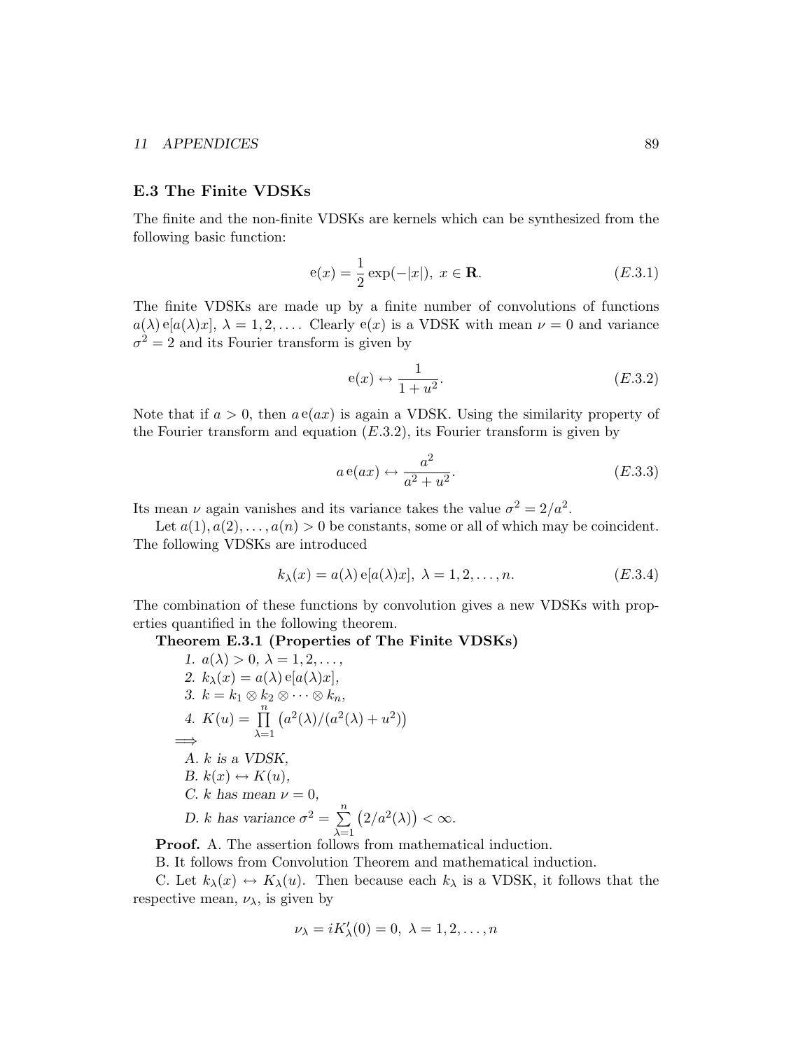### E.3 The Finite VDSKs

The finite and the non-finite VDSKs are kernels which can be synthesized from the following basic function:

$$\mathrm{e}(x) = \frac{1}{2}\exp(-|x|),\ x \in \mathbf{R}. \tag{E.3.1}$$

The finite VDSKs are made up by a finite number of convolutions of functions $a(\lambda)\,\mathrm{e}[a(\lambda)x]$, $\lambda = 1, 2, \ldots$. Clearly $\mathrm{e}(x)$ is a VDSK with mean $\nu = 0$ and variance $\sigma^2 = 2$ and its Fourier transform is given by

$$\mathrm{e}(x) \leftrightarrow \frac{1}{1+u^2}. \tag{E.3.2}$$

Note that if $a > 0$, then $a\,\mathrm{e}(ax)$ is again a VDSK. Using the similarity property of the Fourier transform and equation $(E.3.2)$, its Fourier transform is given by

$$a\,\mathrm{e}(ax) \leftrightarrow \frac{a^2}{a^2+u^2}. \tag{E.3.3}$$

Its mean $\nu$ again vanishes and its variance takes the value $\sigma^2 = 2/a^2$.

Let $a(1), a(2), \ldots, a(n) > 0$ be constants, some or all of which may be coincident. The following VDSKs are introduced

$$k_\lambda(x) = a(\lambda)\,\mathrm{e}[a(\lambda)x],\ \lambda = 1, 2, \ldots, n. \tag{E.3.4}$$

The combination of these functions by convolution gives a new VDSKs with properties quantified in the following theorem.

**Theorem E.3.1 (Properties of The Finite VDSKs)**

*1.* $a(\lambda) > 0,\ \lambda = 1, 2, \ldots,$

*2.* $k_\lambda(x) = a(\lambda)\,\mathrm{e}[a(\lambda)x],$

*3.* $k = k_1 \otimes k_2 \otimes \cdots \otimes k_n,$

*4.* $K(u) = \prod\limits_{\lambda=1}^{n} \left(a^2(\lambda)/(a^2(\lambda)+u^2)\right)$

$\Longrightarrow$

*A.* $k$ *is a VDSK,*

*B.* $k(x) \leftrightarrow K(u),$

*C.* $k$ *has mean* $\nu = 0,$

*D.* $k$ *has variance* $\sigma^2 = \sum\limits_{\lambda=1}^{n} \left(2/a^2(\lambda)\right) < \infty.$

**Proof.** A. The assertion follows from mathematical induction.

B. It follows from Convolution Theorem and mathematical induction.

C. Let $k_\lambda(x) \leftrightarrow K_\lambda(u)$. Then because each $k_\lambda$ is a VDSK, it follows that the respective mean, $\nu_\lambda$, is given by

$$\nu_\lambda = iK_\lambda'(0) = 0,\ \lambda = 1, 2, \ldots, n$$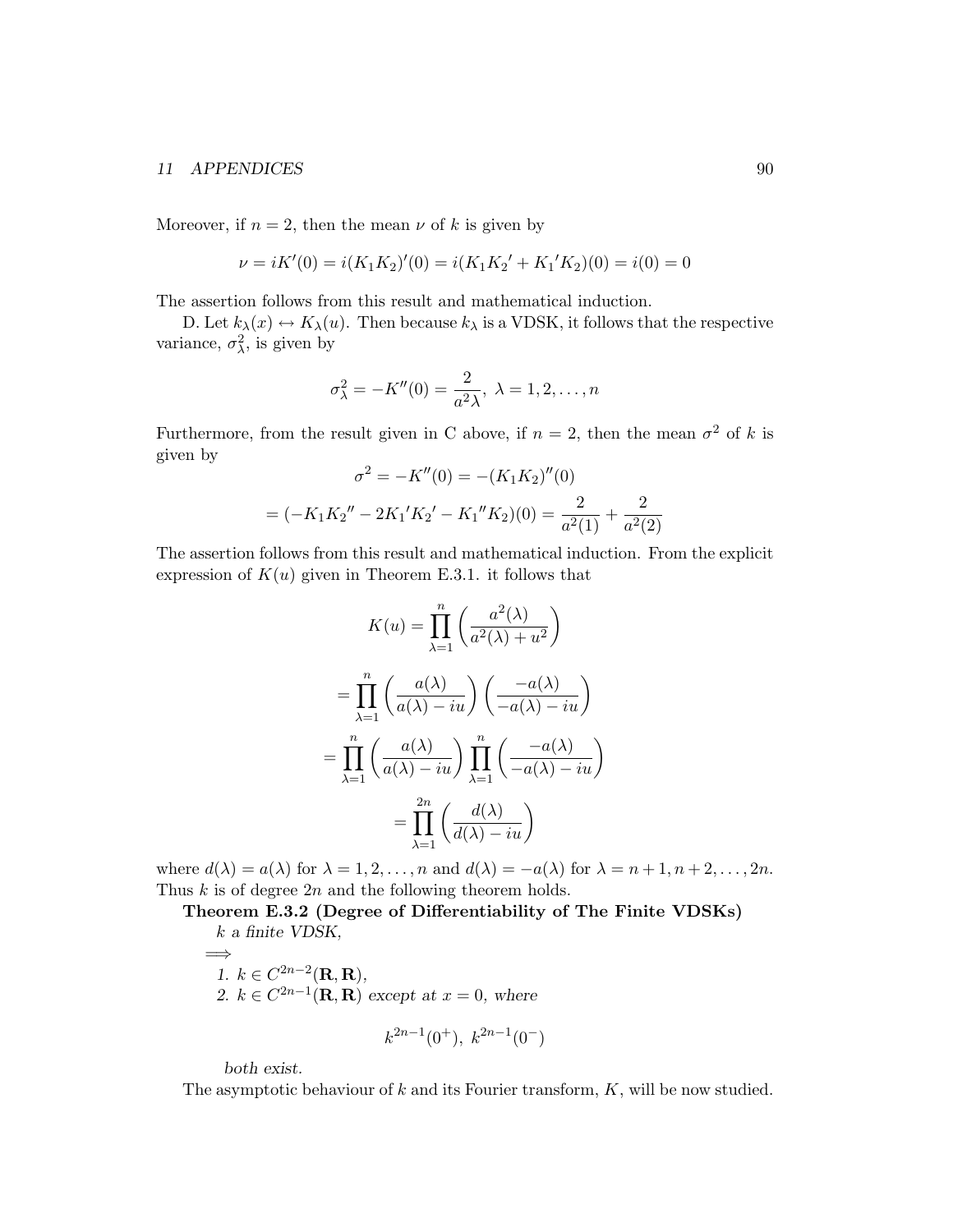Moreover, if $n = 2$, then the mean $\nu$ of $k$ is given by

$$\nu = iK'(0) = i(K_1K_2)'(0) = i(K_1K_2' + K_1'K_2)(0) = i(0) = 0$$

The assertion follows from this result and mathematical induction.

D. Let $k_\lambda(x) \leftrightarrow K_\lambda(u)$. Then because $k_\lambda$ is a VDSK, it follows that the respective variance, $\sigma_\lambda^2$, is given by

$$\sigma_\lambda^2 = -K''(0) = \frac{2}{a^2\lambda}, \ \lambda = 1, 2, \ldots, n$$

Furthermore, from the result given in C above, if $n = 2$, then the mean $\sigma^2$ of $k$ is given by

$$\sigma^2 = -K''(0) = -(K_1K_2)''(0)$$

$$= (-K_1K_2'' - 2K_1'K_2' - K_1''K_2)(0) = \frac{2}{a^2(1)} + \frac{2}{a^2(2)}$$

The assertion follows from this result and mathematical induction. From the explicit expression of $K(u)$ given in Theorem E.3.1. it follows that

$$K(u) = \prod_{\lambda=1}^{n} \left( \frac{a^2(\lambda)}{a^2(\lambda) + u^2} \right)$$

$$= \prod_{\lambda=1}^{n} \left( \frac{a(\lambda)}{a(\lambda) - iu} \right) \left( \frac{-a(\lambda)}{-a(\lambda) - iu} \right)$$

$$= \prod_{\lambda=1}^{n} \left( \frac{a(\lambda)}{a(\lambda) - iu} \right) \prod_{\lambda=1}^{n} \left( \frac{-a(\lambda)}{-a(\lambda) - iu} \right)$$

$$= \prod_{\lambda=1}^{2n} \left( \frac{d(\lambda)}{d(\lambda) - iu} \right)$$

where $d(\lambda) = a(\lambda)$ for $\lambda = 1, 2, \ldots, n$ and $d(\lambda) = -a(\lambda)$ for $\lambda = n+1, n+2, \ldots, 2n$. Thus $k$ is of degree $2n$ and the following theorem holds.

**Theorem E.3.2 (Degree of Differentiability of The Finite VDSKs)**

*$k$ a finite VDSK,*

$\Longrightarrow$

*1. $k \in C^{2n-2}(\mathbf{R}, \mathbf{R})$,*

*2. $k \in C^{2n-1}(\mathbf{R}, \mathbf{R})$ except at $x = 0$, where*

$$k^{2n-1}(0^+), \ k^{2n-1}(0^-)$$

*both exist.*

The asymptotic behaviour of $k$ and its Fourier transform, $K$, will be now studied.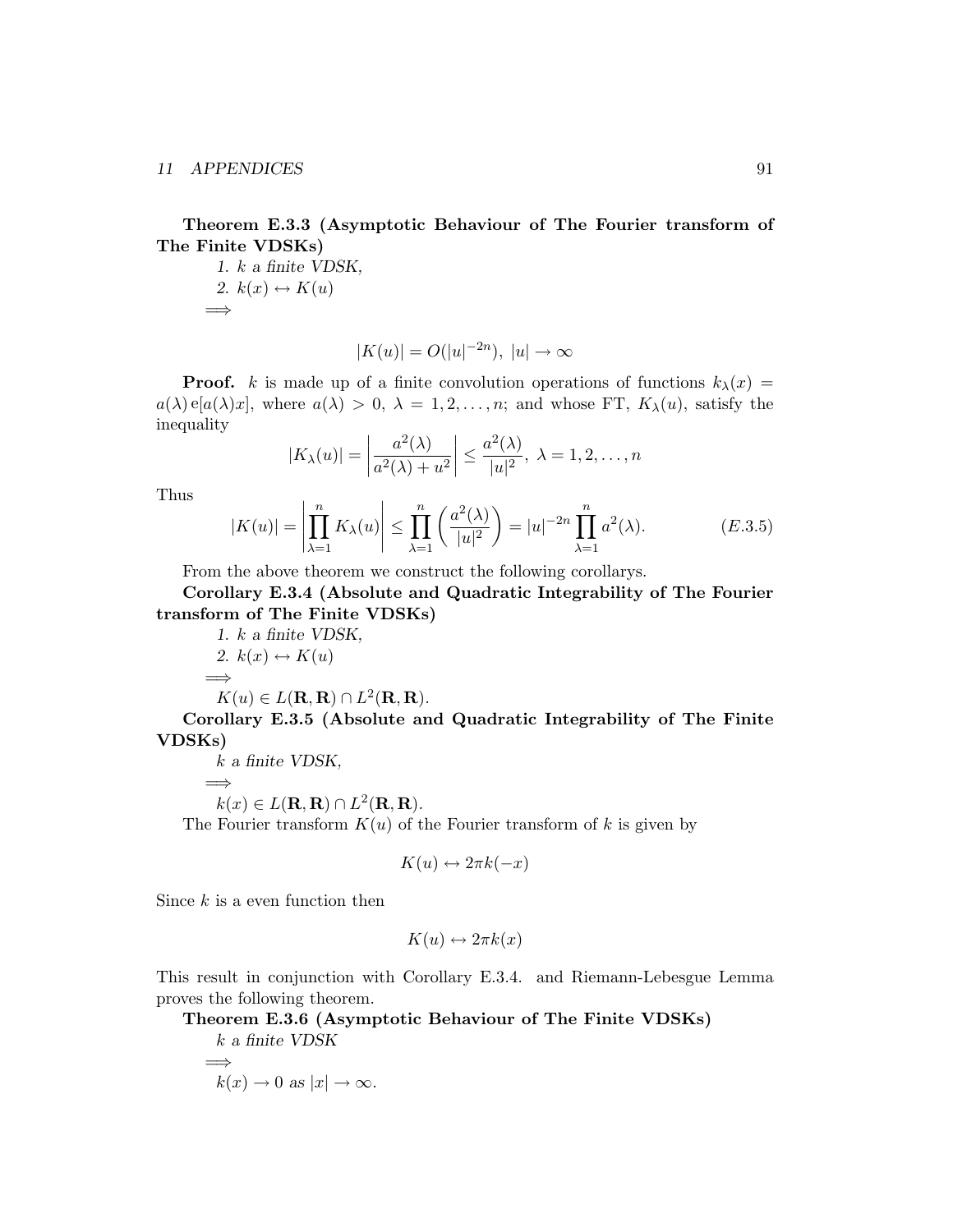**Theorem E.3.3 (Asymptotic Behaviour of The Fourier transform of The Finite VDSKs)**

*1. $k$ a finite VDSK,*

*2. $k(x) \leftrightarrow K(u)$*

$\Longrightarrow$

$$|K(u)| = O(|u|^{-2n}),\ |u| \to \infty$$

**Proof.** $k$ is made up of a finite convolution operations of functions $k_\lambda(x) = a(\lambda)\,\mathrm{e}[a(\lambda)x]$, where $a(\lambda) > 0$, $\lambda = 1, 2, \ldots, n$; and whose FT, $K_\lambda(u)$, satisfy the inequality

$$|K_\lambda(u)| = \left|\frac{a^2(\lambda)}{a^2(\lambda) + u^2}\right| \leq \frac{a^2(\lambda)}{|u|^2},\ \lambda = 1, 2, \ldots, n$$

Thus

$$|K(u)| = \left|\prod_{\lambda=1}^{n} K_\lambda(u)\right| \leq \prod_{\lambda=1}^{n}\left(\frac{a^2(\lambda)}{|u|^2}\right) = |u|^{-2n}\prod_{\lambda=1}^{n} a^2(\lambda). \tag{E.3.5}$$

From the above theorem we construct the following corollarys.

**Corollary E.3.4 (Absolute and Quadratic Integrability of The Fourier transform of The Finite VDSKs)**

*1. $k$ a finite VDSK,*

*2. $k(x) \leftrightarrow K(u)$*

$\Longrightarrow$

$K(u) \in L(\mathbf{R}, \mathbf{R}) \cap L^2(\mathbf{R}, \mathbf{R})$.

**Corollary E.3.5 (Absolute and Quadratic Integrability of The Finite VDSKs)**

*$k$ a finite VDSK,*

$\Longrightarrow$

$k(x) \in L(\mathbf{R}, \mathbf{R}) \cap L^2(\mathbf{R}, \mathbf{R})$.

The Fourier transform $K(u)$ of the Fourier transform of $k$ is given by

$$K(u) \leftrightarrow 2\pi k(-x)$$

Since $k$ is a even function then

$$K(u) \leftrightarrow 2\pi k(x)$$

This result in conjunction with Corollary E.3.4. and Riemann-Lebesgue Lemma proves the following theorem.

**Theorem E.3.6 (Asymptotic Behaviour of The Finite VDSKs)**

*$k$ a finite VDSK*

$\Longrightarrow$

$k(x) \to 0$ *as* $|x| \to \infty$.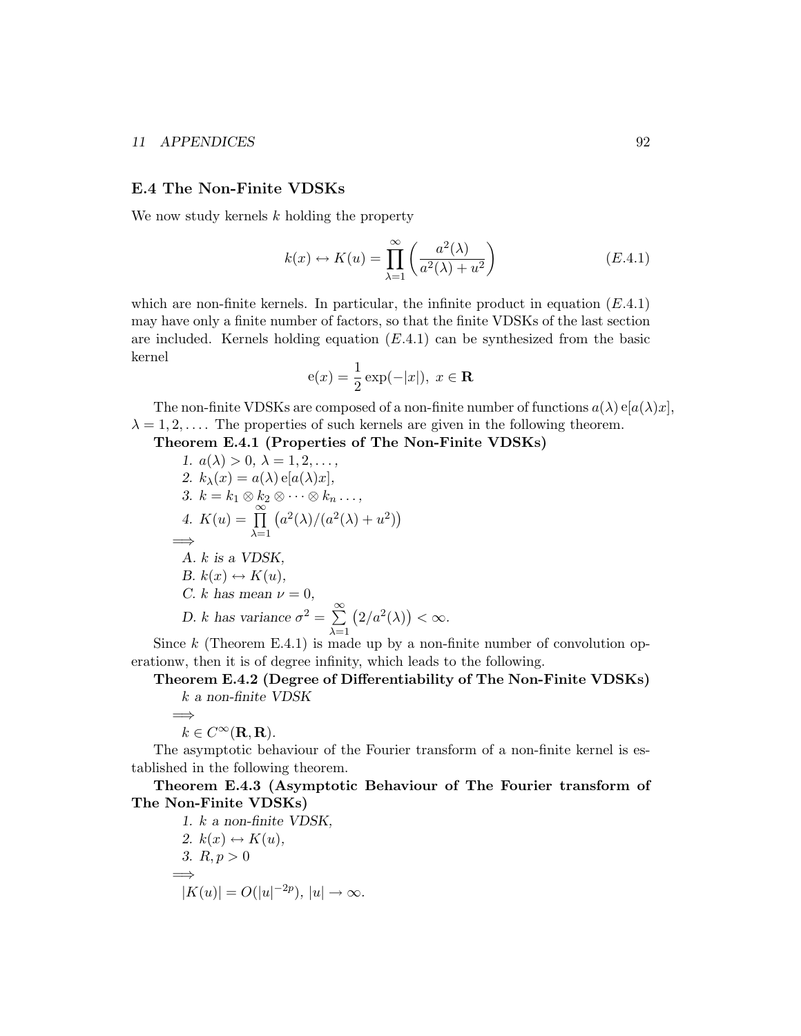### E.4 The Non-Finite VDSKs

We now study kernels $k$ holding the property

$$k(x) \leftrightarrow K(u) = \prod_{\lambda=1}^{\infty} \left( \frac{a^2(\lambda)}{a^2(\lambda) + u^2} \right) \qquad (E.4.1)$$

which are non-finite kernels. In particular, the infinite product in equation $(E.4.1)$ may have only a finite number of factors, so that the finite VDSKs of the last section are included. Kernels holding equation $(E.4.1)$ can be synthesized from the basic kernel

$$\mathrm{e}(x) = \frac{1}{2}\exp(-|x|),\ x \in \mathbf{R}$$

The non-finite VDSKs are composed of a non-finite number of functions $a(\lambda)\,\mathrm{e}[a(\lambda)x]$, $\lambda = 1, 2, \ldots$. The properties of such kernels are given in the following theorem.

**Theorem E.4.1 (Properties of The Non-Finite VDSKs)**

*1.* $a(\lambda) > 0,\ \lambda = 1, 2, \ldots,$
*2.* $k_\lambda(x) = a(\lambda)\,\mathrm{e}[a(\lambda)x],$
*3.* $k = k_1 \otimes k_2 \otimes \cdots \otimes k_n \ldots,$
*4.* $K(u) = \prod_{\lambda=1}^{\infty} \left(a^2(\lambda)/(a^2(\lambda) + u^2)\right)$
$\Longrightarrow$
*A.* $k$ *is a VDSK,*
*B.* $k(x) \leftrightarrow K(u),$
*C.* $k$ *has mean* $\nu = 0,$
*D.* $k$ *has variance* $\sigma^2 = \sum_{\lambda=1}^{\infty} \left(2/a^2(\lambda)\right) < \infty.$

Since $k$ (Theorem E.4.1) is made up by a non-finite number of convolution operationw, then it is of degree infinity, which leads to the following.

**Theorem E.4.2 (Degree of Differentiability of The Non-Finite VDSKs)**

$k$ *a non-finite VDSK*
$\Longrightarrow$
$k \in C^\infty(\mathbf{R}, \mathbf{R}).$

The asymptotic behaviour of the Fourier transform of a non-finite kernel is established in the following theorem.

**Theorem E.4.3 (Asymptotic Behaviour of The Fourier transform of The Non-Finite VDSKs)**

*1.* $k$ *a non-finite VDSK,*
*2.* $k(x) \leftrightarrow K(u),$
*3.* $R, p > 0$
$\Longrightarrow$
$|K(u)| = O(|u|^{-2p}),\ |u| \to \infty.$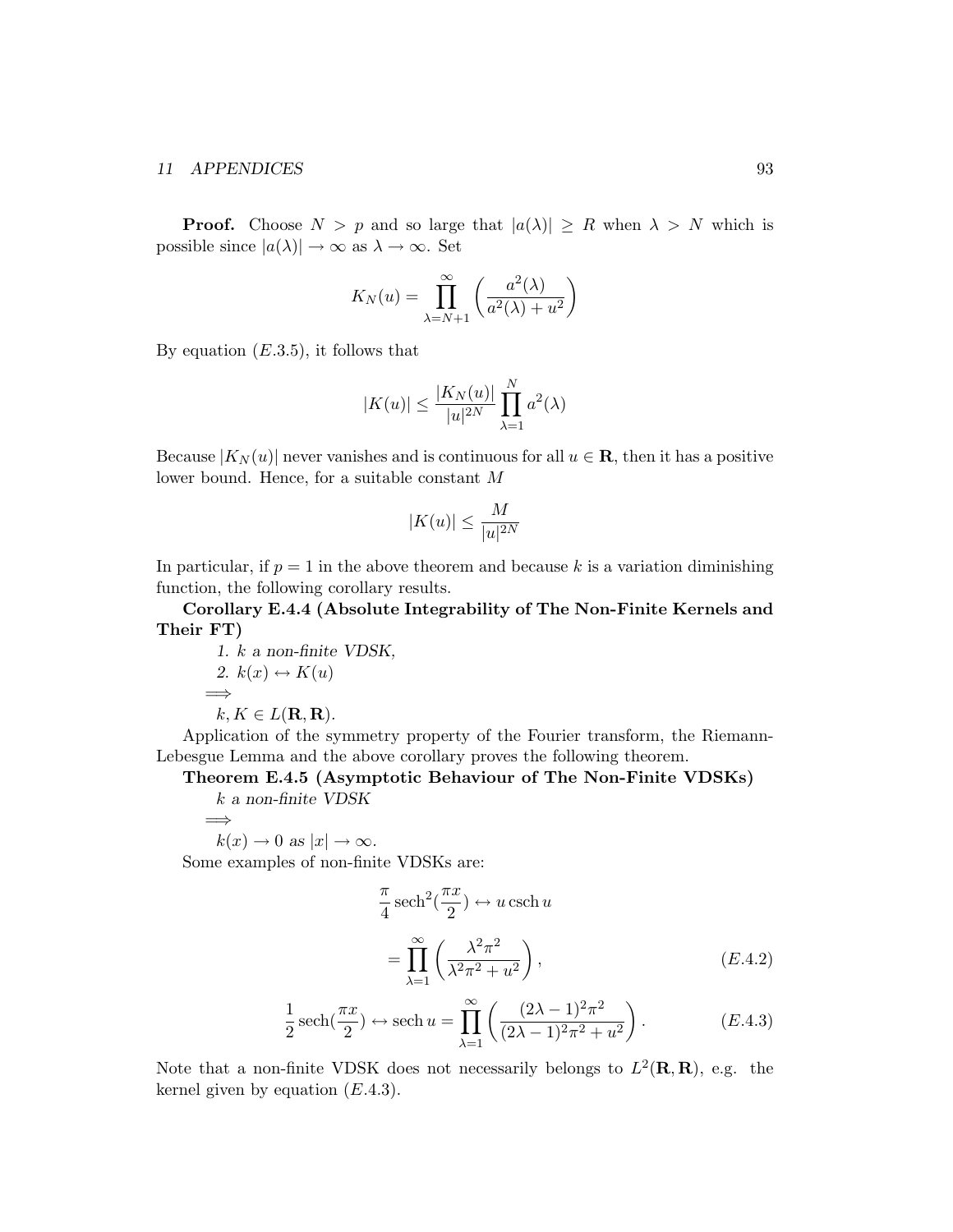**Proof.** Choose $N > p$ and so large that $|a(\lambda)| \geq R$ when $\lambda > N$ which is possible since $|a(\lambda)| \to \infty$ as $\lambda \to \infty$. Set

$$K_N(u) = \prod_{\lambda=N+1}^{\infty} \left( \frac{a^2(\lambda)}{a^2(\lambda) + u^2} \right)$$

By equation $(E.3.5)$, it follows that

$$|K(u)| \leq \frac{|K_N(u)|}{|u|^{2N}} \prod_{\lambda=1}^{N} a^2(\lambda)$$

Because $|K_N(u)|$ never vanishes and is continuous for all $u \in \mathbf{R}$, then it has a positive lower bound. Hence, for a suitable constant $M$

$$|K(u)| \leq \frac{M}{|u|^{2N}}$$

In particular, if $p = 1$ in the above theorem and because $k$ is a variation diminishing function, the following corollary results.

**Corollary E.4.4 (Absolute Integrability of The Non-Finite Kernels and Their FT)**

*1. $k$ a non-finite VDSK,*
*2. $k(x) \leftrightarrow K(u)$*
$\Longrightarrow$
$k, K \in L(\mathbf{R}, \mathbf{R})$.

Application of the symmetry property of the Fourier transform, the Riemann-Lebesgue Lemma and the above corollary proves the following theorem.

**Theorem E.4.5 (Asymptotic Behaviour of The Non-Finite VDSKs)**

*$k$ a non-finite VDSK*
$\Longrightarrow$
$k(x) \to 0$ *as* $|x| \to \infty$.

Some examples of non-finite VDSKs are:

$$\frac{\pi}{4} \operatorname{sech}^2(\frac{\pi x}{2}) \leftrightarrow u \operatorname{csch} u$$

$$= \prod_{\lambda=1}^{\infty} \left( \frac{\lambda^2 \pi^2}{\lambda^2 \pi^2 + u^2} \right), \tag{E.4.2}$$

$$\frac{1}{2} \operatorname{sech}(\frac{\pi x}{2}) \leftrightarrow \operatorname{sech} u = \prod_{\lambda=1}^{\infty} \left( \frac{(2\lambda - 1)^2 \pi^2}{(2\lambda - 1)^2 \pi^2 + u^2} \right). \tag{E.4.3}$$

Note that a non-finite VDSK does not necessarily belongs to $L^2(\mathbf{R}, \mathbf{R})$, e.g. the kernel given by equation $(E.4.3)$.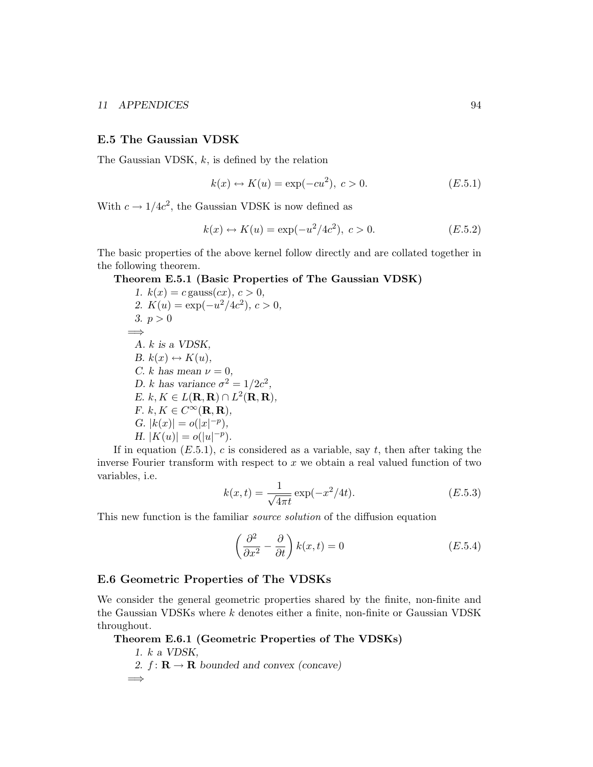## E.5 The Gaussian VDSK

The Gaussian VDSK, $k$, is defined by the relation

$$k(x) \leftrightarrow K(u) = \exp(-cu^2),\ c > 0. \qquad (E.5.1)$$

With $c \to 1/4c^2$, the Gaussian VDSK is now defined as

$$k(x) \leftrightarrow K(u) = \exp(-u^2/4c^2),\ c > 0. \qquad (E.5.2)$$

The basic properties of the above kernel follow directly and are collated together in the following theorem.

**Theorem E.5.1 (Basic Properties of The Gaussian VDSK)**

*1.* $k(x) = c\,\mathrm{gauss}(cx)$, $c > 0$,
*2.* $K(u) = \exp(-u^2/4c^2)$, $c > 0$,
*3.* $p > 0$

$\Longrightarrow$

*A.* $k$ *is a VDSK,*
*B.* $k(x) \leftrightarrow K(u)$,
*C.* $k$ *has mean* $\nu = 0$,
*D.* $k$ *has variance* $\sigma^2 = 1/2c^2$,
*E.* $k, K \in L(\mathbf{R}, \mathbf{R}) \cap L^2(\mathbf{R}, \mathbf{R})$,
*F.* $k, K \in C^\infty(\mathbf{R}, \mathbf{R})$,
*G.* $|k(x)| = o(|x|^{-p})$,
*H.* $|K(u)| = o(|u|^{-p})$.

If in equation $(E.5.1)$, $c$ is considered as a variable, say $t$, then after taking the inverse Fourier transform with respect to $x$ we obtain a real valued function of two variables, i.e.

$$k(x,t) = \frac{1}{\sqrt{4\pi t}} \exp(-x^2/4t). \qquad (E.5.3)$$

This new function is the familiar *source solution* of the diffusion equation

$$\left(\frac{\partial^2}{\partial x^2} - \frac{\partial}{\partial t}\right) k(x,t) = 0 \qquad (E.5.4)$$

## E.6 Geometric Properties of The VDSKs

We consider the general geometric properties shared by the finite, non-finite and the Gaussian VDSKs where $k$ denotes either a finite, non-finite or Gaussian VDSK throughout.

**Theorem E.6.1 (Geometric Properties of The VDSKs)**

*1.* $k$ *a VDSK,*
*2.* $f\colon \mathbf{R} \to \mathbf{R}$ *bounded and convex (concave)*

$\Longrightarrow$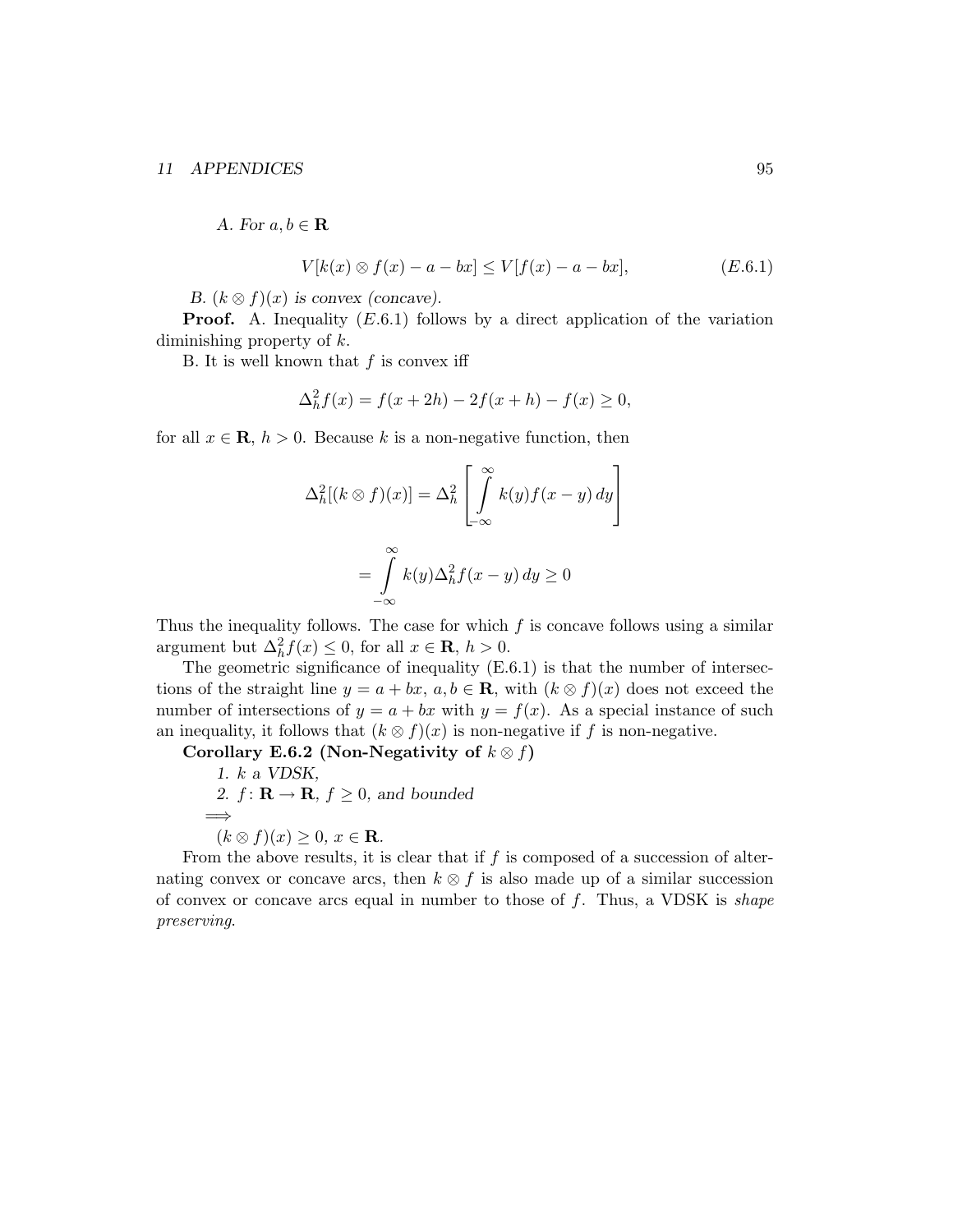*A. For $a, b \in \mathbf{R}$*

$$V[k(x) \otimes f(x) - a - bx] \leq V[f(x) - a - bx], \qquad (E.6.1)$$

*B. $(k \otimes f)(x)$ is convex (concave).*

**Proof.** A. Inequality $(E.6.1)$ follows by a direct application of the variation diminishing property of $k$.

B. It is well known that $f$ is convex iff

$$\Delta_h^2 f(x) = f(x + 2h) - 2f(x + h) - f(x) \geq 0,$$

for all $x \in \mathbf{R}$, $h > 0$. Because $k$ is a non-negative function, then

$$\Delta_h^2[(k \otimes f)(x)] = \Delta_h^2 \left[ \int_{-\infty}^{\infty} k(y) f(x - y)\, dy \right]$$

$$= \int_{-\infty}^{\infty} k(y) \Delta_h^2 f(x - y)\, dy \geq 0$$

Thus the inequality follows. The case for which $f$ is concave follows using a similar argument but $\Delta_h^2 f(x) \leq 0$, for all $x \in \mathbf{R}$, $h > 0$.

The geometric significance of inequality (E.6.1) is that the number of intersections of the straight line $y = a + bx$, $a, b \in \mathbf{R}$, with $(k \otimes f)(x)$ does not exceed the number of intersections of $y = a + bx$ with $y = f(x)$. As a special instance of such an inequality, it follows that $(k \otimes f)(x)$ is non-negative if $f$ is non-negative.

**Corollary E.6.2 (Non-Negativity of $k \otimes f$)**

*1. $k$ a VDSK,*

*2. $f \colon \mathbf{R} \to \mathbf{R}$, $f \geq 0$, and bounded*

$\Longrightarrow$

$(k \otimes f)(x) \geq 0$, $x \in \mathbf{R}$.

From the above results, it is clear that if $f$ is composed of a succession of alternating convex or concave arcs, then $k \otimes f$ is also made up of a similar succession of convex or concave arcs equal in number to those of $f$. Thus, a VDSK is *shape preserving*.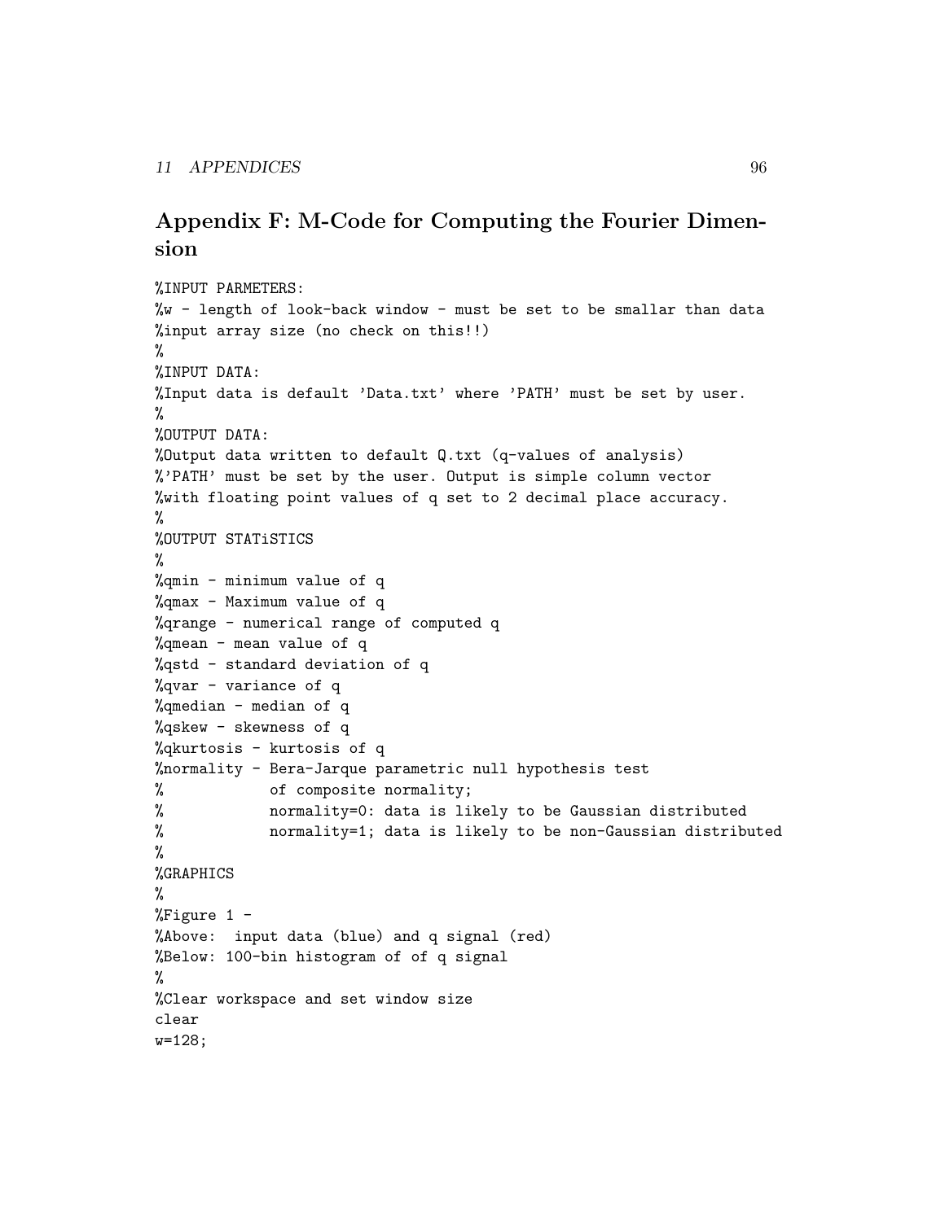## Appendix F: M-Code for Computing the Fourier Dimension

```
%INPUT PARMETERS:
%w - length of look-back window - must be set to be smallar than data
%input array size (no check on this!!)
%
%INPUT DATA:
%Input data is default 'Data.txt' where 'PATH' must be set by user.
%
%OUTPUT DATA:
%Output data written to default Q.txt (q-values of analysis)
%'PATH' must be set by the user. Output is simple column vector
%with floating point values of q set to 2 decimal place accuracy.
%
%OUTPUT STATiSTICS
%
%qmin - minimum value of q
%qmax - Maximum value of q
%qrange - numerical range of computed q
%qmean - mean value of q
%qstd - standard deviation of q
%qvar - variance of q
%qmedian - median of q
%qskew - skewness of q
%qkurtosis - kurtosis of q
%normality - Bera-Jarque parametric null hypothesis test
%            of composite normality;
%            normality=0: data is likely to be Gaussian distributed
%            normality=1; data is likely to be non-Gaussian distributed
%
%GRAPHICS
%
%Figure 1 -
%Above:  input data (blue) and q signal (red)
%Below: 100-bin histogram of of q signal
%
%Clear workspace and set window size
clear
w=128;
```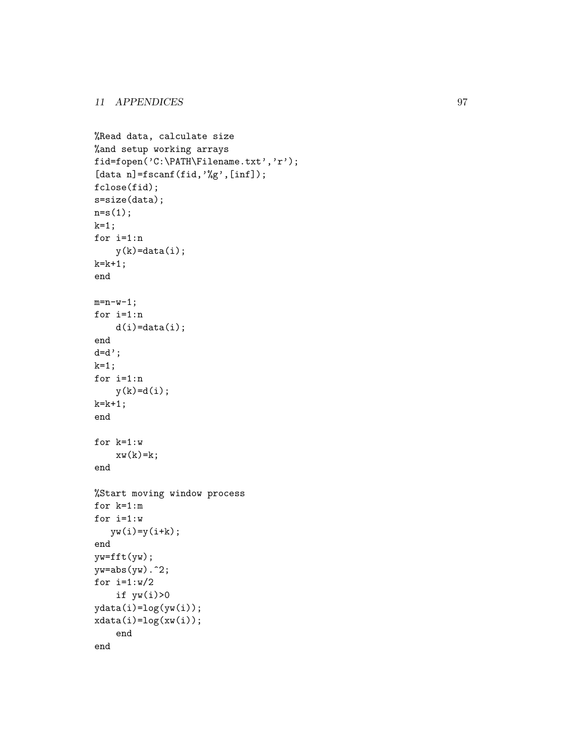```
%Read data, calculate size
%and setup working arrays
fid=fopen('C:\PATH\Filename.txt','r');
[data n]=fscanf(fid,'%g',[inf]);
fclose(fid);
s=size(data);
n=s(1);
k=1;
for i=1:n
    y(k)=data(i);
k=k+1;
end

m=n-w-1;
for i=1:n
    d(i)=data(i);
end
d=d';
k=1;
for i=1:n
    y(k)=d(i);
k=k+1;
end

for k=1:w
    xw(k)=k;
end

%Start moving window process
for k=1:m
for i=1:w
   yw(i)=y(i+k);
end
yw=fft(yw);
yw=abs(yw).^2;
for i=1:w/2
    if yw(i)>0
ydata(i)=log(yw(i));
xdata(i)=log(xw(i));
    end
end
```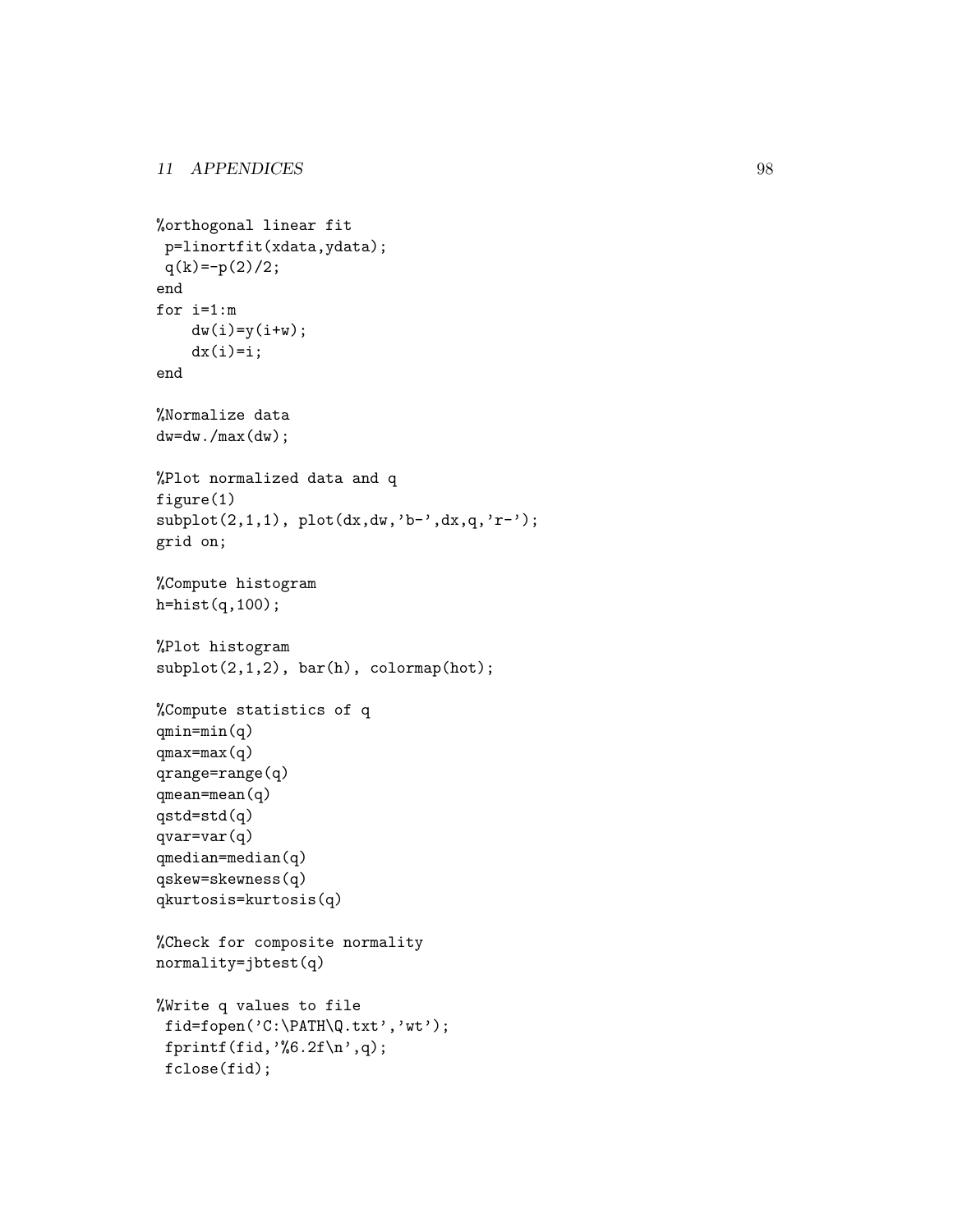```
%orthogonal linear fit
 p=linortfit(xdata,ydata);
 q(k)=-p(2)/2;
end
for i=1:m
    dw(i)=y(i+w);
    dx(i)=i;
end

%Normalize data
dw=dw./max(dw);

%Plot normalized data and q
figure(1)
subplot(2,1,1), plot(dx,dw,'b-',dx,q,'r-');
grid on;

%Compute histogram
h=hist(q,100);

%Plot histogram
subplot(2,1,2), bar(h), colormap(hot);

%Compute statistics of q
qmin=min(q)
qmax=max(q)
qrange=range(q)
qmean=mean(q)
qstd=std(q)
qvar=var(q)
qmedian=median(q)
qskew=skewness(q)
qkurtosis=kurtosis(q)

%Check for composite normality
normality=jbtest(q)

%Write q values to file
 fid=fopen('C:\PATH\Q.txt','wt');
 fprintf(fid,'%6.2f\n',q);
 fclose(fid);
```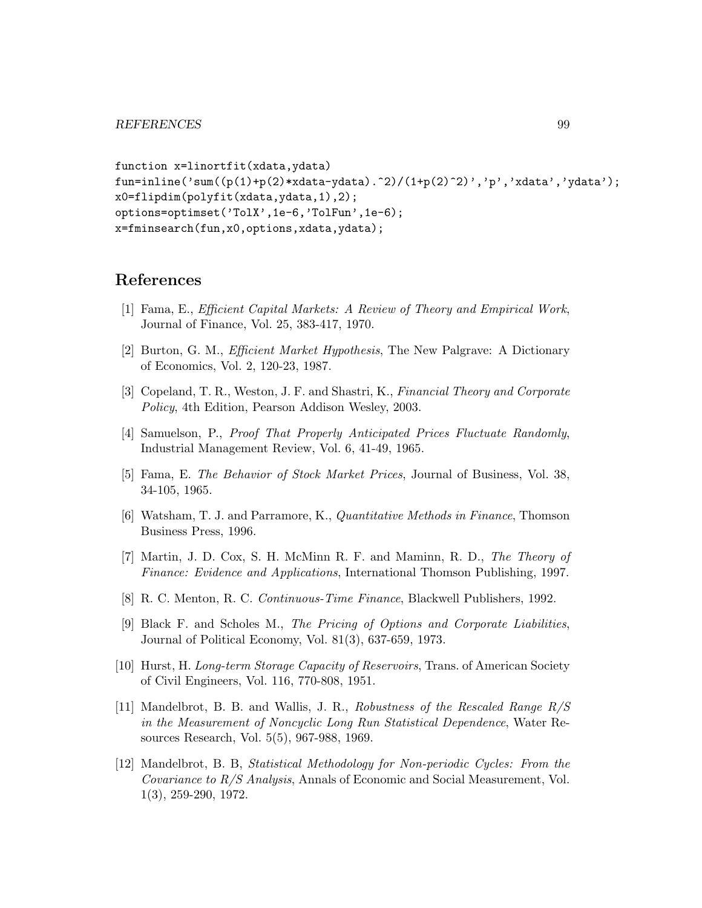```
function x=linortfit(xdata,ydata)
fun=inline('sum((p(1)+p(2)*xdata-ydata).^2)/(1+p(2)^2)','p','xdata','ydata');
x0=flipdim(polyfit(xdata,ydata,1),2);
options=optimset('TolX',1e-6,'TolFun',1e-6);
x=fminsearch(fun,x0,options,xdata,ydata);
```

## References

[1] Fama, E., *Efficient Capital Markets: A Review of Theory and Empirical Work*, Journal of Finance, Vol. 25, 383-417, 1970.

[2] Burton, G. M., *Efficient Market Hypothesis*, The New Palgrave: A Dictionary of Economics, Vol. 2, 120-23, 1987.

[3] Copeland, T. R., Weston, J. F. and Shastri, K., *Financial Theory and Corporate Policy*, 4th Edition, Pearson Addison Wesley, 2003.

[4] Samuelson, P., *Proof That Properly Anticipated Prices Fluctuate Randomly*, Industrial Management Review, Vol. 6, 41-49, 1965.

[5] Fama, E. *The Behavior of Stock Market Prices*, Journal of Business, Vol. 38, 34-105, 1965.

[6] Watsham, T. J. and Parramore, K., *Quantitative Methods in Finance*, Thomson Business Press, 1996.

[7] Martin, J. D. Cox, S. H. McMinn R. F. and Maminn, R. D., *The Theory of Finance: Evidence and Applications*, International Thomson Publishing, 1997.

[8] R. C. Menton, R. C. *Continuous-Time Finance*, Blackwell Publishers, 1992.

[9] Black F. and Scholes M., *The Pricing of Options and Corporate Liabilities*, Journal of Political Economy, Vol. 81(3), 637-659, 1973.

[10] Hurst, H. *Long-term Storage Capacity of Reservoirs*, Trans. of American Society of Civil Engineers, Vol. 116, 770-808, 1951.

[11] Mandelbrot, B. B. and Wallis, J. R., *Robustness of the Rescaled Range R/S in the Measurement of Noncyclic Long Run Statistical Dependence*, Water Resources Research, Vol. 5(5), 967-988, 1969.

[12] Mandelbrot, B. B, *Statistical Methodology for Non-periodic Cycles: From the Covariance to R/S Analysis*, Annals of Economic and Social Measurement, Vol. 1(3), 259-290, 1972.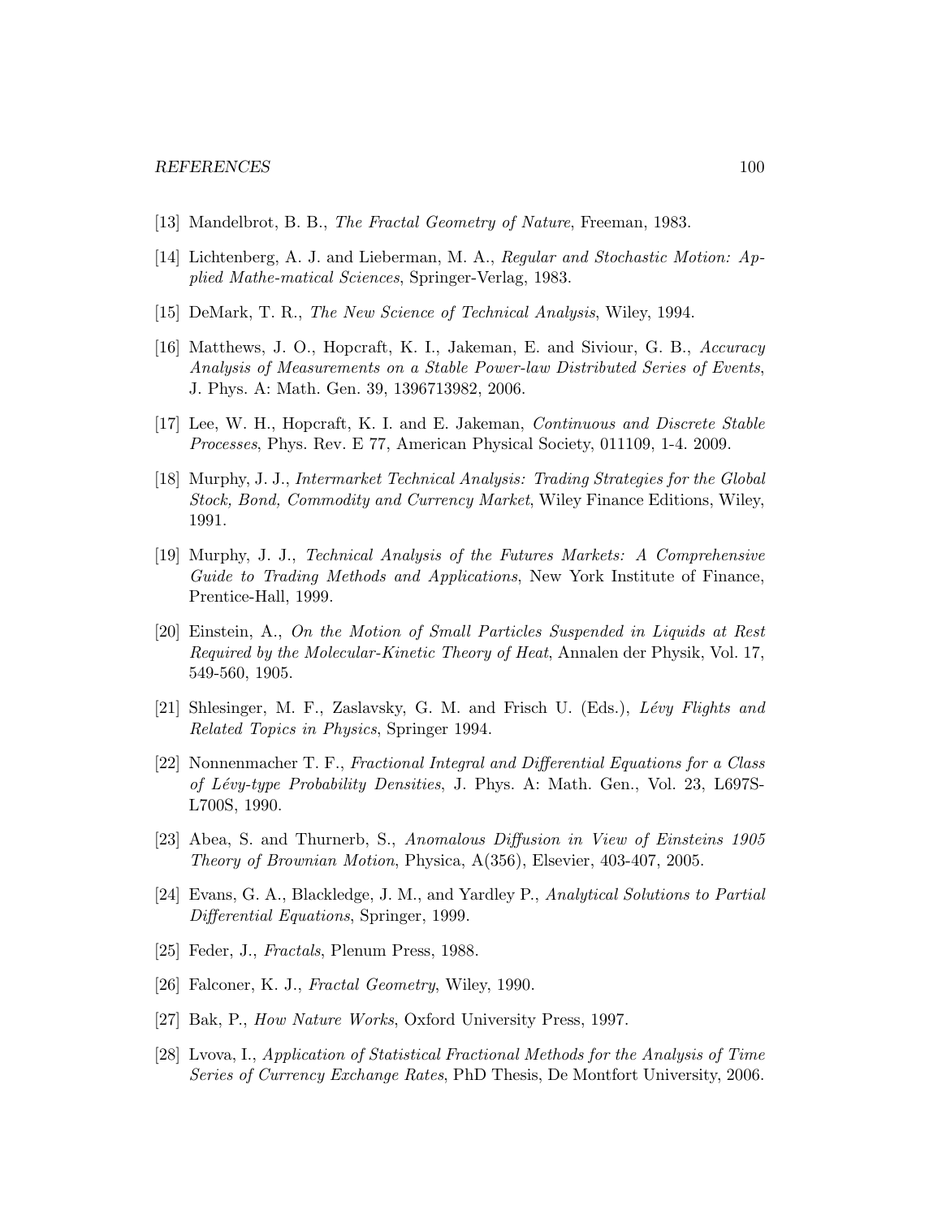[13] Mandelbrot, B. B., *The Fractal Geometry of Nature*, Freeman, 1983.

[14] Lichtenberg, A. J. and Lieberman, M. A., *Regular and Stochastic Motion: Applied Mathe-matical Sciences*, Springer-Verlag, 1983.

[15] DeMark, T. R., *The New Science of Technical Analysis*, Wiley, 1994.

[16] Matthews, J. O., Hopcraft, K. I., Jakeman, E. and Siviour, G. B., *Accuracy Analysis of Measurements on a Stable Power-law Distributed Series of Events*, J. Phys. A: Math. Gen. 39, 1396713982, 2006.

[17] Lee, W. H., Hopcraft, K. I. and E. Jakeman, *Continuous and Discrete Stable Processes*, Phys. Rev. E 77, American Physical Society, 011109, 1-4. 2009.

[18] Murphy, J. J., *Intermarket Technical Analysis: Trading Strategies for the Global Stock, Bond, Commodity and Currency Market*, Wiley Finance Editions, Wiley, 1991.

[19] Murphy, J. J., *Technical Analysis of the Futures Markets: A Comprehensive Guide to Trading Methods and Applications*, New York Institute of Finance, Prentice-Hall, 1999.

[20] Einstein, A., *On the Motion of Small Particles Suspended in Liquids at Rest Required by the Molecular-Kinetic Theory of Heat*, Annalen der Physik, Vol. 17, 549-560, 1905.

[21] Shlesinger, M. F., Zaslavsky, G. M. and Frisch U. (Eds.), *Lévy Flights and Related Topics in Physics*, Springer 1994.

[22] Nonnenmacher T. F., *Fractional Integral and Differential Equations for a Class of Lévy-type Probability Densities*, J. Phys. A: Math. Gen., Vol. 23, L697S-L700S, 1990.

[23] Abea, S. and Thurnerb, S., *Anomalous Diffusion in View of Einsteins 1905 Theory of Brownian Motion*, Physica, A(356), Elsevier, 403-407, 2005.

[24] Evans, G. A., Blackledge, J. M., and Yardley P., *Analytical Solutions to Partial Differential Equations*, Springer, 1999.

[25] Feder, J., *Fractals*, Plenum Press, 1988.

[26] Falconer, K. J., *Fractal Geometry*, Wiley, 1990.

[27] Bak, P., *How Nature Works*, Oxford University Press, 1997.

[28] Lvova, I., *Application of Statistical Fractional Methods for the Analysis of Time Series of Currency Exchange Rates*, PhD Thesis, De Montfort University, 2006.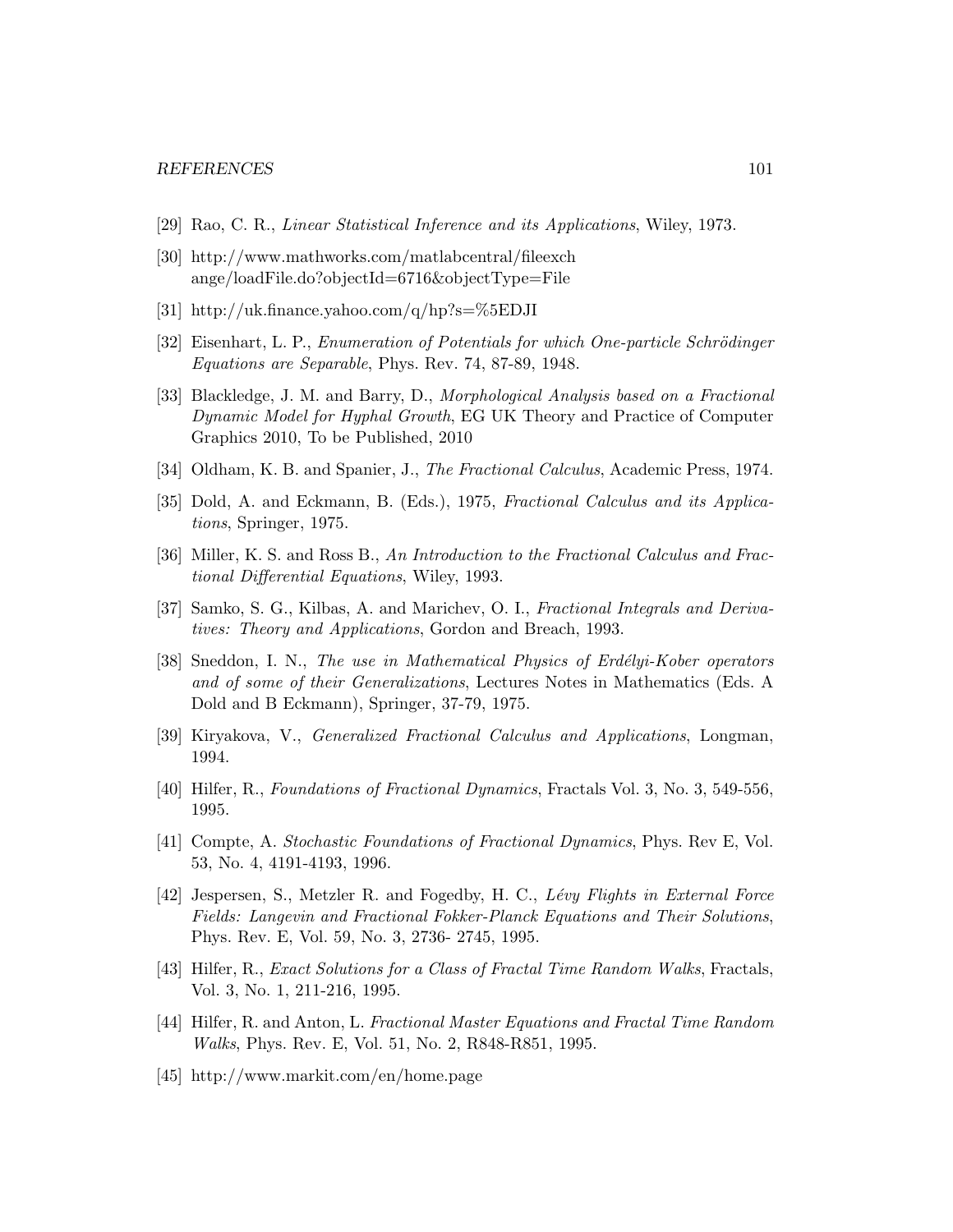[29] Rao, C. R., *Linear Statistical Inference and its Applications*, Wiley, 1973.

[30] http://www.mathworks.com/matlabcentral/fileexch ange/loadFile.do?objectId=6716&objectType=File

[31] http://uk.finance.yahoo.com/q/hp?s=%5EDJI

[32] Eisenhart, L. P., *Enumeration of Potentials for which One-particle Schrödinger Equations are Separable*, Phys. Rev. 74, 87-89, 1948.

[33] Blackledge, J. M. and Barry, D., *Morphological Analysis based on a Fractional Dynamic Model for Hyphal Growth*, EG UK Theory and Practice of Computer Graphics 2010, To be Published, 2010

[34] Oldham, K. B. and Spanier, J., *The Fractional Calculus*, Academic Press, 1974.

[35] Dold, A. and Eckmann, B. (Eds.), 1975, *Fractional Calculus and its Applications*, Springer, 1975.

[36] Miller, K. S. and Ross B., *An Introduction to the Fractional Calculus and Fractional Differential Equations*, Wiley, 1993.

[37] Samko, S. G., Kilbas, A. and Marichev, O. I., *Fractional Integrals and Derivatives: Theory and Applications*, Gordon and Breach, 1993.

[38] Sneddon, I. N., *The use in Mathematical Physics of Erdélyi-Kober operators and of some of their Generalizations*, Lectures Notes in Mathematics (Eds. A Dold and B Eckmann), Springer, 37-79, 1975.

[39] Kiryakova, V., *Generalized Fractional Calculus and Applications*, Longman, 1994.

[40] Hilfer, R., *Foundations of Fractional Dynamics*, Fractals Vol. 3, No. 3, 549-556, 1995.

[41] Compte, A. *Stochastic Foundations of Fractional Dynamics*, Phys. Rev E, Vol. 53, No. 4, 4191-4193, 1996.

[42] Jespersen, S., Metzler R. and Fogedby, H. C., *Lévy Flights in External Force Fields: Langevin and Fractional Fokker-Planck Equations and Their Solutions*, Phys. Rev. E, Vol. 59, No. 3, 2736- 2745, 1995.

[43] Hilfer, R., *Exact Solutions for a Class of Fractal Time Random Walks*, Fractals, Vol. 3, No. 1, 211-216, 1995.

[44] Hilfer, R. and Anton, L. *Fractional Master Equations and Fractal Time Random Walks*, Phys. Rev. E, Vol. 51, No. 2, R848-R851, 1995.

[45] http://www.markit.com/en/home.page